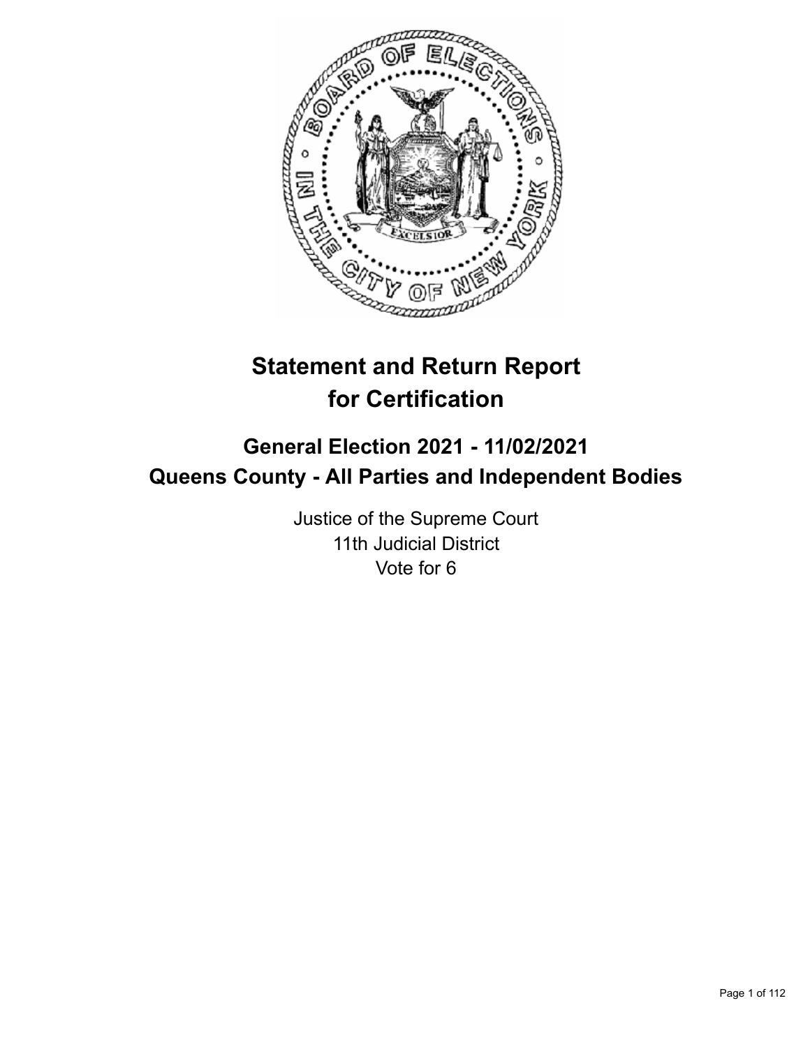# Statement and Return Report for Certification

## General Election 2021 - 11/02/2021
## Queens County - All Parties and Independent Bodies

Justice of the Supreme Court
11th Judicial District
Vote for 6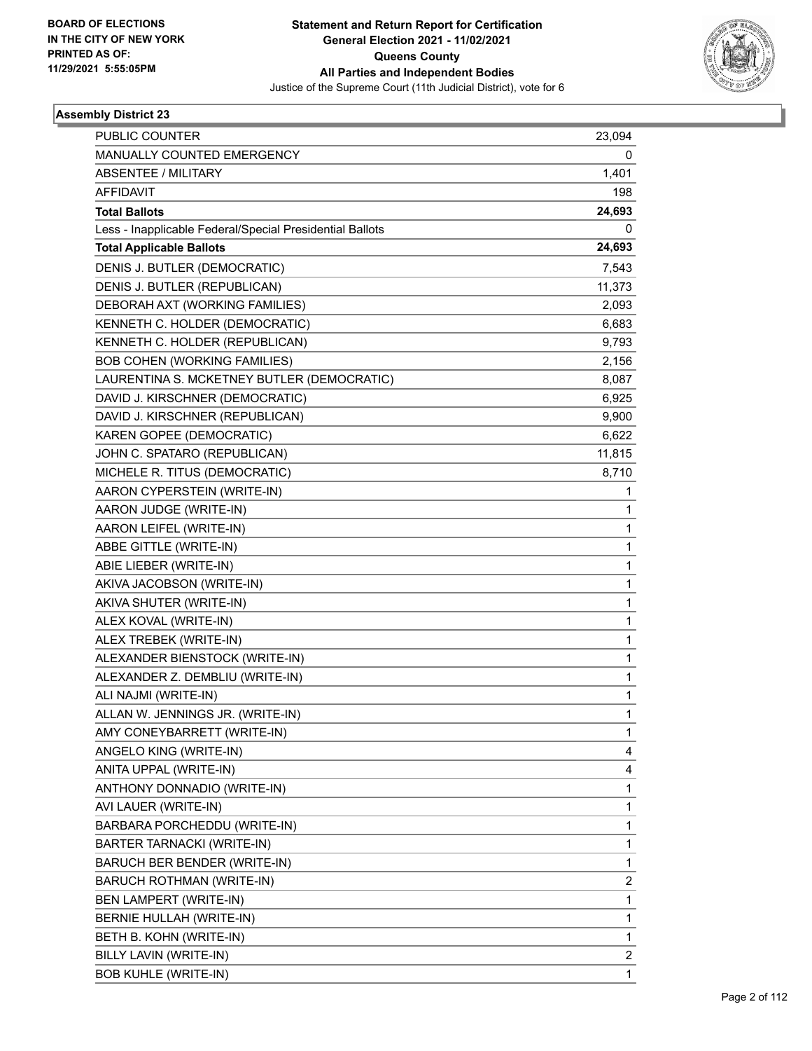**BOARD OF ELECTIONS IN THE CITY OF NEW YORK PRINTED AS OF: 11/29/2021 5:55:05PM**

**Statement and Return Report for Certification General Election 2021 - 11/02/2021 Queens County All Parties and Independent Bodies**

Justice of the Supreme Court (11th Judicial District), vote for 6

## Assembly District 23

| | |
|---|---|
| PUBLIC COUNTER | 23,094 |
| MANUALLY COUNTED EMERGENCY | 0 |
| ABSENTEE / MILITARY | 1,401 |
| AFFIDAVIT | 198 |
| **Total Ballots** | **24,693** |
| Less - Inapplicable Federal/Special Presidential Ballots | 0 |
| **Total Applicable Ballots** | **24,693** |
| DENIS J. BUTLER (DEMOCRATIC) | 7,543 |
| DENIS J. BUTLER (REPUBLICAN) | 11,373 |
| DEBORAH AXT (WORKING FAMILIES) | 2,093 |
| KENNETH C. HOLDER (DEMOCRATIC) | 6,683 |
| KENNETH C. HOLDER (REPUBLICAN) | 9,793 |
| BOB COHEN (WORKING FAMILIES) | 2,156 |
| LAURENTINA S. MCKETNEY BUTLER (DEMOCRATIC) | 8,087 |
| DAVID J. KIRSCHNER (DEMOCRATIC) | 6,925 |
| DAVID J. KIRSCHNER (REPUBLICAN) | 9,900 |
| KAREN GOPEE (DEMOCRATIC) | 6,622 |
| JOHN C. SPATARO (REPUBLICAN) | 11,815 |
| MICHELE R. TITUS (DEMOCRATIC) | 8,710 |
| AARON CYPERSTEIN (WRITE-IN) | 1 |
| AARON JUDGE (WRITE-IN) | 1 |
| AARON LEIFEL (WRITE-IN) | 1 |
| ABBE GITTLE (WRITE-IN) | 1 |
| ABIE LIEBER (WRITE-IN) | 1 |
| AKIVA JACOBSON (WRITE-IN) | 1 |
| AKIVA SHUTER (WRITE-IN) | 1 |
| ALEX KOVAL (WRITE-IN) | 1 |
| ALEX TREBEK (WRITE-IN) | 1 |
| ALEXANDER BIENSTOCK (WRITE-IN) | 1 |
| ALEXANDER Z. DEMBLIU (WRITE-IN) | 1 |
| ALI NAJMI (WRITE-IN) | 1 |
| ALLAN W. JENNINGS JR. (WRITE-IN) | 1 |
| AMY CONEYBARRETT (WRITE-IN) | 1 |
| ANGELO KING (WRITE-IN) | 4 |
| ANITA UPPAL (WRITE-IN) | 4 |
| ANTHONY DONNADIO (WRITE-IN) | 1 |
| AVI LAUER (WRITE-IN) | 1 |
| BARBARA PORCHEDDU (WRITE-IN) | 1 |
| BARTER TARNACKI (WRITE-IN) | 1 |
| BARUCH BER BENDER (WRITE-IN) | 1 |
| BARUCH ROTHMAN (WRITE-IN) | 2 |
| BEN LAMPERT (WRITE-IN) | 1 |
| BERNIE HULLAH (WRITE-IN) | 1 |
| BETH B. KOHN (WRITE-IN) | 1 |
| BILLY LAVIN (WRITE-IN) | 2 |
| BOB KUHLE (WRITE-IN) | 1 |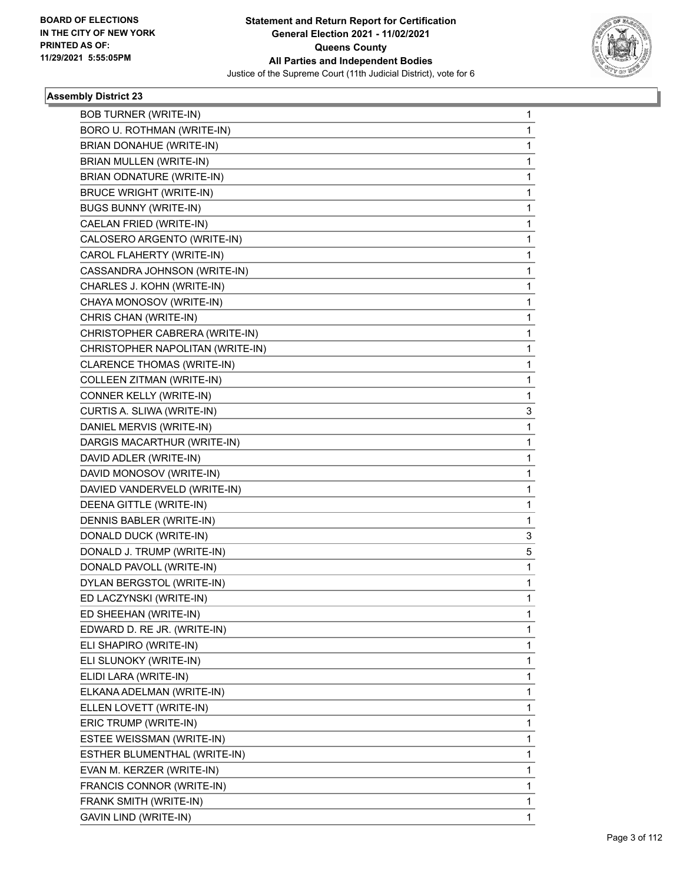**Statement and Return Report for Certification**
**General Election 2021 - 11/02/2021**
**Queens County**
**All Parties and Independent Bodies**
Justice of the Supreme Court (11th Judicial District), vote for 6

BOARD OF ELECTIONS
IN THE CITY OF NEW YORK
PRINTED AS OF:
11/29/2021 5:55:05PM

### Assembly District 23

| Candidate | Votes |
|---|---|
| BOB TURNER (WRITE-IN) | 1 |
| BORO U. ROTHMAN (WRITE-IN) | 1 |
| BRIAN DONAHUE (WRITE-IN) | 1 |
| BRIAN MULLEN (WRITE-IN) | 1 |
| BRIAN ODNATURE (WRITE-IN) | 1 |
| BRUCE WRIGHT (WRITE-IN) | 1 |
| BUGS BUNNY (WRITE-IN) | 1 |
| CAELAN FRIED (WRITE-IN) | 1 |
| CALOSERO ARGENTO (WRITE-IN) | 1 |
| CAROL FLAHERTY (WRITE-IN) | 1 |
| CASSANDRA JOHNSON (WRITE-IN) | 1 |
| CHARLES J. KOHN (WRITE-IN) | 1 |
| CHAYA MONOSOV (WRITE-IN) | 1 |
| CHRIS CHAN (WRITE-IN) | 1 |
| CHRISTOPHER CABRERA (WRITE-IN) | 1 |
| CHRISTOPHER NAPOLITAN (WRITE-IN) | 1 |
| CLARENCE THOMAS (WRITE-IN) | 1 |
| COLLEEN ZITMAN (WRITE-IN) | 1 |
| CONNER KELLY (WRITE-IN) | 1 |
| CURTIS A. SLIWA (WRITE-IN) | 3 |
| DANIEL MERVIS (WRITE-IN) | 1 |
| DARGIS MACARTHUR (WRITE-IN) | 1 |
| DAVID ADLER (WRITE-IN) | 1 |
| DAVID MONOSOV (WRITE-IN) | 1 |
| DAVIED VANDERVELD (WRITE-IN) | 1 |
| DEENA GITTLE (WRITE-IN) | 1 |
| DENNIS BABLER (WRITE-IN) | 1 |
| DONALD DUCK (WRITE-IN) | 3 |
| DONALD J. TRUMP (WRITE-IN) | 5 |
| DONALD PAVOLL (WRITE-IN) | 1 |
| DYLAN BERGSTOL (WRITE-IN) | 1 |
| ED LACZYNSKI (WRITE-IN) | 1 |
| ED SHEEHAN (WRITE-IN) | 1 |
| EDWARD D. RE JR. (WRITE-IN) | 1 |
| ELI SHAPIRO (WRITE-IN) | 1 |
| ELI SLUNOKY (WRITE-IN) | 1 |
| ELIDI LARA (WRITE-IN) | 1 |
| ELKANA ADELMAN (WRITE-IN) | 1 |
| ELLEN LOVETT (WRITE-IN) | 1 |
| ERIC TRUMP (WRITE-IN) | 1 |
| ESTEE WEISSMAN (WRITE-IN) | 1 |
| ESTHER BLUMENTHAL (WRITE-IN) | 1 |
| EVAN M. KERZER (WRITE-IN) | 1 |
| FRANCIS CONNOR (WRITE-IN) | 1 |
| FRANK SMITH (WRITE-IN) | 1 |
| GAVIN LIND (WRITE-IN) | 1 |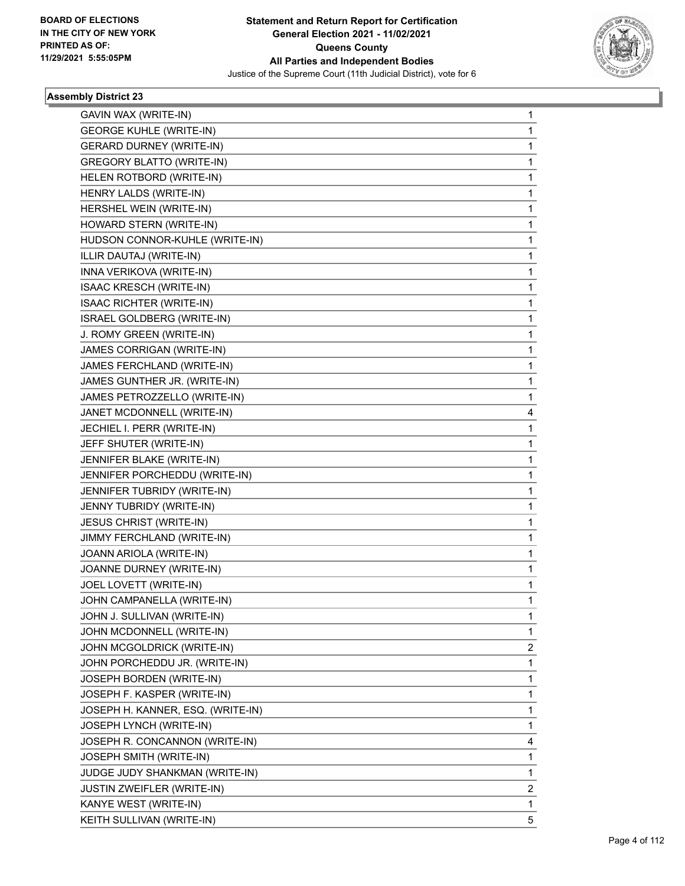BOARD OF ELECTIONS
IN THE CITY OF NEW YORK
PRINTED AS OF:
11/29/2021 5:55:05PM

**Statement and Return Report for Certification**
**General Election 2021 - 11/02/2021**
**Queens County**
**All Parties and Independent Bodies**
Justice of the Supreme Court (11th Judicial District), vote for 6

### Assembly District 23

| | |
|---|---|
| GAVIN WAX (WRITE-IN) | 1 |
| GEORGE KUHLE (WRITE-IN) | 1 |
| GERARD DURNEY (WRITE-IN) | 1 |
| GREGORY BLATTO (WRITE-IN) | 1 |
| HELEN ROTBORD (WRITE-IN) | 1 |
| HENRY LALDS (WRITE-IN) | 1 |
| HERSHEL WEIN (WRITE-IN) | 1 |
| HOWARD STERN (WRITE-IN) | 1 |
| HUDSON CONNOR-KUHLE (WRITE-IN) | 1 |
| ILLIR DAUTAJ (WRITE-IN) | 1 |
| INNA VERIKOVA (WRITE-IN) | 1 |
| ISAAC KRESCH (WRITE-IN) | 1 |
| ISAAC RICHTER (WRITE-IN) | 1 |
| ISRAEL GOLDBERG (WRITE-IN) | 1 |
| J. ROMY GREEN (WRITE-IN) | 1 |
| JAMES CORRIGAN (WRITE-IN) | 1 |
| JAMES FERCHLAND (WRITE-IN) | 1 |
| JAMES GUNTHER JR. (WRITE-IN) | 1 |
| JAMES PETROZZELLO (WRITE-IN) | 1 |
| JANET MCDONNELL (WRITE-IN) | 4 |
| JECHIEL I. PERR (WRITE-IN) | 1 |
| JEFF SHUTER (WRITE-IN) | 1 |
| JENNIFER BLAKE (WRITE-IN) | 1 |
| JENNIFER PORCHEDDU (WRITE-IN) | 1 |
| JENNIFER TUBRIDY (WRITE-IN) | 1 |
| JENNY TUBRIDY (WRITE-IN) | 1 |
| JESUS CHRIST (WRITE-IN) | 1 |
| JIMMY FERCHLAND (WRITE-IN) | 1 |
| JOANN ARIOLA (WRITE-IN) | 1 |
| JOANNE DURNEY (WRITE-IN) | 1 |
| JOEL LOVETT (WRITE-IN) | 1 |
| JOHN CAMPANELLA (WRITE-IN) | 1 |
| JOHN J. SULLIVAN (WRITE-IN) | 1 |
| JOHN MCDONNELL (WRITE-IN) | 1 |
| JOHN MCGOLDRICK (WRITE-IN) | 2 |
| JOHN PORCHEDDU JR. (WRITE-IN) | 1 |
| JOSEPH BORDEN (WRITE-IN) | 1 |
| JOSEPH F. KASPER (WRITE-IN) | 1 |
| JOSEPH H. KANNER, ESQ. (WRITE-IN) | 1 |
| JOSEPH LYNCH (WRITE-IN) | 1 |
| JOSEPH R. CONCANNON (WRITE-IN) | 4 |
| JOSEPH SMITH (WRITE-IN) | 1 |
| JUDGE JUDY SHANKMAN (WRITE-IN) | 1 |
| JUSTIN ZWEIFLER (WRITE-IN) | 2 |
| KANYE WEST (WRITE-IN) | 1 |
| KEITH SULLIVAN (WRITE-IN) | 5 |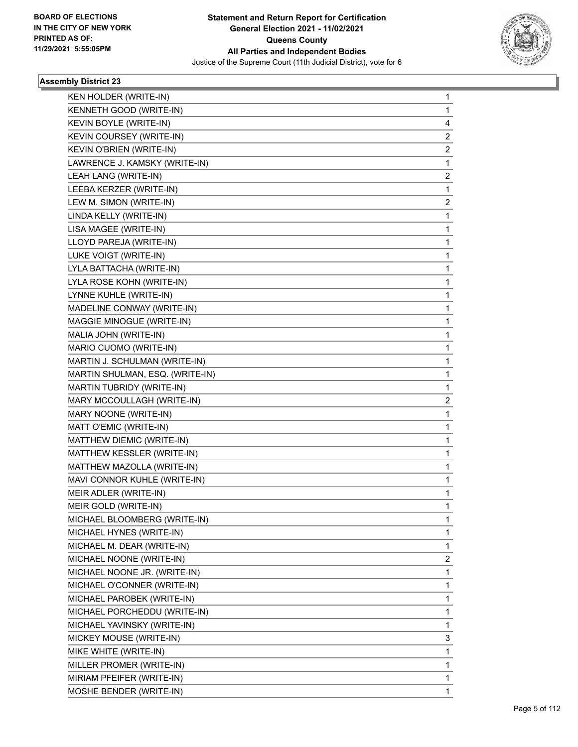**Statement and Return Report for Certification**
**General Election 2021 - 11/02/2021**
**Queens County**
**All Parties and Independent Bodies**
Justice of the Supreme Court (11th Judicial District), vote for 6

BOARD OF ELECTIONS
IN THE CITY OF NEW YORK
PRINTED AS OF:
11/29/2021 5:55:05PM

## Assembly District 23

| | |
|---|---|
| KEN HOLDER (WRITE-IN) | 1 |
| KENNETH GOOD (WRITE-IN) | 1 |
| KEVIN BOYLE (WRITE-IN) | 4 |
| KEVIN COURSEY (WRITE-IN) | 2 |
| KEVIN O'BRIEN (WRITE-IN) | 2 |
| LAWRENCE J. KAMSKY (WRITE-IN) | 1 |
| LEAH LANG (WRITE-IN) | 2 |
| LEEBA KERZER (WRITE-IN) | 1 |
| LEW M. SIMON (WRITE-IN) | 2 |
| LINDA KELLY (WRITE-IN) | 1 |
| LISA MAGEE (WRITE-IN) | 1 |
| LLOYD PAREJA (WRITE-IN) | 1 |
| LUKE VOIGT (WRITE-IN) | 1 |
| LYLA BATTACHA (WRITE-IN) | 1 |
| LYLA ROSE KOHN (WRITE-IN) | 1 |
| LYNNE KUHLE (WRITE-IN) | 1 |
| MADELINE CONWAY (WRITE-IN) | 1 |
| MAGGIE MINOGUE (WRITE-IN) | 1 |
| MALIA JOHN (WRITE-IN) | 1 |
| MARIO CUOMO (WRITE-IN) | 1 |
| MARTIN J. SCHULMAN (WRITE-IN) | 1 |
| MARTIN SHULMAN, ESQ. (WRITE-IN) | 1 |
| MARTIN TUBRIDY (WRITE-IN) | 1 |
| MARY MCCOULLAGH (WRITE-IN) | 2 |
| MARY NOONE (WRITE-IN) | 1 |
| MATT O'EMIC (WRITE-IN) | 1 |
| MATTHEW DIEMIC (WRITE-IN) | 1 |
| MATTHEW KESSLER (WRITE-IN) | 1 |
| MATTHEW MAZOLLA (WRITE-IN) | 1 |
| MAVI CONNOR KUHLE (WRITE-IN) | 1 |
| MEIR ADLER (WRITE-IN) | 1 |
| MEIR GOLD (WRITE-IN) | 1 |
| MICHAEL BLOOMBERG (WRITE-IN) | 1 |
| MICHAEL HYNES (WRITE-IN) | 1 |
| MICHAEL M. DEAR (WRITE-IN) | 1 |
| MICHAEL NOONE (WRITE-IN) | 2 |
| MICHAEL NOONE JR. (WRITE-IN) | 1 |
| MICHAEL O'CONNER (WRITE-IN) | 1 |
| MICHAEL PAROBEK (WRITE-IN) | 1 |
| MICHAEL PORCHEDDU (WRITE-IN) | 1 |
| MICHAEL YAVINSKY (WRITE-IN) | 1 |
| MICKEY MOUSE (WRITE-IN) | 3 |
| MIKE WHITE (WRITE-IN) | 1 |
| MILLER PROMER (WRITE-IN) | 1 |
| MIRIAM PFEIFER (WRITE-IN) | 1 |
| MOSHE BENDER (WRITE-IN) | 1 |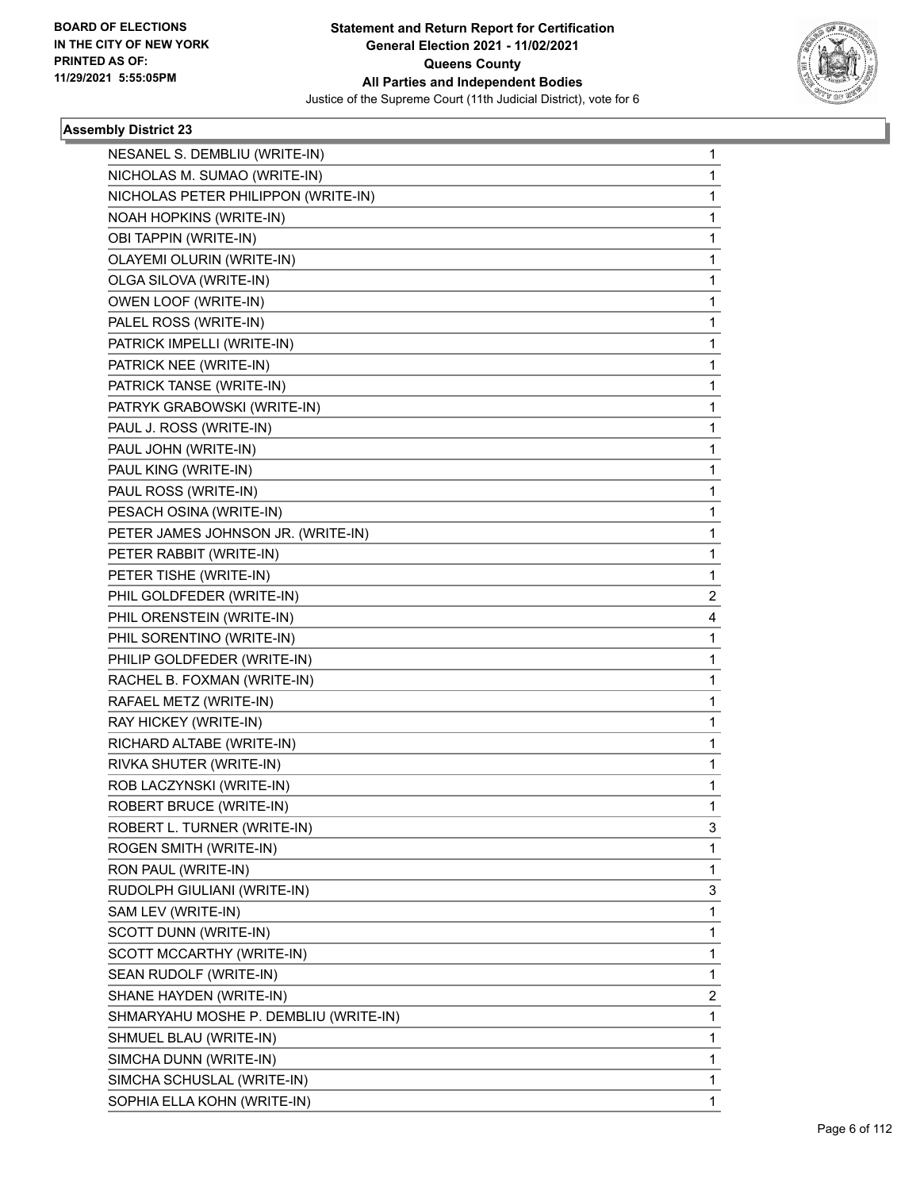**Statement and Return Report for Certification**
**General Election 2021 - 11/02/2021**
**Queens County**
**All Parties and Independent Bodies**
Justice of the Supreme Court (11th Judicial District), vote for 6

BOARD OF ELECTIONS
IN THE CITY OF NEW YORK
PRINTED AS OF:
11/29/2021 5:55:05PM

### Assembly District 23

| | |
|---|---|
| NESANEL S. DEMBLIU (WRITE-IN) | 1 |
| NICHOLAS M. SUMAO (WRITE-IN) | 1 |
| NICHOLAS PETER PHILIPPON (WRITE-IN) | 1 |
| NOAH HOPKINS (WRITE-IN) | 1 |
| OBI TAPPIN (WRITE-IN) | 1 |
| OLAYEMI OLURIN (WRITE-IN) | 1 |
| OLGA SILOVA (WRITE-IN) | 1 |
| OWEN LOOF (WRITE-IN) | 1 |
| PALEL ROSS (WRITE-IN) | 1 |
| PATRICK IMPELLI (WRITE-IN) | 1 |
| PATRICK NEE (WRITE-IN) | 1 |
| PATRICK TANSE (WRITE-IN) | 1 |
| PATRYK GRABOWSKI (WRITE-IN) | 1 |
| PAUL J. ROSS (WRITE-IN) | 1 |
| PAUL JOHN (WRITE-IN) | 1 |
| PAUL KING (WRITE-IN) | 1 |
| PAUL ROSS (WRITE-IN) | 1 |
| PESACH OSINA (WRITE-IN) | 1 |
| PETER JAMES JOHNSON JR. (WRITE-IN) | 1 |
| PETER RABBIT (WRITE-IN) | 1 |
| PETER TISHE (WRITE-IN) | 1 |
| PHIL GOLDFEDER (WRITE-IN) | 2 |
| PHIL ORENSTEIN (WRITE-IN) | 4 |
| PHIL SORENTINO (WRITE-IN) | 1 |
| PHILIP GOLDFEDER (WRITE-IN) | 1 |
| RACHEL B. FOXMAN (WRITE-IN) | 1 |
| RAFAEL METZ (WRITE-IN) | 1 |
| RAY HICKEY (WRITE-IN) | 1 |
| RICHARD ALTABE (WRITE-IN) | 1 |
| RIVKA SHUTER (WRITE-IN) | 1 |
| ROB LACZYNSKI (WRITE-IN) | 1 |
| ROBERT BRUCE (WRITE-IN) | 1 |
| ROBERT L. TURNER (WRITE-IN) | 3 |
| ROGEN SMITH (WRITE-IN) | 1 |
| RON PAUL (WRITE-IN) | 1 |
| RUDOLPH GIULIANI (WRITE-IN) | 3 |
| SAM LEV (WRITE-IN) | 1 |
| SCOTT DUNN (WRITE-IN) | 1 |
| SCOTT MCCARTHY (WRITE-IN) | 1 |
| SEAN RUDOLF (WRITE-IN) | 1 |
| SHANE HAYDEN (WRITE-IN) | 2 |
| SHMARYAHU MOSHE P. DEMBLIU (WRITE-IN) | 1 |
| SHMUEL BLAU (WRITE-IN) | 1 |
| SIMCHA DUNN (WRITE-IN) | 1 |
| SIMCHA SCHUSLAL (WRITE-IN) | 1 |
| SOPHIA ELLA KOHN (WRITE-IN) | 1 |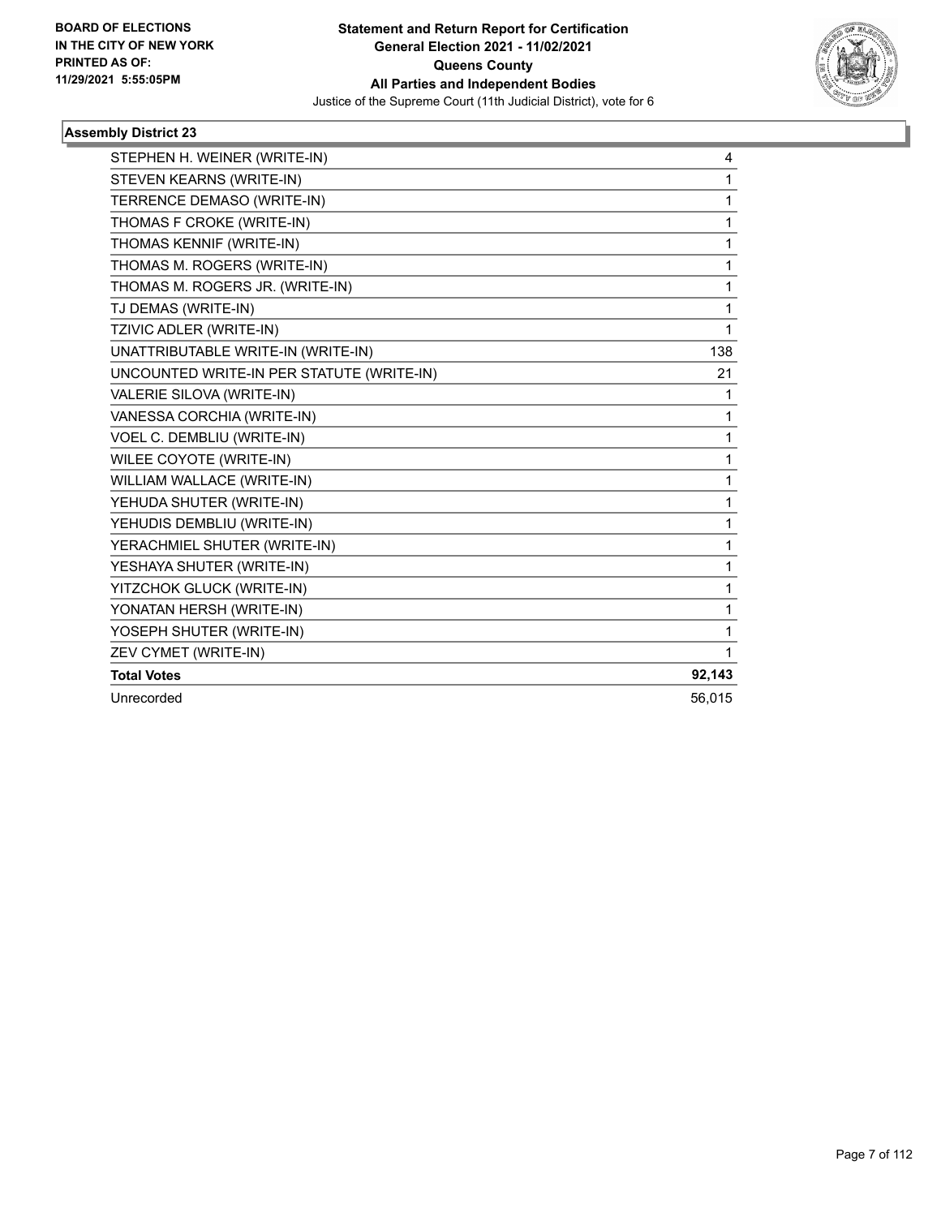**BOARD OF ELECTIONS IN THE CITY OF NEW YORK PRINTED AS OF: 11/29/2021 5:55:05PM**

**Statement and Return Report for Certification General Election 2021 - 11/02/2021 Queens County All Parties and Independent Bodies**

Justice of the Supreme Court (11th Judicial District), vote for 6

### Assembly District 23

| | |
|---|---|
| STEPHEN H. WEINER (WRITE-IN) | 4 |
| STEVEN KEARNS (WRITE-IN) | 1 |
| TERRENCE DEMASO (WRITE-IN) | 1 |
| THOMAS F CROKE (WRITE-IN) | 1 |
| THOMAS KENNIF (WRITE-IN) | 1 |
| THOMAS M. ROGERS (WRITE-IN) | 1 |
| THOMAS M. ROGERS JR. (WRITE-IN) | 1 |
| TJ DEMAS (WRITE-IN) | 1 |
| TZIVIC ADLER (WRITE-IN) | 1 |
| UNATTRIBUTABLE WRITE-IN (WRITE-IN) | 138 |
| UNCOUNTED WRITE-IN PER STATUTE (WRITE-IN) | 21 |
| VALERIE SILOVA (WRITE-IN) | 1 |
| VANESSA CORCHIA (WRITE-IN) | 1 |
| VOEL C. DEMBLIU (WRITE-IN) | 1 |
| WILEE COYOTE (WRITE-IN) | 1 |
| WILLIAM WALLACE (WRITE-IN) | 1 |
| YEHUDA SHUTER (WRITE-IN) | 1 |
| YEHUDIS DEMBLIU (WRITE-IN) | 1 |
| YERACHMIEL SHUTER (WRITE-IN) | 1 |
| YESHAYA SHUTER (WRITE-IN) | 1 |
| YITZCHOK GLUCK (WRITE-IN) | 1 |
| YONATAN HERSH (WRITE-IN) | 1 |
| YOSEPH SHUTER (WRITE-IN) | 1 |
| ZEV CYMET (WRITE-IN) | 1 |
| **Total Votes** | **92,143** |
| Unrecorded | 56,015 |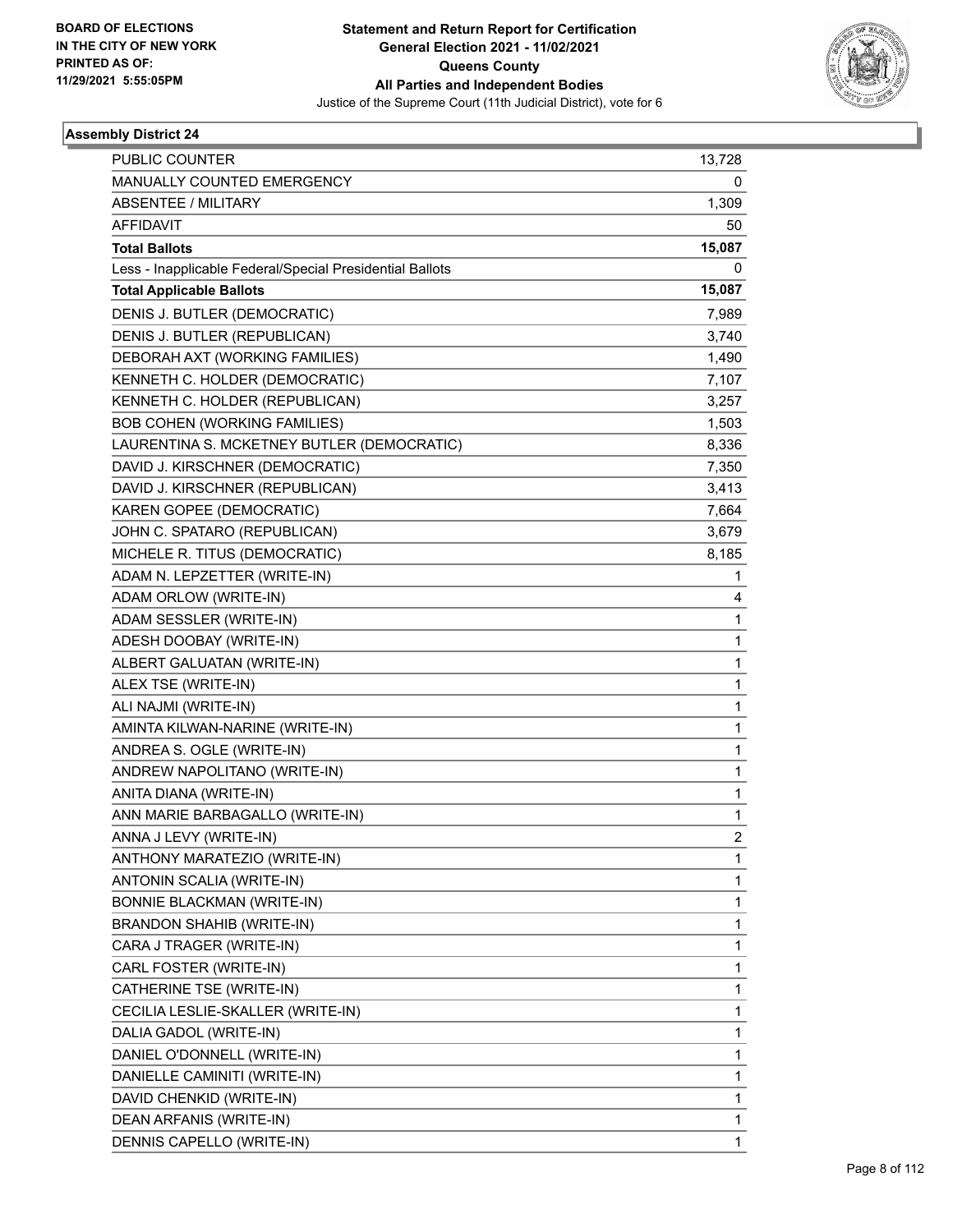**BOARD OF ELECTIONS IN THE CITY OF NEW YORK PRINTED AS OF: 11/29/2021 5:55:05PM**

# Statement and Return Report for Certification
## General Election 2021 - 11/02/2021
## Queens County
## All Parties and Independent Bodies
### Justice of the Supreme Court (11th Judicial District), vote for 6

**Assembly District 24**

| | |
|---|---|
| PUBLIC COUNTER | 13,728 |
| MANUALLY COUNTED EMERGENCY | 0 |
| ABSENTEE / MILITARY | 1,309 |
| AFFIDAVIT | 50 |
| **Total Ballots** | **15,087** |
| Less - Inapplicable Federal/Special Presidential Ballots | 0 |
| **Total Applicable Ballots** | **15,087** |
| DENIS J. BUTLER (DEMOCRATIC) | 7,989 |
| DENIS J. BUTLER (REPUBLICAN) | 3,740 |
| DEBORAH AXT (WORKING FAMILIES) | 1,490 |
| KENNETH C. HOLDER (DEMOCRATIC) | 7,107 |
| KENNETH C. HOLDER (REPUBLICAN) | 3,257 |
| BOB COHEN (WORKING FAMILIES) | 1,503 |
| LAURENTINA S. MCKETNEY BUTLER (DEMOCRATIC) | 8,336 |
| DAVID J. KIRSCHNER (DEMOCRATIC) | 7,350 |
| DAVID J. KIRSCHNER (REPUBLICAN) | 3,413 |
| KAREN GOPEE (DEMOCRATIC) | 7,664 |
| JOHN C. SPATARO (REPUBLICAN) | 3,679 |
| MICHELE R. TITUS (DEMOCRATIC) | 8,185 |
| ADAM N. LEPZETTER (WRITE-IN) | 1 |
| ADAM ORLOW (WRITE-IN) | 4 |
| ADAM SESSLER (WRITE-IN) | 1 |
| ADESH DOOBAY (WRITE-IN) | 1 |
| ALBERT GALUATAN (WRITE-IN) | 1 |
| ALEX TSE (WRITE-IN) | 1 |
| ALI NAJMI (WRITE-IN) | 1 |
| AMINTA KILWAN-NARINE (WRITE-IN) | 1 |
| ANDREA S. OGLE (WRITE-IN) | 1 |
| ANDREW NAPOLITANO (WRITE-IN) | 1 |
| ANITA DIANA (WRITE-IN) | 1 |
| ANN MARIE BARBAGALLO (WRITE-IN) | 1 |
| ANNA J LEVY (WRITE-IN) | 2 |
| ANTHONY MARATEZIO (WRITE-IN) | 1 |
| ANTONIN SCALIA (WRITE-IN) | 1 |
| BONNIE BLACKMAN (WRITE-IN) | 1 |
| BRANDON SHAHIB (WRITE-IN) | 1 |
| CARA J TRAGER (WRITE-IN) | 1 |
| CARL FOSTER (WRITE-IN) | 1 |
| CATHERINE TSE (WRITE-IN) | 1 |
| CECILIA LESLIE-SKALLER (WRITE-IN) | 1 |
| DALIA GADOL (WRITE-IN) | 1 |
| DANIEL O'DONNELL (WRITE-IN) | 1 |
| DANIELLE CAMINITI (WRITE-IN) | 1 |
| DAVID CHENKID (WRITE-IN) | 1 |
| DEAN ARFANIS (WRITE-IN) | 1 |
| DENNIS CAPELLO (WRITE-IN) | 1 |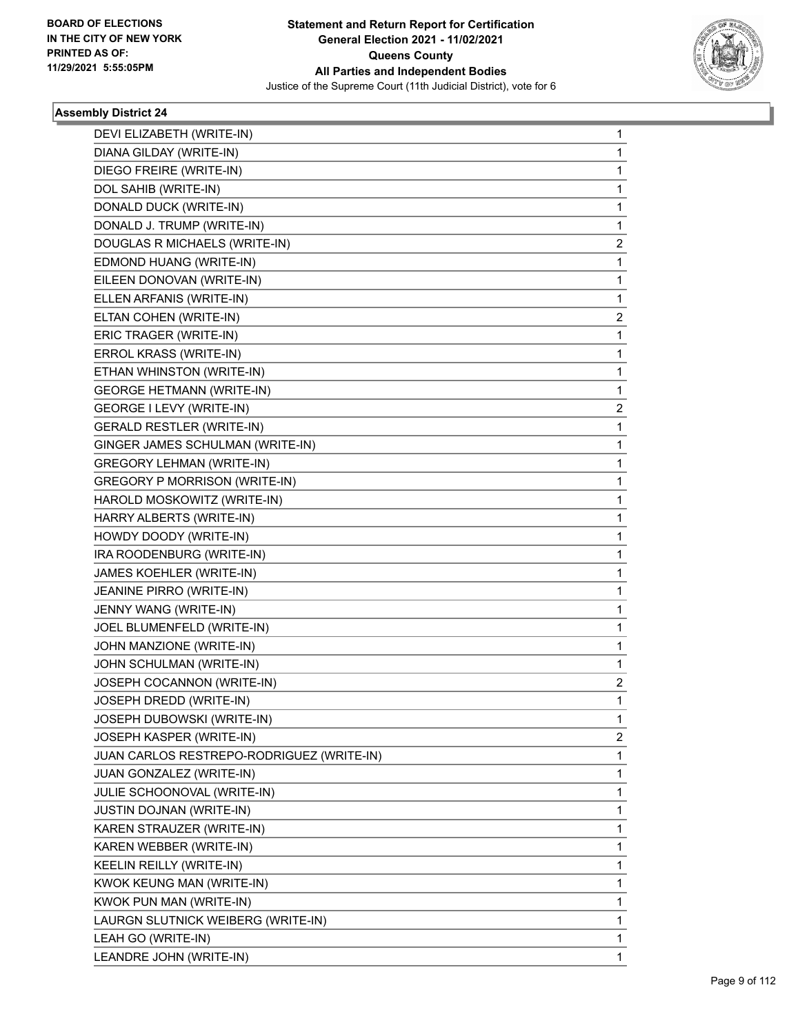**BOARD OF ELECTIONS IN THE CITY OF NEW YORK PRINTED AS OF: 11/29/2021 5:55:05PM**

**Statement and Return Report for Certification General Election 2021 - 11/02/2021 Queens County All Parties and Independent Bodies**

Justice of the Supreme Court (11th Judicial District), vote for 6

### Assembly District 24

| Candidate | Votes |
|---|---|
| DEVI ELIZABETH (WRITE-IN) | 1 |
| DIANA GILDAY (WRITE-IN) | 1 |
| DIEGO FREIRE (WRITE-IN) | 1 |
| DOL SAHIB (WRITE-IN) | 1 |
| DONALD DUCK (WRITE-IN) | 1 |
| DONALD J. TRUMP (WRITE-IN) | 1 |
| DOUGLAS R MICHAELS (WRITE-IN) | 2 |
| EDMOND HUANG (WRITE-IN) | 1 |
| EILEEN DONOVAN (WRITE-IN) | 1 |
| ELLEN ARFANIS (WRITE-IN) | 1 |
| ELTAN COHEN (WRITE-IN) | 2 |
| ERIC TRAGER (WRITE-IN) | 1 |
| ERROL KRASS (WRITE-IN) | 1 |
| ETHAN WHINSTON (WRITE-IN) | 1 |
| GEORGE HETMANN (WRITE-IN) | 1 |
| GEORGE I LEVY (WRITE-IN) | 2 |
| GERALD RESTLER (WRITE-IN) | 1 |
| GINGER JAMES SCHULMAN (WRITE-IN) | 1 |
| GREGORY LEHMAN (WRITE-IN) | 1 |
| GREGORY P MORRISON (WRITE-IN) | 1 |
| HAROLD MOSKOWITZ (WRITE-IN) | 1 |
| HARRY ALBERTS (WRITE-IN) | 1 |
| HOWDY DOODY (WRITE-IN) | 1 |
| IRA ROODENBURG (WRITE-IN) | 1 |
| JAMES KOEHLER (WRITE-IN) | 1 |
| JEANINE PIRRO (WRITE-IN) | 1 |
| JENNY WANG (WRITE-IN) | 1 |
| JOEL BLUMENFELD (WRITE-IN) | 1 |
| JOHN MANZIONE (WRITE-IN) | 1 |
| JOHN SCHULMAN (WRITE-IN) | 1 |
| JOSEPH COCANNON (WRITE-IN) | 2 |
| JOSEPH DREDD (WRITE-IN) | 1 |
| JOSEPH DUBOWSKI (WRITE-IN) | 1 |
| JOSEPH KASPER (WRITE-IN) | 2 |
| JUAN CARLOS RESTREPO-RODRIGUEZ (WRITE-IN) | 1 |
| JUAN GONZALEZ (WRITE-IN) | 1 |
| JULIE SCHOONOVAL (WRITE-IN) | 1 |
| JUSTIN DOJNAN (WRITE-IN) | 1 |
| KAREN STRAUZER (WRITE-IN) | 1 |
| KAREN WEBBER (WRITE-IN) | 1 |
| KEELIN REILLY (WRITE-IN) | 1 |
| KWOK KEUNG MAN (WRITE-IN) | 1 |
| KWOK PUN MAN (WRITE-IN) | 1 |
| LAURGN SLUTNICK WEIBERG (WRITE-IN) | 1 |
| LEAH GO (WRITE-IN) | 1 |
| LEANDRE JOHN (WRITE-IN) | 1 |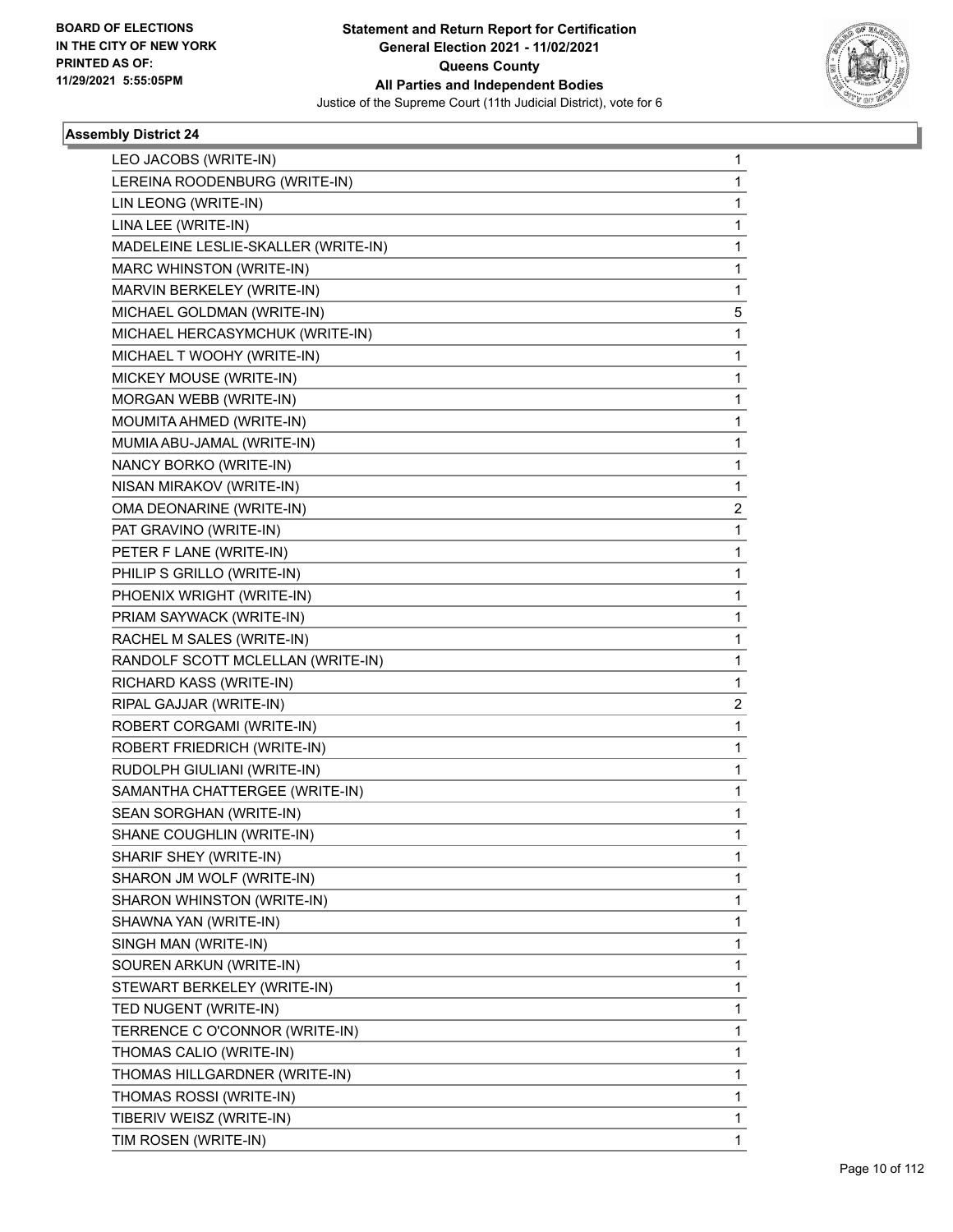### Assembly District 24

| Candidate | Votes |
|---|---|
| LEO JACOBS (WRITE-IN) | 1 |
| LEREINA ROODENBURG (WRITE-IN) | 1 |
| LIN LEONG (WRITE-IN) | 1 |
| LINA LEE (WRITE-IN) | 1 |
| MADELEINE LESLIE-SKALLER (WRITE-IN) | 1 |
| MARC WHINSTON (WRITE-IN) | 1 |
| MARVIN BERKELEY (WRITE-IN) | 1 |
| MICHAEL GOLDMAN (WRITE-IN) | 5 |
| MICHAEL HERCASYMCHUK (WRITE-IN) | 1 |
| MICHAEL T WOOHY (WRITE-IN) | 1 |
| MICKEY MOUSE (WRITE-IN) | 1 |
| MORGAN WEBB (WRITE-IN) | 1 |
| MOUMITA AHMED (WRITE-IN) | 1 |
| MUMIA ABU-JAMAL (WRITE-IN) | 1 |
| NANCY BORKO (WRITE-IN) | 1 |
| NISAN MIRAKOV (WRITE-IN) | 1 |
| OMA DEONARINE (WRITE-IN) | 2 |
| PAT GRAVINO (WRITE-IN) | 1 |
| PETER F LANE (WRITE-IN) | 1 |
| PHILIP S GRILLO (WRITE-IN) | 1 |
| PHOENIX WRIGHT (WRITE-IN) | 1 |
| PRIAM SAYWACK (WRITE-IN) | 1 |
| RACHEL M SALES (WRITE-IN) | 1 |
| RANDOLF SCOTT MCLELLAN (WRITE-IN) | 1 |
| RICHARD KASS (WRITE-IN) | 1 |
| RIPAL GAJJAR (WRITE-IN) | 2 |
| ROBERT CORGAMI (WRITE-IN) | 1 |
| ROBERT FRIEDRICH (WRITE-IN) | 1 |
| RUDOLPH GIULIANI (WRITE-IN) | 1 |
| SAMANTHA CHATTERGEE (WRITE-IN) | 1 |
| SEAN SORGHAN (WRITE-IN) | 1 |
| SHANE COUGHLIN (WRITE-IN) | 1 |
| SHARIF SHEY (WRITE-IN) | 1 |
| SHARON JM WOLF (WRITE-IN) | 1 |
| SHARON WHINSTON (WRITE-IN) | 1 |
| SHAWNA YAN (WRITE-IN) | 1 |
| SINGH MAN (WRITE-IN) | 1 |
| SOUREN ARKUN (WRITE-IN) | 1 |
| STEWART BERKELEY (WRITE-IN) | 1 |
| TED NUGENT (WRITE-IN) | 1 |
| TERRENCE C O'CONNOR (WRITE-IN) | 1 |
| THOMAS CALIO (WRITE-IN) | 1 |
| THOMAS HILLGARDNER (WRITE-IN) | 1 |
| THOMAS ROSSI (WRITE-IN) | 1 |
| TIBERIV WEISZ (WRITE-IN) | 1 |
| TIM ROSEN (WRITE-IN) | 1 |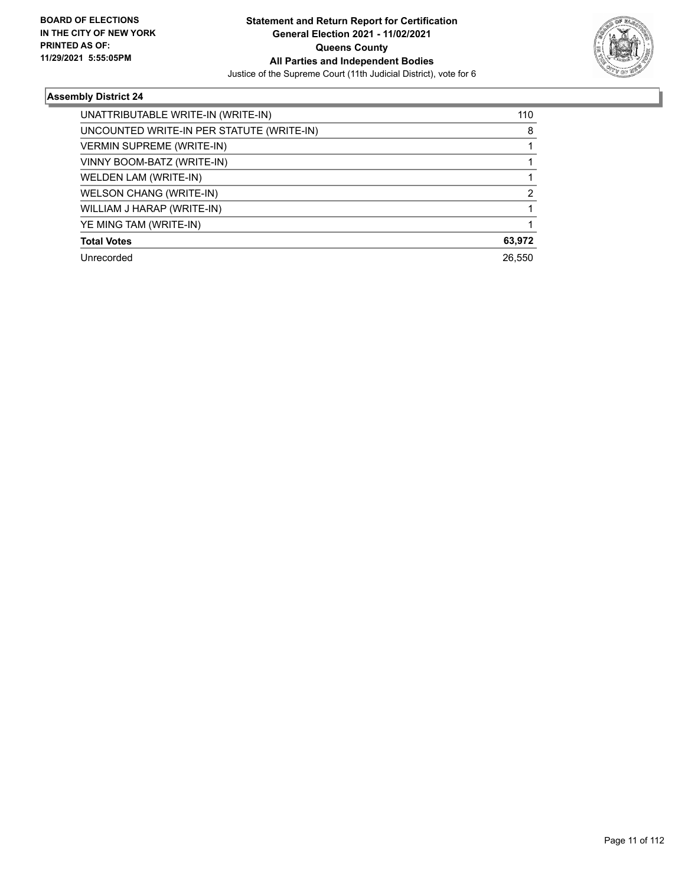**Statement and Return Report for Certification**
**General Election 2021 - 11/02/2021**
**Queens County**
**All Parties and Independent Bodies**
Justice of the Supreme Court (11th Judicial District), vote for 6

**BOARD OF ELECTIONS IN THE CITY OF NEW YORK PRINTED AS OF: 11/29/2021 5:55:05PM**

### Assembly District 24

| | |
|---|---|
| UNATTRIBUTABLE WRITE-IN (WRITE-IN) | 110 |
| UNCOUNTED WRITE-IN PER STATUTE (WRITE-IN) | 8 |
| VERMIN SUPREME (WRITE-IN) | 1 |
| VINNY BOOM-BATZ (WRITE-IN) | 1 |
| WELDEN LAM (WRITE-IN) | 1 |
| WELSON CHANG (WRITE-IN) | 2 |
| WILLIAM J HARAP (WRITE-IN) | 1 |
| YE MING TAM (WRITE-IN) | 1 |
| **Total Votes** | **63,972** |
| Unrecorded | 26,550 |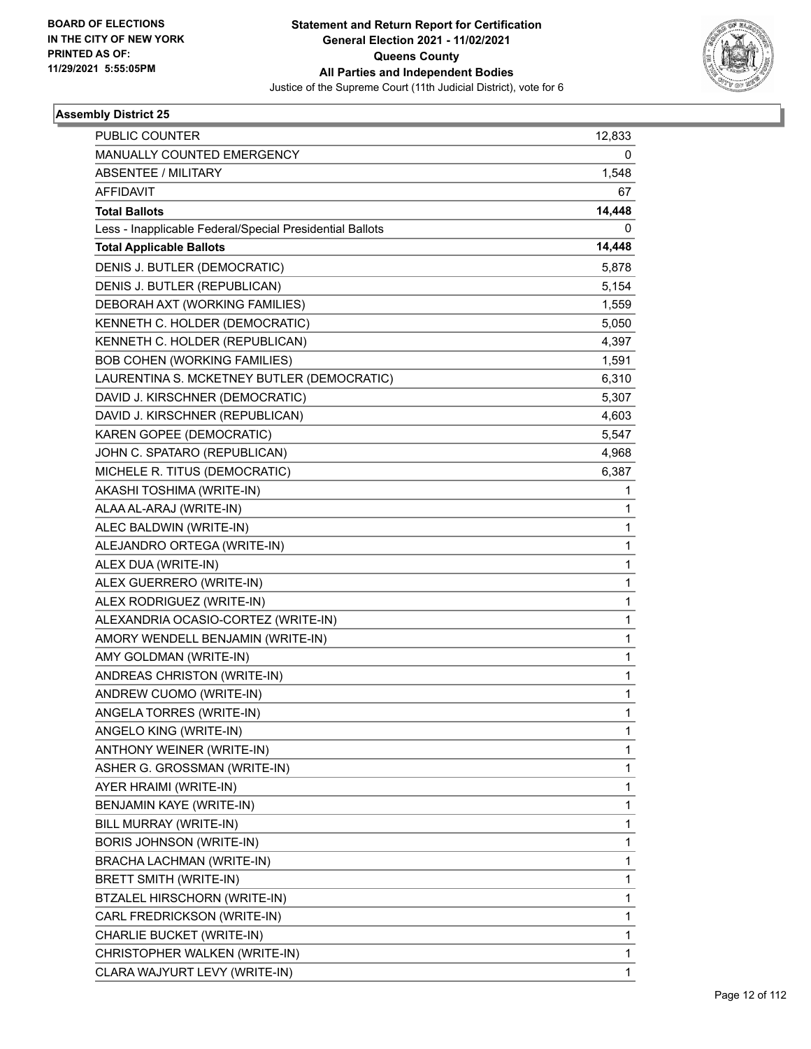**BOARD OF ELECTIONS IN THE CITY OF NEW YORK PRINTED AS OF: 11/29/2021 5:55:05PM**

# Statement and Return Report for Certification
## General Election 2021 - 11/02/2021
## Queens County
## All Parties and Independent Bodies
Justice of the Supreme Court (11th Judicial District), vote for 6

### Assembly District 25

| | |
|---|---|
| PUBLIC COUNTER | 12,833 |
| MANUALLY COUNTED EMERGENCY | 0 |
| ABSENTEE / MILITARY | 1,548 |
| AFFIDAVIT | 67 |
| **Total Ballots** | **14,448** |
| Less - Inapplicable Federal/Special Presidential Ballots | 0 |
| **Total Applicable Ballots** | **14,448** |
| DENIS J. BUTLER (DEMOCRATIC) | 5,878 |
| DENIS J. BUTLER (REPUBLICAN) | 5,154 |
| DEBORAH AXT (WORKING FAMILIES) | 1,559 |
| KENNETH C. HOLDER (DEMOCRATIC) | 5,050 |
| KENNETH C. HOLDER (REPUBLICAN) | 4,397 |
| BOB COHEN (WORKING FAMILIES) | 1,591 |
| LAURENTINA S. MCKETNEY BUTLER (DEMOCRATIC) | 6,310 |
| DAVID J. KIRSCHNER (DEMOCRATIC) | 5,307 |
| DAVID J. KIRSCHNER (REPUBLICAN) | 4,603 |
| KAREN GOPEE (DEMOCRATIC) | 5,547 |
| JOHN C. SPATARO (REPUBLICAN) | 4,968 |
| MICHELE R. TITUS (DEMOCRATIC) | 6,387 |
| AKASHI TOSHIMA (WRITE-IN) | 1 |
| ALAA AL-ARAJ (WRITE-IN) | 1 |
| ALEC BALDWIN (WRITE-IN) | 1 |
| ALEJANDRO ORTEGA (WRITE-IN) | 1 |
| ALEX DUA (WRITE-IN) | 1 |
| ALEX GUERRERO (WRITE-IN) | 1 |
| ALEX RODRIGUEZ (WRITE-IN) | 1 |
| ALEXANDRIA OCASIO-CORTEZ (WRITE-IN) | 1 |
| AMORY WENDELL BENJAMIN (WRITE-IN) | 1 |
| AMY GOLDMAN (WRITE-IN) | 1 |
| ANDREAS CHRISTON (WRITE-IN) | 1 |
| ANDREW CUOMO (WRITE-IN) | 1 |
| ANGELA TORRES (WRITE-IN) | 1 |
| ANGELO KING (WRITE-IN) | 1 |
| ANTHONY WEINER (WRITE-IN) | 1 |
| ASHER G. GROSSMAN (WRITE-IN) | 1 |
| AYER HRAIMI (WRITE-IN) | 1 |
| BENJAMIN KAYE (WRITE-IN) | 1 |
| BILL MURRAY (WRITE-IN) | 1 |
| BORIS JOHNSON (WRITE-IN) | 1 |
| BRACHA LACHMAN (WRITE-IN) | 1 |
| BRETT SMITH (WRITE-IN) | 1 |
| BTZALEL HIRSCHORN (WRITE-IN) | 1 |
| CARL FREDRICKSON (WRITE-IN) | 1 |
| CHARLIE BUCKET (WRITE-IN) | 1 |
| CHRISTOPHER WALKEN (WRITE-IN) | 1 |
| CLARA WAJYURT LEVY (WRITE-IN) | 1 |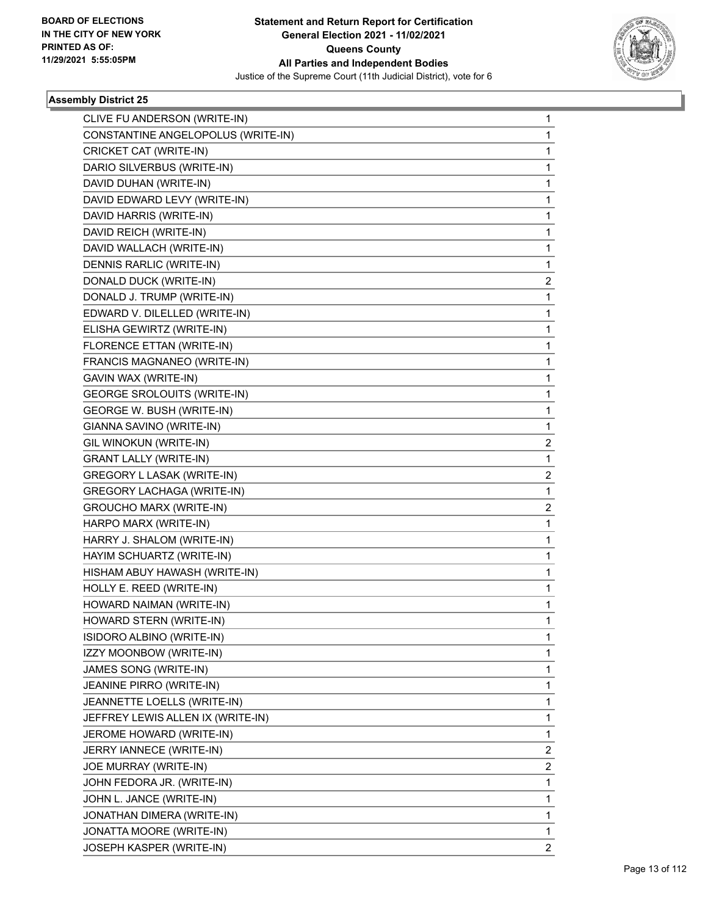BOARD OF ELECTIONS
IN THE CITY OF NEW YORK
PRINTED AS OF:
11/29/2021 5:55:05PM

**Statement and Return Report for Certification**
**General Election 2021 - 11/02/2021**
**Queens County**
**All Parties and Independent Bodies**
Justice of the Supreme Court (11th Judicial District), vote for 6

### Assembly District 25

| Candidate | Votes |
|---|---|
| CLIVE FU ANDERSON (WRITE-IN) | 1 |
| CONSTANTINE ANGELOPOLUS (WRITE-IN) | 1 |
| CRICKET CAT (WRITE-IN) | 1 |
| DARIO SILVERBUS (WRITE-IN) | 1 |
| DAVID DUHAN (WRITE-IN) | 1 |
| DAVID EDWARD LEVY (WRITE-IN) | 1 |
| DAVID HARRIS (WRITE-IN) | 1 |
| DAVID REICH (WRITE-IN) | 1 |
| DAVID WALLACH (WRITE-IN) | 1 |
| DENNIS RARLIC (WRITE-IN) | 1 |
| DONALD DUCK (WRITE-IN) | 2 |
| DONALD J. TRUMP (WRITE-IN) | 1 |
| EDWARD V. DILELLED (WRITE-IN) | 1 |
| ELISHA GEWIRTZ (WRITE-IN) | 1 |
| FLORENCE ETTAN (WRITE-IN) | 1 |
| FRANCIS MAGNANEO (WRITE-IN) | 1 |
| GAVIN WAX (WRITE-IN) | 1 |
| GEORGE SROLOUITS (WRITE-IN) | 1 |
| GEORGE W. BUSH (WRITE-IN) | 1 |
| GIANNA SAVINO (WRITE-IN) | 1 |
| GIL WINOKUN (WRITE-IN) | 2 |
| GRANT LALLY (WRITE-IN) | 1 |
| GREGORY L LASAK (WRITE-IN) | 2 |
| GREGORY LACHAGA (WRITE-IN) | 1 |
| GROUCHO MARX (WRITE-IN) | 2 |
| HARPO MARX (WRITE-IN) | 1 |
| HARRY J. SHALOM (WRITE-IN) | 1 |
| HAYIM SCHUARTZ (WRITE-IN) | 1 |
| HISHAM ABUY HAWASH (WRITE-IN) | 1 |
| HOLLY E. REED (WRITE-IN) | 1 |
| HOWARD NAIMAN (WRITE-IN) | 1 |
| HOWARD STERN (WRITE-IN) | 1 |
| ISIDORO ALBINO (WRITE-IN) | 1 |
| IZZY MOONBOW (WRITE-IN) | 1 |
| JAMES SONG (WRITE-IN) | 1 |
| JEANINE PIRRO (WRITE-IN) | 1 |
| JEANNETTE LOELLS (WRITE-IN) | 1 |
| JEFFREY LEWIS ALLEN IX (WRITE-IN) | 1 |
| JEROME HOWARD (WRITE-IN) | 1 |
| JERRY IANNECE (WRITE-IN) | 2 |
| JOE MURRAY (WRITE-IN) | 2 |
| JOHN FEDORA JR. (WRITE-IN) | 1 |
| JOHN L. JANCE (WRITE-IN) | 1 |
| JONATHAN DIMERA (WRITE-IN) | 1 |
| JONATTA MOORE (WRITE-IN) | 1 |
| JOSEPH KASPER (WRITE-IN) | 2 |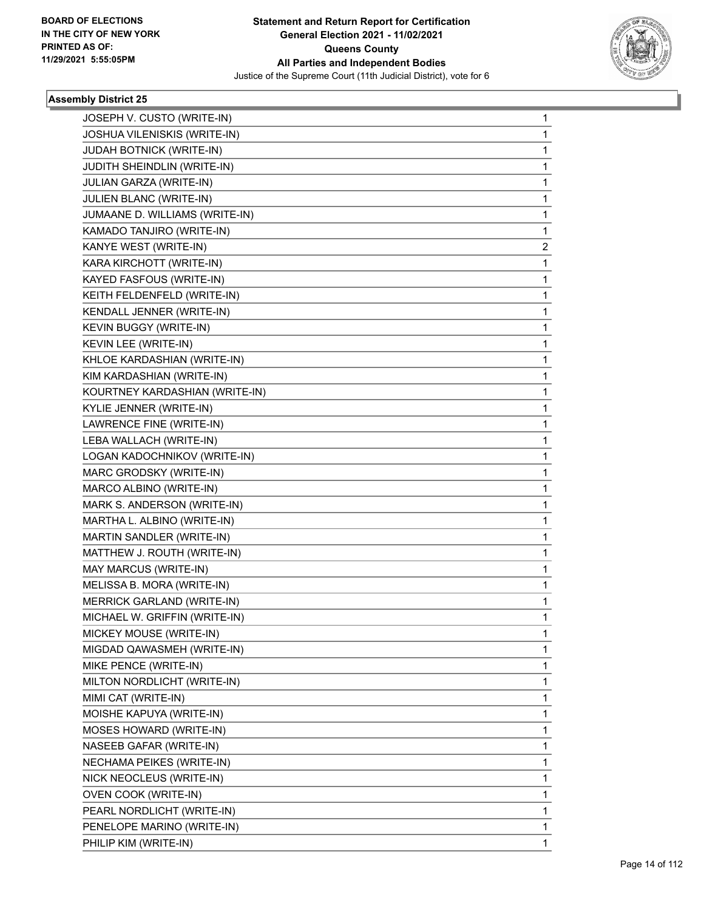**Statement and Return Report for Certification**
**General Election 2021 - 11/02/2021**
**Queens County**
**All Parties and Independent Bodies**
Justice of the Supreme Court (11th Judicial District), vote for 6

BOARD OF ELECTIONS
IN THE CITY OF NEW YORK
PRINTED AS OF:
11/29/2021 5:55:05PM

### Assembly District 25

| | |
|---|---|
| JOSEPH V. CUSTO (WRITE-IN) | 1 |
| JOSHUA VILENISKIS (WRITE-IN) | 1 |
| JUDAH BOTNICK (WRITE-IN) | 1 |
| JUDITH SHEINDLIN (WRITE-IN) | 1 |
| JULIAN GARZA (WRITE-IN) | 1 |
| JULIEN BLANC (WRITE-IN) | 1 |
| JUMAANE D. WILLIAMS (WRITE-IN) | 1 |
| KAMADO TANJIRO (WRITE-IN) | 1 |
| KANYE WEST (WRITE-IN) | 2 |
| KARA KIRCHOTT (WRITE-IN) | 1 |
| KAYED FASFOUS (WRITE-IN) | 1 |
| KEITH FELDENFELD (WRITE-IN) | 1 |
| KENDALL JENNER (WRITE-IN) | 1 |
| KEVIN BUGGY (WRITE-IN) | 1 |
| KEVIN LEE (WRITE-IN) | 1 |
| KHLOE KARDASHIAN (WRITE-IN) | 1 |
| KIM KARDASHIAN (WRITE-IN) | 1 |
| KOURTNEY KARDASHIAN (WRITE-IN) | 1 |
| KYLIE JENNER (WRITE-IN) | 1 |
| LAWRENCE FINE (WRITE-IN) | 1 |
| LEBA WALLACH (WRITE-IN) | 1 |
| LOGAN KADOCHNIKOV (WRITE-IN) | 1 |
| MARC GRODSKY (WRITE-IN) | 1 |
| MARCO ALBINO (WRITE-IN) | 1 |
| MARK S. ANDERSON (WRITE-IN) | 1 |
| MARTHA L. ALBINO (WRITE-IN) | 1 |
| MARTIN SANDLER (WRITE-IN) | 1 |
| MATTHEW J. ROUTH (WRITE-IN) | 1 |
| MAY MARCUS (WRITE-IN) | 1 |
| MELISSA B. MORA (WRITE-IN) | 1 |
| MERRICK GARLAND (WRITE-IN) | 1 |
| MICHAEL W. GRIFFIN (WRITE-IN) | 1 |
| MICKEY MOUSE (WRITE-IN) | 1 |
| MIGDAD QAWASMEH (WRITE-IN) | 1 |
| MIKE PENCE (WRITE-IN) | 1 |
| MILTON NORDLICHT (WRITE-IN) | 1 |
| MIMI CAT (WRITE-IN) | 1 |
| MOISHE KAPUYA (WRITE-IN) | 1 |
| MOSES HOWARD (WRITE-IN) | 1 |
| NASEEB GAFAR (WRITE-IN) | 1 |
| NECHAMA PEIKES (WRITE-IN) | 1 |
| NICK NEOCLEUS (WRITE-IN) | 1 |
| OVEN COOK (WRITE-IN) | 1 |
| PEARL NORDLICHT (WRITE-IN) | 1 |
| PENELOPE MARINO (WRITE-IN) | 1 |
| PHILIP KIM (WRITE-IN) | 1 |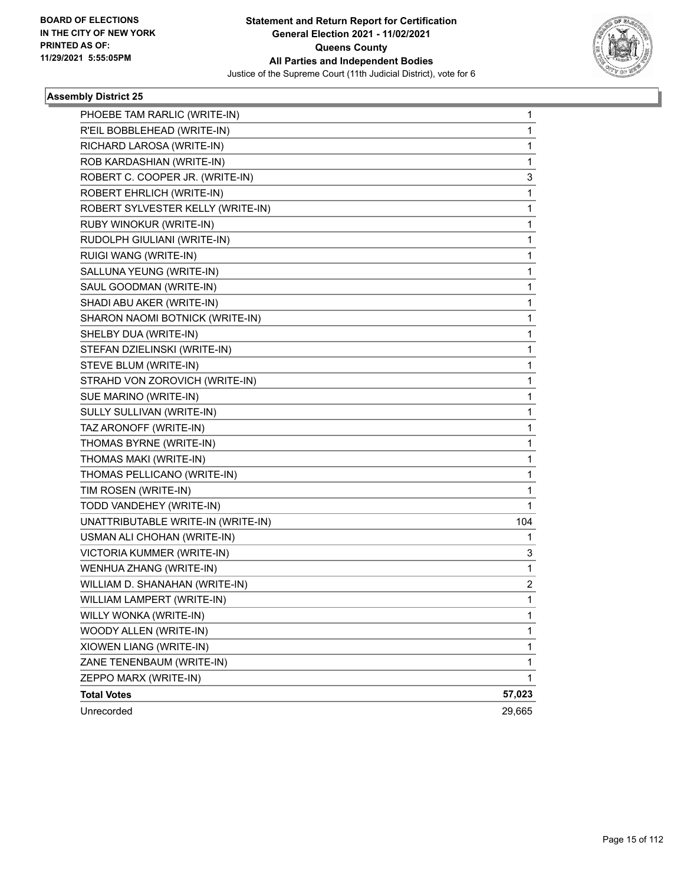**BOARD OF ELECTIONS IN THE CITY OF NEW YORK PRINTED AS OF: 11/29/2021 5:55:05PM**

**Statement and Return Report for Certification General Election 2021 - 11/02/2021 Queens County All Parties and Independent Bodies**

Justice of the Supreme Court (11th Judicial District), vote for 6

### Assembly District 25

| | |
|---|---|
| PHOEBE TAM RARLIC (WRITE-IN) | 1 |
| R'EIL BOBBLEHEAD (WRITE-IN) | 1 |
| RICHARD LAROSA (WRITE-IN) | 1 |
| ROB KARDASHIAN (WRITE-IN) | 1 |
| ROBERT C. COOPER JR. (WRITE-IN) | 3 |
| ROBERT EHRLICH (WRITE-IN) | 1 |
| ROBERT SYLVESTER KELLY (WRITE-IN) | 1 |
| RUBY WINOKUR (WRITE-IN) | 1 |
| RUDOLPH GIULIANI (WRITE-IN) | 1 |
| RUIGI WANG (WRITE-IN) | 1 |
| SALLUNA YEUNG (WRITE-IN) | 1 |
| SAUL GOODMAN (WRITE-IN) | 1 |
| SHADI ABU AKER (WRITE-IN) | 1 |
| SHARON NAOMI BOTNICK (WRITE-IN) | 1 |
| SHELBY DUA (WRITE-IN) | 1 |
| STEFAN DZIELINSKI (WRITE-IN) | 1 |
| STEVE BLUM (WRITE-IN) | 1 |
| STRAHD VON ZOROVICH (WRITE-IN) | 1 |
| SUE MARINO (WRITE-IN) | 1 |
| SULLY SULLIVAN (WRITE-IN) | 1 |
| TAZ ARONOFF (WRITE-IN) | 1 |
| THOMAS BYRNE (WRITE-IN) | 1 |
| THOMAS MAKI (WRITE-IN) | 1 |
| THOMAS PELLICANO (WRITE-IN) | 1 |
| TIM ROSEN (WRITE-IN) | 1 |
| TODD VANDEHEY (WRITE-IN) | 1 |
| UNATTRIBUTABLE WRITE-IN (WRITE-IN) | 104 |
| USMAN ALI CHOHAN (WRITE-IN) | 1 |
| VICTORIA KUMMER (WRITE-IN) | 3 |
| WENHUA ZHANG (WRITE-IN) | 1 |
| WILLIAM D. SHANAHAN (WRITE-IN) | 2 |
| WILLIAM LAMPERT (WRITE-IN) | 1 |
| WILLY WONKA (WRITE-IN) | 1 |
| WOODY ALLEN (WRITE-IN) | 1 |
| XIOWEN LIANG (WRITE-IN) | 1 |
| ZANE TENENBAUM (WRITE-IN) | 1 |
| ZEPPO MARX (WRITE-IN) | 1 |
| **Total Votes** | **57,023** |
| Unrecorded | 29,665 |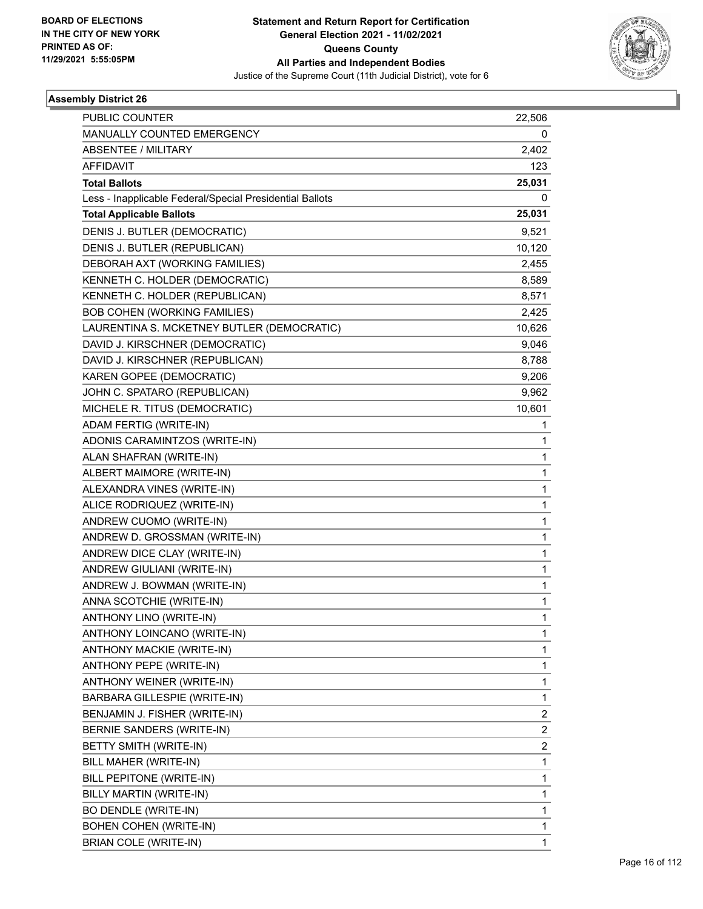**BOARD OF ELECTIONS IN THE CITY OF NEW YORK PRINTED AS OF: 11/29/2021 5:55:05PM**

# Statement and Return Report for Certification General Election 2021 - 11/02/2021 Queens County All Parties and Independent Bodies

Justice of the Supreme Court (11th Judicial District), vote for 6

## Assembly District 26

| | |
|---|---|
| PUBLIC COUNTER | 22,506 |
| MANUALLY COUNTED EMERGENCY | 0 |
| ABSENTEE / MILITARY | 2,402 |
| AFFIDAVIT | 123 |
| **Total Ballots** | **25,031** |
| Less - Inapplicable Federal/Special Presidential Ballots | 0 |
| **Total Applicable Ballots** | **25,031** |
| DENIS J. BUTLER (DEMOCRATIC) | 9,521 |
| DENIS J. BUTLER (REPUBLICAN) | 10,120 |
| DEBORAH AXT (WORKING FAMILIES) | 2,455 |
| KENNETH C. HOLDER (DEMOCRATIC) | 8,589 |
| KENNETH C. HOLDER (REPUBLICAN) | 8,571 |
| BOB COHEN (WORKING FAMILIES) | 2,425 |
| LAURENTINA S. MCKETNEY BUTLER (DEMOCRATIC) | 10,626 |
| DAVID J. KIRSCHNER (DEMOCRATIC) | 9,046 |
| DAVID J. KIRSCHNER (REPUBLICAN) | 8,788 |
| KAREN GOPEE (DEMOCRATIC) | 9,206 |
| JOHN C. SPATARO (REPUBLICAN) | 9,962 |
| MICHELE R. TITUS (DEMOCRATIC) | 10,601 |
| ADAM FERTIG (WRITE-IN) | 1 |
| ADONIS CARAMINTZOS (WRITE-IN) | 1 |
| ALAN SHAFRAN (WRITE-IN) | 1 |
| ALBERT MAIMORE (WRITE-IN) | 1 |
| ALEXANDRA VINES (WRITE-IN) | 1 |
| ALICE RODRIQUEZ (WRITE-IN) | 1 |
| ANDREW CUOMO (WRITE-IN) | 1 |
| ANDREW D. GROSSMAN (WRITE-IN) | 1 |
| ANDREW DICE CLAY (WRITE-IN) | 1 |
| ANDREW GIULIANI (WRITE-IN) | 1 |
| ANDREW J. BOWMAN (WRITE-IN) | 1 |
| ANNA SCOTCHIE (WRITE-IN) | 1 |
| ANTHONY LINO (WRITE-IN) | 1 |
| ANTHONY LOINCANO (WRITE-IN) | 1 |
| ANTHONY MACKIE (WRITE-IN) | 1 |
| ANTHONY PEPE (WRITE-IN) | 1 |
| ANTHONY WEINER (WRITE-IN) | 1 |
| BARBARA GILLESPIE (WRITE-IN) | 1 |
| BENJAMIN J. FISHER (WRITE-IN) | 2 |
| BERNIE SANDERS (WRITE-IN) | 2 |
| BETTY SMITH (WRITE-IN) | 2 |
| BILL MAHER (WRITE-IN) | 1 |
| BILL PEPITONE (WRITE-IN) | 1 |
| BILLY MARTIN (WRITE-IN) | 1 |
| BO DENDLE (WRITE-IN) | 1 |
| BOHEN COHEN (WRITE-IN) | 1 |
| BRIAN COLE (WRITE-IN) | 1 |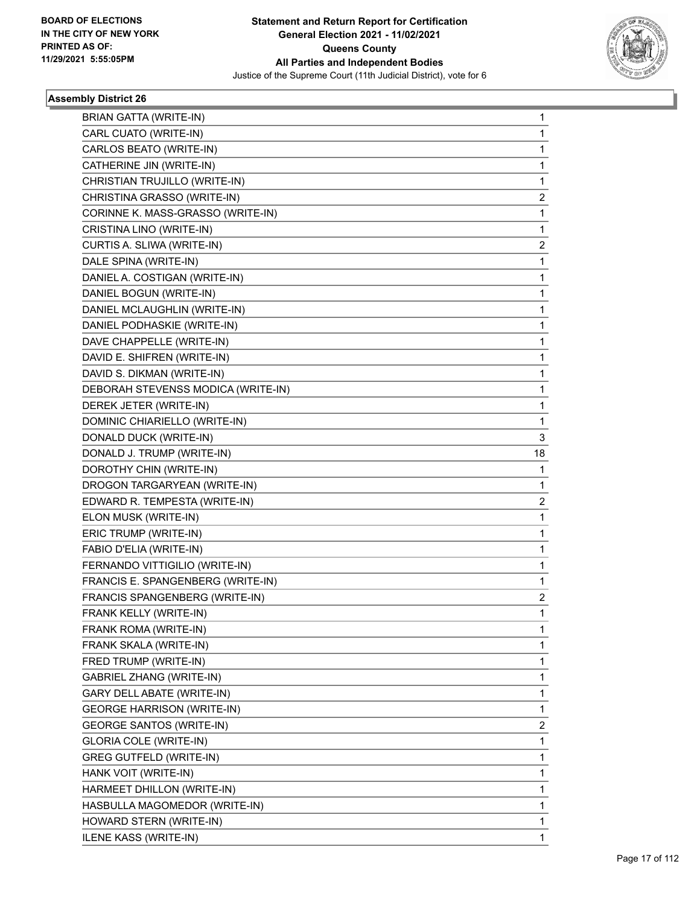**Statement and Return Report for Certification**
**General Election 2021 - 11/02/2021**
**Queens County**
**All Parties and Independent Bodies**
Justice of the Supreme Court (11th Judicial District), vote for 6

BOARD OF ELECTIONS
IN THE CITY OF NEW YORK
PRINTED AS OF:
11/29/2021 5:55:05PM

### Assembly District 26

| | |
|---|---|
| BRIAN GATTA (WRITE-IN) | 1 |
| CARL CUATO (WRITE-IN) | 1 |
| CARLOS BEATO (WRITE-IN) | 1 |
| CATHERINE JIN (WRITE-IN) | 1 |
| CHRISTIAN TRUJILLO (WRITE-IN) | 1 |
| CHRISTINA GRASSO (WRITE-IN) | 2 |
| CORINNE K. MASS-GRASSO (WRITE-IN) | 1 |
| CRISTINA LINO (WRITE-IN) | 1 |
| CURTIS A. SLIWA (WRITE-IN) | 2 |
| DALE SPINA (WRITE-IN) | 1 |
| DANIEL A. COSTIGAN (WRITE-IN) | 1 |
| DANIEL BOGUN (WRITE-IN) | 1 |
| DANIEL MCLAUGHLIN (WRITE-IN) | 1 |
| DANIEL PODHASKIE (WRITE-IN) | 1 |
| DAVE CHAPPELLE (WRITE-IN) | 1 |
| DAVID E. SHIFREN (WRITE-IN) | 1 |
| DAVID S. DIKMAN (WRITE-IN) | 1 |
| DEBORAH STEVENSS MODICA (WRITE-IN) | 1 |
| DEREK JETER (WRITE-IN) | 1 |
| DOMINIC CHIARIELLO (WRITE-IN) | 1 |
| DONALD DUCK (WRITE-IN) | 3 |
| DONALD J. TRUMP (WRITE-IN) | 18 |
| DOROTHY CHIN (WRITE-IN) | 1 |
| DROGON TARGARYEAN (WRITE-IN) | 1 |
| EDWARD R. TEMPESTA (WRITE-IN) | 2 |
| ELON MUSK (WRITE-IN) | 1 |
| ERIC TRUMP (WRITE-IN) | 1 |
| FABIO D'ELIA (WRITE-IN) | 1 |
| FERNANDO VITTIGILIO (WRITE-IN) | 1 |
| FRANCIS E. SPANGENBERG (WRITE-IN) | 1 |
| FRANCIS SPANGENBERG (WRITE-IN) | 2 |
| FRANK KELLY (WRITE-IN) | 1 |
| FRANK ROMA (WRITE-IN) | 1 |
| FRANK SKALA (WRITE-IN) | 1 |
| FRED TRUMP (WRITE-IN) | 1 |
| GABRIEL ZHANG (WRITE-IN) | 1 |
| GARY DELL ABATE (WRITE-IN) | 1 |
| GEORGE HARRISON (WRITE-IN) | 1 |
| GEORGE SANTOS (WRITE-IN) | 2 |
| GLORIA COLE (WRITE-IN) | 1 |
| GREG GUTFELD (WRITE-IN) | 1 |
| HANK VOIT (WRITE-IN) | 1 |
| HARMEET DHILLON (WRITE-IN) | 1 |
| HASBULLA MAGOMEDOR (WRITE-IN) | 1 |
| HOWARD STERN (WRITE-IN) | 1 |
| ILENE KASS (WRITE-IN) | 1 |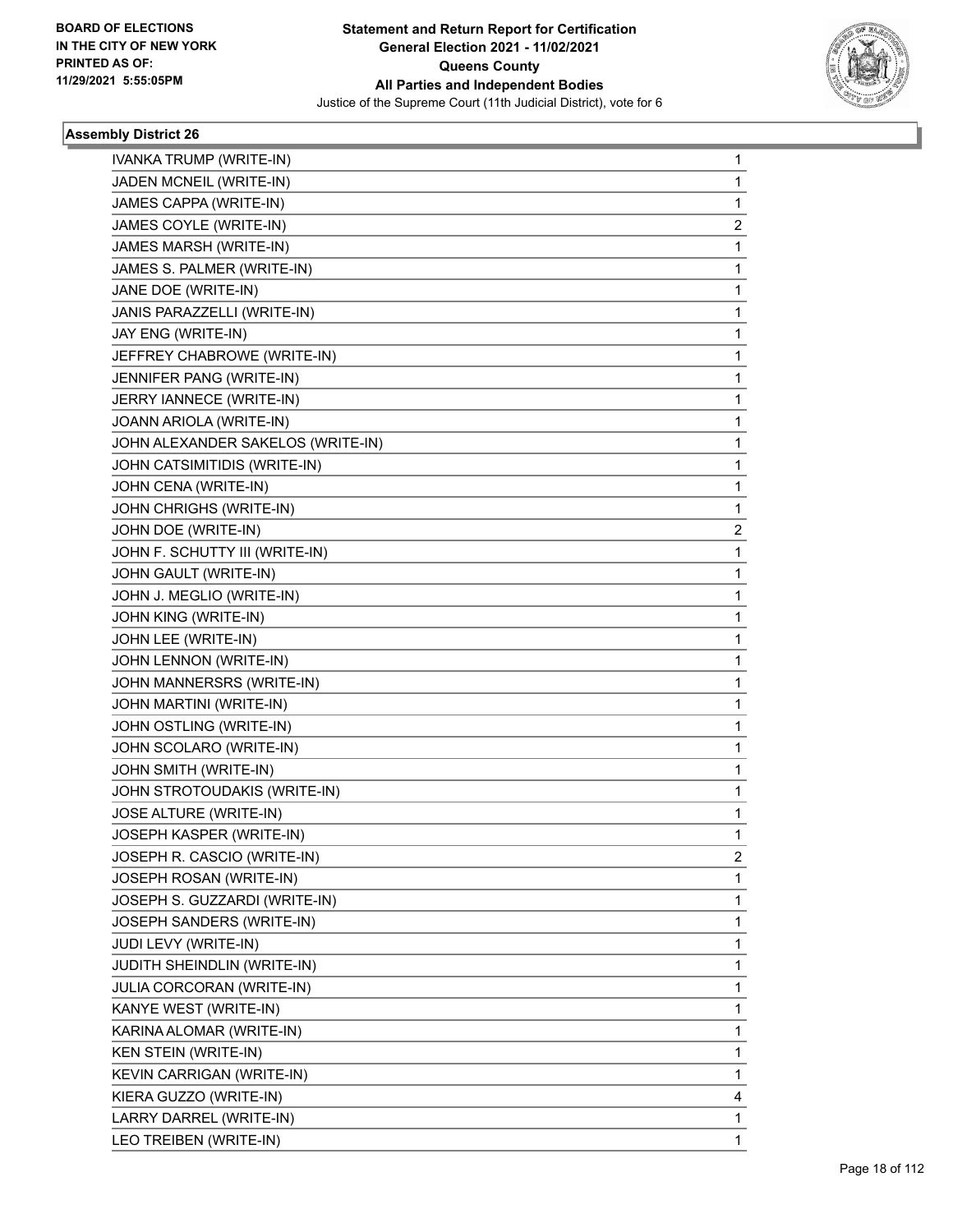BOARD OF ELECTIONS
IN THE CITY OF NEW YORK
PRINTED AS OF:
11/29/2021 5:55:05PM

**Statement and Return Report for Certification**
**General Election 2021 - 11/02/2021**
**Queens County**
**All Parties and Independent Bodies**
Justice of the Supreme Court (11th Judicial District), vote for 6

### Assembly District 26

| | |
|---|---|
| IVANKA TRUMP (WRITE-IN) | 1 |
| JADEN MCNEIL (WRITE-IN) | 1 |
| JAMES CAPPA (WRITE-IN) | 1 |
| JAMES COYLE (WRITE-IN) | 2 |
| JAMES MARSH (WRITE-IN) | 1 |
| JAMES S. PALMER (WRITE-IN) | 1 |
| JANE DOE (WRITE-IN) | 1 |
| JANIS PARAZZELLI (WRITE-IN) | 1 |
| JAY ENG (WRITE-IN) | 1 |
| JEFFREY CHABROWE (WRITE-IN) | 1 |
| JENNIFER PANG (WRITE-IN) | 1 |
| JERRY IANNECE (WRITE-IN) | 1 |
| JOANN ARIOLA (WRITE-IN) | 1 |
| JOHN ALEXANDER SAKELOS (WRITE-IN) | 1 |
| JOHN CATSIMITIDIS (WRITE-IN) | 1 |
| JOHN CENA (WRITE-IN) | 1 |
| JOHN CHRIGHS (WRITE-IN) | 1 |
| JOHN DOE (WRITE-IN) | 2 |
| JOHN F. SCHUTTY III (WRITE-IN) | 1 |
| JOHN GAULT (WRITE-IN) | 1 |
| JOHN J. MEGLIO (WRITE-IN) | 1 |
| JOHN KING (WRITE-IN) | 1 |
| JOHN LEE (WRITE-IN) | 1 |
| JOHN LENNON (WRITE-IN) | 1 |
| JOHN MANNERSRS (WRITE-IN) | 1 |
| JOHN MARTINI (WRITE-IN) | 1 |
| JOHN OSTLING (WRITE-IN) | 1 |
| JOHN SCOLARO (WRITE-IN) | 1 |
| JOHN SMITH (WRITE-IN) | 1 |
| JOHN STROTOUDAKIS (WRITE-IN) | 1 |
| JOSE ALTURE (WRITE-IN) | 1 |
| JOSEPH KASPER (WRITE-IN) | 1 |
| JOSEPH R. CASCIO (WRITE-IN) | 2 |
| JOSEPH ROSAN (WRITE-IN) | 1 |
| JOSEPH S. GUZZARDI (WRITE-IN) | 1 |
| JOSEPH SANDERS (WRITE-IN) | 1 |
| JUDI LEVY (WRITE-IN) | 1 |
| JUDITH SHEINDLIN (WRITE-IN) | 1 |
| JULIA CORCORAN (WRITE-IN) | 1 |
| KANYE WEST (WRITE-IN) | 1 |
| KARINA ALOMAR (WRITE-IN) | 1 |
| KEN STEIN (WRITE-IN) | 1 |
| KEVIN CARRIGAN (WRITE-IN) | 1 |
| KIERA GUZZO (WRITE-IN) | 4 |
| LARRY DARREL (WRITE-IN) | 1 |
| LEO TREIBEN (WRITE-IN) | 1 |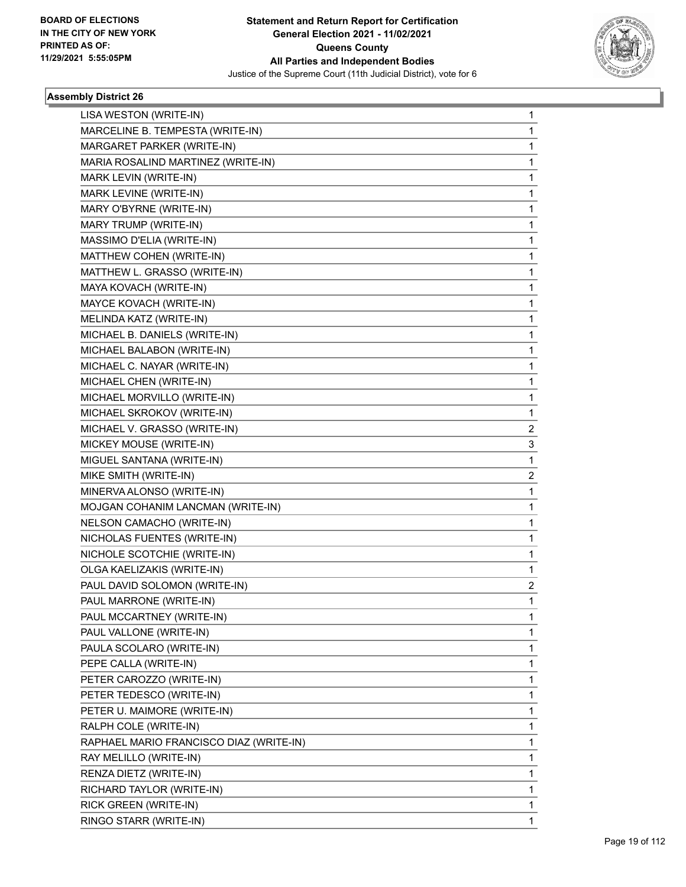**Statement and Return Report for Certification**
**General Election 2021 - 11/02/2021**
**Queens County**
**All Parties and Independent Bodies**
Justice of the Supreme Court (11th Judicial District), vote for 6

BOARD OF ELECTIONS
IN THE CITY OF NEW YORK
PRINTED AS OF:
11/29/2021 5:55:05PM

### Assembly District 26

| Candidate | Votes |
|---|---|
| LISA WESTON (WRITE-IN) | 1 |
| MARCELINE B. TEMPESTA (WRITE-IN) | 1 |
| MARGARET PARKER (WRITE-IN) | 1 |
| MARIA ROSALIND MARTINEZ (WRITE-IN) | 1 |
| MARK LEVIN (WRITE-IN) | 1 |
| MARK LEVINE (WRITE-IN) | 1 |
| MARY O'BYRNE (WRITE-IN) | 1 |
| MARY TRUMP (WRITE-IN) | 1 |
| MASSIMO D'ELIA (WRITE-IN) | 1 |
| MATTHEW COHEN (WRITE-IN) | 1 |
| MATTHEW L. GRASSO (WRITE-IN) | 1 |
| MAYA KOVACH (WRITE-IN) | 1 |
| MAYCE KOVACH (WRITE-IN) | 1 |
| MELINDA KATZ (WRITE-IN) | 1 |
| MICHAEL B. DANIELS (WRITE-IN) | 1 |
| MICHAEL BALABON (WRITE-IN) | 1 |
| MICHAEL C. NAYAR (WRITE-IN) | 1 |
| MICHAEL CHEN (WRITE-IN) | 1 |
| MICHAEL MORVILLO (WRITE-IN) | 1 |
| MICHAEL SKROKOV (WRITE-IN) | 1 |
| MICHAEL V. GRASSO (WRITE-IN) | 2 |
| MICKEY MOUSE (WRITE-IN) | 3 |
| MIGUEL SANTANA (WRITE-IN) | 1 |
| MIKE SMITH (WRITE-IN) | 2 |
| MINERVA ALONSO (WRITE-IN) | 1 |
| MOJGAN COHANIM LANCMAN (WRITE-IN) | 1 |
| NELSON CAMACHO (WRITE-IN) | 1 |
| NICHOLAS FUENTES (WRITE-IN) | 1 |
| NICHOLE SCOTCHIE (WRITE-IN) | 1 |
| OLGA KAELIZAKIS (WRITE-IN) | 1 |
| PAUL DAVID SOLOMON (WRITE-IN) | 2 |
| PAUL MARRONE (WRITE-IN) | 1 |
| PAUL MCCARTNEY (WRITE-IN) | 1 |
| PAUL VALLONE (WRITE-IN) | 1 |
| PAULA SCOLARO (WRITE-IN) | 1 |
| PEPE CALLA (WRITE-IN) | 1 |
| PETER CAROZZO (WRITE-IN) | 1 |
| PETER TEDESCO (WRITE-IN) | 1 |
| PETER U. MAIMORE (WRITE-IN) | 1 |
| RALPH COLE (WRITE-IN) | 1 |
| RAPHAEL MARIO FRANCISCO DIAZ (WRITE-IN) | 1 |
| RAY MELILLO (WRITE-IN) | 1 |
| RENZA DIETZ (WRITE-IN) | 1 |
| RICHARD TAYLOR (WRITE-IN) | 1 |
| RICK GREEN (WRITE-IN) | 1 |
| RINGO STARR (WRITE-IN) | 1 |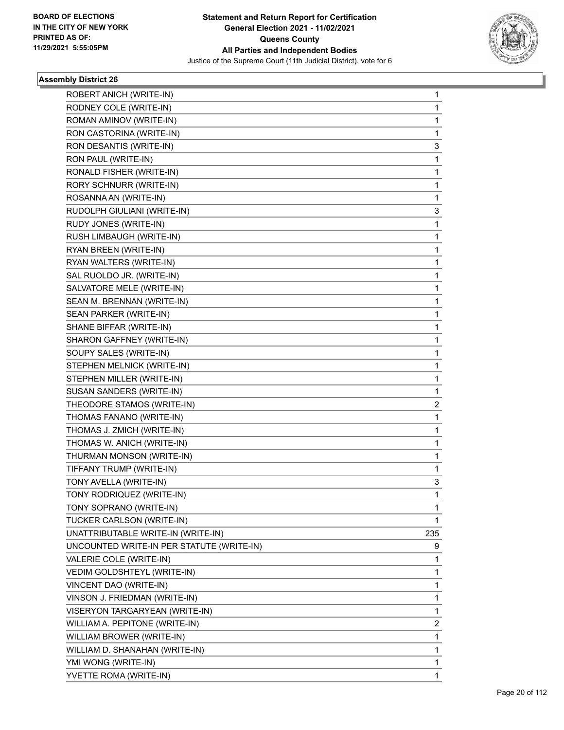**Statement and Return Report for Certification**
**General Election 2021 - 11/02/2021**
**Queens County**
**All Parties and Independent Bodies**
Justice of the Supreme Court (11th Judicial District), vote for 6

BOARD OF ELECTIONS
IN THE CITY OF NEW YORK
PRINTED AS OF:
11/29/2021 5:55:05PM

### Assembly District 26

| | |
|---|---|
| ROBERT ANICH (WRITE-IN) | 1 |
| RODNEY COLE (WRITE-IN) | 1 |
| ROMAN AMINOV (WRITE-IN) | 1 |
| RON CASTORINA (WRITE-IN) | 1 |
| RON DESANTIS (WRITE-IN) | 3 |
| RON PAUL (WRITE-IN) | 1 |
| RONALD FISHER (WRITE-IN) | 1 |
| RORY SCHNURR (WRITE-IN) | 1 |
| ROSANNA AN (WRITE-IN) | 1 |
| RUDOLPH GIULIANI (WRITE-IN) | 3 |
| RUDY JONES (WRITE-IN) | 1 |
| RUSH LIMBAUGH (WRITE-IN) | 1 |
| RYAN BREEN (WRITE-IN) | 1 |
| RYAN WALTERS (WRITE-IN) | 1 |
| SAL RUOLDO JR. (WRITE-IN) | 1 |
| SALVATORE MELE (WRITE-IN) | 1 |
| SEAN M. BRENNAN (WRITE-IN) | 1 |
| SEAN PARKER (WRITE-IN) | 1 |
| SHANE BIFFAR (WRITE-IN) | 1 |
| SHARON GAFFNEY (WRITE-IN) | 1 |
| SOUPY SALES (WRITE-IN) | 1 |
| STEPHEN MELNICK (WRITE-IN) | 1 |
| STEPHEN MILLER (WRITE-IN) | 1 |
| SUSAN SANDERS (WRITE-IN) | 1 |
| THEODORE STAMOS (WRITE-IN) | 2 |
| THOMAS FANANO (WRITE-IN) | 1 |
| THOMAS J. ZMICH (WRITE-IN) | 1 |
| THOMAS W. ANICH (WRITE-IN) | 1 |
| THURMAN MONSON (WRITE-IN) | 1 |
| TIFFANY TRUMP (WRITE-IN) | 1 |
| TONY AVELLA (WRITE-IN) | 3 |
| TONY RODRIQUEZ (WRITE-IN) | 1 |
| TONY SOPRANO (WRITE-IN) | 1 |
| TUCKER CARLSON (WRITE-IN) | 1 |
| UNATTRIBUTABLE WRITE-IN (WRITE-IN) | 235 |
| UNCOUNTED WRITE-IN PER STATUTE (WRITE-IN) | 9 |
| VALERIE COLE (WRITE-IN) | 1 |
| VEDIM GOLDSHTEYL (WRITE-IN) | 1 |
| VINCENT DAO (WRITE-IN) | 1 |
| VINSON J. FRIEDMAN (WRITE-IN) | 1 |
| VISERYON TARGARYEAN (WRITE-IN) | 1 |
| WILLIAM A. PEPITONE (WRITE-IN) | 2 |
| WILLIAM BROWER (WRITE-IN) | 1 |
| WILLIAM D. SHANAHAN (WRITE-IN) | 1 |
| YMI WONG (WRITE-IN) | 1 |
| YVETTE ROMA (WRITE-IN) | 1 |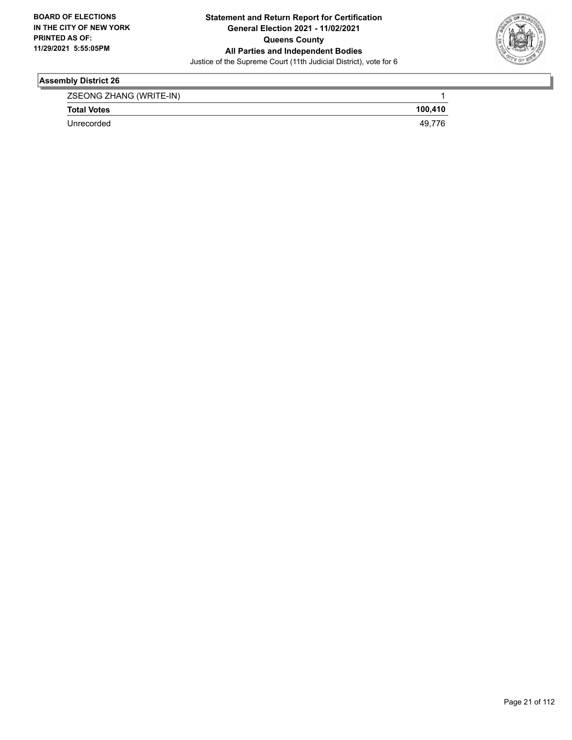## Assembly District 26

| | |
|---|---|
| ZSEONG ZHANG (WRITE-IN) | 1 |
| **Total Votes** | **100,410** |
| Unrecorded | 49,776 |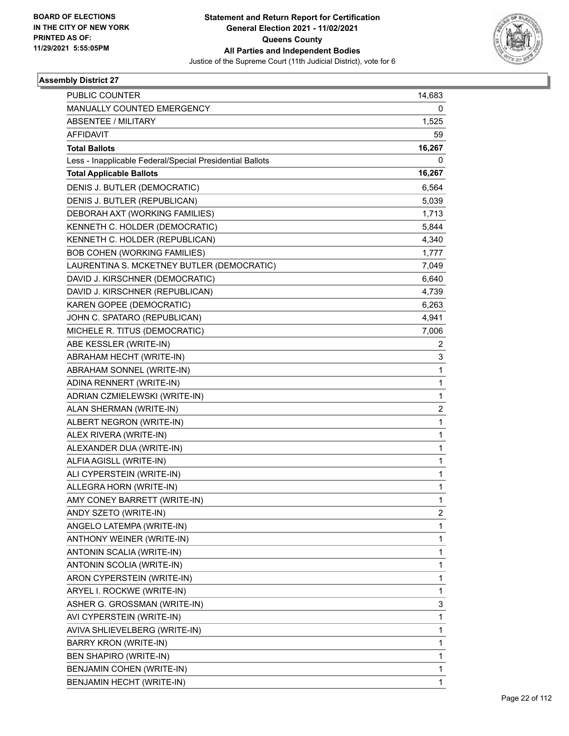**Statement and Return Report for Certification**
**General Election 2021 - 11/02/2021**
**Queens County**
**All Parties and Independent Bodies**
Justice of the Supreme Court (11th Judicial District), vote for 6

BOARD OF ELECTIONS
IN THE CITY OF NEW YORK
PRINTED AS OF:
11/29/2021 5:55:05PM

### Assembly District 27

| | |
|---|---|
| PUBLIC COUNTER | 14,683 |
| MANUALLY COUNTED EMERGENCY | 0 |
| ABSENTEE / MILITARY | 1,525 |
| AFFIDAVIT | 59 |
| **Total Ballots** | **16,267** |
| Less - Inapplicable Federal/Special Presidential Ballots | 0 |
| **Total Applicable Ballots** | **16,267** |
| DENIS J. BUTLER (DEMOCRATIC) | 6,564 |
| DENIS J. BUTLER (REPUBLICAN) | 5,039 |
| DEBORAH AXT (WORKING FAMILIES) | 1,713 |
| KENNETH C. HOLDER (DEMOCRATIC) | 5,844 |
| KENNETH C. HOLDER (REPUBLICAN) | 4,340 |
| BOB COHEN (WORKING FAMILIES) | 1,777 |
| LAURENTINA S. MCKETNEY BUTLER (DEMOCRATIC) | 7,049 |
| DAVID J. KIRSCHNER (DEMOCRATIC) | 6,640 |
| DAVID J. KIRSCHNER (REPUBLICAN) | 4,739 |
| KAREN GOPEE (DEMOCRATIC) | 6,263 |
| JOHN C. SPATARO (REPUBLICAN) | 4,941 |
| MICHELE R. TITUS (DEMOCRATIC) | 7,006 |
| ABE KESSLER (WRITE-IN) | 2 |
| ABRAHAM HECHT (WRITE-IN) | 3 |
| ABRAHAM SONNEL (WRITE-IN) | 1 |
| ADINA RENNERT (WRITE-IN) | 1 |
| ADRIAN CZMIELEWSKI (WRITE-IN) | 1 |
| ALAN SHERMAN (WRITE-IN) | 2 |
| ALBERT NEGRON (WRITE-IN) | 1 |
| ALEX RIVERA (WRITE-IN) | 1 |
| ALEXANDER DUA (WRITE-IN) | 1 |
| ALFIA AGISLL (WRITE-IN) | 1 |
| ALI CYPERSTEIN (WRITE-IN) | 1 |
| ALLEGRA HORN (WRITE-IN) | 1 |
| AMY CONEY BARRETT (WRITE-IN) | 1 |
| ANDY SZETO (WRITE-IN) | 2 |
| ANGELO LATEMPA (WRITE-IN) | 1 |
| ANTHONY WEINER (WRITE-IN) | 1 |
| ANTONIN SCALIA (WRITE-IN) | 1 |
| ANTONIN SCOLIA (WRITE-IN) | 1 |
| ARON CYPERSTEIN (WRITE-IN) | 1 |
| ARYEL I. ROCKWE (WRITE-IN) | 1 |
| ASHER G. GROSSMAN (WRITE-IN) | 3 |
| AVI CYPERSTEIN (WRITE-IN) | 1 |
| AVIVA SHLIEVELBERG (WRITE-IN) | 1 |
| BARRY KRON (WRITE-IN) | 1 |
| BEN SHAPIRO (WRITE-IN) | 1 |
| BENJAMIN COHEN (WRITE-IN) | 1 |
| BENJAMIN HECHT (WRITE-IN) | 1 |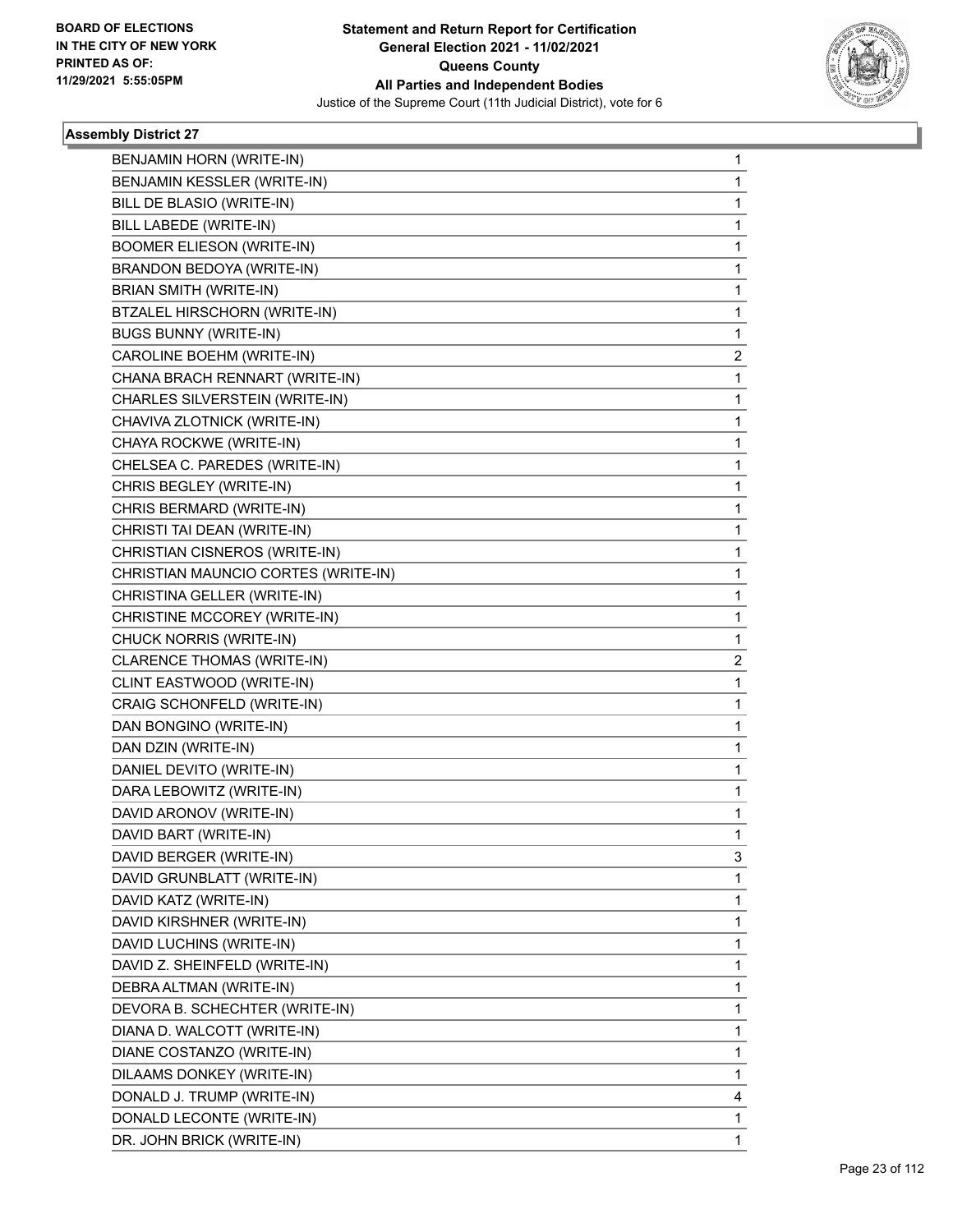**BOARD OF ELECTIONS IN THE CITY OF NEW YORK PRINTED AS OF: 11/29/2021 5:55:05PM**

**Statement and Return Report for Certification General Election 2021 - 11/02/2021 Queens County All Parties and Independent Bodies**

Justice of the Supreme Court (11th Judicial District), vote for 6

### Assembly District 27

| | |
|---|---|
| BENJAMIN HORN (WRITE-IN) | 1 |
| BENJAMIN KESSLER (WRITE-IN) | 1 |
| BILL DE BLASIO (WRITE-IN) | 1 |
| BILL LABEDE (WRITE-IN) | 1 |
| BOOMER ELIESON (WRITE-IN) | 1 |
| BRANDON BEDOYA (WRITE-IN) | 1 |
| BRIAN SMITH (WRITE-IN) | 1 |
| BTZALEL HIRSCHORN (WRITE-IN) | 1 |
| BUGS BUNNY (WRITE-IN) | 1 |
| CAROLINE BOEHM (WRITE-IN) | 2 |
| CHANA BRACH RENNART (WRITE-IN) | 1 |
| CHARLES SILVERSTEIN (WRITE-IN) | 1 |
| CHAVIVA ZLOTNICK (WRITE-IN) | 1 |
| CHAYA ROCKWE (WRITE-IN) | 1 |
| CHELSEA C. PAREDES (WRITE-IN) | 1 |
| CHRIS BEGLEY (WRITE-IN) | 1 |
| CHRIS BERMARD (WRITE-IN) | 1 |
| CHRISTI TAI DEAN (WRITE-IN) | 1 |
| CHRISTIAN CISNEROS (WRITE-IN) | 1 |
| CHRISTIAN MAUNCIO CORTES (WRITE-IN) | 1 |
| CHRISTINA GELLER (WRITE-IN) | 1 |
| CHRISTINE MCCOREY (WRITE-IN) | 1 |
| CHUCK NORRIS (WRITE-IN) | 1 |
| CLARENCE THOMAS (WRITE-IN) | 2 |
| CLINT EASTWOOD (WRITE-IN) | 1 |
| CRAIG SCHONFELD (WRITE-IN) | 1 |
| DAN BONGINO (WRITE-IN) | 1 |
| DAN DZIN (WRITE-IN) | 1 |
| DANIEL DEVITO (WRITE-IN) | 1 |
| DARA LEBOWITZ (WRITE-IN) | 1 |
| DAVID ARONOV (WRITE-IN) | 1 |
| DAVID BART (WRITE-IN) | 1 |
| DAVID BERGER (WRITE-IN) | 3 |
| DAVID GRUNBLATT (WRITE-IN) | 1 |
| DAVID KATZ (WRITE-IN) | 1 |
| DAVID KIRSHNER (WRITE-IN) | 1 |
| DAVID LUCHINS (WRITE-IN) | 1 |
| DAVID Z. SHEINFELD (WRITE-IN) | 1 |
| DEBRA ALTMAN (WRITE-IN) | 1 |
| DEVORA B. SCHECHTER (WRITE-IN) | 1 |
| DIANA D. WALCOTT (WRITE-IN) | 1 |
| DIANE COSTANZO (WRITE-IN) | 1 |
| DILAAMS DONKEY (WRITE-IN) | 1 |
| DONALD J. TRUMP (WRITE-IN) | 4 |
| DONALD LECONTE (WRITE-IN) | 1 |
| DR. JOHN BRICK (WRITE-IN) | 1 |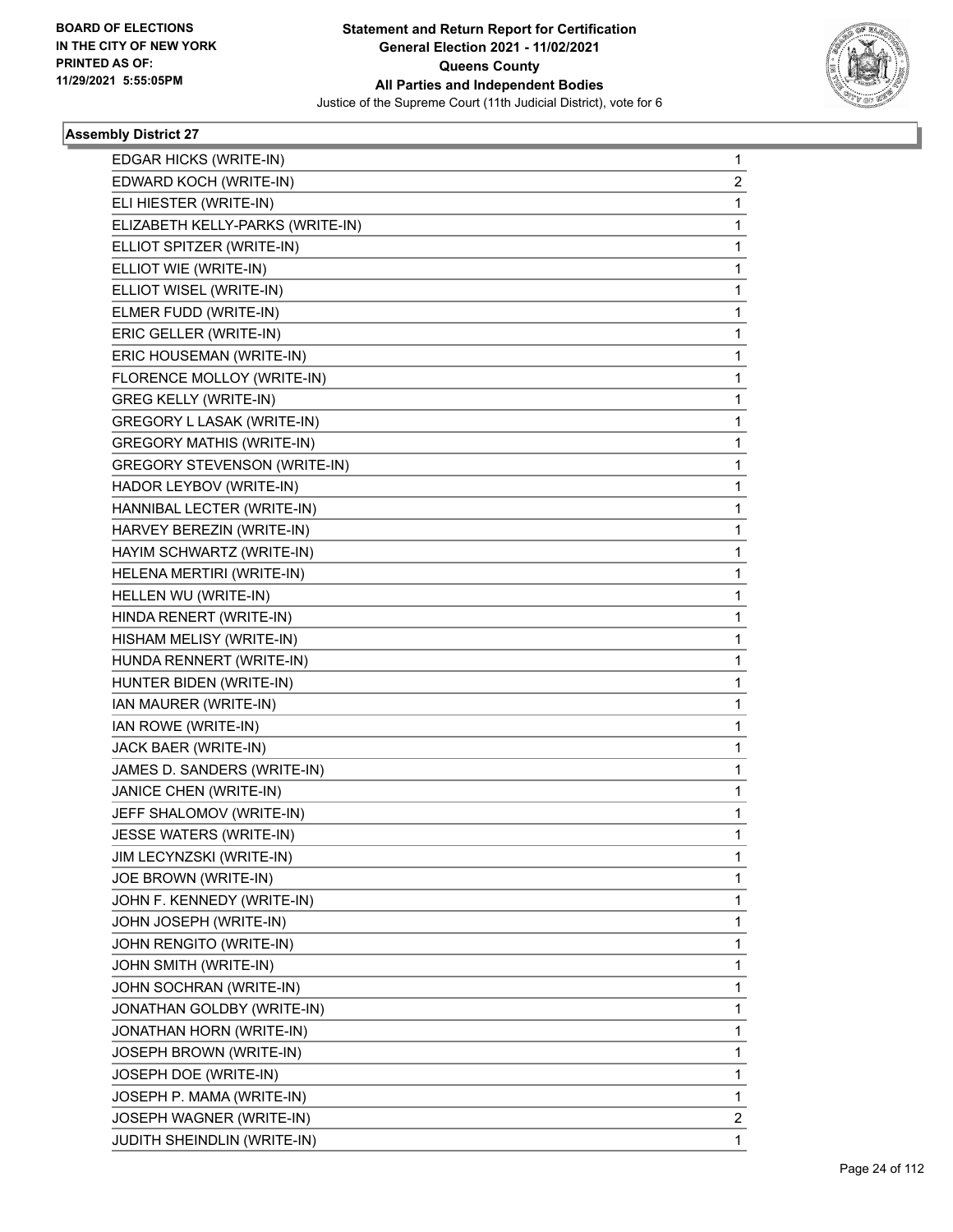## Assembly District 27

| Candidate | Votes |
|---|---|
| EDGAR HICKS (WRITE-IN) | 1 |
| EDWARD KOCH (WRITE-IN) | 2 |
| ELI HIESTER (WRITE-IN) | 1 |
| ELIZABETH KELLY-PARKS (WRITE-IN) | 1 |
| ELLIOT SPITZER (WRITE-IN) | 1 |
| ELLIOT WIE (WRITE-IN) | 1 |
| ELLIOT WISEL (WRITE-IN) | 1 |
| ELMER FUDD (WRITE-IN) | 1 |
| ERIC GELLER (WRITE-IN) | 1 |
| ERIC HOUSEMAN (WRITE-IN) | 1 |
| FLORENCE MOLLOY (WRITE-IN) | 1 |
| GREG KELLY (WRITE-IN) | 1 |
| GREGORY L LASAK (WRITE-IN) | 1 |
| GREGORY MATHIS (WRITE-IN) | 1 |
| GREGORY STEVENSON (WRITE-IN) | 1 |
| HADOR LEYBOV (WRITE-IN) | 1 |
| HANNIBAL LECTER (WRITE-IN) | 1 |
| HARVEY BEREZIN (WRITE-IN) | 1 |
| HAYIM SCHWARTZ (WRITE-IN) | 1 |
| HELENA MERTIRI (WRITE-IN) | 1 |
| HELLEN WU (WRITE-IN) | 1 |
| HINDA RENERT (WRITE-IN) | 1 |
| HISHAM MELISY (WRITE-IN) | 1 |
| HUNDA RENNERT (WRITE-IN) | 1 |
| HUNTER BIDEN (WRITE-IN) | 1 |
| IAN MAURER (WRITE-IN) | 1 |
| IAN ROWE (WRITE-IN) | 1 |
| JACK BAER (WRITE-IN) | 1 |
| JAMES D. SANDERS (WRITE-IN) | 1 |
| JANICE CHEN (WRITE-IN) | 1 |
| JEFF SHALOMOV (WRITE-IN) | 1 |
| JESSE WATERS (WRITE-IN) | 1 |
| JIM LECYNZSKI (WRITE-IN) | 1 |
| JOE BROWN (WRITE-IN) | 1 |
| JOHN F. KENNEDY (WRITE-IN) | 1 |
| JOHN JOSEPH (WRITE-IN) | 1 |
| JOHN RENGITO (WRITE-IN) | 1 |
| JOHN SMITH (WRITE-IN) | 1 |
| JOHN SOCHRAN (WRITE-IN) | 1 |
| JONATHAN GOLDBY (WRITE-IN) | 1 |
| JONATHAN HORN (WRITE-IN) | 1 |
| JOSEPH BROWN (WRITE-IN) | 1 |
| JOSEPH DOE (WRITE-IN) | 1 |
| JOSEPH P. MAMA (WRITE-IN) | 1 |
| JOSEPH WAGNER (WRITE-IN) | 2 |
| JUDITH SHEINDLIN (WRITE-IN) | 1 |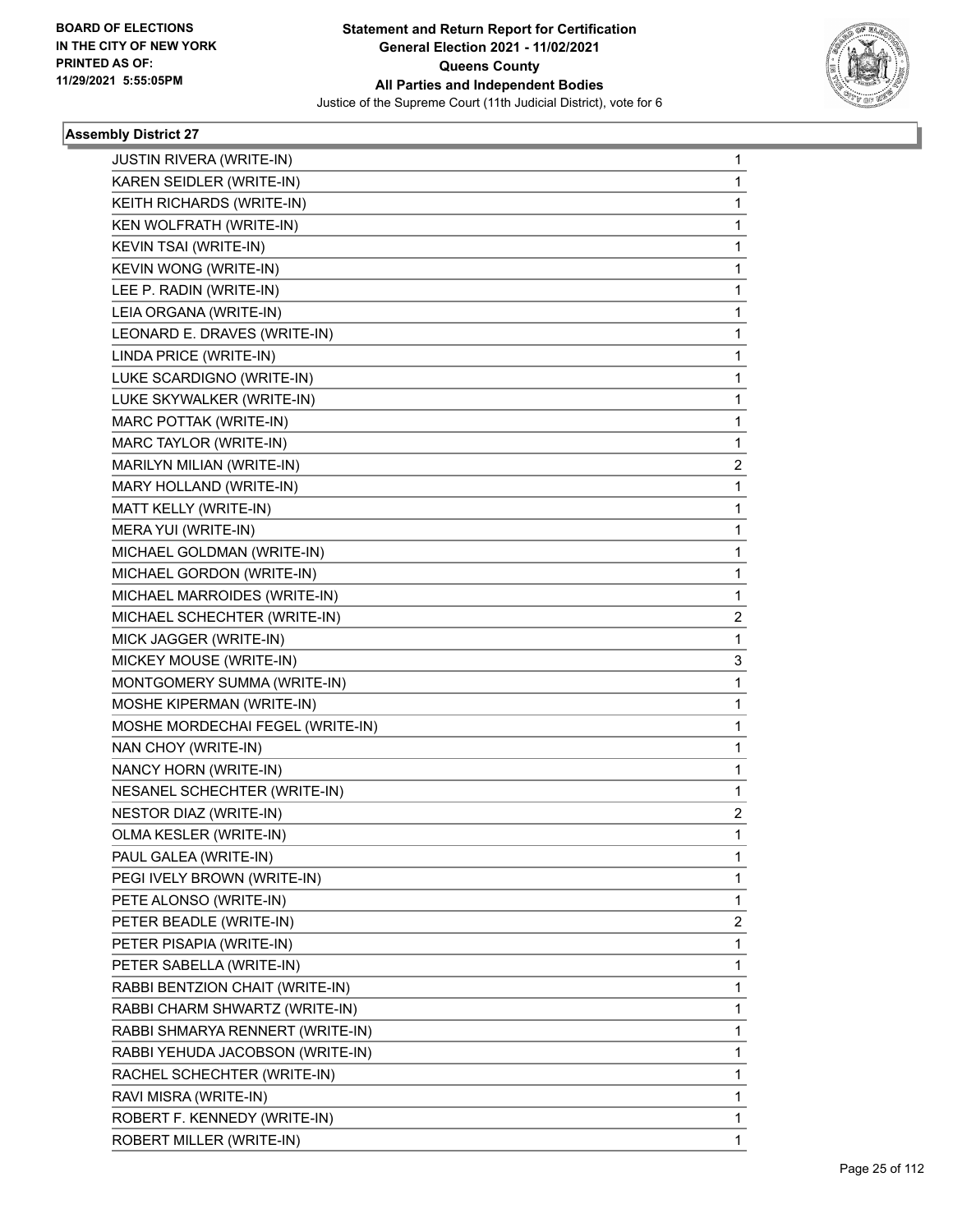## Assembly District 27

| Candidate | Votes |
|---|---|
| JUSTIN RIVERA (WRITE-IN) | 1 |
| KAREN SEIDLER (WRITE-IN) | 1 |
| KEITH RICHARDS (WRITE-IN) | 1 |
| KEN WOLFRATH (WRITE-IN) | 1 |
| KEVIN TSAI (WRITE-IN) | 1 |
| KEVIN WONG (WRITE-IN) | 1 |
| LEE P. RADIN (WRITE-IN) | 1 |
| LEIA ORGANA (WRITE-IN) | 1 |
| LEONARD E. DRAVES (WRITE-IN) | 1 |
| LINDA PRICE (WRITE-IN) | 1 |
| LUKE SCARDIGNO (WRITE-IN) | 1 |
| LUKE SKYWALKER (WRITE-IN) | 1 |
| MARC POTTAK (WRITE-IN) | 1 |
| MARC TAYLOR (WRITE-IN) | 1 |
| MARILYN MILIAN (WRITE-IN) | 2 |
| MARY HOLLAND (WRITE-IN) | 1 |
| MATT KELLY (WRITE-IN) | 1 |
| MERA YUI (WRITE-IN) | 1 |
| MICHAEL GOLDMAN (WRITE-IN) | 1 |
| MICHAEL GORDON (WRITE-IN) | 1 |
| MICHAEL MARROIDES (WRITE-IN) | 1 |
| MICHAEL SCHECHTER (WRITE-IN) | 2 |
| MICK JAGGER (WRITE-IN) | 1 |
| MICKEY MOUSE (WRITE-IN) | 3 |
| MONTGOMERY SUMMA (WRITE-IN) | 1 |
| MOSHE KIPERMAN (WRITE-IN) | 1 |
| MOSHE MORDECHAI FEGEL (WRITE-IN) | 1 |
| NAN CHOY (WRITE-IN) | 1 |
| NANCY HORN (WRITE-IN) | 1 |
| NESANEL SCHECHTER (WRITE-IN) | 1 |
| NESTOR DIAZ (WRITE-IN) | 2 |
| OLMA KESLER (WRITE-IN) | 1 |
| PAUL GALEA (WRITE-IN) | 1 |
| PEGI IVELY BROWN (WRITE-IN) | 1 |
| PETE ALONSO (WRITE-IN) | 1 |
| PETER BEADLE (WRITE-IN) | 2 |
| PETER PISAPIA (WRITE-IN) | 1 |
| PETER SABELLA (WRITE-IN) | 1 |
| RABBI BENTZION CHAIT (WRITE-IN) | 1 |
| RABBI CHARM SHWARTZ (WRITE-IN) | 1 |
| RABBI SHMARYA RENNERT (WRITE-IN) | 1 |
| RABBI YEHUDA JACOBSON (WRITE-IN) | 1 |
| RACHEL SCHECHTER (WRITE-IN) | 1 |
| RAVI MISRA (WRITE-IN) | 1 |
| ROBERT F. KENNEDY (WRITE-IN) | 1 |
| ROBERT MILLER (WRITE-IN) | 1 |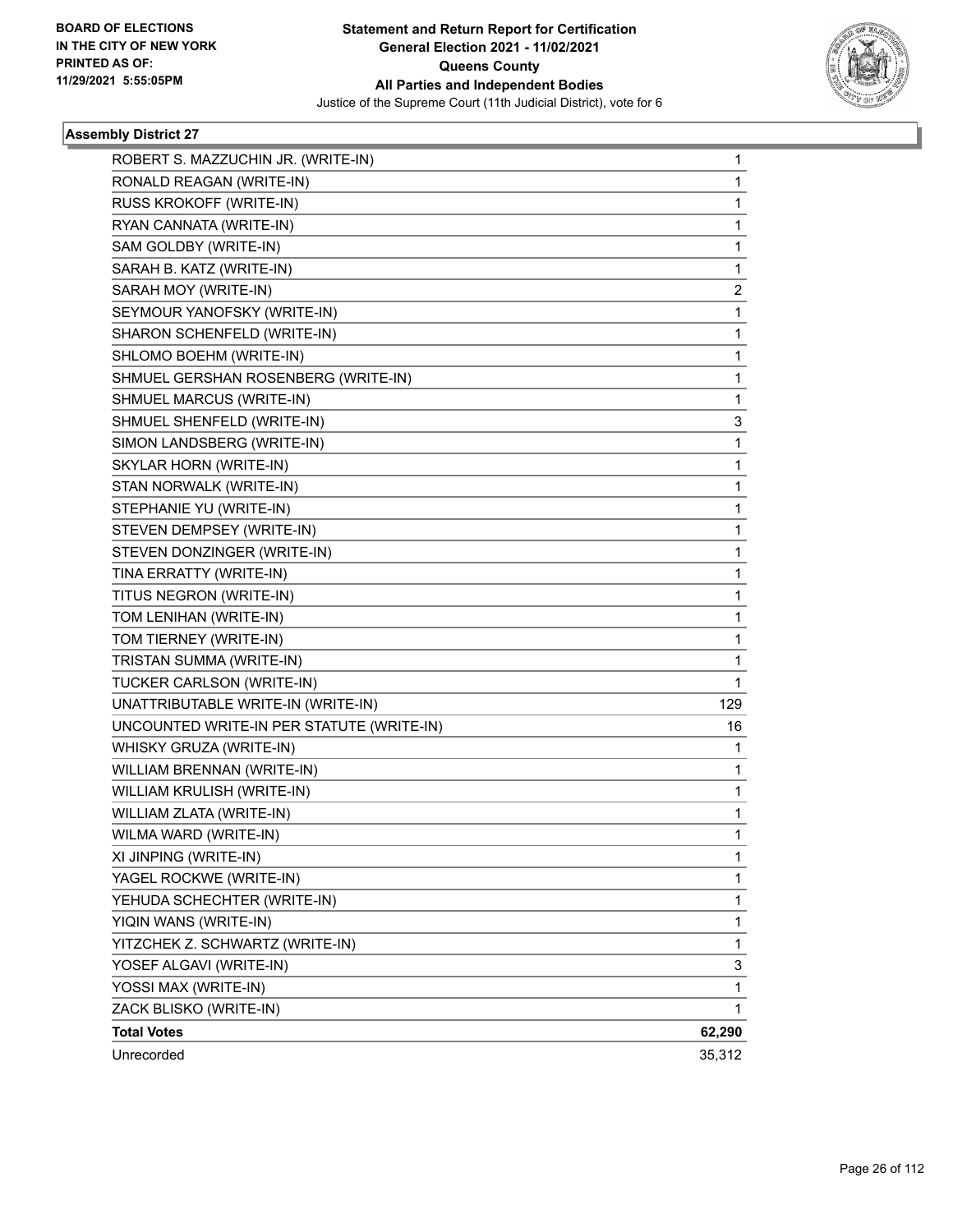BOARD OF ELECTIONS
IN THE CITY OF NEW YORK
PRINTED AS OF:
11/29/2021 5:55:05PM

**Statement and Return Report for Certification**
**General Election 2021 - 11/02/2021**
**Queens County**
**All Parties and Independent Bodies**
Justice of the Supreme Court (11th Judicial District), vote for 6

### Assembly District 27

| Candidate | Votes |
|---|---|
| ROBERT S. MAZZUCHIN JR. (WRITE-IN) | 1 |
| RONALD REAGAN (WRITE-IN) | 1 |
| RUSS KROKOFF (WRITE-IN) | 1 |
| RYAN CANNATA (WRITE-IN) | 1 |
| SAM GOLDBY (WRITE-IN) | 1 |
| SARAH B. KATZ (WRITE-IN) | 1 |
| SARAH MOY (WRITE-IN) | 2 |
| SEYMOUR YANOFSKY (WRITE-IN) | 1 |
| SHARON SCHENFELD (WRITE-IN) | 1 |
| SHLOMO BOEHM (WRITE-IN) | 1 |
| SHMUEL GERSHAN ROSENBERG (WRITE-IN) | 1 |
| SHMUEL MARCUS (WRITE-IN) | 1 |
| SHMUEL SHENFELD (WRITE-IN) | 3 |
| SIMON LANDSBERG (WRITE-IN) | 1 |
| SKYLAR HORN (WRITE-IN) | 1 |
| STAN NORWALK (WRITE-IN) | 1 |
| STEPHANIE YU (WRITE-IN) | 1 |
| STEVEN DEMPSEY (WRITE-IN) | 1 |
| STEVEN DONZINGER (WRITE-IN) | 1 |
| TINA ERRATTY (WRITE-IN) | 1 |
| TITUS NEGRON (WRITE-IN) | 1 |
| TOM LENIHAN (WRITE-IN) | 1 |
| TOM TIERNEY (WRITE-IN) | 1 |
| TRISTAN SUMMA (WRITE-IN) | 1 |
| TUCKER CARLSON (WRITE-IN) | 1 |
| UNATTRIBUTABLE WRITE-IN (WRITE-IN) | 129 |
| UNCOUNTED WRITE-IN PER STATUTE (WRITE-IN) | 16 |
| WHISKY GRUZA (WRITE-IN) | 1 |
| WILLIAM BRENNAN (WRITE-IN) | 1 |
| WILLIAM KRULISH (WRITE-IN) | 1 |
| WILLIAM ZLATA (WRITE-IN) | 1 |
| WILMA WARD (WRITE-IN) | 1 |
| XI JINPING (WRITE-IN) | 1 |
| YAGEL ROCKWE (WRITE-IN) | 1 |
| YEHUDA SCHECHTER (WRITE-IN) | 1 |
| YIQIN WANS (WRITE-IN) | 1 |
| YITZCHEK Z. SCHWARTZ (WRITE-IN) | 1 |
| YOSEF ALGAVI (WRITE-IN) | 3 |
| YOSSI MAX (WRITE-IN) | 1 |
| ZACK BLISKO (WRITE-IN) | 1 |
| **Total Votes** | **62,290** |
| Unrecorded | 35,312 |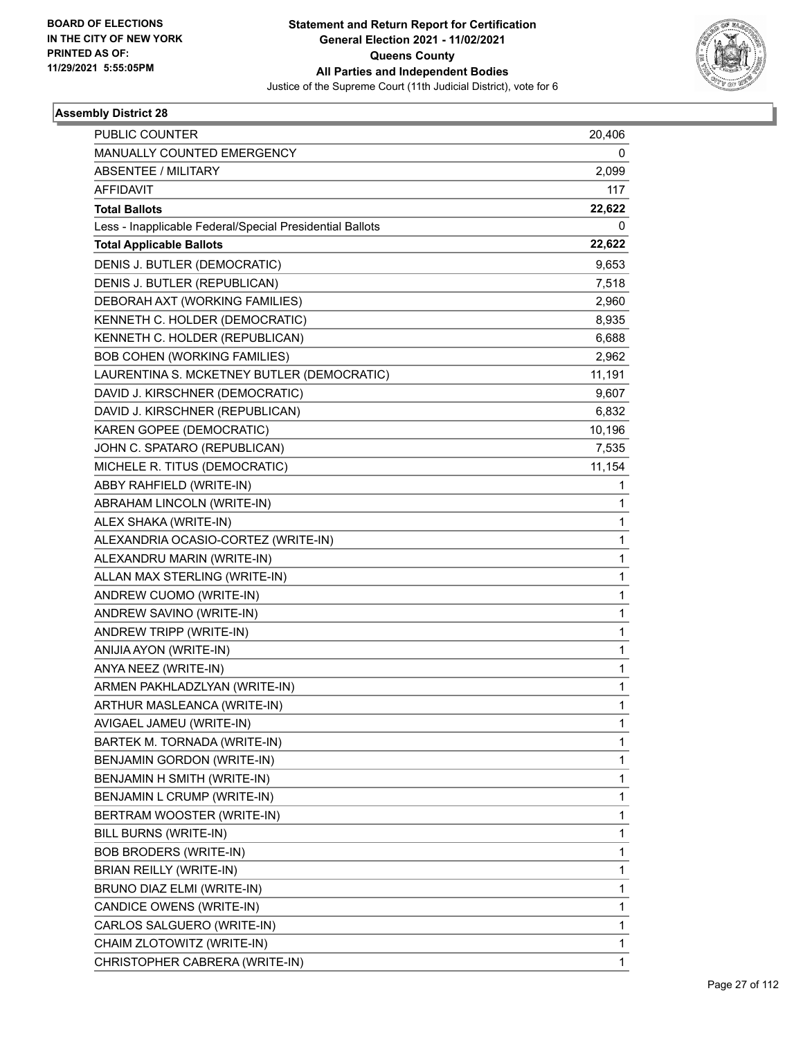BOARD OF ELECTIONS
IN THE CITY OF NEW YORK
PRINTED AS OF:
11/29/2021 5:55:05PM

# Statement and Return Report for Certification
## General Election 2021 - 11/02/2021
## Queens County
## All Parties and Independent Bodies
Justice of the Supreme Court (11th Judicial District), vote for 6

### Assembly District 28

| | |
|---|---|
| PUBLIC COUNTER | 20,406 |
| MANUALLY COUNTED EMERGENCY | 0 |
| ABSENTEE / MILITARY | 2,099 |
| AFFIDAVIT | 117 |
| **Total Ballots** | **22,622** |
| Less - Inapplicable Federal/Special Presidential Ballots | 0 |
| **Total Applicable Ballots** | **22,622** |
| DENIS J. BUTLER (DEMOCRATIC) | 9,653 |
| DENIS J. BUTLER (REPUBLICAN) | 7,518 |
| DEBORAH AXT (WORKING FAMILIES) | 2,960 |
| KENNETH C. HOLDER (DEMOCRATIC) | 8,935 |
| KENNETH C. HOLDER (REPUBLICAN) | 6,688 |
| BOB COHEN (WORKING FAMILIES) | 2,962 |
| LAURENTINA S. MCKETNEY BUTLER (DEMOCRATIC) | 11,191 |
| DAVID J. KIRSCHNER (DEMOCRATIC) | 9,607 |
| DAVID J. KIRSCHNER (REPUBLICAN) | 6,832 |
| KAREN GOPEE (DEMOCRATIC) | 10,196 |
| JOHN C. SPATARO (REPUBLICAN) | 7,535 |
| MICHELE R. TITUS (DEMOCRATIC) | 11,154 |
| ABBY RAHFIELD (WRITE-IN) | 1 |
| ABRAHAM LINCOLN (WRITE-IN) | 1 |
| ALEX SHAKA (WRITE-IN) | 1 |
| ALEXANDRIA OCASIO-CORTEZ (WRITE-IN) | 1 |
| ALEXANDRU MARIN (WRITE-IN) | 1 |
| ALLAN MAX STERLING (WRITE-IN) | 1 |
| ANDREW CUOMO (WRITE-IN) | 1 |
| ANDREW SAVINO (WRITE-IN) | 1 |
| ANDREW TRIPP (WRITE-IN) | 1 |
| ANIJIA AYON (WRITE-IN) | 1 |
| ANYA NEEZ (WRITE-IN) | 1 |
| ARMEN PAKHLADZLYAN (WRITE-IN) | 1 |
| ARTHUR MASLEANCA (WRITE-IN) | 1 |
| AVIGAEL JAMEU (WRITE-IN) | 1 |
| BARTEK M. TORNADA (WRITE-IN) | 1 |
| BENJAMIN GORDON (WRITE-IN) | 1 |
| BENJAMIN H SMITH (WRITE-IN) | 1 |
| BENJAMIN L CRUMP (WRITE-IN) | 1 |
| BERTRAM WOOSTER (WRITE-IN) | 1 |
| BILL BURNS (WRITE-IN) | 1 |
| BOB BRODERS (WRITE-IN) | 1 |
| BRIAN REILLY (WRITE-IN) | 1 |
| BRUNO DIAZ ELMI (WRITE-IN) | 1 |
| CANDICE OWENS (WRITE-IN) | 1 |
| CARLOS SALGUERO (WRITE-IN) | 1 |
| CHAIM ZLOTOWITZ (WRITE-IN) | 1 |
| CHRISTOPHER CABRERA (WRITE-IN) | 1 |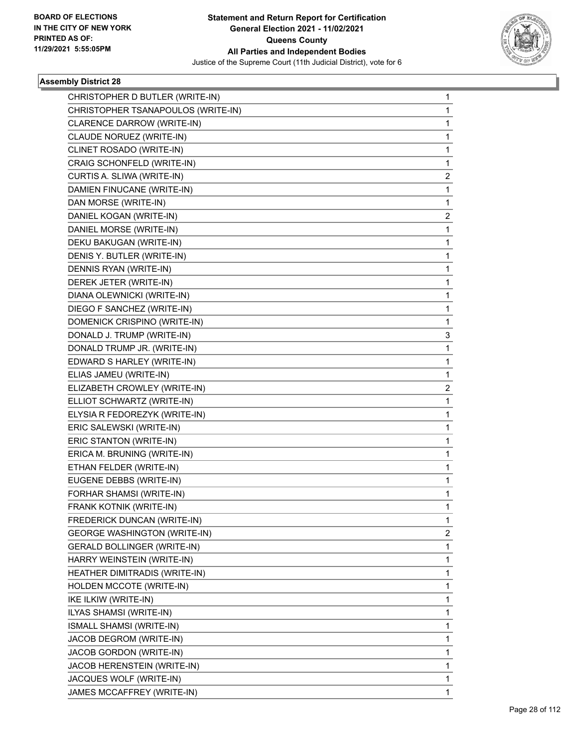## Assembly District 28

| Candidate | Votes |
|---|---|
| CHRISTOPHER D BUTLER (WRITE-IN) | 1 |
| CHRISTOPHER TSANAPOULOS (WRITE-IN) | 1 |
| CLARENCE DARROW (WRITE-IN) | 1 |
| CLAUDE NORUEZ (WRITE-IN) | 1 |
| CLINET ROSADO (WRITE-IN) | 1 |
| CRAIG SCHONFELD (WRITE-IN) | 1 |
| CURTIS A. SLIWA (WRITE-IN) | 2 |
| DAMIEN FINUCANE (WRITE-IN) | 1 |
| DAN MORSE (WRITE-IN) | 1 |
| DANIEL KOGAN (WRITE-IN) | 2 |
| DANIEL MORSE (WRITE-IN) | 1 |
| DEKU BAKUGAN (WRITE-IN) | 1 |
| DENIS Y. BUTLER (WRITE-IN) | 1 |
| DENNIS RYAN (WRITE-IN) | 1 |
| DEREK JETER (WRITE-IN) | 1 |
| DIANA OLEWNICKI (WRITE-IN) | 1 |
| DIEGO F SANCHEZ (WRITE-IN) | 1 |
| DOMENICK CRISPINO (WRITE-IN) | 1 |
| DONALD J. TRUMP (WRITE-IN) | 3 |
| DONALD TRUMP JR. (WRITE-IN) | 1 |
| EDWARD S HARLEY (WRITE-IN) | 1 |
| ELIAS JAMEU (WRITE-IN) | 1 |
| ELIZABETH CROWLEY (WRITE-IN) | 2 |
| ELLIOT SCHWARTZ (WRITE-IN) | 1 |
| ELYSIA R FEDOREZYK (WRITE-IN) | 1 |
| ERIC SALEWSKI (WRITE-IN) | 1 |
| ERIC STANTON (WRITE-IN) | 1 |
| ERICA M. BRUNING (WRITE-IN) | 1 |
| ETHAN FELDER (WRITE-IN) | 1 |
| EUGENE DEBBS (WRITE-IN) | 1 |
| FORHAR SHAMSI (WRITE-IN) | 1 |
| FRANK KOTNIK (WRITE-IN) | 1 |
| FREDERICK DUNCAN (WRITE-IN) | 1 |
| GEORGE WASHINGTON (WRITE-IN) | 2 |
| GERALD BOLLINGER (WRITE-IN) | 1 |
| HARRY WEINSTEIN (WRITE-IN) | 1 |
| HEATHER DIMITRADIS (WRITE-IN) | 1 |
| HOLDEN MCCOTE (WRITE-IN) | 1 |
| IKE ILKIW (WRITE-IN) | 1 |
| ILYAS SHAMSI (WRITE-IN) | 1 |
| ISMALL SHAMSI (WRITE-IN) | 1 |
| JACOB DEGROM (WRITE-IN) | 1 |
| JACOB GORDON (WRITE-IN) | 1 |
| JACOB HERENSTEIN (WRITE-IN) | 1 |
| JACQUES WOLF (WRITE-IN) | 1 |
| JAMES MCCAFFREY (WRITE-IN) | 1 |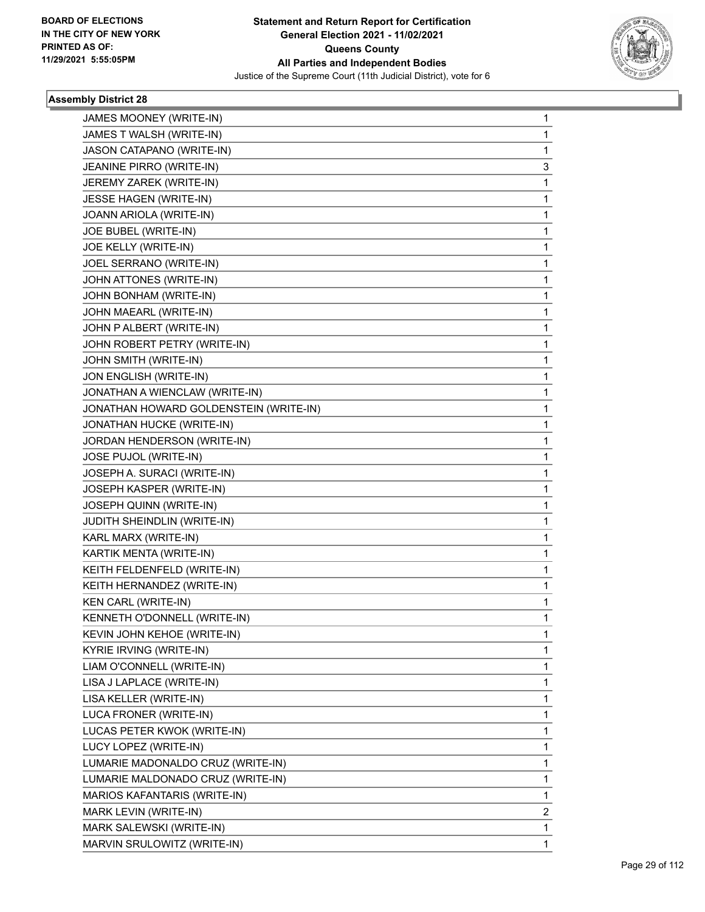**BOARD OF ELECTIONS IN THE CITY OF NEW YORK PRINTED AS OF: 11/29/2021 5:55:05PM**

# Statement and Return Report for Certification
## General Election 2021 - 11/02/2021
## Queens County
## All Parties and Independent Bodies
### Justice of the Supreme Court (11th Judicial District), vote for 6

**Assembly District 28**

| | |
|---|---|
| JAMES MOONEY (WRITE-IN) | 1 |
| JAMES T WALSH (WRITE-IN) | 1 |
| JASON CATAPANO (WRITE-IN) | 1 |
| JEANINE PIRRO (WRITE-IN) | 3 |
| JEREMY ZAREK (WRITE-IN) | 1 |
| JESSE HAGEN (WRITE-IN) | 1 |
| JOANN ARIOLA (WRITE-IN) | 1 |
| JOE BUBEL (WRITE-IN) | 1 |
| JOE KELLY (WRITE-IN) | 1 |
| JOEL SERRANO (WRITE-IN) | 1 |
| JOHN ATTONES (WRITE-IN) | 1 |
| JOHN BONHAM (WRITE-IN) | 1 |
| JOHN MAEARL (WRITE-IN) | 1 |
| JOHN P ALBERT (WRITE-IN) | 1 |
| JOHN ROBERT PETRY (WRITE-IN) | 1 |
| JOHN SMITH (WRITE-IN) | 1 |
| JON ENGLISH (WRITE-IN) | 1 |
| JONATHAN A WIENCLAW (WRITE-IN) | 1 |
| JONATHAN HOWARD GOLDENSTEIN (WRITE-IN) | 1 |
| JONATHAN HUCKE (WRITE-IN) | 1 |
| JORDAN HENDERSON (WRITE-IN) | 1 |
| JOSE PUJOL (WRITE-IN) | 1 |
| JOSEPH A. SURACI (WRITE-IN) | 1 |
| JOSEPH KASPER (WRITE-IN) | 1 |
| JOSEPH QUINN (WRITE-IN) | 1 |
| JUDITH SHEINDLIN (WRITE-IN) | 1 |
| KARL MARX (WRITE-IN) | 1 |
| KARTIK MENTA (WRITE-IN) | 1 |
| KEITH FELDENFELD (WRITE-IN) | 1 |
| KEITH HERNANDEZ (WRITE-IN) | 1 |
| KEN CARL (WRITE-IN) | 1 |
| KENNETH O'DONNELL (WRITE-IN) | 1 |
| KEVIN JOHN KEHOE (WRITE-IN) | 1 |
| KYRIE IRVING (WRITE-IN) | 1 |
| LIAM O'CONNELL (WRITE-IN) | 1 |
| LISA J LAPLACE (WRITE-IN) | 1 |
| LISA KELLER (WRITE-IN) | 1 |
| LUCA FRONER (WRITE-IN) | 1 |
| LUCAS PETER KWOK (WRITE-IN) | 1 |
| LUCY LOPEZ (WRITE-IN) | 1 |
| LUMARIE MADONALDO CRUZ (WRITE-IN) | 1 |
| LUMARIE MALDONADO CRUZ (WRITE-IN) | 1 |
| MARIOS KAFANTARIS (WRITE-IN) | 1 |
| MARK LEVIN (WRITE-IN) | 2 |
| MARK SALEWSKI (WRITE-IN) | 1 |
| MARVIN SRULOWITZ (WRITE-IN) | 1 |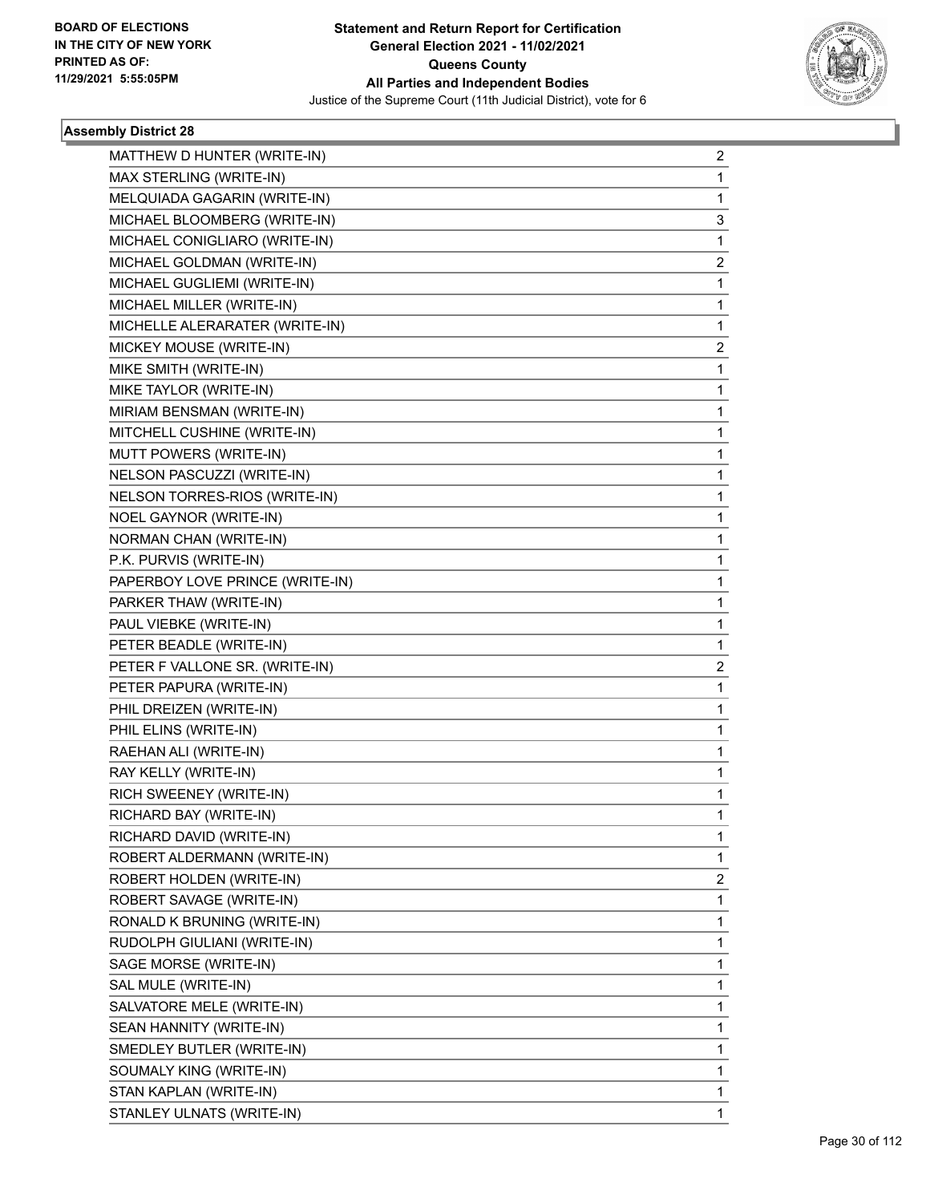**Statement and Return Report for Certification**
**General Election 2021 - 11/02/2021**
**Queens County**
**All Parties and Independent Bodies**
Justice of the Supreme Court (11th Judicial District), vote for 6

BOARD OF ELECTIONS
IN THE CITY OF NEW YORK
PRINTED AS OF:
11/29/2021 5:55:05PM

### Assembly District 28

| | |
|---|---|
| MATTHEW D HUNTER (WRITE-IN) | 2 |
| MAX STERLING (WRITE-IN) | 1 |
| MELQUIADA GAGARIN (WRITE-IN) | 1 |
| MICHAEL BLOOMBERG (WRITE-IN) | 3 |
| MICHAEL CONIGLIARO (WRITE-IN) | 1 |
| MICHAEL GOLDMAN (WRITE-IN) | 2 |
| MICHAEL GUGLIEMI (WRITE-IN) | 1 |
| MICHAEL MILLER (WRITE-IN) | 1 |
| MICHELLE ALERARATER (WRITE-IN) | 1 |
| MICKEY MOUSE (WRITE-IN) | 2 |
| MIKE SMITH (WRITE-IN) | 1 |
| MIKE TAYLOR (WRITE-IN) | 1 |
| MIRIAM BENSMAN (WRITE-IN) | 1 |
| MITCHELL CUSHINE (WRITE-IN) | 1 |
| MUTT POWERS (WRITE-IN) | 1 |
| NELSON PASCUZZI (WRITE-IN) | 1 |
| NELSON TORRES-RIOS (WRITE-IN) | 1 |
| NOEL GAYNOR (WRITE-IN) | 1 |
| NORMAN CHAN (WRITE-IN) | 1 |
| P.K. PURVIS (WRITE-IN) | 1 |
| PAPERBOY LOVE PRINCE (WRITE-IN) | 1 |
| PARKER THAW (WRITE-IN) | 1 |
| PAUL VIEBKE (WRITE-IN) | 1 |
| PETER BEADLE (WRITE-IN) | 1 |
| PETER F VALLONE SR. (WRITE-IN) | 2 |
| PETER PAPURA (WRITE-IN) | 1 |
| PHIL DREIZEN (WRITE-IN) | 1 |
| PHIL ELINS (WRITE-IN) | 1 |
| RAEHAN ALI (WRITE-IN) | 1 |
| RAY KELLY (WRITE-IN) | 1 |
| RICH SWEENEY (WRITE-IN) | 1 |
| RICHARD BAY (WRITE-IN) | 1 |
| RICHARD DAVID (WRITE-IN) | 1 |
| ROBERT ALDERMANN (WRITE-IN) | 1 |
| ROBERT HOLDEN (WRITE-IN) | 2 |
| ROBERT SAVAGE (WRITE-IN) | 1 |
| RONALD K BRUNING (WRITE-IN) | 1 |
| RUDOLPH GIULIANI (WRITE-IN) | 1 |
| SAGE MORSE (WRITE-IN) | 1 |
| SAL MULE (WRITE-IN) | 1 |
| SALVATORE MELE (WRITE-IN) | 1 |
| SEAN HANNITY (WRITE-IN) | 1 |
| SMEDLEY BUTLER (WRITE-IN) | 1 |
| SOUMALY KING (WRITE-IN) | 1 |
| STAN KAPLAN (WRITE-IN) | 1 |
| STANLEY ULNATS (WRITE-IN) | 1 |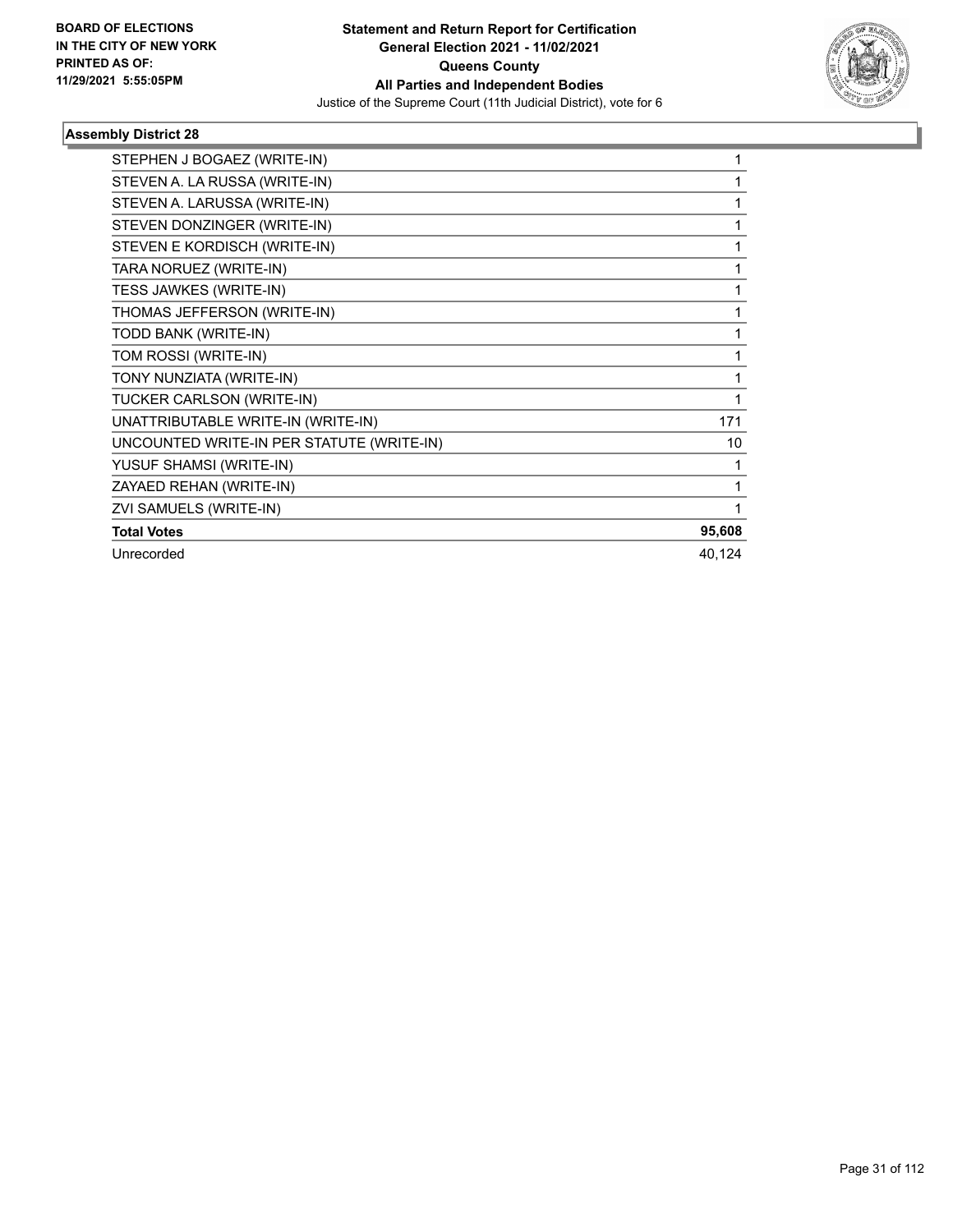## Assembly District 28

| Candidate | Votes |
|---|---|
| STEPHEN J BOGAEZ (WRITE-IN) | 1 |
| STEVEN A. LA RUSSA (WRITE-IN) | 1 |
| STEVEN A. LARUSSA (WRITE-IN) | 1 |
| STEVEN DONZINGER (WRITE-IN) | 1 |
| STEVEN E KORDISCH (WRITE-IN) | 1 |
| TARA NORUEZ (WRITE-IN) | 1 |
| TESS JAWKES (WRITE-IN) | 1 |
| THOMAS JEFFERSON (WRITE-IN) | 1 |
| TODD BANK (WRITE-IN) | 1 |
| TOM ROSSI (WRITE-IN) | 1 |
| TONY NUNZIATA (WRITE-IN) | 1 |
| TUCKER CARLSON (WRITE-IN) | 1 |
| UNATTRIBUTABLE WRITE-IN (WRITE-IN) | 171 |
| UNCOUNTED WRITE-IN PER STATUTE (WRITE-IN) | 10 |
| YUSUF SHAMSI (WRITE-IN) | 1 |
| ZAYAED REHAN (WRITE-IN) | 1 |
| ZVI SAMUELS (WRITE-IN) | 1 |
| **Total Votes** | **95,608** |
| Unrecorded | 40,124 |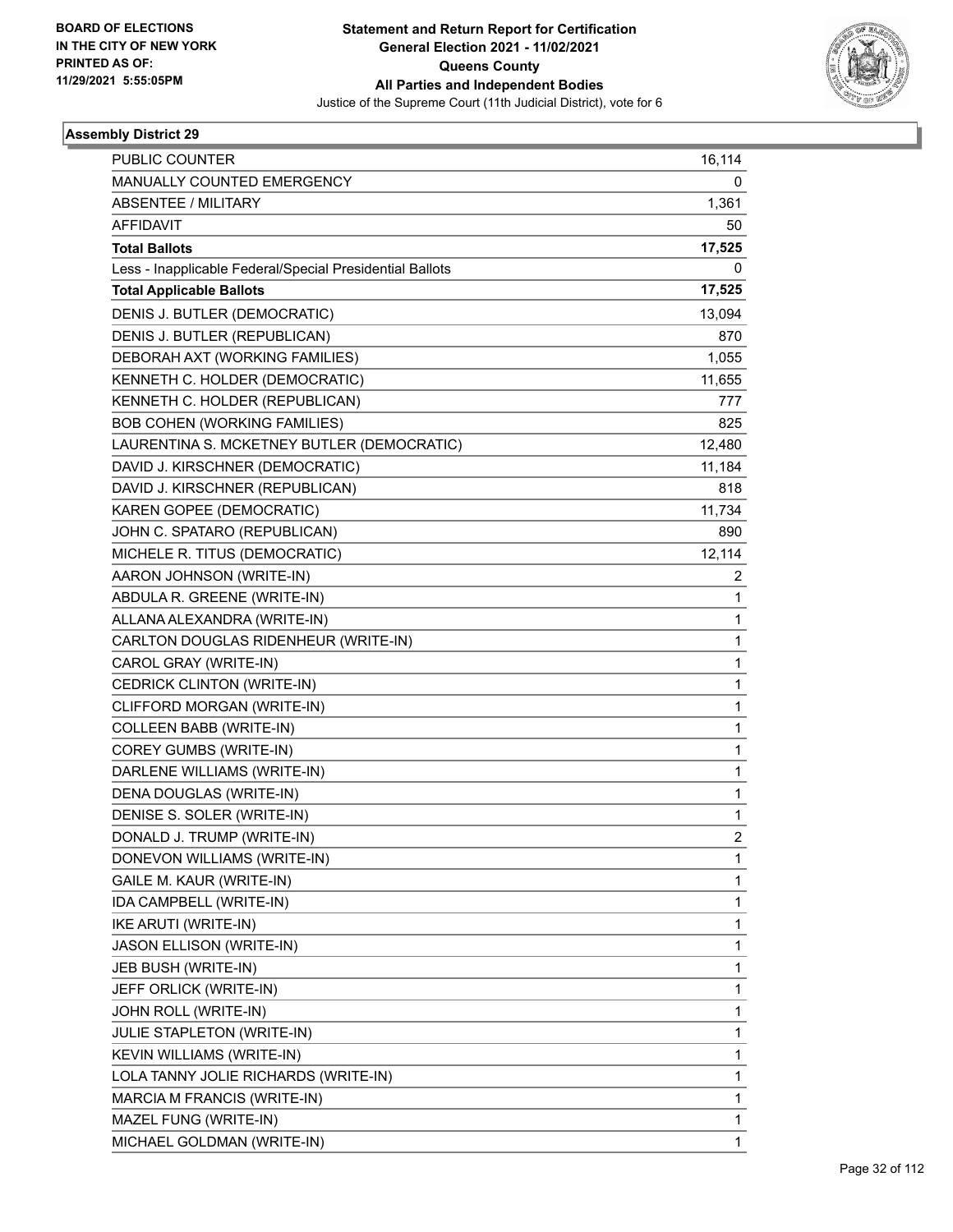**Statement and Return Report for Certification**
**General Election 2021 - 11/02/2021**
**Queens County**
**All Parties and Independent Bodies**
Justice of the Supreme Court (11th Judicial District), vote for 6

BOARD OF ELECTIONS IN THE CITY OF NEW YORK PRINTED AS OF: 11/29/2021 5:55:05PM

**Assembly District 29**

| | |
|---|---|
| PUBLIC COUNTER | 16,114 |
| MANUALLY COUNTED EMERGENCY | 0 |
| ABSENTEE / MILITARY | 1,361 |
| AFFIDAVIT | 50 |
| **Total Ballots** | **17,525** |
| Less - Inapplicable Federal/Special Presidential Ballots | 0 |
| **Total Applicable Ballots** | **17,525** |
| DENIS J. BUTLER (DEMOCRATIC) | 13,094 |
| DENIS J. BUTLER (REPUBLICAN) | 870 |
| DEBORAH AXT (WORKING FAMILIES) | 1,055 |
| KENNETH C. HOLDER (DEMOCRATIC) | 11,655 |
| KENNETH C. HOLDER (REPUBLICAN) | 777 |
| BOB COHEN (WORKING FAMILIES) | 825 |
| LAURENTINA S. MCKETNEY BUTLER (DEMOCRATIC) | 12,480 |
| DAVID J. KIRSCHNER (DEMOCRATIC) | 11,184 |
| DAVID J. KIRSCHNER (REPUBLICAN) | 818 |
| KAREN GOPEE (DEMOCRATIC) | 11,734 |
| JOHN C. SPATARO (REPUBLICAN) | 890 |
| MICHELE R. TITUS (DEMOCRATIC) | 12,114 |
| AARON JOHNSON (WRITE-IN) | 2 |
| ABDULA R. GREENE (WRITE-IN) | 1 |
| ALLANA ALEXANDRA (WRITE-IN) | 1 |
| CARLTON DOUGLAS RIDENHEUR (WRITE-IN) | 1 |
| CAROL GRAY (WRITE-IN) | 1 |
| CEDRICK CLINTON (WRITE-IN) | 1 |
| CLIFFORD MORGAN (WRITE-IN) | 1 |
| COLLEEN BABB (WRITE-IN) | 1 |
| COREY GUMBS (WRITE-IN) | 1 |
| DARLENE WILLIAMS (WRITE-IN) | 1 |
| DENA DOUGLAS (WRITE-IN) | 1 |
| DENISE S. SOLER (WRITE-IN) | 1 |
| DONALD J. TRUMP (WRITE-IN) | 2 |
| DONEVON WILLIAMS (WRITE-IN) | 1 |
| GAILE M. KAUR (WRITE-IN) | 1 |
| IDA CAMPBELL (WRITE-IN) | 1 |
| IKE ARUTI (WRITE-IN) | 1 |
| JASON ELLISON (WRITE-IN) | 1 |
| JEB BUSH (WRITE-IN) | 1 |
| JEFF ORLICK (WRITE-IN) | 1 |
| JOHN ROLL (WRITE-IN) | 1 |
| JULIE STAPLETON (WRITE-IN) | 1 |
| KEVIN WILLIAMS (WRITE-IN) | 1 |
| LOLA TANNY JOLIE RICHARDS (WRITE-IN) | 1 |
| MARCIA M FRANCIS (WRITE-IN) | 1 |
| MAZEL FUNG (WRITE-IN) | 1 |
| MICHAEL GOLDMAN (WRITE-IN) | 1 |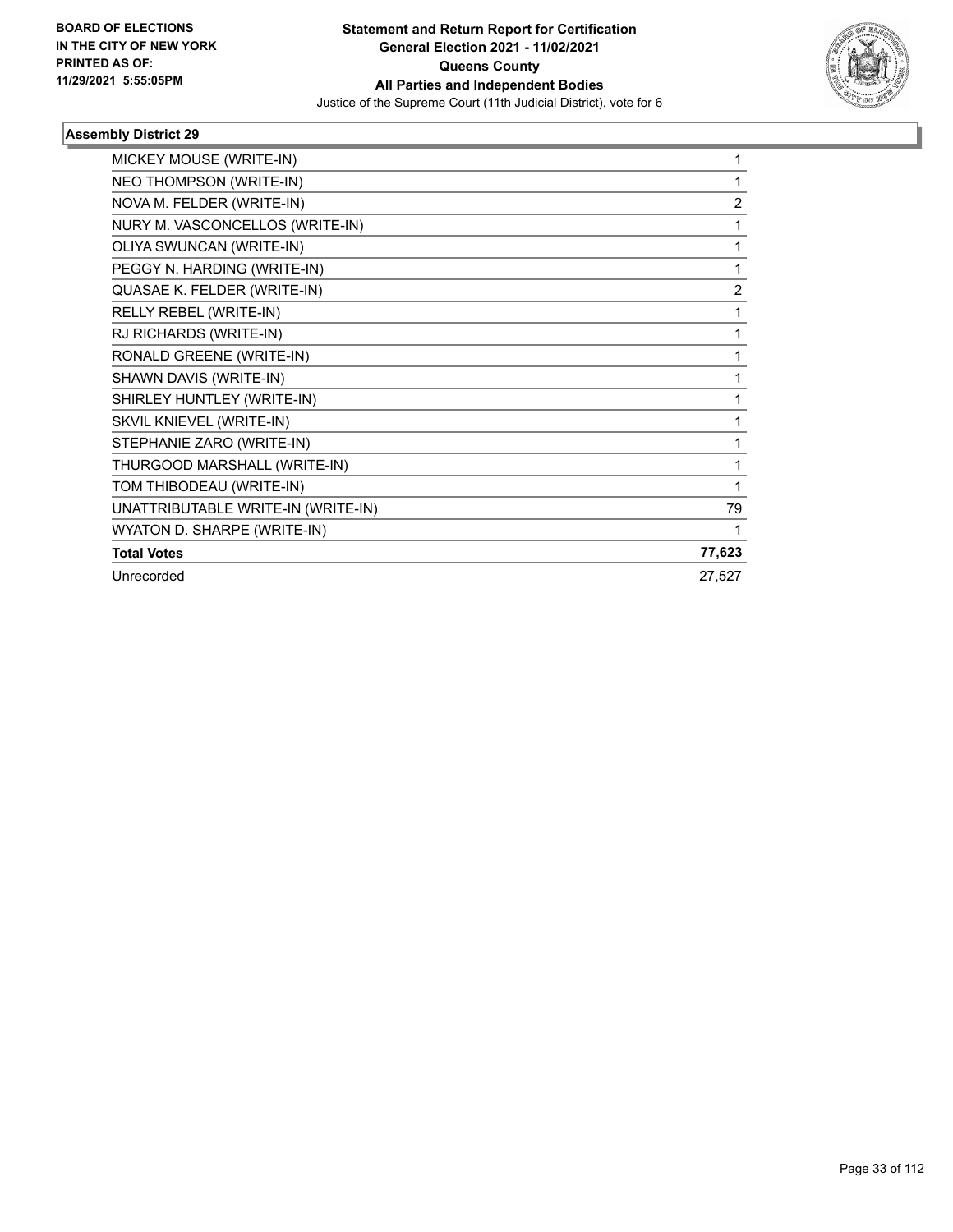**BOARD OF ELECTIONS IN THE CITY OF NEW YORK PRINTED AS OF: 11/29/2021 5:55:05PM**

**Statement and Return Report for Certification General Election 2021 - 11/02/2021 Queens County All Parties and Independent Bodies**

Justice of the Supreme Court (11th Judicial District), vote for 6

### Assembly District 29

| | |
|---|---|
| MICKEY MOUSE (WRITE-IN) | 1 |
| NEO THOMPSON (WRITE-IN) | 1 |
| NOVA M. FELDER (WRITE-IN) | 2 |
| NURY M. VASCONCELLOS (WRITE-IN) | 1 |
| OLIYA SWUNCAN (WRITE-IN) | 1 |
| PEGGY N. HARDING (WRITE-IN) | 1 |
| QUASAE K. FELDER (WRITE-IN) | 2 |
| RELLY REBEL (WRITE-IN) | 1 |
| RJ RICHARDS (WRITE-IN) | 1 |
| RONALD GREENE (WRITE-IN) | 1 |
| SHAWN DAVIS (WRITE-IN) | 1 |
| SHIRLEY HUNTLEY (WRITE-IN) | 1 |
| SKVIL KNIEVEL (WRITE-IN) | 1 |
| STEPHANIE ZARO (WRITE-IN) | 1 |
| THURGOOD MARSHALL (WRITE-IN) | 1 |
| TOM THIBODEAU (WRITE-IN) | 1 |
| UNATTRIBUTABLE WRITE-IN (WRITE-IN) | 79 |
| WYATON D. SHARPE (WRITE-IN) | 1 |
| **Total Votes** | **77,623** |
| Unrecorded | 27,527 |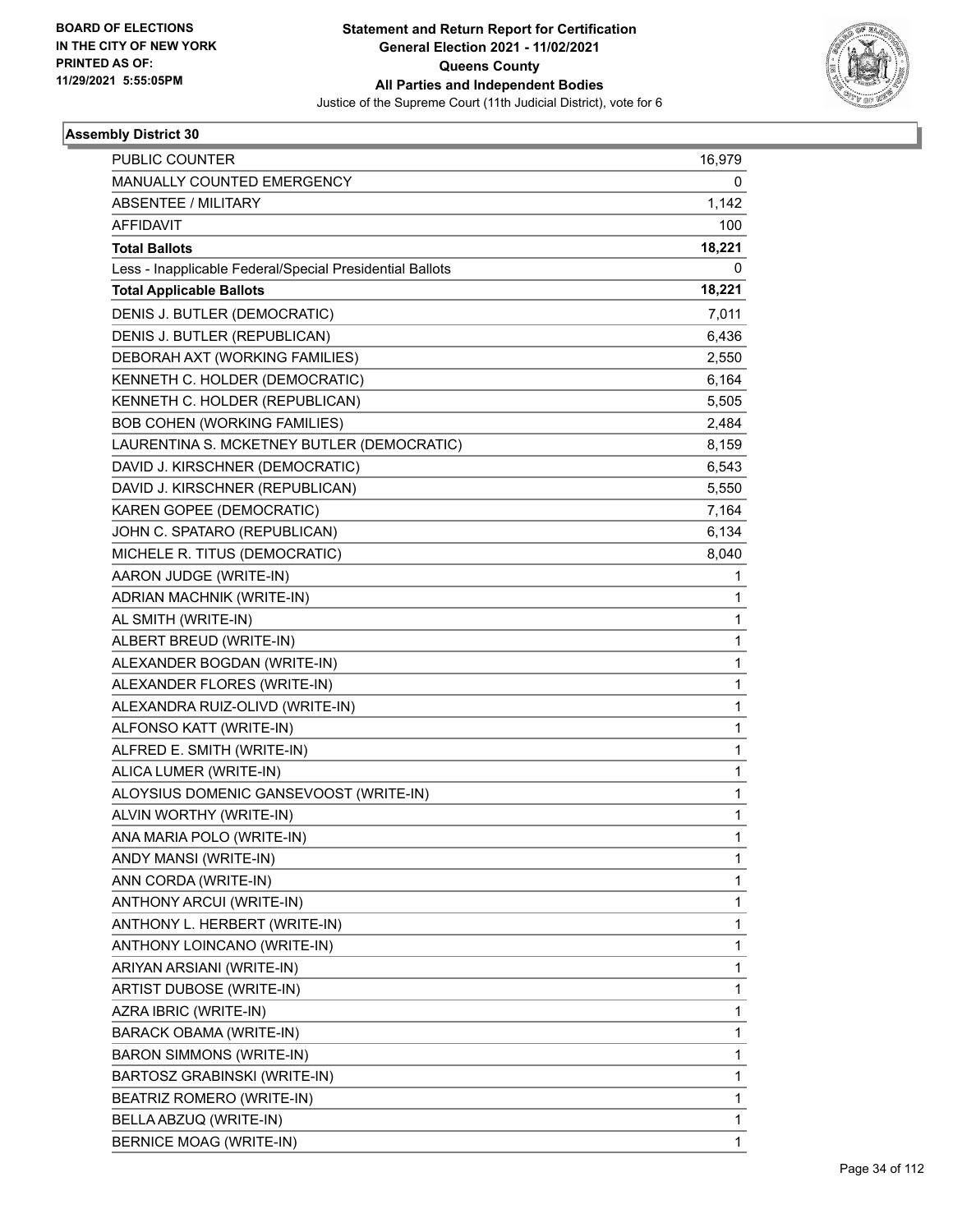**Statement and Return Report for Certification**
**General Election 2021 - 11/02/2021**
**Queens County**
**All Parties and Independent Bodies**
Justice of the Supreme Court (11th Judicial District), vote for 6

BOARD OF ELECTIONS
IN THE CITY OF NEW YORK
PRINTED AS OF:
11/29/2021 5:55:05PM

### Assembly District 30

| | |
|---|---|
| PUBLIC COUNTER | 16,979 |
| MANUALLY COUNTED EMERGENCY | 0 |
| ABSENTEE / MILITARY | 1,142 |
| AFFIDAVIT | 100 |
| **Total Ballots** | **18,221** |
| Less - Inapplicable Federal/Special Presidential Ballots | 0 |
| **Total Applicable Ballots** | **18,221** |
| DENIS J. BUTLER (DEMOCRATIC) | 7,011 |
| DENIS J. BUTLER (REPUBLICAN) | 6,436 |
| DEBORAH AXT (WORKING FAMILIES) | 2,550 |
| KENNETH C. HOLDER (DEMOCRATIC) | 6,164 |
| KENNETH C. HOLDER (REPUBLICAN) | 5,505 |
| BOB COHEN (WORKING FAMILIES) | 2,484 |
| LAURENTINA S. MCKETNEY BUTLER (DEMOCRATIC) | 8,159 |
| DAVID J. KIRSCHNER (DEMOCRATIC) | 6,543 |
| DAVID J. KIRSCHNER (REPUBLICAN) | 5,550 |
| KAREN GOPEE (DEMOCRATIC) | 7,164 |
| JOHN C. SPATARO (REPUBLICAN) | 6,134 |
| MICHELE R. TITUS (DEMOCRATIC) | 8,040 |
| AARON JUDGE (WRITE-IN) | 1 |
| ADRIAN MACHNIK (WRITE-IN) | 1 |
| AL SMITH (WRITE-IN) | 1 |
| ALBERT BREUD (WRITE-IN) | 1 |
| ALEXANDER BOGDAN (WRITE-IN) | 1 |
| ALEXANDER FLORES (WRITE-IN) | 1 |
| ALEXANDRA RUIZ-OLIVD (WRITE-IN) | 1 |
| ALFONSO KATT (WRITE-IN) | 1 |
| ALFRED E. SMITH (WRITE-IN) | 1 |
| ALICA LUMER (WRITE-IN) | 1 |
| ALOYSIUS DOMENIC GANSEVOOST (WRITE-IN) | 1 |
| ALVIN WORTHY (WRITE-IN) | 1 |
| ANA MARIA POLO (WRITE-IN) | 1 |
| ANDY MANSI (WRITE-IN) | 1 |
| ANN CORDA (WRITE-IN) | 1 |
| ANTHONY ARCUI (WRITE-IN) | 1 |
| ANTHONY L. HERBERT (WRITE-IN) | 1 |
| ANTHONY LOINCANO (WRITE-IN) | 1 |
| ARIYAN ARSIANI (WRITE-IN) | 1 |
| ARTIST DUBOSE (WRITE-IN) | 1 |
| AZRA IBRIC (WRITE-IN) | 1 |
| BARACK OBAMA (WRITE-IN) | 1 |
| BARON SIMMONS (WRITE-IN) | 1 |
| BARTOSZ GRABINSKI (WRITE-IN) | 1 |
| BEATRIZ ROMERO (WRITE-IN) | 1 |
| BELLA ABZUQ (WRITE-IN) | 1 |
| BERNICE MOAG (WRITE-IN) | 1 |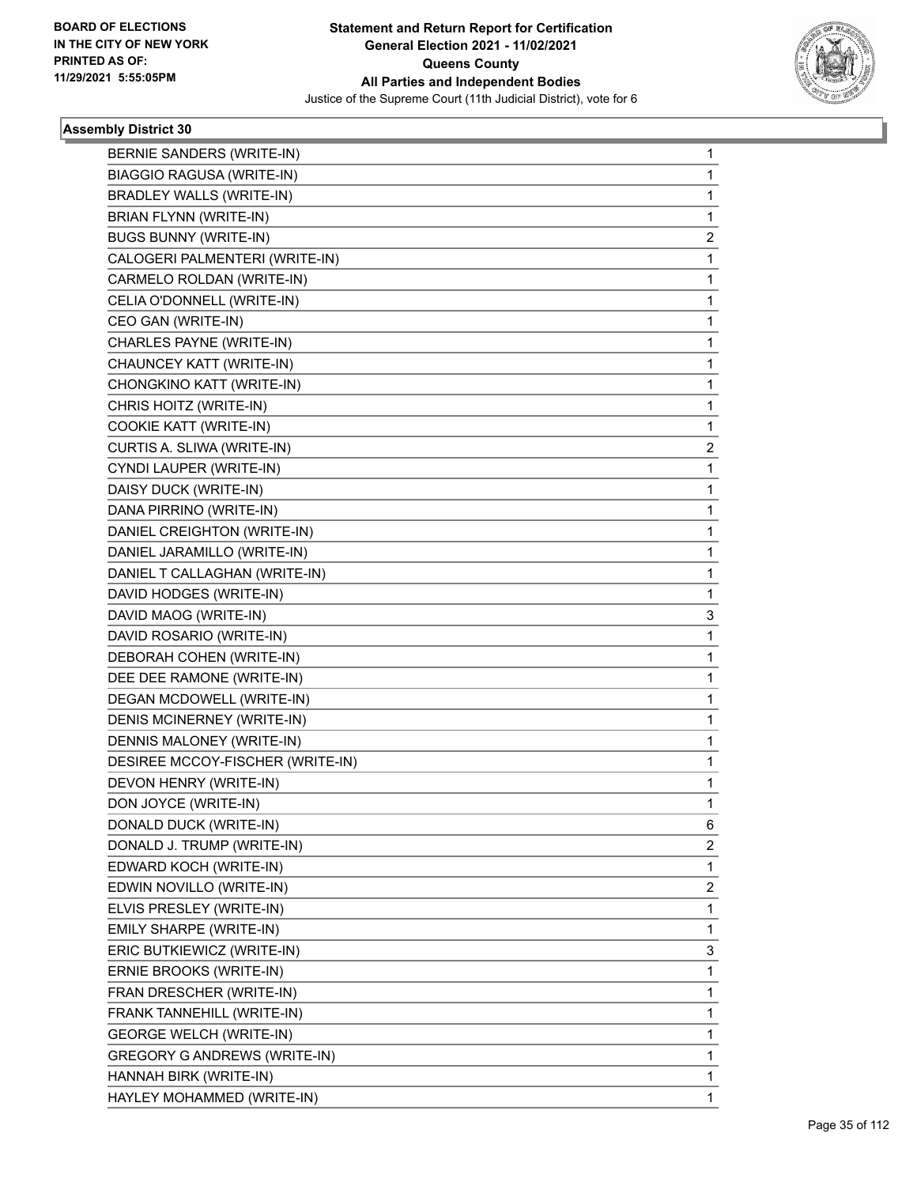**BOARD OF ELECTIONS IN THE CITY OF NEW YORK PRINTED AS OF: 11/29/2021 5:55:05PM**

# Statement and Return Report for Certification General Election 2021 - 11/02/2021 Queens County All Parties and Independent Bodies

Justice of the Supreme Court (11th Judicial District), vote for 6

### Assembly District 30

| | |
|---|---|
| BERNIE SANDERS (WRITE-IN) | 1 |
| BIAGGIO RAGUSA (WRITE-IN) | 1 |
| BRADLEY WALLS (WRITE-IN) | 1 |
| BRIAN FLYNN (WRITE-IN) | 1 |
| BUGS BUNNY (WRITE-IN) | 2 |
| CALOGERI PALMENTERI (WRITE-IN) | 1 |
| CARMELO ROLDAN (WRITE-IN) | 1 |
| CELIA O'DONNELL (WRITE-IN) | 1 |
| CEO GAN (WRITE-IN) | 1 |
| CHARLES PAYNE (WRITE-IN) | 1 |
| CHAUNCEY KATT (WRITE-IN) | 1 |
| CHONGKINO KATT (WRITE-IN) | 1 |
| CHRIS HOITZ (WRITE-IN) | 1 |
| COOKIE KATT (WRITE-IN) | 1 |
| CURTIS A. SLIWA (WRITE-IN) | 2 |
| CYNDI LAUPER (WRITE-IN) | 1 |
| DAISY DUCK (WRITE-IN) | 1 |
| DANA PIRRINO (WRITE-IN) | 1 |
| DANIEL CREIGHTON (WRITE-IN) | 1 |
| DANIEL JARAMILLO (WRITE-IN) | 1 |
| DANIEL T CALLAGHAN (WRITE-IN) | 1 |
| DAVID HODGES (WRITE-IN) | 1 |
| DAVID MAOG (WRITE-IN) | 3 |
| DAVID ROSARIO (WRITE-IN) | 1 |
| DEBORAH COHEN (WRITE-IN) | 1 |
| DEE DEE RAMONE (WRITE-IN) | 1 |
| DEGAN MCDOWELL (WRITE-IN) | 1 |
| DENIS MCINERNEY (WRITE-IN) | 1 |
| DENNIS MALONEY (WRITE-IN) | 1 |
| DESIREE MCCOY-FISCHER (WRITE-IN) | 1 |
| DEVON HENRY (WRITE-IN) | 1 |
| DON JOYCE (WRITE-IN) | 1 |
| DONALD DUCK (WRITE-IN) | 6 |
| DONALD J. TRUMP (WRITE-IN) | 2 |
| EDWARD KOCH (WRITE-IN) | 1 |
| EDWIN NOVILLO (WRITE-IN) | 2 |
| ELVIS PRESLEY (WRITE-IN) | 1 |
| EMILY SHARPE (WRITE-IN) | 1 |
| ERIC BUTKIEWICZ (WRITE-IN) | 3 |
| ERNIE BROOKS (WRITE-IN) | 1 |
| FRAN DRESCHER (WRITE-IN) | 1 |
| FRANK TANNEHILL (WRITE-IN) | 1 |
| GEORGE WELCH (WRITE-IN) | 1 |
| GREGORY G ANDREWS (WRITE-IN) | 1 |
| HANNAH BIRK (WRITE-IN) | 1 |
| HAYLEY MOHAMMED (WRITE-IN) | 1 |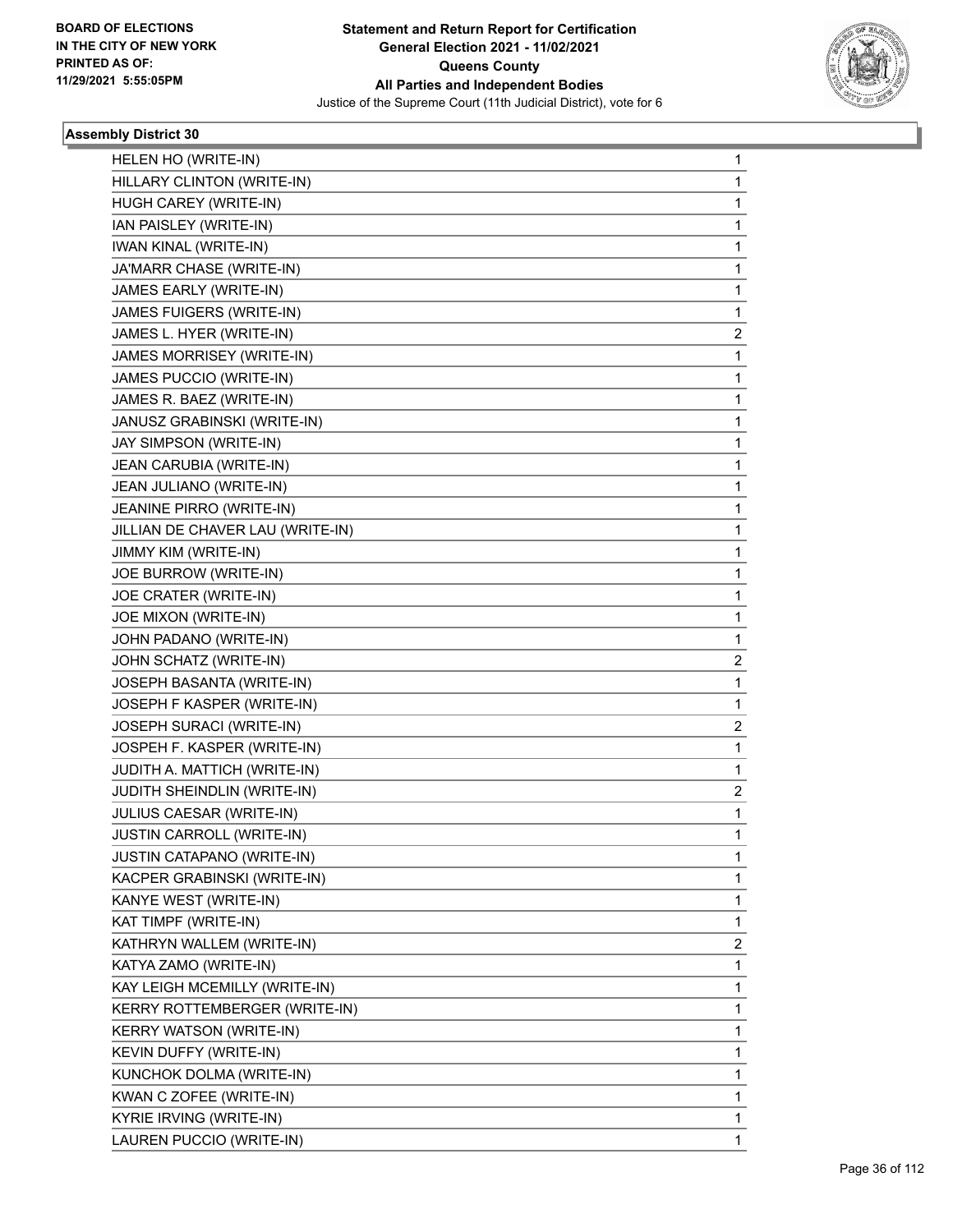**BOARD OF ELECTIONS IN THE CITY OF NEW YORK PRINTED AS OF: 11/29/2021 5:55:05PM**

**Statement and Return Report for Certification General Election 2021 - 11/02/2021 Queens County All Parties and Independent Bodies**

Justice of the Supreme Court (11th Judicial District), vote for 6

### Assembly District 30

| | |
|---|---|
| HELEN HO (WRITE-IN) | 1 |
| HILLARY CLINTON (WRITE-IN) | 1 |
| HUGH CAREY (WRITE-IN) | 1 |
| IAN PAISLEY (WRITE-IN) | 1 |
| IWAN KINAL (WRITE-IN) | 1 |
| JA'MARR CHASE (WRITE-IN) | 1 |
| JAMES EARLY (WRITE-IN) | 1 |
| JAMES FUIGERS (WRITE-IN) | 1 |
| JAMES L. HYER (WRITE-IN) | 2 |
| JAMES MORRISEY (WRITE-IN) | 1 |
| JAMES PUCCIO (WRITE-IN) | 1 |
| JAMES R. BAEZ (WRITE-IN) | 1 |
| JANUSZ GRABINSKI (WRITE-IN) | 1 |
| JAY SIMPSON (WRITE-IN) | 1 |
| JEAN CARUBIA (WRITE-IN) | 1 |
| JEAN JULIANO (WRITE-IN) | 1 |
| JEANINE PIRRO (WRITE-IN) | 1 |
| JILLIAN DE CHAVER LAU (WRITE-IN) | 1 |
| JIMMY KIM (WRITE-IN) | 1 |
| JOE BURROW (WRITE-IN) | 1 |
| JOE CRATER (WRITE-IN) | 1 |
| JOE MIXON (WRITE-IN) | 1 |
| JOHN PADANO (WRITE-IN) | 1 |
| JOHN SCHATZ (WRITE-IN) | 2 |
| JOSEPH BASANTA (WRITE-IN) | 1 |
| JOSEPH F KASPER (WRITE-IN) | 1 |
| JOSEPH SURACI (WRITE-IN) | 2 |
| JOSPEH F. KASPER (WRITE-IN) | 1 |
| JUDITH A. MATTICH (WRITE-IN) | 1 |
| JUDITH SHEINDLIN (WRITE-IN) | 2 |
| JULIUS CAESAR (WRITE-IN) | 1 |
| JUSTIN CARROLL (WRITE-IN) | 1 |
| JUSTIN CATAPANO (WRITE-IN) | 1 |
| KACPER GRABINSKI (WRITE-IN) | 1 |
| KANYE WEST (WRITE-IN) | 1 |
| KAT TIMPF (WRITE-IN) | 1 |
| KATHRYN WALLEM (WRITE-IN) | 2 |
| KATYA ZAMO (WRITE-IN) | 1 |
| KAY LEIGH MCEMILLY (WRITE-IN) | 1 |
| KERRY ROTTEMBERGER (WRITE-IN) | 1 |
| KERRY WATSON (WRITE-IN) | 1 |
| KEVIN DUFFY (WRITE-IN) | 1 |
| KUNCHOK DOLMA (WRITE-IN) | 1 |
| KWAN C ZOFEE (WRITE-IN) | 1 |
| KYRIE IRVING (WRITE-IN) | 1 |
| LAUREN PUCCIO (WRITE-IN) | 1 |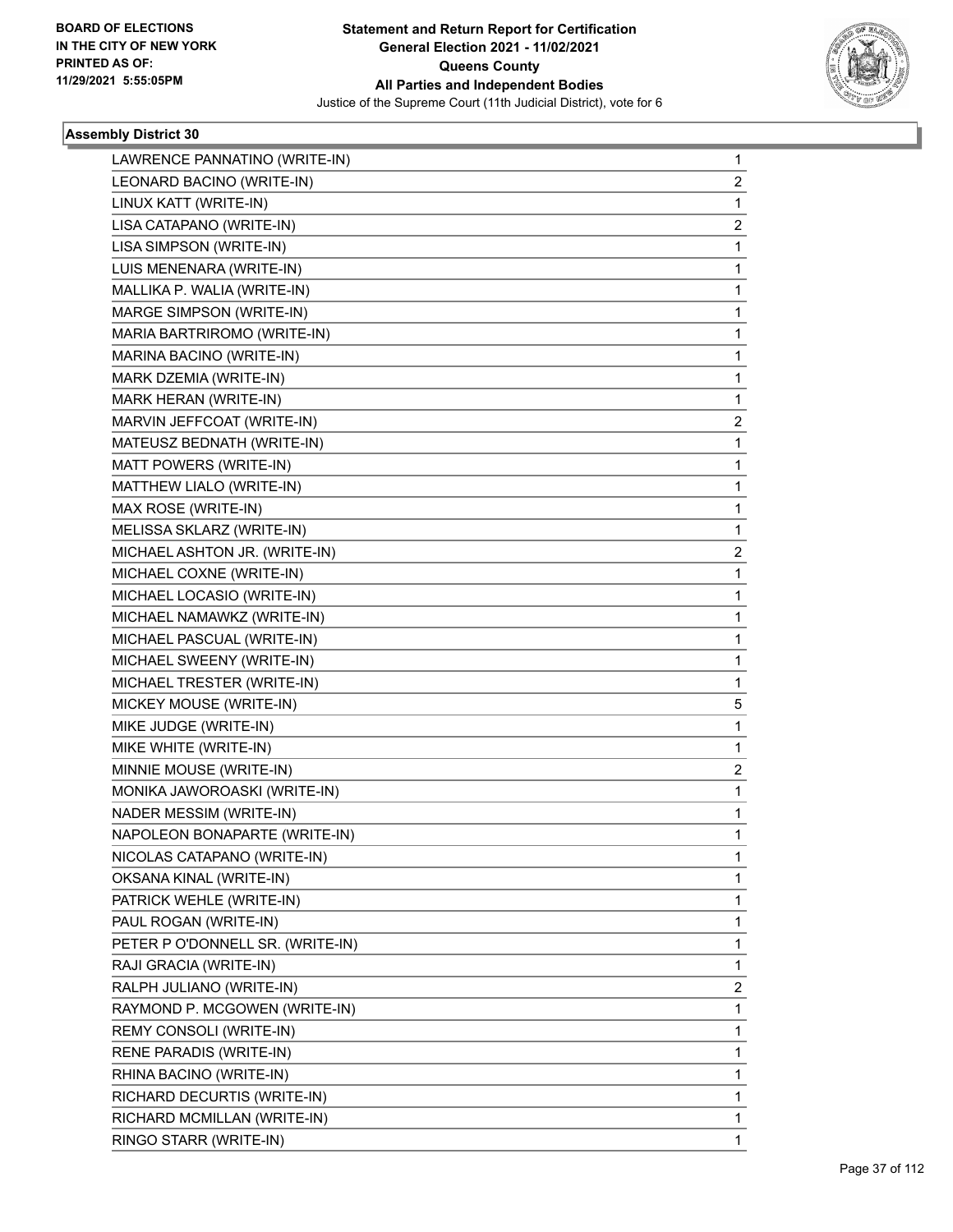**Statement and Return Report for Certification**
**General Election 2021 - 11/02/2021**
**Queens County**
**All Parties and Independent Bodies**
Justice of the Supreme Court (11th Judicial District), vote for 6

BOARD OF ELECTIONS
IN THE CITY OF NEW YORK
PRINTED AS OF:
11/29/2021 5:55:05PM

### Assembly District 30

| | |
|---|---|
| LAWRENCE PANNATINO (WRITE-IN) | 1 |
| LEONARD BACINO (WRITE-IN) | 2 |
| LINUX KATT (WRITE-IN) | 1 |
| LISA CATAPANO (WRITE-IN) | 2 |
| LISA SIMPSON (WRITE-IN) | 1 |
| LUIS MENENARA (WRITE-IN) | 1 |
| MALLIKA P. WALIA (WRITE-IN) | 1 |
| MARGE SIMPSON (WRITE-IN) | 1 |
| MARIA BARTRIROMO (WRITE-IN) | 1 |
| MARINA BACINO (WRITE-IN) | 1 |
| MARK DZEMIA (WRITE-IN) | 1 |
| MARK HERAN (WRITE-IN) | 1 |
| MARVIN JEFFCOAT (WRITE-IN) | 2 |
| MATEUSZ BEDNATH (WRITE-IN) | 1 |
| MATT POWERS (WRITE-IN) | 1 |
| MATTHEW LIALO (WRITE-IN) | 1 |
| MAX ROSE (WRITE-IN) | 1 |
| MELISSA SKLARZ (WRITE-IN) | 1 |
| MICHAEL ASHTON JR. (WRITE-IN) | 2 |
| MICHAEL COXNE (WRITE-IN) | 1 |
| MICHAEL LOCASIO (WRITE-IN) | 1 |
| MICHAEL NAMAWKZ (WRITE-IN) | 1 |
| MICHAEL PASCUAL (WRITE-IN) | 1 |
| MICHAEL SWEENY (WRITE-IN) | 1 |
| MICHAEL TRESTER (WRITE-IN) | 1 |
| MICKEY MOUSE (WRITE-IN) | 5 |
| MIKE JUDGE (WRITE-IN) | 1 |
| MIKE WHITE (WRITE-IN) | 1 |
| MINNIE MOUSE (WRITE-IN) | 2 |
| MONIKA JAWOROASKI (WRITE-IN) | 1 |
| NADER MESSIM (WRITE-IN) | 1 |
| NAPOLEON BONAPARTE (WRITE-IN) | 1 |
| NICOLAS CATAPANO (WRITE-IN) | 1 |
| OKSANA KINAL (WRITE-IN) | 1 |
| PATRICK WEHLE (WRITE-IN) | 1 |
| PAUL ROGAN (WRITE-IN) | 1 |
| PETER P O'DONNELL SR. (WRITE-IN) | 1 |
| RAJI GRACIA (WRITE-IN) | 1 |
| RALPH JULIANO (WRITE-IN) | 2 |
| RAYMOND P. MCGOWEN (WRITE-IN) | 1 |
| REMY CONSOLI (WRITE-IN) | 1 |
| RENE PARADIS (WRITE-IN) | 1 |
| RHINA BACINO (WRITE-IN) | 1 |
| RICHARD DECURTIS (WRITE-IN) | 1 |
| RICHARD MCMILLAN (WRITE-IN) | 1 |
| RINGO STARR (WRITE-IN) | 1 |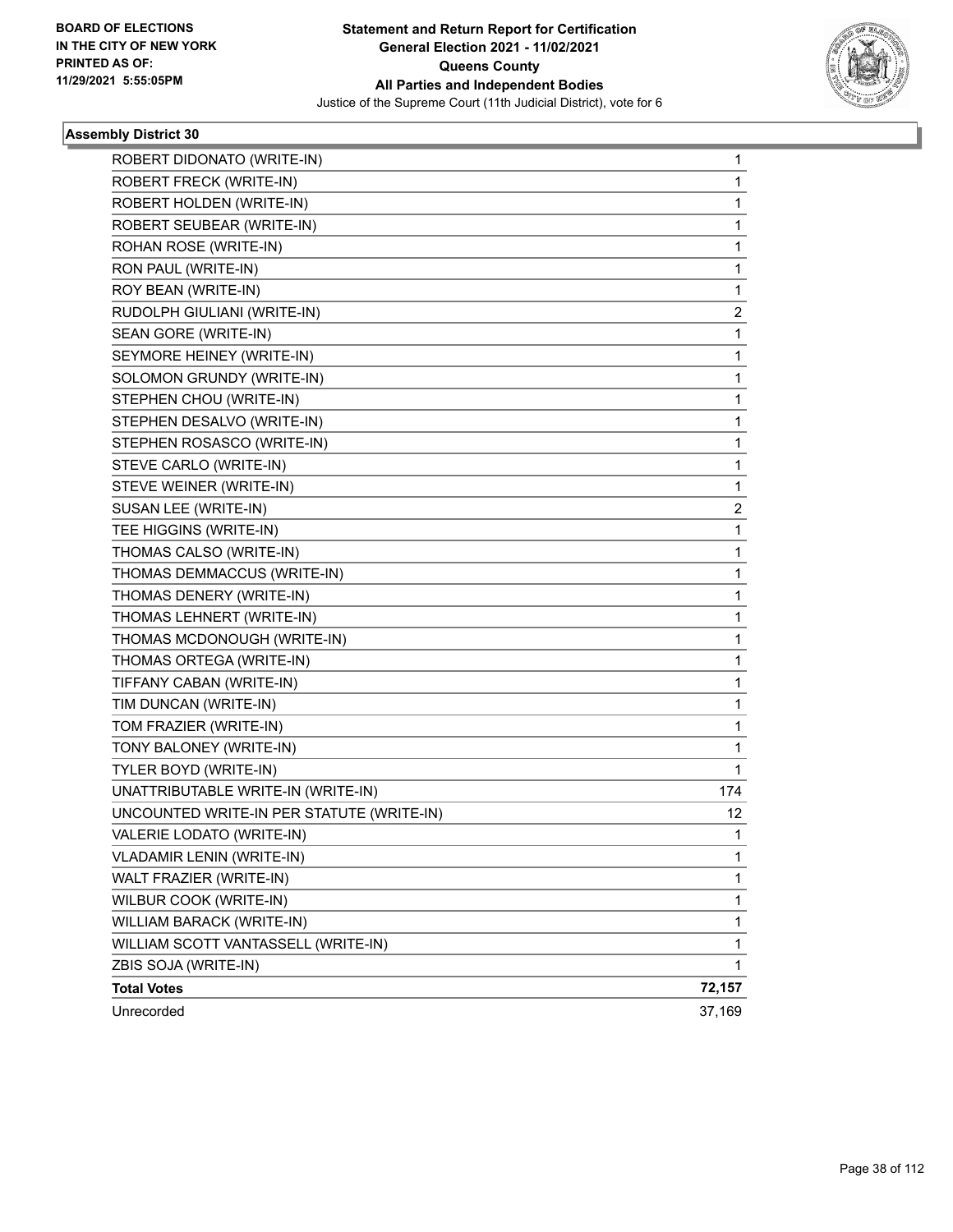**Statement and Return Report for Certification**
**General Election 2021 - 11/02/2021**
**Queens County**
**All Parties and Independent Bodies**
Justice of the Supreme Court (11th Judicial District), vote for 6

BOARD OF ELECTIONS
IN THE CITY OF NEW YORK
PRINTED AS OF:
11/29/2021 5:55:05PM

### Assembly District 30

| Candidate | Votes |
|---|---|
| ROBERT DIDONATO (WRITE-IN) | 1 |
| ROBERT FRECK (WRITE-IN) | 1 |
| ROBERT HOLDEN (WRITE-IN) | 1 |
| ROBERT SEUBEAR (WRITE-IN) | 1 |
| ROHAN ROSE (WRITE-IN) | 1 |
| RON PAUL (WRITE-IN) | 1 |
| ROY BEAN (WRITE-IN) | 1 |
| RUDOLPH GIULIANI (WRITE-IN) | 2 |
| SEAN GORE (WRITE-IN) | 1 |
| SEYMORE HEINEY (WRITE-IN) | 1 |
| SOLOMON GRUNDY (WRITE-IN) | 1 |
| STEPHEN CHOU (WRITE-IN) | 1 |
| STEPHEN DESALVO (WRITE-IN) | 1 |
| STEPHEN ROSASCO (WRITE-IN) | 1 |
| STEVE CARLO (WRITE-IN) | 1 |
| STEVE WEINER (WRITE-IN) | 1 |
| SUSAN LEE (WRITE-IN) | 2 |
| TEE HIGGINS (WRITE-IN) | 1 |
| THOMAS CALSO (WRITE-IN) | 1 |
| THOMAS DEMMACCUS (WRITE-IN) | 1 |
| THOMAS DENERY (WRITE-IN) | 1 |
| THOMAS LEHNERT (WRITE-IN) | 1 |
| THOMAS MCDONOUGH (WRITE-IN) | 1 |
| THOMAS ORTEGA (WRITE-IN) | 1 |
| TIFFANY CABAN (WRITE-IN) | 1 |
| TIM DUNCAN (WRITE-IN) | 1 |
| TOM FRAZIER (WRITE-IN) | 1 |
| TONY BALONEY (WRITE-IN) | 1 |
| TYLER BOYD (WRITE-IN) | 1 |
| UNATTRIBUTABLE WRITE-IN (WRITE-IN) | 174 |
| UNCOUNTED WRITE-IN PER STATUTE (WRITE-IN) | 12 |
| VALERIE LODATO (WRITE-IN) | 1 |
| VLADAMIR LENIN (WRITE-IN) | 1 |
| WALT FRAZIER (WRITE-IN) | 1 |
| WILBUR COOK (WRITE-IN) | 1 |
| WILLIAM BARACK (WRITE-IN) | 1 |
| WILLIAM SCOTT VANTASSELL (WRITE-IN) | 1 |
| ZBIS SOJA (WRITE-IN) | 1 |
| **Total Votes** | **72,157** |
| Unrecorded | 37,169 |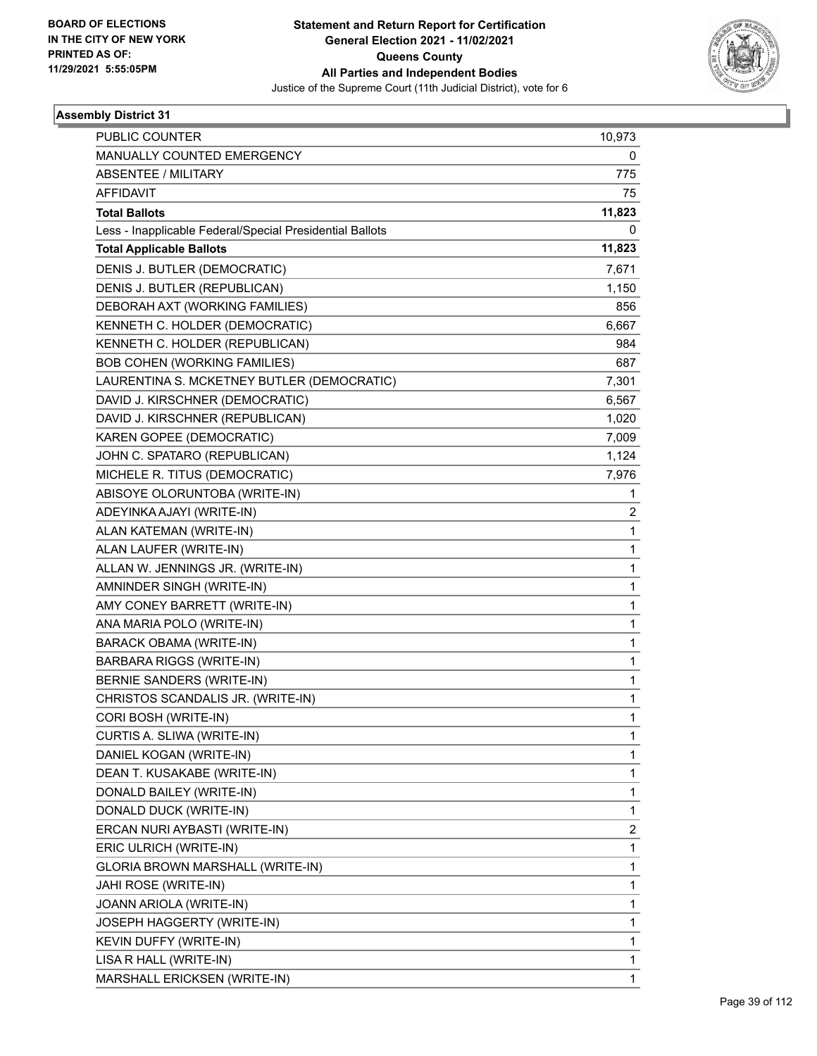**Statement and Return Report for Certification**
**General Election 2021 - 11/02/2021**
**Queens County**
**All Parties and Independent Bodies**
Justice of the Supreme Court (11th Judicial District), vote for 6

BOARD OF ELECTIONS
IN THE CITY OF NEW YORK
PRINTED AS OF:
11/29/2021 5:55:05PM

### Assembly District 31

| | |
|---|---|
| PUBLIC COUNTER | 10,973 |
| MANUALLY COUNTED EMERGENCY | 0 |
| ABSENTEE / MILITARY | 775 |
| AFFIDAVIT | 75 |
| **Total Ballots** | **11,823** |
| Less - Inapplicable Federal/Special Presidential Ballots | 0 |
| **Total Applicable Ballots** | **11,823** |
| DENIS J. BUTLER (DEMOCRATIC) | 7,671 |
| DENIS J. BUTLER (REPUBLICAN) | 1,150 |
| DEBORAH AXT (WORKING FAMILIES) | 856 |
| KENNETH C. HOLDER (DEMOCRATIC) | 6,667 |
| KENNETH C. HOLDER (REPUBLICAN) | 984 |
| BOB COHEN (WORKING FAMILIES) | 687 |
| LAURENTINA S. MCKETNEY BUTLER (DEMOCRATIC) | 7,301 |
| DAVID J. KIRSCHNER (DEMOCRATIC) | 6,567 |
| DAVID J. KIRSCHNER (REPUBLICAN) | 1,020 |
| KAREN GOPEE (DEMOCRATIC) | 7,009 |
| JOHN C. SPATARO (REPUBLICAN) | 1,124 |
| MICHELE R. TITUS (DEMOCRATIC) | 7,976 |
| ABISOYE OLORUNTOBA (WRITE-IN) | 1 |
| ADEYINKA AJAYI (WRITE-IN) | 2 |
| ALAN KATEMAN (WRITE-IN) | 1 |
| ALAN LAUFER (WRITE-IN) | 1 |
| ALLAN W. JENNINGS JR. (WRITE-IN) | 1 |
| AMNINDER SINGH (WRITE-IN) | 1 |
| AMY CONEY BARRETT (WRITE-IN) | 1 |
| ANA MARIA POLO (WRITE-IN) | 1 |
| BARACK OBAMA (WRITE-IN) | 1 |
| BARBARA RIGGS (WRITE-IN) | 1 |
| BERNIE SANDERS (WRITE-IN) | 1 |
| CHRISTOS SCANDALIS JR. (WRITE-IN) | 1 |
| CORI BOSH (WRITE-IN) | 1 |
| CURTIS A. SLIWA (WRITE-IN) | 1 |
| DANIEL KOGAN (WRITE-IN) | 1 |
| DEAN T. KUSAKABE (WRITE-IN) | 1 |
| DONALD BAILEY (WRITE-IN) | 1 |
| DONALD DUCK (WRITE-IN) | 1 |
| ERCAN NURI AYBASTI (WRITE-IN) | 2 |
| ERIC ULRICH (WRITE-IN) | 1 |
| GLORIA BROWN MARSHALL (WRITE-IN) | 1 |
| JAHI ROSE (WRITE-IN) | 1 |
| JOANN ARIOLA (WRITE-IN) | 1 |
| JOSEPH HAGGERTY (WRITE-IN) | 1 |
| KEVIN DUFFY (WRITE-IN) | 1 |
| LISA R HALL (WRITE-IN) | 1 |
| MARSHALL ERICKSEN (WRITE-IN) | 1 |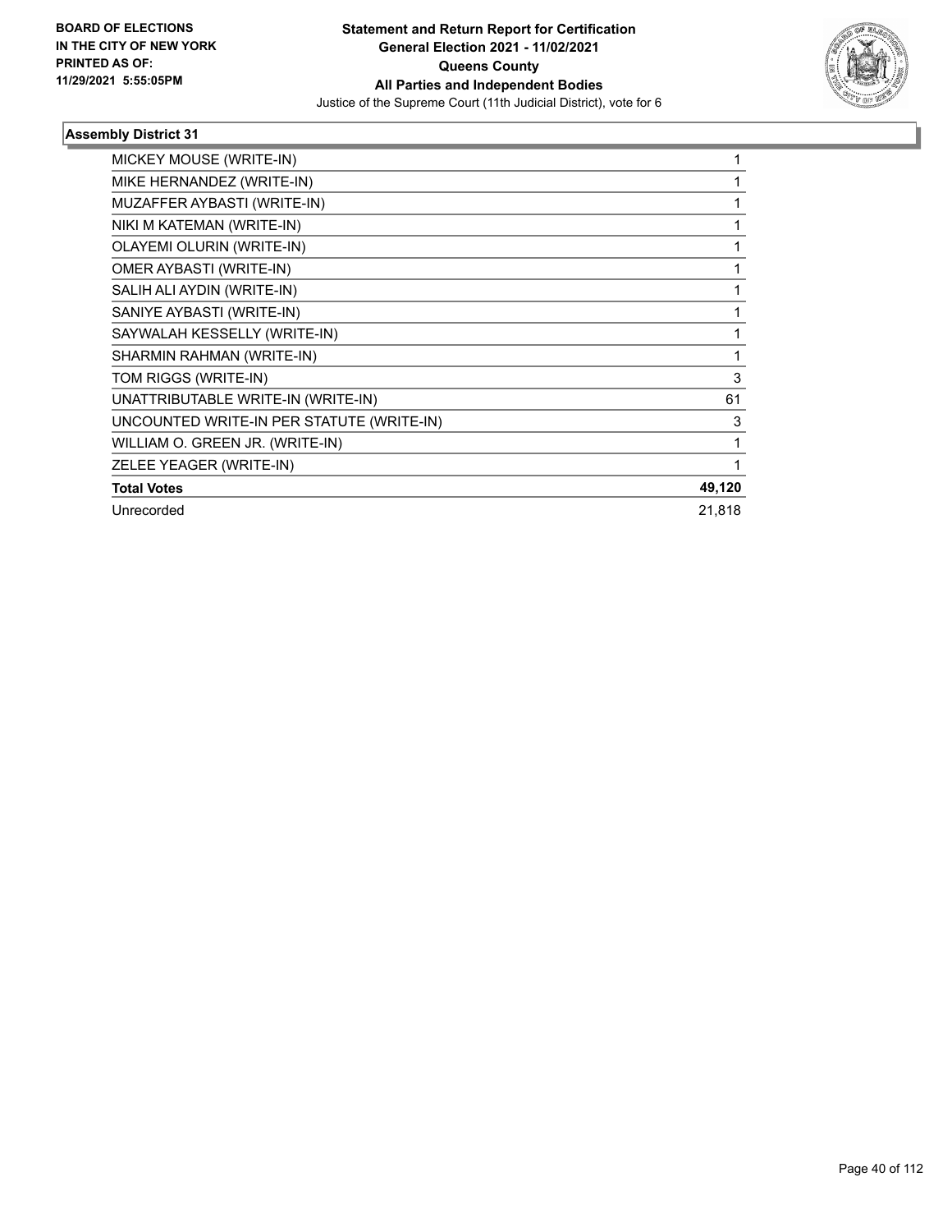BOARD OF ELECTIONS
IN THE CITY OF NEW YORK
PRINTED AS OF:
11/29/2021 5:55:05PM

**Statement and Return Report for Certification**
**General Election 2021 - 11/02/2021**
**Queens County**
**All Parties and Independent Bodies**
Justice of the Supreme Court (11th Judicial District), vote for 6

### Assembly District 31

| | |
|---|---|
| MICKEY MOUSE (WRITE-IN) | 1 |
| MIKE HERNANDEZ (WRITE-IN) | 1 |
| MUZAFFER AYBASTI (WRITE-IN) | 1 |
| NIKI M KATEMAN (WRITE-IN) | 1 |
| OLAYEMI OLURIN (WRITE-IN) | 1 |
| OMER AYBASTI (WRITE-IN) | 1 |
| SALIH ALI AYDIN (WRITE-IN) | 1 |
| SANIYE AYBASTI (WRITE-IN) | 1 |
| SAYWALAH KESSELLY (WRITE-IN) | 1 |
| SHARMIN RAHMAN (WRITE-IN) | 1 |
| TOM RIGGS (WRITE-IN) | 3 |
| UNATTRIBUTABLE WRITE-IN (WRITE-IN) | 61 |
| UNCOUNTED WRITE-IN PER STATUTE (WRITE-IN) | 3 |
| WILLIAM O. GREEN JR. (WRITE-IN) | 1 |
| ZELEE YEAGER (WRITE-IN) | 1 |
| **Total Votes** | **49,120** |
| Unrecorded | 21,818 |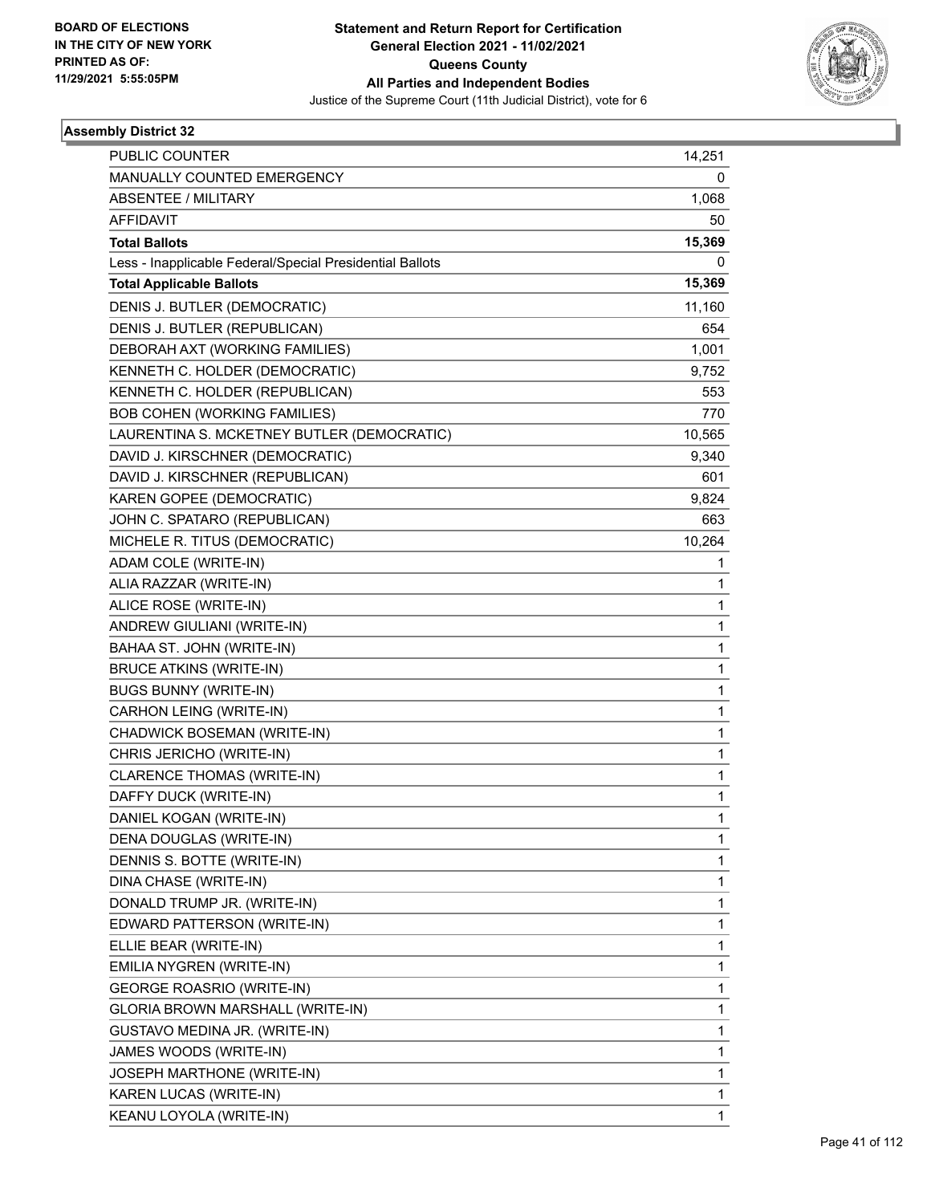BOARD OF ELECTIONS
IN THE CITY OF NEW YORK
PRINTED AS OF:
11/29/2021 5:55:05PM

**Statement and Return Report for Certification**
**General Election 2021 - 11/02/2021**
**Queens County**
**All Parties and Independent Bodies**
Justice of the Supreme Court (11th Judicial District), vote for 6

**Assembly District 32**

| | |
|---|---|
| PUBLIC COUNTER | 14,251 |
| MANUALLY COUNTED EMERGENCY | 0 |
| ABSENTEE / MILITARY | 1,068 |
| AFFIDAVIT | 50 |
| **Total Ballots** | **15,369** |
| Less - Inapplicable Federal/Special Presidential Ballots | 0 |
| **Total Applicable Ballots** | **15,369** |
| DENIS J. BUTLER (DEMOCRATIC) | 11,160 |
| DENIS J. BUTLER (REPUBLICAN) | 654 |
| DEBORAH AXT (WORKING FAMILIES) | 1,001 |
| KENNETH C. HOLDER (DEMOCRATIC) | 9,752 |
| KENNETH C. HOLDER (REPUBLICAN) | 553 |
| BOB COHEN (WORKING FAMILIES) | 770 |
| LAURENTINA S. MCKETNEY BUTLER (DEMOCRATIC) | 10,565 |
| DAVID J. KIRSCHNER (DEMOCRATIC) | 9,340 |
| DAVID J. KIRSCHNER (REPUBLICAN) | 601 |
| KAREN GOPEE (DEMOCRATIC) | 9,824 |
| JOHN C. SPATARO (REPUBLICAN) | 663 |
| MICHELE R. TITUS (DEMOCRATIC) | 10,264 |
| ADAM COLE (WRITE-IN) | 1 |
| ALIA RAZZAR (WRITE-IN) | 1 |
| ALICE ROSE (WRITE-IN) | 1 |
| ANDREW GIULIANI (WRITE-IN) | 1 |
| BAHAA ST. JOHN (WRITE-IN) | 1 |
| BRUCE ATKINS (WRITE-IN) | 1 |
| BUGS BUNNY (WRITE-IN) | 1 |
| CARHON LEING (WRITE-IN) | 1 |
| CHADWICK BOSEMAN (WRITE-IN) | 1 |
| CHRIS JERICHO (WRITE-IN) | 1 |
| CLARENCE THOMAS (WRITE-IN) | 1 |
| DAFFY DUCK (WRITE-IN) | 1 |
| DANIEL KOGAN (WRITE-IN) | 1 |
| DENA DOUGLAS (WRITE-IN) | 1 |
| DENNIS S. BOTTE (WRITE-IN) | 1 |
| DINA CHASE (WRITE-IN) | 1 |
| DONALD TRUMP JR. (WRITE-IN) | 1 |
| EDWARD PATTERSON (WRITE-IN) | 1 |
| ELLIE BEAR (WRITE-IN) | 1 |
| EMILIA NYGREN (WRITE-IN) | 1 |
| GEORGE ROASRIO (WRITE-IN) | 1 |
| GLORIA BROWN MARSHALL (WRITE-IN) | 1 |
| GUSTAVO MEDINA JR. (WRITE-IN) | 1 |
| JAMES WOODS (WRITE-IN) | 1 |
| JOSEPH MARTHONE (WRITE-IN) | 1 |
| KAREN LUCAS (WRITE-IN) | 1 |
| KEANU LOYOLA (WRITE-IN) | 1 |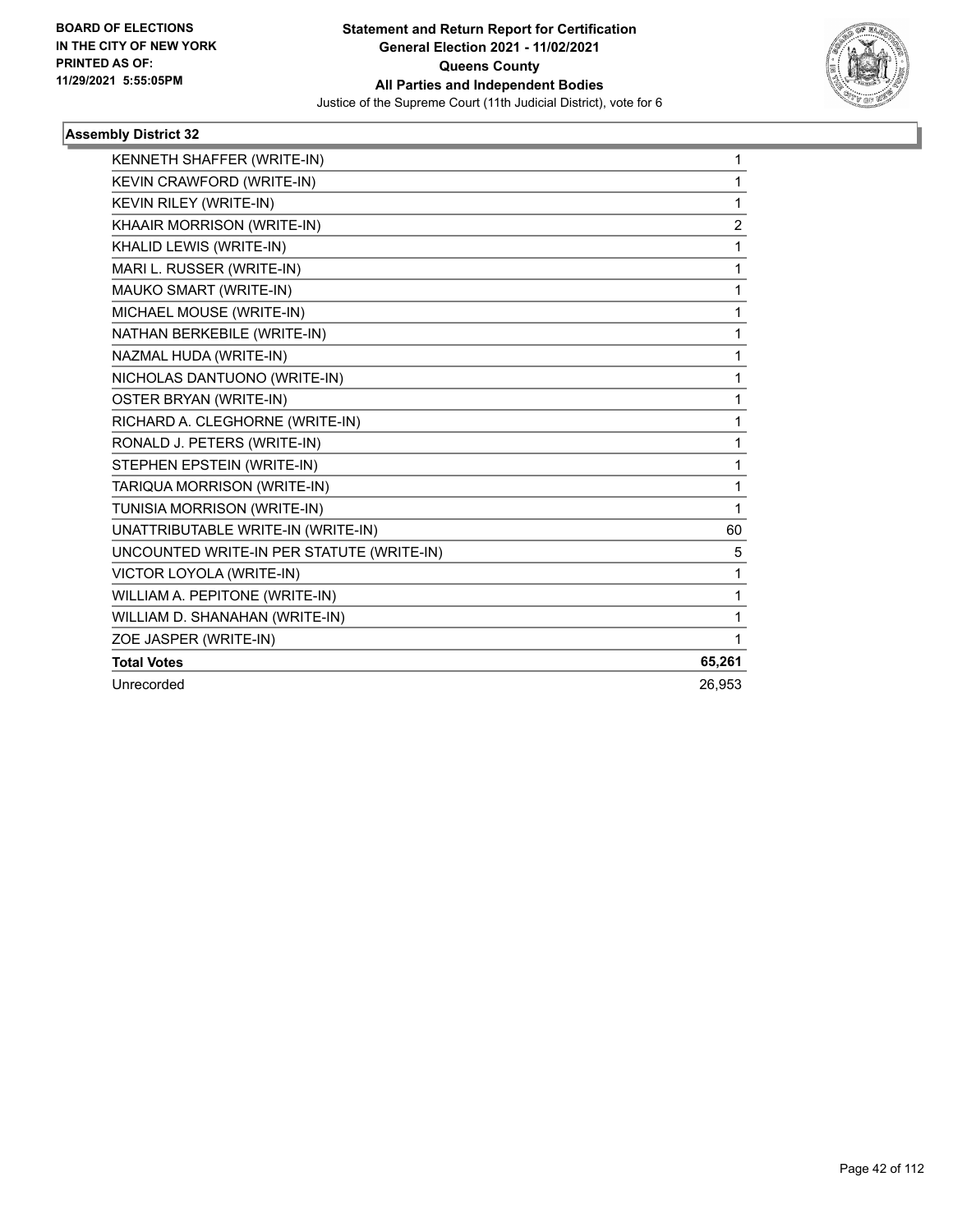**Statement and Return Report for Certification**
**General Election 2021 - 11/02/2021**
**Queens County**
**All Parties and Independent Bodies**
Justice of the Supreme Court (11th Judicial District), vote for 6

BOARD OF ELECTIONS
IN THE CITY OF NEW YORK
PRINTED AS OF:
11/29/2021 5:55:05PM

### Assembly District 32

| | |
|---|---|
| KENNETH SHAFFER (WRITE-IN) | 1 |
| KEVIN CRAWFORD (WRITE-IN) | 1 |
| KEVIN RILEY (WRITE-IN) | 1 |
| KHAAIR MORRISON (WRITE-IN) | 2 |
| KHALID LEWIS (WRITE-IN) | 1 |
| MARI L. RUSSER (WRITE-IN) | 1 |
| MAUKO SMART (WRITE-IN) | 1 |
| MICHAEL MOUSE (WRITE-IN) | 1 |
| NATHAN BERKEBILE (WRITE-IN) | 1 |
| NAZMAL HUDA (WRITE-IN) | 1 |
| NICHOLAS DANTUONO (WRITE-IN) | 1 |
| OSTER BRYAN (WRITE-IN) | 1 |
| RICHARD A. CLEGHORNE (WRITE-IN) | 1 |
| RONALD J. PETERS (WRITE-IN) | 1 |
| STEPHEN EPSTEIN (WRITE-IN) | 1 |
| TARIQUA MORRISON (WRITE-IN) | 1 |
| TUNISIA MORRISON (WRITE-IN) | 1 |
| UNATTRIBUTABLE WRITE-IN (WRITE-IN) | 60 |
| UNCOUNTED WRITE-IN PER STATUTE (WRITE-IN) | 5 |
| VICTOR LOYOLA (WRITE-IN) | 1 |
| WILLIAM A. PEPITONE (WRITE-IN) | 1 |
| WILLIAM D. SHANAHAN (WRITE-IN) | 1 |
| ZOE JASPER (WRITE-IN) | 1 |
| **Total Votes** | **65,261** |
| Unrecorded | 26,953 |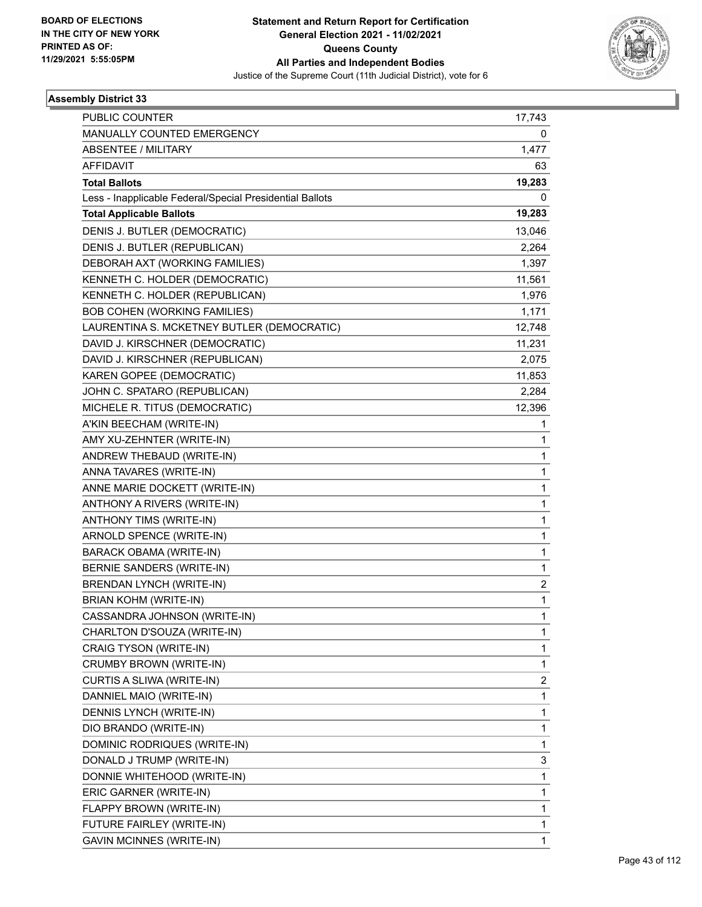**BOARD OF ELECTIONS IN THE CITY OF NEW YORK PRINTED AS OF: 11/29/2021 5:55:05PM**

**Statement and Return Report for Certification General Election 2021 - 11/02/2021 Queens County All Parties and Independent Bodies**

Justice of the Supreme Court (11th Judicial District), vote for 6

### Assembly District 33

| | |
|---|---|
| PUBLIC COUNTER | 17,743 |
| MANUALLY COUNTED EMERGENCY | 0 |
| ABSENTEE / MILITARY | 1,477 |
| AFFIDAVIT | 63 |
| **Total Ballots** | **19,283** |
| Less - Inapplicable Federal/Special Presidential Ballots | 0 |
| **Total Applicable Ballots** | **19,283** |
| DENIS J. BUTLER (DEMOCRATIC) | 13,046 |
| DENIS J. BUTLER (REPUBLICAN) | 2,264 |
| DEBORAH AXT (WORKING FAMILIES) | 1,397 |
| KENNETH C. HOLDER (DEMOCRATIC) | 11,561 |
| KENNETH C. HOLDER (REPUBLICAN) | 1,976 |
| BOB COHEN (WORKING FAMILIES) | 1,171 |
| LAURENTINA S. MCKETNEY BUTLER (DEMOCRATIC) | 12,748 |
| DAVID J. KIRSCHNER (DEMOCRATIC) | 11,231 |
| DAVID J. KIRSCHNER (REPUBLICAN) | 2,075 |
| KAREN GOPEE (DEMOCRATIC) | 11,853 |
| JOHN C. SPATARO (REPUBLICAN) | 2,284 |
| MICHELE R. TITUS (DEMOCRATIC) | 12,396 |
| A'KIN BEECHAM (WRITE-IN) | 1 |
| AMY XU-ZEHNTER (WRITE-IN) | 1 |
| ANDREW THEBAUD (WRITE-IN) | 1 |
| ANNA TAVARES (WRITE-IN) | 1 |
| ANNE MARIE DOCKETT (WRITE-IN) | 1 |
| ANTHONY A RIVERS (WRITE-IN) | 1 |
| ANTHONY TIMS (WRITE-IN) | 1 |
| ARNOLD SPENCE (WRITE-IN) | 1 |
| BARACK OBAMA (WRITE-IN) | 1 |
| BERNIE SANDERS (WRITE-IN) | 1 |
| BRENDAN LYNCH (WRITE-IN) | 2 |
| BRIAN KOHM (WRITE-IN) | 1 |
| CASSANDRA JOHNSON (WRITE-IN) | 1 |
| CHARLTON D'SOUZA (WRITE-IN) | 1 |
| CRAIG TYSON (WRITE-IN) | 1 |
| CRUMBY BROWN (WRITE-IN) | 1 |
| CURTIS A SLIWA (WRITE-IN) | 2 |
| DANNIEL MAIO (WRITE-IN) | 1 |
| DENNIS LYNCH (WRITE-IN) | 1 |
| DIO BRANDO (WRITE-IN) | 1 |
| DOMINIC RODRIQUES (WRITE-IN) | 1 |
| DONALD J TRUMP (WRITE-IN) | 3 |
| DONNIE WHITEHOOD (WRITE-IN) | 1 |
| ERIC GARNER (WRITE-IN) | 1 |
| FLAPPY BROWN (WRITE-IN) | 1 |
| FUTURE FAIRLEY (WRITE-IN) | 1 |
| GAVIN MCINNES (WRITE-IN) | 1 |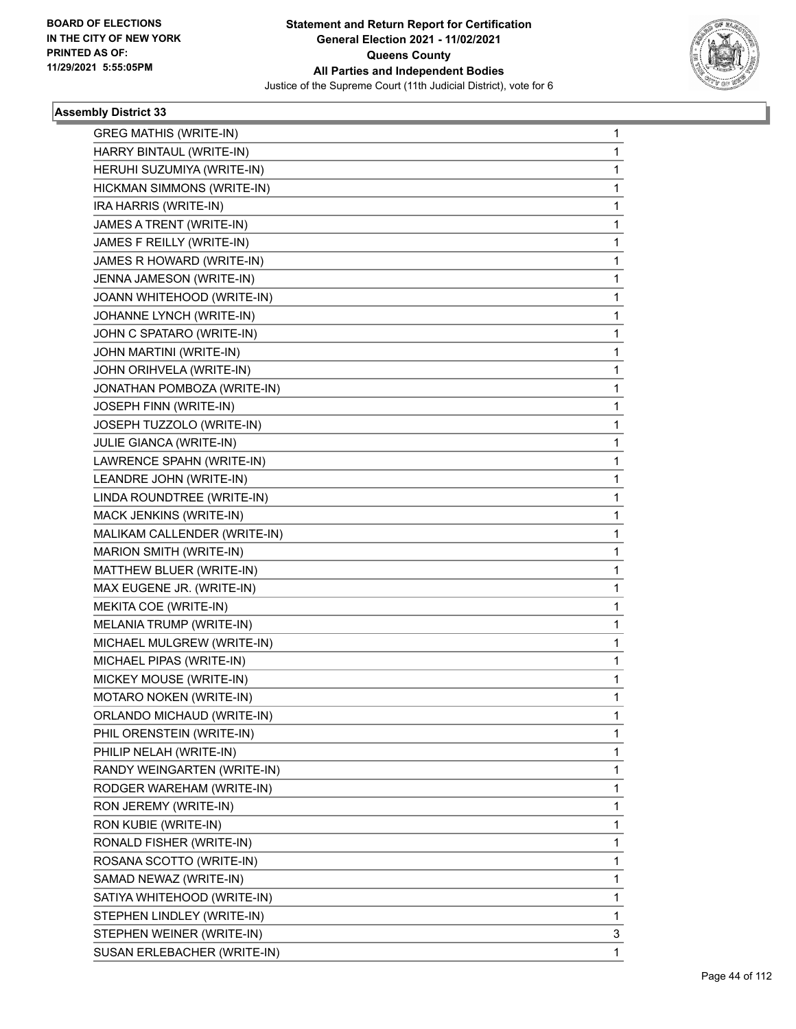**Statement and Return Report for Certification**
**General Election 2021 - 11/02/2021**
**Queens County**
**All Parties and Independent Bodies**
Justice of the Supreme Court (11th Judicial District), vote for 6

BOARD OF ELECTIONS
IN THE CITY OF NEW YORK
PRINTED AS OF:
11/29/2021 5:55:05PM

### Assembly District 33

| | |
|---|---|
| GREG MATHIS (WRITE-IN) | 1 |
| HARRY BINTAUL (WRITE-IN) | 1 |
| HERUHI SUZUMIYA (WRITE-IN) | 1 |
| HICKMAN SIMMONS (WRITE-IN) | 1 |
| IRA HARRIS (WRITE-IN) | 1 |
| JAMES A TRENT (WRITE-IN) | 1 |
| JAMES F REILLY (WRITE-IN) | 1 |
| JAMES R HOWARD (WRITE-IN) | 1 |
| JENNA JAMESON (WRITE-IN) | 1 |
| JOANN WHITEHOOD (WRITE-IN) | 1 |
| JOHANNE LYNCH (WRITE-IN) | 1 |
| JOHN C SPATARO (WRITE-IN) | 1 |
| JOHN MARTINI (WRITE-IN) | 1 |
| JOHN ORIHVELA (WRITE-IN) | 1 |
| JONATHAN POMBOZA (WRITE-IN) | 1 |
| JOSEPH FINN (WRITE-IN) | 1 |
| JOSEPH TUZZOLO (WRITE-IN) | 1 |
| JULIE GIANCA (WRITE-IN) | 1 |
| LAWRENCE SPAHN (WRITE-IN) | 1 |
| LEANDRE JOHN (WRITE-IN) | 1 |
| LINDA ROUNDTREE (WRITE-IN) | 1 |
| MACK JENKINS (WRITE-IN) | 1 |
| MALIKAM CALLENDER (WRITE-IN) | 1 |
| MARION SMITH (WRITE-IN) | 1 |
| MATTHEW BLUER (WRITE-IN) | 1 |
| MAX EUGENE JR. (WRITE-IN) | 1 |
| MEKITA COE (WRITE-IN) | 1 |
| MELANIA TRUMP (WRITE-IN) | 1 |
| MICHAEL MULGREW (WRITE-IN) | 1 |
| MICHAEL PIPAS (WRITE-IN) | 1 |
| MICKEY MOUSE (WRITE-IN) | 1 |
| MOTARO NOKEN (WRITE-IN) | 1 |
| ORLANDO MICHAUD (WRITE-IN) | 1 |
| PHIL ORENSTEIN (WRITE-IN) | 1 |
| PHILIP NELAH (WRITE-IN) | 1 |
| RANDY WEINGARTEN (WRITE-IN) | 1 |
| RODGER WAREHAM (WRITE-IN) | 1 |
| RON JEREMY (WRITE-IN) | 1 |
| RON KUBIE (WRITE-IN) | 1 |
| RONALD FISHER (WRITE-IN) | 1 |
| ROSANA SCOTTO (WRITE-IN) | 1 |
| SAMAD NEWAZ (WRITE-IN) | 1 |
| SATIYA WHITEHOOD (WRITE-IN) | 1 |
| STEPHEN LINDLEY (WRITE-IN) | 1 |
| STEPHEN WEINER (WRITE-IN) | 3 |
| SUSAN ERLEBACHER (WRITE-IN) | 1 |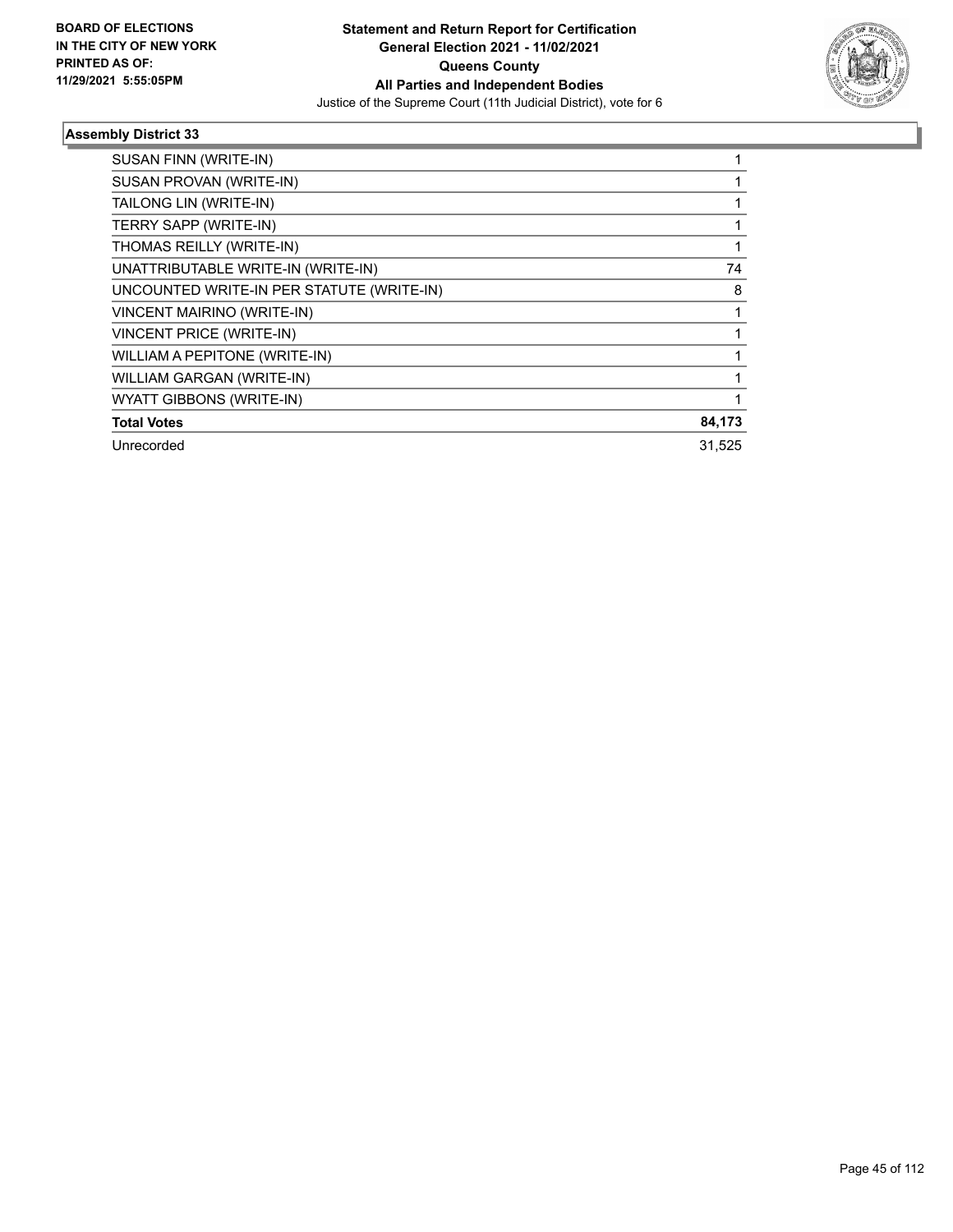BOARD OF ELECTIONS
IN THE CITY OF NEW YORK
PRINTED AS OF:
11/29/2021 5:55:05PM

**Statement and Return Report for Certification**
**General Election 2021 - 11/02/2021**
**Queens County**
**All Parties and Independent Bodies**
Justice of the Supreme Court (11th Judicial District), vote for 6

### Assembly District 33

| | |
|---|---|
| SUSAN FINN (WRITE-IN) | 1 |
| SUSAN PROVAN (WRITE-IN) | 1 |
| TAILONG LIN (WRITE-IN) | 1 |
| TERRY SAPP (WRITE-IN) | 1 |
| THOMAS REILLY (WRITE-IN) | 1 |
| UNATTRIBUTABLE WRITE-IN (WRITE-IN) | 74 |
| UNCOUNTED WRITE-IN PER STATUTE (WRITE-IN) | 8 |
| VINCENT MAIRINO (WRITE-IN) | 1 |
| VINCENT PRICE (WRITE-IN) | 1 |
| WILLIAM A PEPITONE (WRITE-IN) | 1 |
| WILLIAM GARGAN (WRITE-IN) | 1 |
| WYATT GIBBONS (WRITE-IN) | 1 |
| **Total Votes** | **84,173** |
| Unrecorded | 31,525 |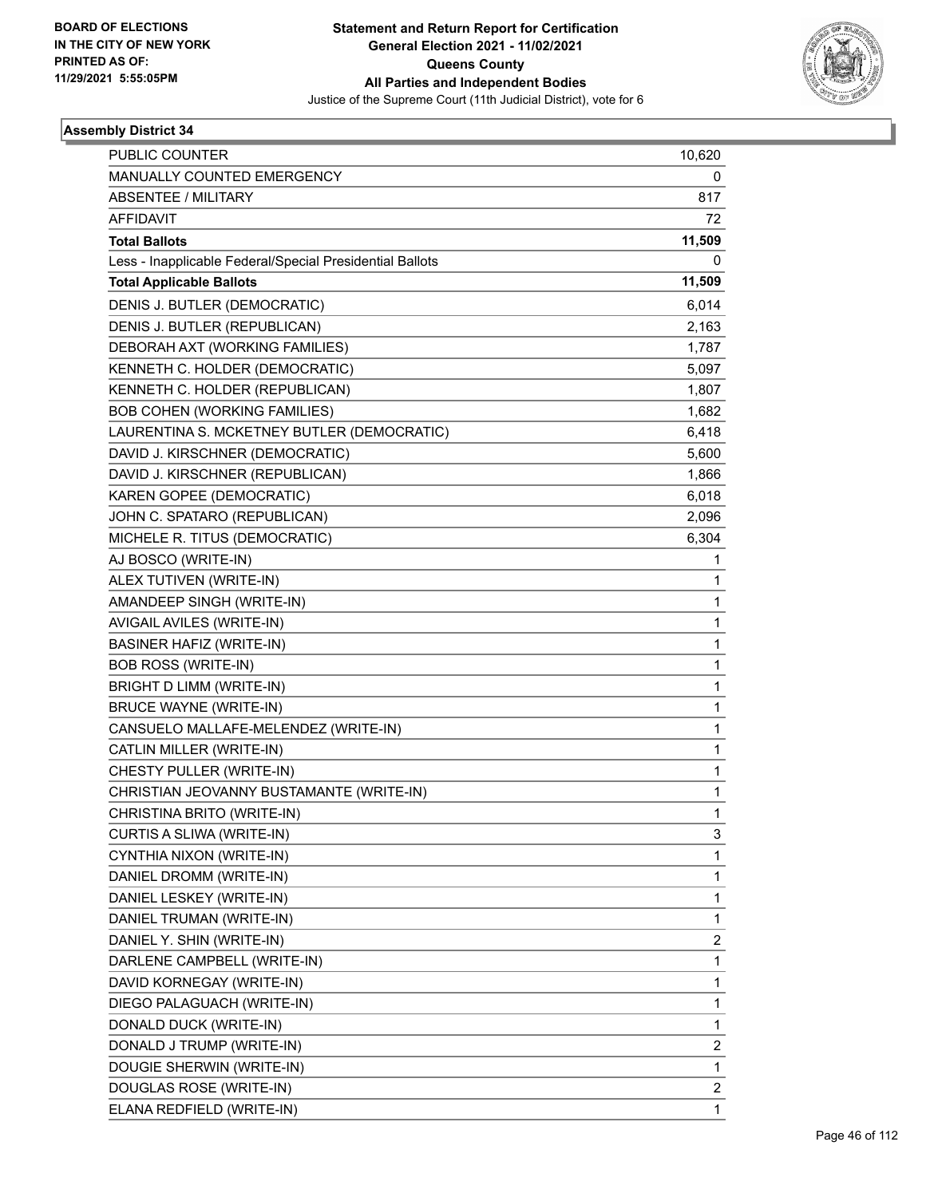BOARD OF ELECTIONS
IN THE CITY OF NEW YORK
PRINTED AS OF:
11/29/2021 5:55:05PM

**Statement and Return Report for Certification**
**General Election 2021 - 11/02/2021**
**Queens County**
**All Parties and Independent Bodies**
Justice of the Supreme Court (11th Judicial District), vote for 6

### Assembly District 34

| | |
|---|---|
| PUBLIC COUNTER | 10,620 |
| MANUALLY COUNTED EMERGENCY | 0 |
| ABSENTEE / MILITARY | 817 |
| AFFIDAVIT | 72 |
| **Total Ballots** | **11,509** |
| Less - Inapplicable Federal/Special Presidential Ballots | 0 |
| **Total Applicable Ballots** | **11,509** |
| DENIS J. BUTLER (DEMOCRATIC) | 6,014 |
| DENIS J. BUTLER (REPUBLICAN) | 2,163 |
| DEBORAH AXT (WORKING FAMILIES) | 1,787 |
| KENNETH C. HOLDER (DEMOCRATIC) | 5,097 |
| KENNETH C. HOLDER (REPUBLICAN) | 1,807 |
| BOB COHEN (WORKING FAMILIES) | 1,682 |
| LAURENTINA S. MCKETNEY BUTLER (DEMOCRATIC) | 6,418 |
| DAVID J. KIRSCHNER (DEMOCRATIC) | 5,600 |
| DAVID J. KIRSCHNER (REPUBLICAN) | 1,866 |
| KAREN GOPEE (DEMOCRATIC) | 6,018 |
| JOHN C. SPATARO (REPUBLICAN) | 2,096 |
| MICHELE R. TITUS (DEMOCRATIC) | 6,304 |
| AJ BOSCO (WRITE-IN) | 1 |
| ALEX TUTIVEN (WRITE-IN) | 1 |
| AMANDEEP SINGH (WRITE-IN) | 1 |
| AVIGAIL AVILES (WRITE-IN) | 1 |
| BASINER HAFIZ (WRITE-IN) | 1 |
| BOB ROSS (WRITE-IN) | 1 |
| BRIGHT D LIMM (WRITE-IN) | 1 |
| BRUCE WAYNE (WRITE-IN) | 1 |
| CANSUELO MALLAFE-MELENDEZ (WRITE-IN) | 1 |
| CATLIN MILLER (WRITE-IN) | 1 |
| CHESTY PULLER (WRITE-IN) | 1 |
| CHRISTIAN JEOVANNY BUSTAMANTE (WRITE-IN) | 1 |
| CHRISTINA BRITO (WRITE-IN) | 1 |
| CURTIS A SLIWA (WRITE-IN) | 3 |
| CYNTHIA NIXON (WRITE-IN) | 1 |
| DANIEL DROMM (WRITE-IN) | 1 |
| DANIEL LESKEY (WRITE-IN) | 1 |
| DANIEL TRUMAN (WRITE-IN) | 1 |
| DANIEL Y. SHIN (WRITE-IN) | 2 |
| DARLENE CAMPBELL (WRITE-IN) | 1 |
| DAVID KORNEGAY (WRITE-IN) | 1 |
| DIEGO PALAGUACH (WRITE-IN) | 1 |
| DONALD DUCK (WRITE-IN) | 1 |
| DONALD J TRUMP (WRITE-IN) | 2 |
| DOUGIE SHERWIN (WRITE-IN) | 1 |
| DOUGLAS ROSE (WRITE-IN) | 2 |
| ELANA REDFIELD (WRITE-IN) | 1 |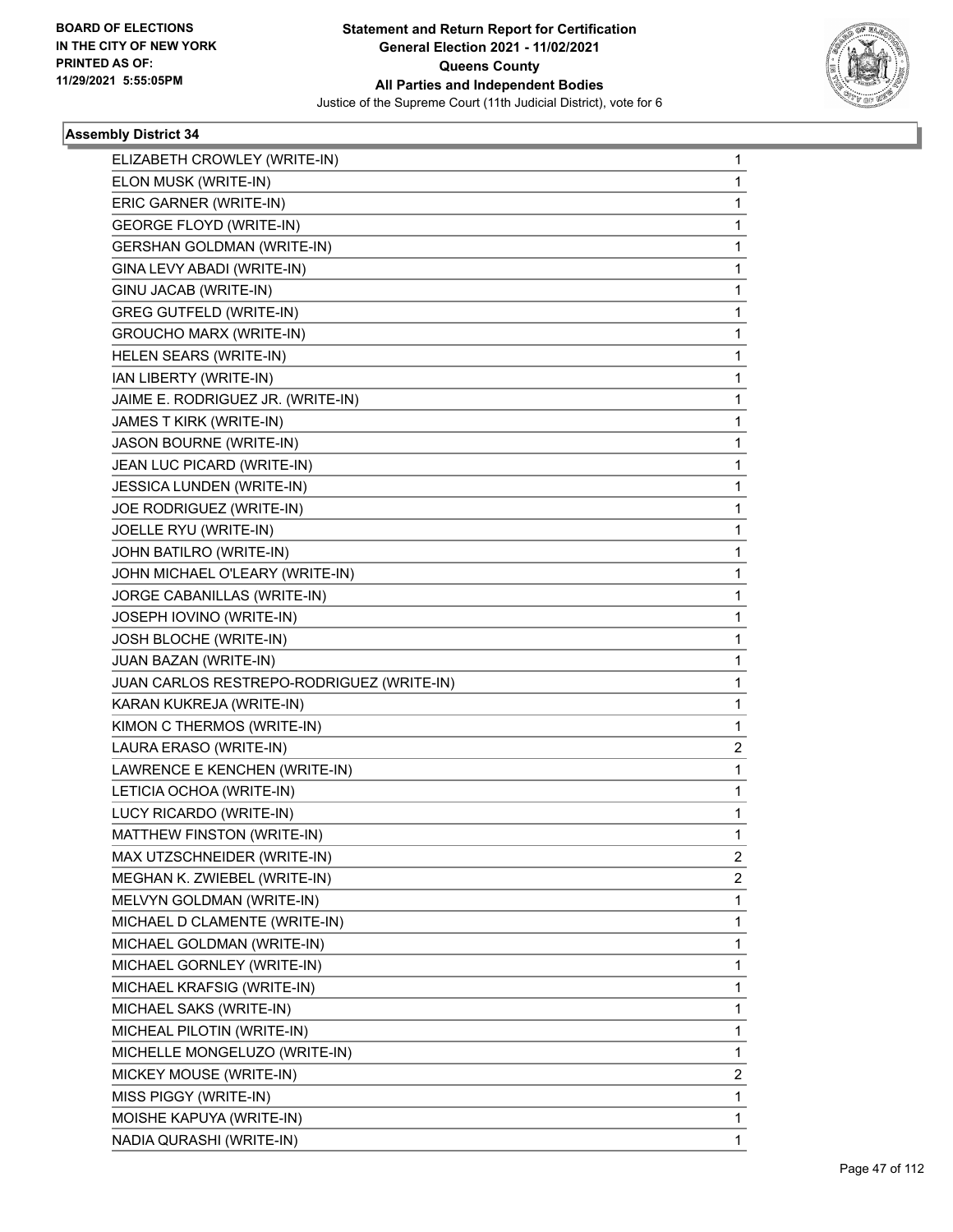**BOARD OF ELECTIONS IN THE CITY OF NEW YORK PRINTED AS OF: 11/29/2021 5:55:05PM**

# Statement and Return Report for Certification
## General Election 2021 - 11/02/2021
## Queens County
## All Parties and Independent Bodies
### Justice of the Supreme Court (11th Judicial District), vote for 6

**Assembly District 34**

| | |
|---|---|
| ELIZABETH CROWLEY (WRITE-IN) | 1 |
| ELON MUSK (WRITE-IN) | 1 |
| ERIC GARNER (WRITE-IN) | 1 |
| GEORGE FLOYD (WRITE-IN) | 1 |
| GERSHAN GOLDMAN (WRITE-IN) | 1 |
| GINA LEVY ABADI (WRITE-IN) | 1 |
| GINU JACAB (WRITE-IN) | 1 |
| GREG GUTFELD (WRITE-IN) | 1 |
| GROUCHO MARX (WRITE-IN) | 1 |
| HELEN SEARS (WRITE-IN) | 1 |
| IAN LIBERTY (WRITE-IN) | 1 |
| JAIME E. RODRIGUEZ JR. (WRITE-IN) | 1 |
| JAMES T KIRK (WRITE-IN) | 1 |
| JASON BOURNE (WRITE-IN) | 1 |
| JEAN LUC PICARD (WRITE-IN) | 1 |
| JESSICA LUNDEN (WRITE-IN) | 1 |
| JOE RODRIGUEZ (WRITE-IN) | 1 |
| JOELLE RYU (WRITE-IN) | 1 |
| JOHN BATILRO (WRITE-IN) | 1 |
| JOHN MICHAEL O'LEARY (WRITE-IN) | 1 |
| JORGE CABANILLAS (WRITE-IN) | 1 |
| JOSEPH IOVINO (WRITE-IN) | 1 |
| JOSH BLOCHE (WRITE-IN) | 1 |
| JUAN BAZAN (WRITE-IN) | 1 |
| JUAN CARLOS RESTREPO-RODRIGUEZ (WRITE-IN) | 1 |
| KARAN KUKREJA (WRITE-IN) | 1 |
| KIMON C THERMOS (WRITE-IN) | 1 |
| LAURA ERASO (WRITE-IN) | 2 |
| LAWRENCE E KENCHEN (WRITE-IN) | 1 |
| LETICIA OCHOA (WRITE-IN) | 1 |
| LUCY RICARDO (WRITE-IN) | 1 |
| MATTHEW FINSTON (WRITE-IN) | 1 |
| MAX UTZSCHNEIDER (WRITE-IN) | 2 |
| MEGHAN K. ZWIEBEL (WRITE-IN) | 2 |
| MELVYN GOLDMAN (WRITE-IN) | 1 |
| MICHAEL D CLAMENTE (WRITE-IN) | 1 |
| MICHAEL GOLDMAN (WRITE-IN) | 1 |
| MICHAEL GORNLEY (WRITE-IN) | 1 |
| MICHAEL KRAFSIG (WRITE-IN) | 1 |
| MICHAEL SAKS (WRITE-IN) | 1 |
| MICHEAL PILOTIN (WRITE-IN) | 1 |
| MICHELLE MONGELUZO (WRITE-IN) | 1 |
| MICKEY MOUSE (WRITE-IN) | 2 |
| MISS PIGGY (WRITE-IN) | 1 |
| MOISHE KAPUYA (WRITE-IN) | 1 |
| NADIA QURASHI (WRITE-IN) | 1 |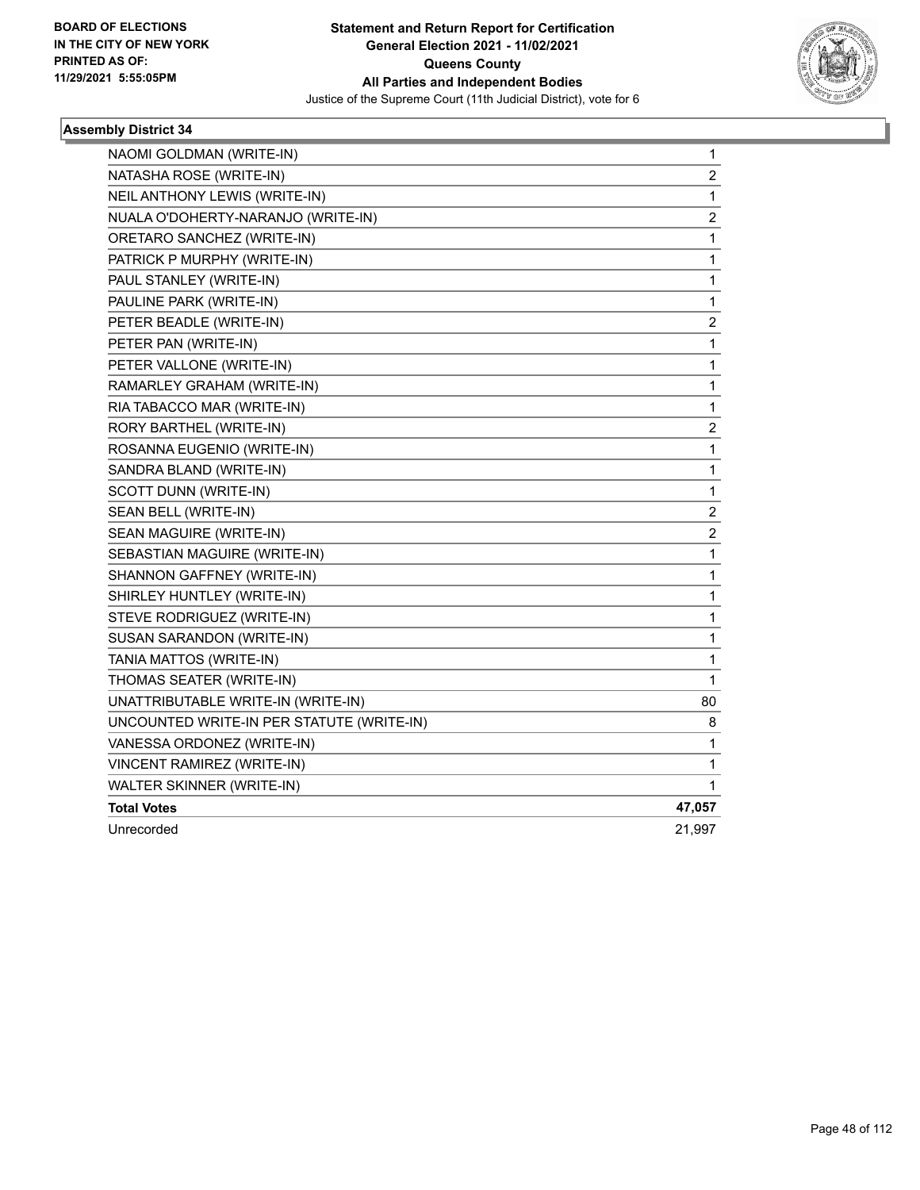BOARD OF ELECTIONS
IN THE CITY OF NEW YORK
PRINTED AS OF:
11/29/2021 5:55:05PM

**Statement and Return Report for Certification**
**General Election 2021 - 11/02/2021**
**Queens County**
**All Parties and Independent Bodies**
Justice of the Supreme Court (11th Judicial District), vote for 6

### Assembly District 34

| Candidate | Votes |
|---|---|
| NAOMI GOLDMAN (WRITE-IN) | 1 |
| NATASHA ROSE (WRITE-IN) | 2 |
| NEIL ANTHONY LEWIS (WRITE-IN) | 1 |
| NUALA O'DOHERTY-NARANJO (WRITE-IN) | 2 |
| ORETARO SANCHEZ (WRITE-IN) | 1 |
| PATRICK P MURPHY (WRITE-IN) | 1 |
| PAUL STANLEY (WRITE-IN) | 1 |
| PAULINE PARK (WRITE-IN) | 1 |
| PETER BEADLE (WRITE-IN) | 2 |
| PETER PAN (WRITE-IN) | 1 |
| PETER VALLONE (WRITE-IN) | 1 |
| RAMARLEY GRAHAM (WRITE-IN) | 1 |
| RIA TABACCO MAR (WRITE-IN) | 1 |
| RORY BARTHEL (WRITE-IN) | 2 |
| ROSANNA EUGENIO (WRITE-IN) | 1 |
| SANDRA BLAND (WRITE-IN) | 1 |
| SCOTT DUNN (WRITE-IN) | 1 |
| SEAN BELL (WRITE-IN) | 2 |
| SEAN MAGUIRE (WRITE-IN) | 2 |
| SEBASTIAN MAGUIRE (WRITE-IN) | 1 |
| SHANNON GAFFNEY (WRITE-IN) | 1 |
| SHIRLEY HUNTLEY (WRITE-IN) | 1 |
| STEVE RODRIGUEZ (WRITE-IN) | 1 |
| SUSAN SARANDON (WRITE-IN) | 1 |
| TANIA MATTOS (WRITE-IN) | 1 |
| THOMAS SEATER (WRITE-IN) | 1 |
| UNATTRIBUTABLE WRITE-IN (WRITE-IN) | 80 |
| UNCOUNTED WRITE-IN PER STATUTE (WRITE-IN) | 8 |
| VANESSA ORDONEZ (WRITE-IN) | 1 |
| VINCENT RAMIREZ (WRITE-IN) | 1 |
| WALTER SKINNER (WRITE-IN) | 1 |
| **Total Votes** | **47,057** |
| Unrecorded | 21,997 |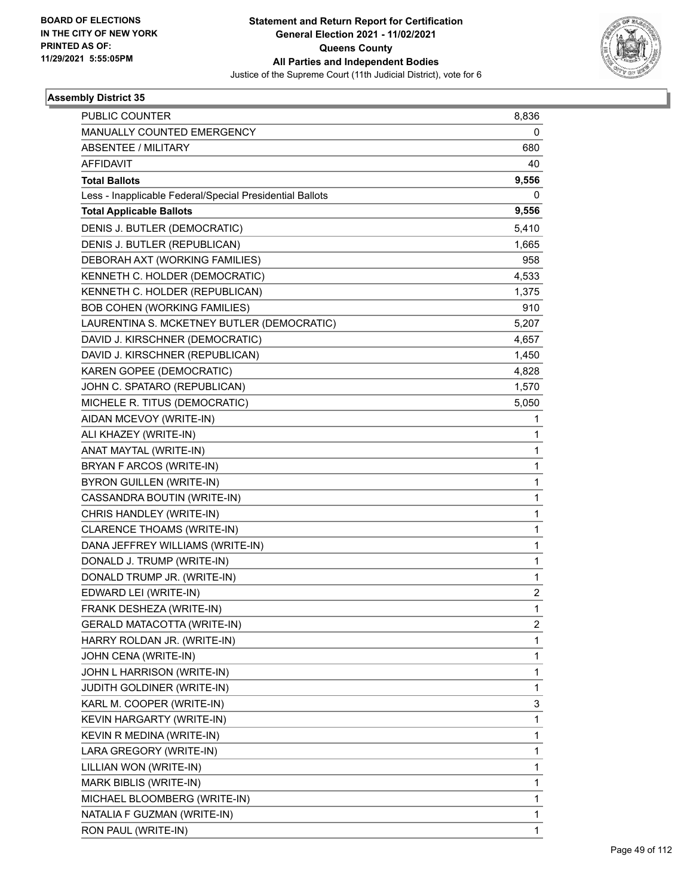**Statement and Return Report for Certification**
**General Election 2021 - 11/02/2021**
**Queens County**
**All Parties and Independent Bodies**
Justice of the Supreme Court (11th Judicial District), vote for 6

BOARD OF ELECTIONS IN THE CITY OF NEW YORK PRINTED AS OF: 11/29/2021 5:55:05PM

### Assembly District 35

| | |
|---|---|
| PUBLIC COUNTER | 8,836 |
| MANUALLY COUNTED EMERGENCY | 0 |
| ABSENTEE / MILITARY | 680 |
| AFFIDAVIT | 40 |
| **Total Ballots** | **9,556** |
| Less - Inapplicable Federal/Special Presidential Ballots | 0 |
| **Total Applicable Ballots** | **9,556** |
| DENIS J. BUTLER (DEMOCRATIC) | 5,410 |
| DENIS J. BUTLER (REPUBLICAN) | 1,665 |
| DEBORAH AXT (WORKING FAMILIES) | 958 |
| KENNETH C. HOLDER (DEMOCRATIC) | 4,533 |
| KENNETH C. HOLDER (REPUBLICAN) | 1,375 |
| BOB COHEN (WORKING FAMILIES) | 910 |
| LAURENTINA S. MCKETNEY BUTLER (DEMOCRATIC) | 5,207 |
| DAVID J. KIRSCHNER (DEMOCRATIC) | 4,657 |
| DAVID J. KIRSCHNER (REPUBLICAN) | 1,450 |
| KAREN GOPEE (DEMOCRATIC) | 4,828 |
| JOHN C. SPATARO (REPUBLICAN) | 1,570 |
| MICHELE R. TITUS (DEMOCRATIC) | 5,050 |
| AIDAN MCEVOY (WRITE-IN) | 1 |
| ALI KHAZEY (WRITE-IN) | 1 |
| ANAT MAYTAL (WRITE-IN) | 1 |
| BRYAN F ARCOS (WRITE-IN) | 1 |
| BYRON GUILLEN (WRITE-IN) | 1 |
| CASSANDRA BOUTIN (WRITE-IN) | 1 |
| CHRIS HANDLEY (WRITE-IN) | 1 |
| CLARENCE THOAMS (WRITE-IN) | 1 |
| DANA JEFFREY WILLIAMS (WRITE-IN) | 1 |
| DONALD J. TRUMP (WRITE-IN) | 1 |
| DONALD TRUMP JR. (WRITE-IN) | 1 |
| EDWARD LEI (WRITE-IN) | 2 |
| FRANK DESHEZA (WRITE-IN) | 1 |
| GERALD MATACOTTA (WRITE-IN) | 2 |
| HARRY ROLDAN JR. (WRITE-IN) | 1 |
| JOHN CENA (WRITE-IN) | 1 |
| JOHN L HARRISON (WRITE-IN) | 1 |
| JUDITH GOLDINER (WRITE-IN) | 1 |
| KARL M. COOPER (WRITE-IN) | 3 |
| KEVIN HARGARTY (WRITE-IN) | 1 |
| KEVIN R MEDINA (WRITE-IN) | 1 |
| LARA GREGORY (WRITE-IN) | 1 |
| LILLIAN WON (WRITE-IN) | 1 |
| MARK BIBLIS (WRITE-IN) | 1 |
| MICHAEL BLOOMBERG (WRITE-IN) | 1 |
| NATALIA F GUZMAN (WRITE-IN) | 1 |
| RON PAUL (WRITE-IN) | 1 |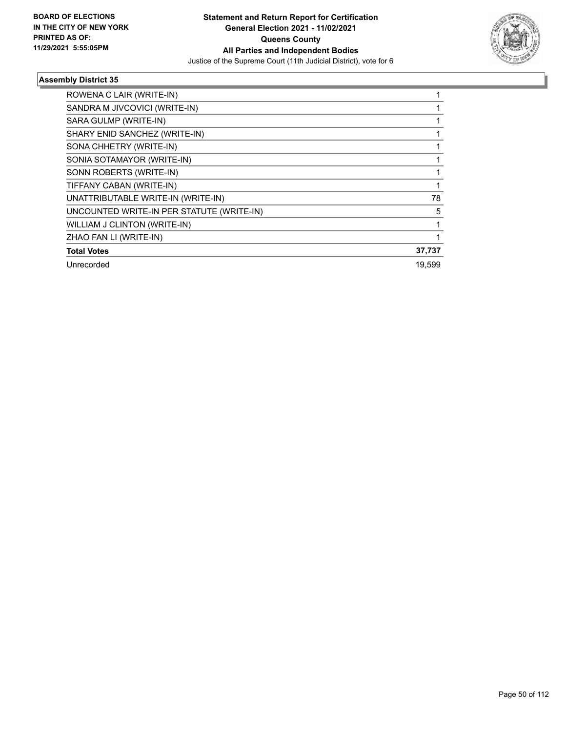BOARD OF ELECTIONS
IN THE CITY OF NEW YORK
PRINTED AS OF:
11/29/2021 5:55:05PM

**Statement and Return Report for Certification**
**General Election 2021 - 11/02/2021**
**Queens County**
**All Parties and Independent Bodies**
Justice of the Supreme Court (11th Judicial District), vote for 6

### Assembly District 35

| | |
|---|---|
| ROWENA C LAIR (WRITE-IN) | 1 |
| SANDRA M JIVCOVICI (WRITE-IN) | 1 |
| SARA GULMP (WRITE-IN) | 1 |
| SHARY ENID SANCHEZ (WRITE-IN) | 1 |
| SONA CHHETRY (WRITE-IN) | 1 |
| SONIA SOTAMAYOR (WRITE-IN) | 1 |
| SONN ROBERTS (WRITE-IN) | 1 |
| TIFFANY CABAN (WRITE-IN) | 1 |
| UNATTRIBUTABLE WRITE-IN (WRITE-IN) | 78 |
| UNCOUNTED WRITE-IN PER STATUTE (WRITE-IN) | 5 |
| WILLIAM J CLINTON (WRITE-IN) | 1 |
| ZHAO FAN LI (WRITE-IN) | 1 |
| **Total Votes** | **37,737** |
| Unrecorded | 19,599 |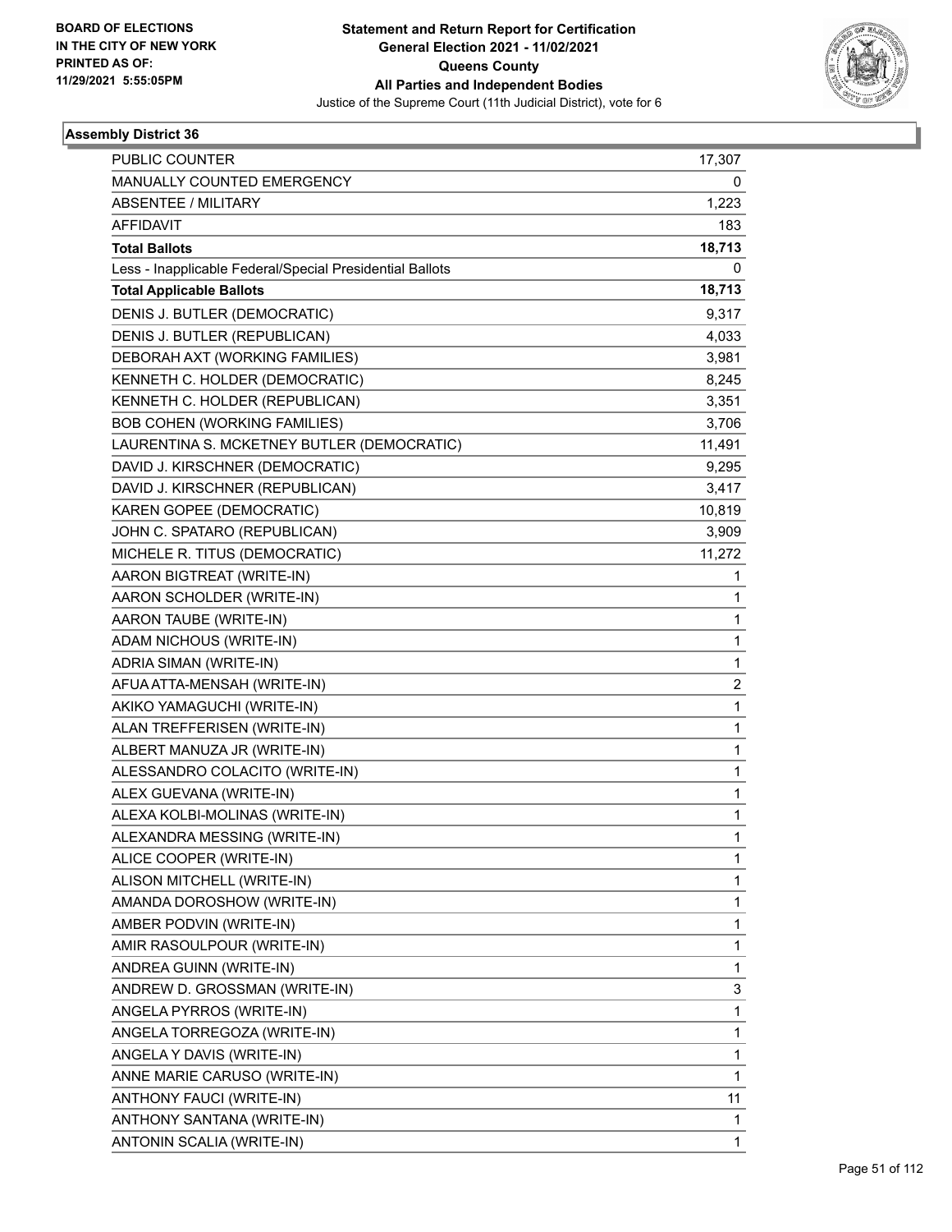**Statement and Return Report for Certification**
**General Election 2021 - 11/02/2021**
**Queens County**
**All Parties and Independent Bodies**
Justice of the Supreme Court (11th Judicial District), vote for 6

BOARD OF ELECTIONS
IN THE CITY OF NEW YORK
PRINTED AS OF:
11/29/2021 5:55:05PM

### Assembly District 36

| | |
|---|---|
| PUBLIC COUNTER | 17,307 |
| MANUALLY COUNTED EMERGENCY | 0 |
| ABSENTEE / MILITARY | 1,223 |
| AFFIDAVIT | 183 |
| **Total Ballots** | **18,713** |
| Less - Inapplicable Federal/Special Presidential Ballots | 0 |
| **Total Applicable Ballots** | **18,713** |
| DENIS J. BUTLER (DEMOCRATIC) | 9,317 |
| DENIS J. BUTLER (REPUBLICAN) | 4,033 |
| DEBORAH AXT (WORKING FAMILIES) | 3,981 |
| KENNETH C. HOLDER (DEMOCRATIC) | 8,245 |
| KENNETH C. HOLDER (REPUBLICAN) | 3,351 |
| BOB COHEN (WORKING FAMILIES) | 3,706 |
| LAURENTINA S. MCKETNEY BUTLER (DEMOCRATIC) | 11,491 |
| DAVID J. KIRSCHNER (DEMOCRATIC) | 9,295 |
| DAVID J. KIRSCHNER (REPUBLICAN) | 3,417 |
| KAREN GOPEE (DEMOCRATIC) | 10,819 |
| JOHN C. SPATARO (REPUBLICAN) | 3,909 |
| MICHELE R. TITUS (DEMOCRATIC) | 11,272 |
| AARON BIGTREAT (WRITE-IN) | 1 |
| AARON SCHOLDER (WRITE-IN) | 1 |
| AARON TAUBE (WRITE-IN) | 1 |
| ADAM NICHOUS (WRITE-IN) | 1 |
| ADRIA SIMAN (WRITE-IN) | 1 |
| AFUA ATTA-MENSAH (WRITE-IN) | 2 |
| AKIKO YAMAGUCHI (WRITE-IN) | 1 |
| ALAN TREFFERISEN (WRITE-IN) | 1 |
| ALBERT MANUZA JR (WRITE-IN) | 1 |
| ALESSANDRO COLACITO (WRITE-IN) | 1 |
| ALEX GUEVANA (WRITE-IN) | 1 |
| ALEXA KOLBI-MOLINAS (WRITE-IN) | 1 |
| ALEXANDRA MESSING (WRITE-IN) | 1 |
| ALICE COOPER (WRITE-IN) | 1 |
| ALISON MITCHELL (WRITE-IN) | 1 |
| AMANDA DOROSHOW (WRITE-IN) | 1 |
| AMBER PODVIN (WRITE-IN) | 1 |
| AMIR RASOULPOUR (WRITE-IN) | 1 |
| ANDREA GUINN (WRITE-IN) | 1 |
| ANDREW D. GROSSMAN (WRITE-IN) | 3 |
| ANGELA PYRROS (WRITE-IN) | 1 |
| ANGELA TORREGOZA (WRITE-IN) | 1 |
| ANGELA Y DAVIS (WRITE-IN) | 1 |
| ANNE MARIE CARUSO (WRITE-IN) | 1 |
| ANTHONY FAUCI (WRITE-IN) | 11 |
| ANTHONY SANTANA (WRITE-IN) | 1 |
| ANTONIN SCALIA (WRITE-IN) | 1 |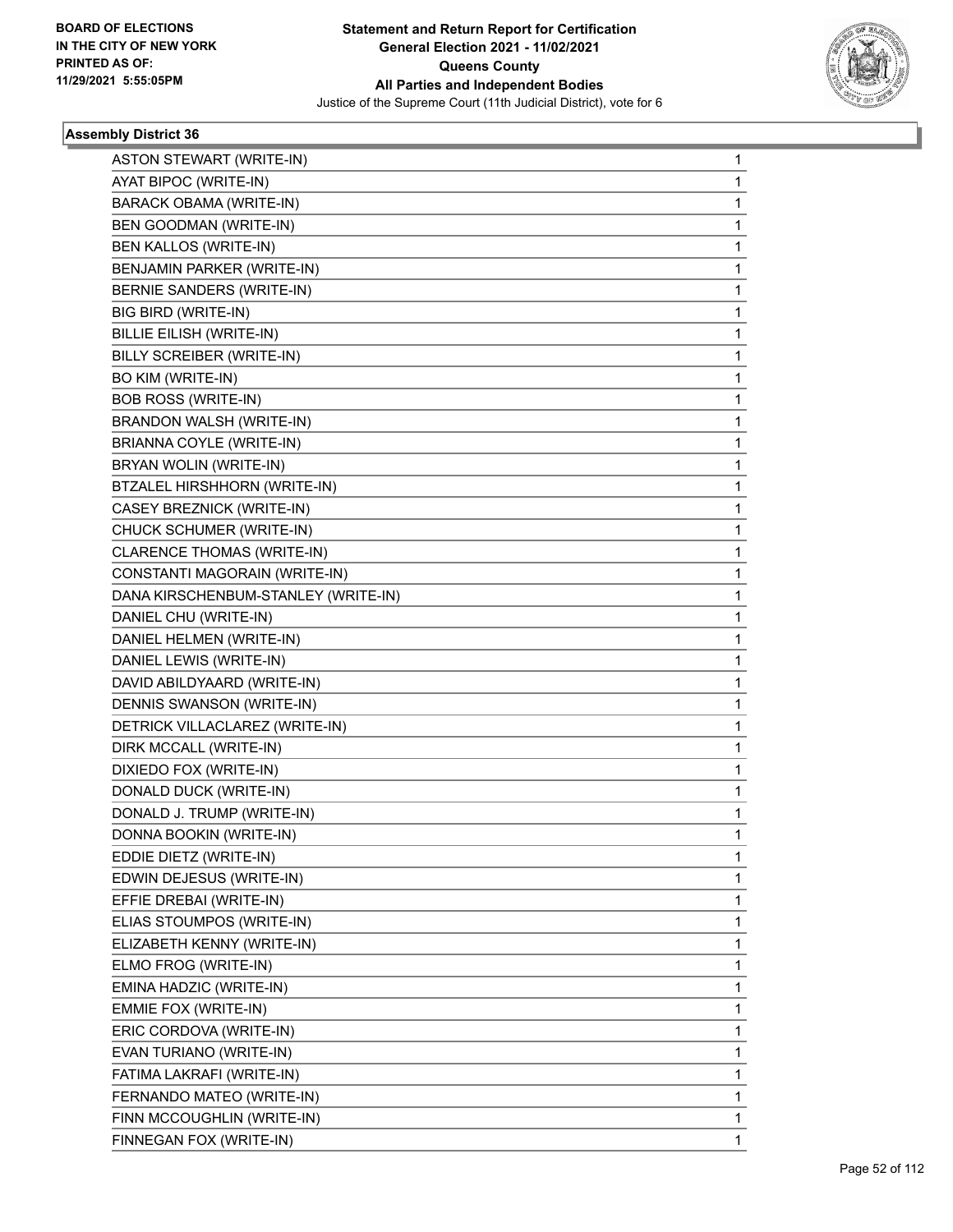BOARD OF ELECTIONS
IN THE CITY OF NEW YORK
PRINTED AS OF:
11/29/2021 5:55:05PM

**Statement and Return Report for Certification**
**General Election 2021 - 11/02/2021**
**Queens County**
**All Parties and Independent Bodies**
Justice of the Supreme Court (11th Judicial District), vote for 6

### Assembly District 36

| | |
|---|---|
| ASTON STEWART (WRITE-IN) | 1 |
| AYAT BIPOC (WRITE-IN) | 1 |
| BARACK OBAMA (WRITE-IN) | 1 |
| BEN GOODMAN (WRITE-IN) | 1 |
| BEN KALLOS (WRITE-IN) | 1 |
| BENJAMIN PARKER (WRITE-IN) | 1 |
| BERNIE SANDERS (WRITE-IN) | 1 |
| BIG BIRD (WRITE-IN) | 1 |
| BILLIE EILISH (WRITE-IN) | 1 |
| BILLY SCREIBER (WRITE-IN) | 1 |
| BO KIM (WRITE-IN) | 1 |
| BOB ROSS (WRITE-IN) | 1 |
| BRANDON WALSH (WRITE-IN) | 1 |
| BRIANNA COYLE (WRITE-IN) | 1 |
| BRYAN WOLIN (WRITE-IN) | 1 |
| BTZALEL HIRSHHORN (WRITE-IN) | 1 |
| CASEY BREZNICK (WRITE-IN) | 1 |
| CHUCK SCHUMER (WRITE-IN) | 1 |
| CLARENCE THOMAS (WRITE-IN) | 1 |
| CONSTANTI MAGORAIN (WRITE-IN) | 1 |
| DANA KIRSCHENBUM-STANLEY (WRITE-IN) | 1 |
| DANIEL CHU (WRITE-IN) | 1 |
| DANIEL HELMEN (WRITE-IN) | 1 |
| DANIEL LEWIS (WRITE-IN) | 1 |
| DAVID ABILDYAARD (WRITE-IN) | 1 |
| DENNIS SWANSON (WRITE-IN) | 1 |
| DETRICK VILLACLAREZ (WRITE-IN) | 1 |
| DIRK MCCALL (WRITE-IN) | 1 |
| DIXIEDO FOX (WRITE-IN) | 1 |
| DONALD DUCK (WRITE-IN) | 1 |
| DONALD J. TRUMP (WRITE-IN) | 1 |
| DONNA BOOKIN (WRITE-IN) | 1 |
| EDDIE DIETZ (WRITE-IN) | 1 |
| EDWIN DEJESUS (WRITE-IN) | 1 |
| EFFIE DREBAI (WRITE-IN) | 1 |
| ELIAS STOUMPOS (WRITE-IN) | 1 |
| ELIZABETH KENNY (WRITE-IN) | 1 |
| ELMO FROG (WRITE-IN) | 1 |
| EMINA HADZIC (WRITE-IN) | 1 |
| EMMIE FOX (WRITE-IN) | 1 |
| ERIC CORDOVA (WRITE-IN) | 1 |
| EVAN TURIANO (WRITE-IN) | 1 |
| FATIMA LAKRAFI (WRITE-IN) | 1 |
| FERNANDO MATEO (WRITE-IN) | 1 |
| FINN MCCOUGHLIN (WRITE-IN) | 1 |
| FINNEGAN FOX (WRITE-IN) | 1 |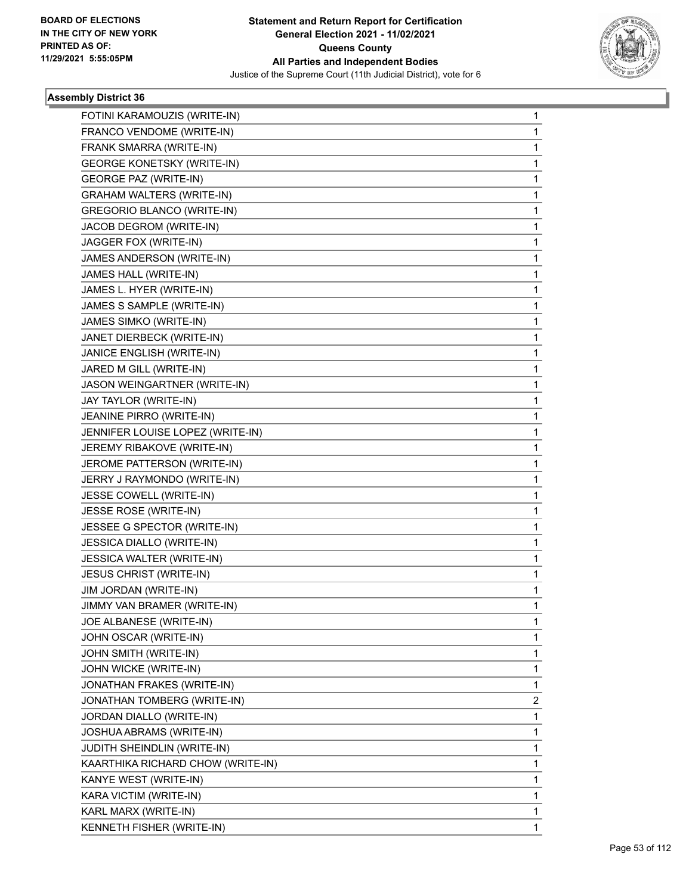**BOARD OF ELECTIONS IN THE CITY OF NEW YORK PRINTED AS OF: 11/29/2021 5:55:05PM**

**Statement and Return Report for Certification General Election 2021 - 11/02/2021 Queens County All Parties and Independent Bodies**

Justice of the Supreme Court (11th Judicial District), vote for 6

### Assembly District 36

| Candidate | Votes |
|---|---|
| FOTINI KARAMOUZIS (WRITE-IN) | 1 |
| FRANCO VENDOME (WRITE-IN) | 1 |
| FRANK SMARRA (WRITE-IN) | 1 |
| GEORGE KONETSKY (WRITE-IN) | 1 |
| GEORGE PAZ (WRITE-IN) | 1 |
| GRAHAM WALTERS (WRITE-IN) | 1 |
| GREGORIO BLANCO (WRITE-IN) | 1 |
| JACOB DEGROM (WRITE-IN) | 1 |
| JAGGER FOX (WRITE-IN) | 1 |
| JAMES ANDERSON (WRITE-IN) | 1 |
| JAMES HALL (WRITE-IN) | 1 |
| JAMES L. HYER (WRITE-IN) | 1 |
| JAMES S SAMPLE (WRITE-IN) | 1 |
| JAMES SIMKO (WRITE-IN) | 1 |
| JANET DIERBECK (WRITE-IN) | 1 |
| JANICE ENGLISH (WRITE-IN) | 1 |
| JARED M GILL (WRITE-IN) | 1 |
| JASON WEINGARTNER (WRITE-IN) | 1 |
| JAY TAYLOR (WRITE-IN) | 1 |
| JEANINE PIRRO (WRITE-IN) | 1 |
| JENNIFER LOUISE LOPEZ (WRITE-IN) | 1 |
| JEREMY RIBAKOVE (WRITE-IN) | 1 |
| JEROME PATTERSON (WRITE-IN) | 1 |
| JERRY J RAYMONDO (WRITE-IN) | 1 |
| JESSE COWELL (WRITE-IN) | 1 |
| JESSE ROSE (WRITE-IN) | 1 |
| JESSEE G SPECTOR (WRITE-IN) | 1 |
| JESSICA DIALLO (WRITE-IN) | 1 |
| JESSICA WALTER (WRITE-IN) | 1 |
| JESUS CHRIST (WRITE-IN) | 1 |
| JIM JORDAN (WRITE-IN) | 1 |
| JIMMY VAN BRAMER (WRITE-IN) | 1 |
| JOE ALBANESE (WRITE-IN) | 1 |
| JOHN OSCAR (WRITE-IN) | 1 |
| JOHN SMITH (WRITE-IN) | 1 |
| JOHN WICKE (WRITE-IN) | 1 |
| JONATHAN FRAKES (WRITE-IN) | 1 |
| JONATHAN TOMBERG (WRITE-IN) | 2 |
| JORDAN DIALLO (WRITE-IN) | 1 |
| JOSHUA ABRAMS (WRITE-IN) | 1 |
| JUDITH SHEINDLIN (WRITE-IN) | 1 |
| KAARTHIKA RICHARD CHOW (WRITE-IN) | 1 |
| KANYE WEST (WRITE-IN) | 1 |
| KARA VICTIM (WRITE-IN) | 1 |
| KARL MARX (WRITE-IN) | 1 |
| KENNETH FISHER (WRITE-IN) | 1 |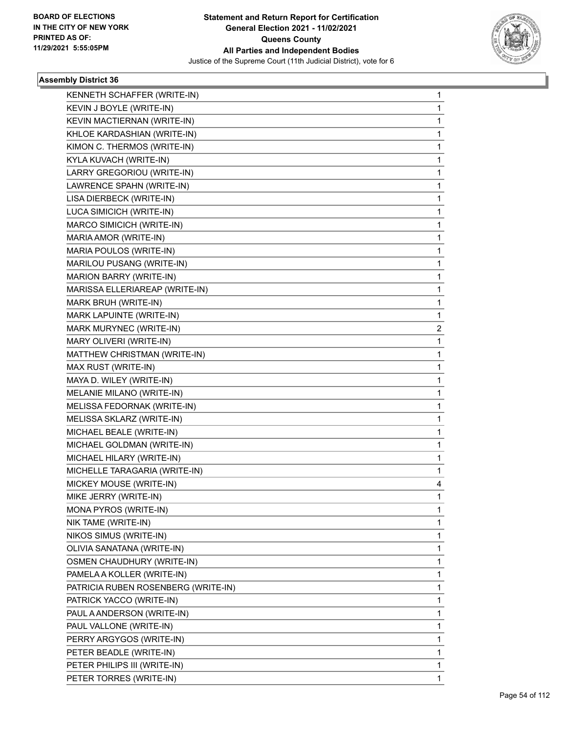**BOARD OF ELECTIONS IN THE CITY OF NEW YORK PRINTED AS OF: 11/29/2021 5:55:05PM**

**Statement and Return Report for Certification General Election 2021 - 11/02/2021 Queens County All Parties and Independent Bodies**
Justice of the Supreme Court (11th Judicial District), vote for 6

### Assembly District 36

| | |
|---|---|
| KENNETH SCHAFFER (WRITE-IN) | 1 |
| KEVIN J BOYLE (WRITE-IN) | 1 |
| KEVIN MACTIERNAN (WRITE-IN) | 1 |
| KHLOE KARDASHIAN (WRITE-IN) | 1 |
| KIMON C. THERMOS (WRITE-IN) | 1 |
| KYLA KUVACH (WRITE-IN) | 1 |
| LARRY GREGORIOU (WRITE-IN) | 1 |
| LAWRENCE SPAHN (WRITE-IN) | 1 |
| LISA DIERBECK (WRITE-IN) | 1 |
| LUCA SIMICICH (WRITE-IN) | 1 |
| MARCO SIMICICH (WRITE-IN) | 1 |
| MARIA AMOR (WRITE-IN) | 1 |
| MARIA POULOS (WRITE-IN) | 1 |
| MARILOU PUSANG (WRITE-IN) | 1 |
| MARION BARRY (WRITE-IN) | 1 |
| MARISSA ELLERIAREAP (WRITE-IN) | 1 |
| MARK BRUH (WRITE-IN) | 1 |
| MARK LAPUINTE (WRITE-IN) | 1 |
| MARK MURYNEC (WRITE-IN) | 2 |
| MARY OLIVERI (WRITE-IN) | 1 |
| MATTHEW CHRISTMAN (WRITE-IN) | 1 |
| MAX RUST (WRITE-IN) | 1 |
| MAYA D. WILEY (WRITE-IN) | 1 |
| MELANIE MILANO (WRITE-IN) | 1 |
| MELISSA FEDORNAK (WRITE-IN) | 1 |
| MELISSA SKLARZ (WRITE-IN) | 1 |
| MICHAEL BEALE (WRITE-IN) | 1 |
| MICHAEL GOLDMAN (WRITE-IN) | 1 |
| MICHAEL HILARY (WRITE-IN) | 1 |
| MICHELLE TARAGARIA (WRITE-IN) | 1 |
| MICKEY MOUSE (WRITE-IN) | 4 |
| MIKE JERRY (WRITE-IN) | 1 |
| MONA PYROS (WRITE-IN) | 1 |
| NIK TAME (WRITE-IN) | 1 |
| NIKOS SIMUS (WRITE-IN) | 1 |
| OLIVIA SANATANA (WRITE-IN) | 1 |
| OSMEN CHAUDHURY (WRITE-IN) | 1 |
| PAMELA A KOLLER (WRITE-IN) | 1 |
| PATRICIA RUBEN ROSENBERG (WRITE-IN) | 1 |
| PATRICK YACCO (WRITE-IN) | 1 |
| PAUL A ANDERSON (WRITE-IN) | 1 |
| PAUL VALLONE (WRITE-IN) | 1 |
| PERRY ARGYGOS (WRITE-IN) | 1 |
| PETER BEADLE (WRITE-IN) | 1 |
| PETER PHILIPS III (WRITE-IN) | 1 |
| PETER TORRES (WRITE-IN) | 1 |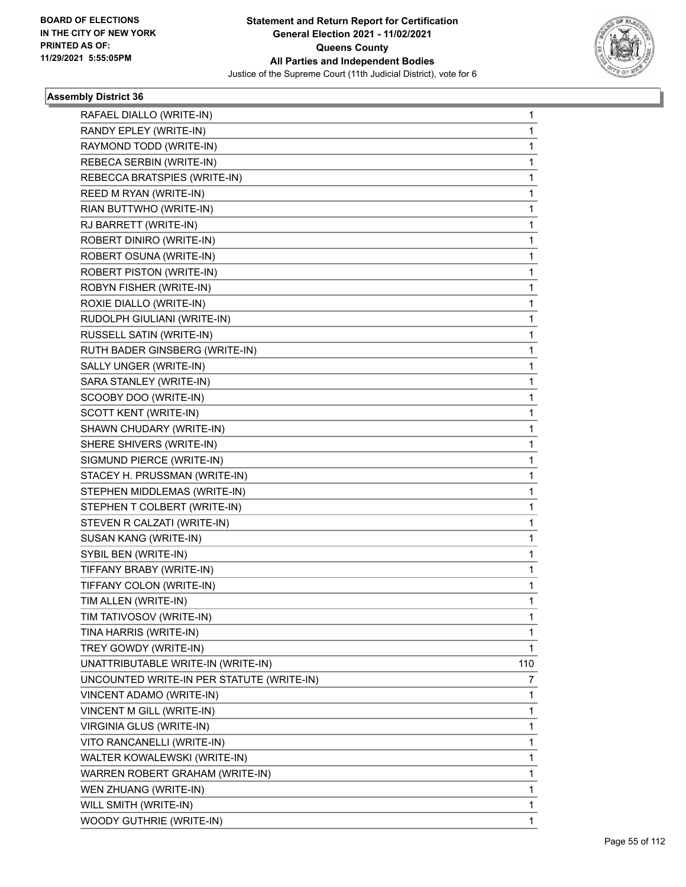**Statement and Return Report for Certification**
**General Election 2021 - 11/02/2021**
**Queens County**
**All Parties and Independent Bodies**
Justice of the Supreme Court (11th Judicial District), vote for 6

BOARD OF ELECTIONS IN THE CITY OF NEW YORK PRINTED AS OF: 11/29/2021 5:55:05PM

## Assembly District 36

| | |
|---|---|
| RAFAEL DIALLO (WRITE-IN) | 1 |
| RANDY EPLEY (WRITE-IN) | 1 |
| RAYMOND TODD (WRITE-IN) | 1 |
| REBECA SERBIN (WRITE-IN) | 1 |
| REBECCA BRATSPIES (WRITE-IN) | 1 |
| REED M RYAN (WRITE-IN) | 1 |
| RIAN BUTTWHO (WRITE-IN) | 1 |
| RJ BARRETT (WRITE-IN) | 1 |
| ROBERT DINIRO (WRITE-IN) | 1 |
| ROBERT OSUNA (WRITE-IN) | 1 |
| ROBERT PISTON (WRITE-IN) | 1 |
| ROBYN FISHER (WRITE-IN) | 1 |
| ROXIE DIALLO (WRITE-IN) | 1 |
| RUDOLPH GIULIANI (WRITE-IN) | 1 |
| RUSSELL SATIN (WRITE-IN) | 1 |
| RUTH BADER GINSBERG (WRITE-IN) | 1 |
| SALLY UNGER (WRITE-IN) | 1 |
| SARA STANLEY (WRITE-IN) | 1 |
| SCOOBY DOO (WRITE-IN) | 1 |
| SCOTT KENT (WRITE-IN) | 1 |
| SHAWN CHUDARY (WRITE-IN) | 1 |
| SHERE SHIVERS (WRITE-IN) | 1 |
| SIGMUND PIERCE (WRITE-IN) | 1 |
| STACEY H. PRUSSMAN (WRITE-IN) | 1 |
| STEPHEN MIDDLEMAS (WRITE-IN) | 1 |
| STEPHEN T COLBERT (WRITE-IN) | 1 |
| STEVEN R CALZATI (WRITE-IN) | 1 |
| SUSAN KANG (WRITE-IN) | 1 |
| SYBIL BEN (WRITE-IN) | 1 |
| TIFFANY BRABY (WRITE-IN) | 1 |
| TIFFANY COLON (WRITE-IN) | 1 |
| TIM ALLEN (WRITE-IN) | 1 |
| TIM TATIVOSOV (WRITE-IN) | 1 |
| TINA HARRIS (WRITE-IN) | 1 |
| TREY GOWDY (WRITE-IN) | 1 |
| UNATTRIBUTABLE WRITE-IN (WRITE-IN) | 110 |
| UNCOUNTED WRITE-IN PER STATUTE (WRITE-IN) | 7 |
| VINCENT ADAMO (WRITE-IN) | 1 |
| VINCENT M GILL (WRITE-IN) | 1 |
| VIRGINIA GLUS (WRITE-IN) | 1 |
| VITO RANCANELLI (WRITE-IN) | 1 |
| WALTER KOWALEWSKI (WRITE-IN) | 1 |
| WARREN ROBERT GRAHAM (WRITE-IN) | 1 |
| WEN ZHUANG (WRITE-IN) | 1 |
| WILL SMITH (WRITE-IN) | 1 |
| WOODY GUTHRIE (WRITE-IN) | 1 |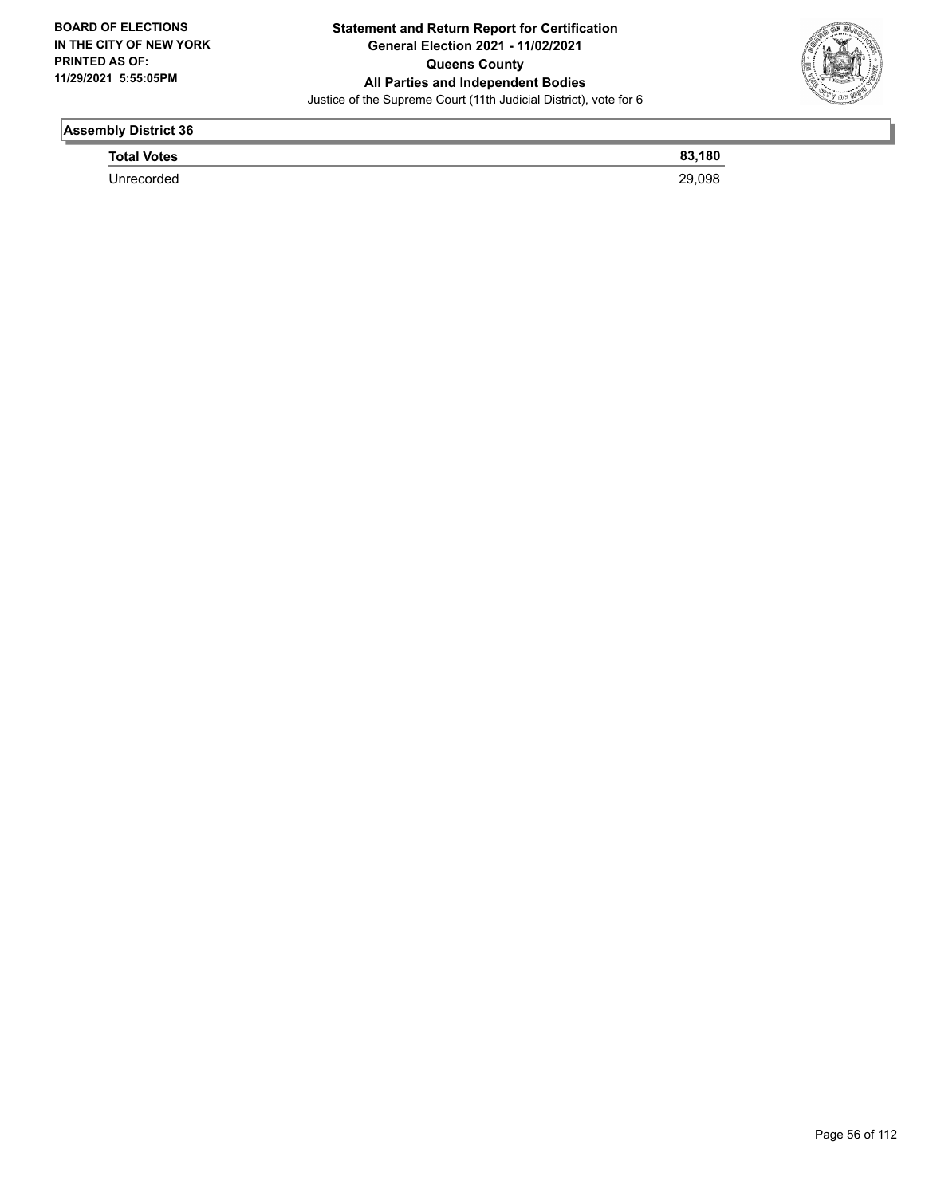### Assembly District 36

| **Total Votes** | **83,180** |
| --- | --- |
| Unrecorded | 29,098 |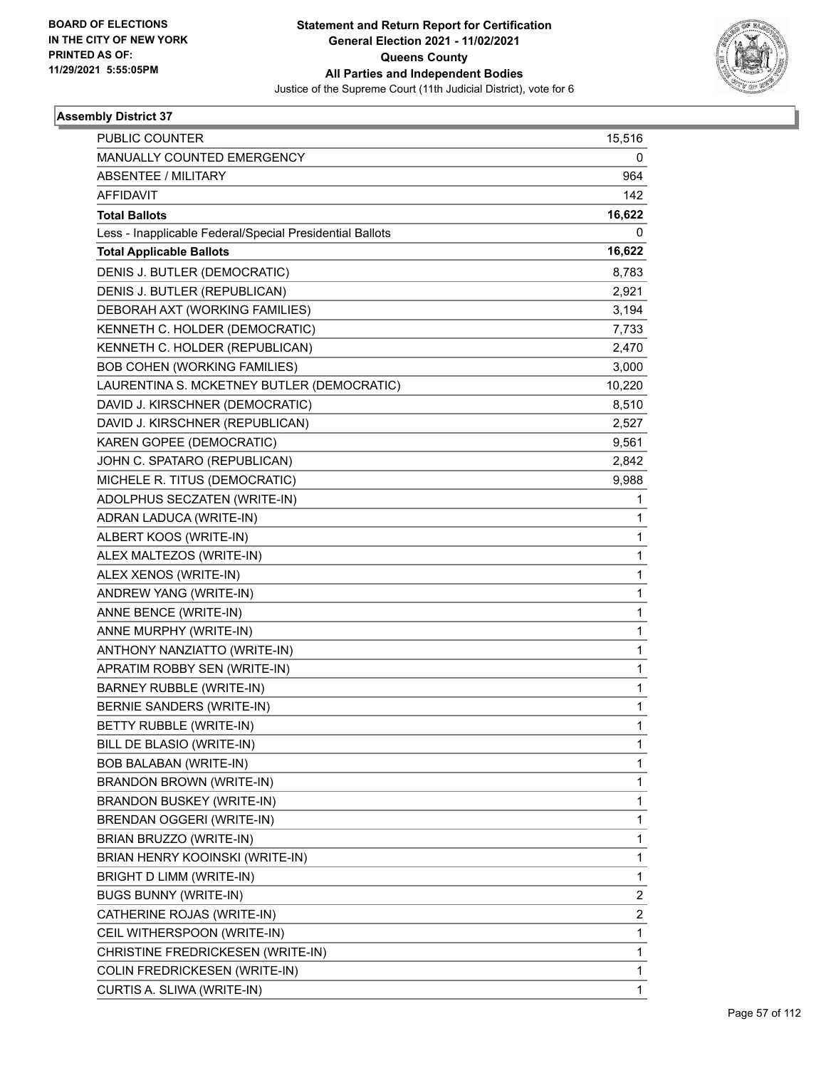BOARD OF ELECTIONS
IN THE CITY OF NEW YORK
PRINTED AS OF:
11/29/2021 5:55:05PM

**Statement and Return Report for Certification**
**General Election 2021 - 11/02/2021**
**Queens County**
**All Parties and Independent Bodies**
Justice of the Supreme Court (11th Judicial District), vote for 6

### Assembly District 37

| | |
|---|---|
| PUBLIC COUNTER | 15,516 |
| MANUALLY COUNTED EMERGENCY | 0 |
| ABSENTEE / MILITARY | 964 |
| AFFIDAVIT | 142 |
| **Total Ballots** | **16,622** |
| Less - Inapplicable Federal/Special Presidential Ballots | 0 |
| **Total Applicable Ballots** | **16,622** |
| DENIS J. BUTLER (DEMOCRATIC) | 8,783 |
| DENIS J. BUTLER (REPUBLICAN) | 2,921 |
| DEBORAH AXT (WORKING FAMILIES) | 3,194 |
| KENNETH C. HOLDER (DEMOCRATIC) | 7,733 |
| KENNETH C. HOLDER (REPUBLICAN) | 2,470 |
| BOB COHEN (WORKING FAMILIES) | 3,000 |
| LAURENTINA S. MCKETNEY BUTLER (DEMOCRATIC) | 10,220 |
| DAVID J. KIRSCHNER (DEMOCRATIC) | 8,510 |
| DAVID J. KIRSCHNER (REPUBLICAN) | 2,527 |
| KAREN GOPEE (DEMOCRATIC) | 9,561 |
| JOHN C. SPATARO (REPUBLICAN) | 2,842 |
| MICHELE R. TITUS (DEMOCRATIC) | 9,988 |
| ADOLPHUS SECZATEN (WRITE-IN) | 1 |
| ADRAN LADUCA (WRITE-IN) | 1 |
| ALBERT KOOS (WRITE-IN) | 1 |
| ALEX MALTEZOS (WRITE-IN) | 1 |
| ALEX XENOS (WRITE-IN) | 1 |
| ANDREW YANG (WRITE-IN) | 1 |
| ANNE BENCE (WRITE-IN) | 1 |
| ANNE MURPHY (WRITE-IN) | 1 |
| ANTHONY NANZIATTO (WRITE-IN) | 1 |
| APRATIM ROBBY SEN (WRITE-IN) | 1 |
| BARNEY RUBBLE (WRITE-IN) | 1 |
| BERNIE SANDERS (WRITE-IN) | 1 |
| BETTY RUBBLE (WRITE-IN) | 1 |
| BILL DE BLASIO (WRITE-IN) | 1 |
| BOB BALABAN (WRITE-IN) | 1 |
| BRANDON BROWN (WRITE-IN) | 1 |
| BRANDON BUSKEY (WRITE-IN) | 1 |
| BRENDAN OGGERI (WRITE-IN) | 1 |
| BRIAN BRUZZO (WRITE-IN) | 1 |
| BRIAN HENRY KOOINSKI (WRITE-IN) | 1 |
| BRIGHT D LIMM (WRITE-IN) | 1 |
| BUGS BUNNY (WRITE-IN) | 2 |
| CATHERINE ROJAS (WRITE-IN) | 2 |
| CEIL WITHERSPOON (WRITE-IN) | 1 |
| CHRISTINE FREDRICKESEN (WRITE-IN) | 1 |
| COLIN FREDRICKESEN (WRITE-IN) | 1 |
| CURTIS A. SLIWA (WRITE-IN) | 1 |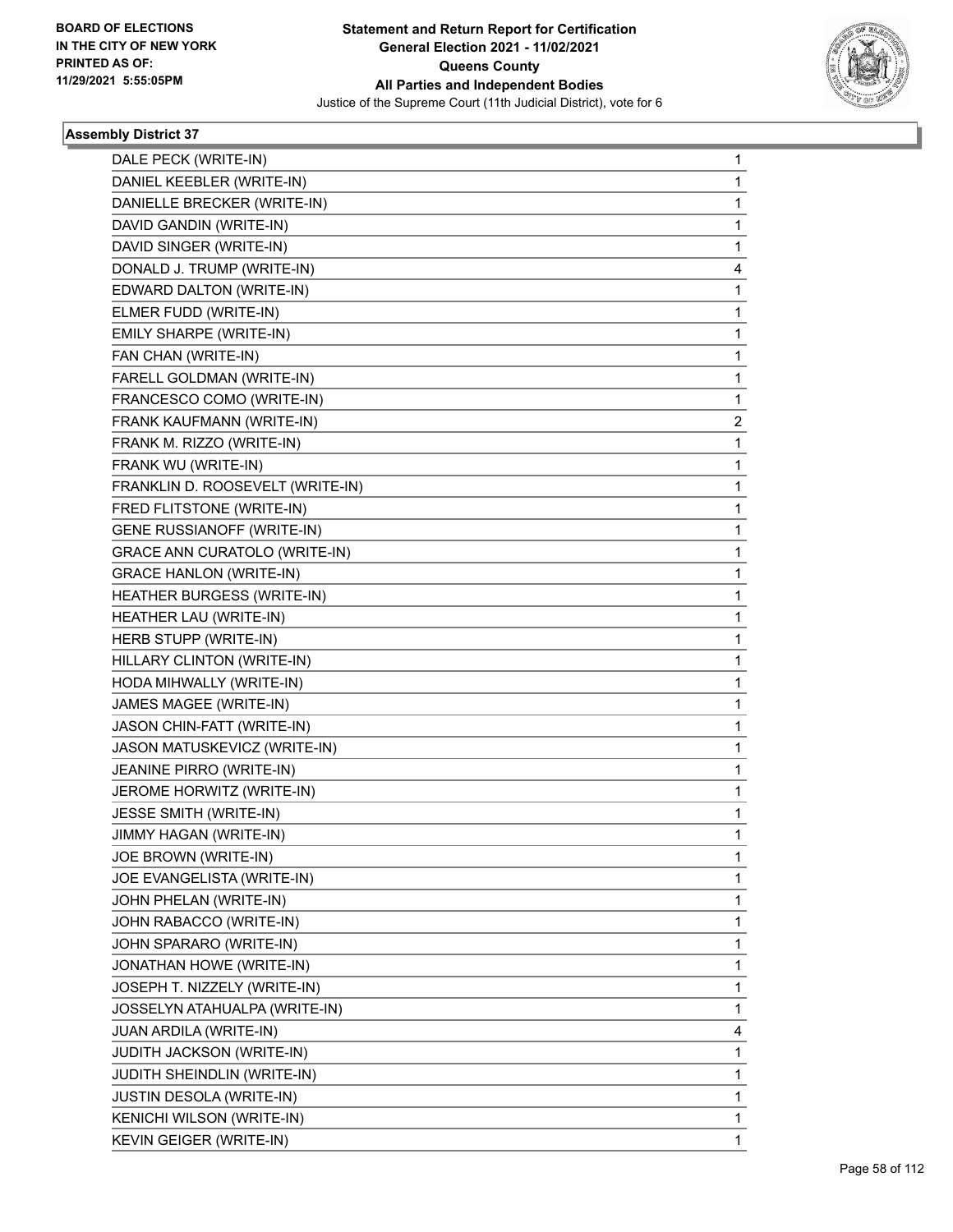# Statement and Return Report for Certification
## General Election 2021 - 11/02/2021
## Queens County
## All Parties and Independent Bodies
### Justice of the Supreme Court (11th Judicial District), vote for 6

BOARD OF ELECTIONS IN THE CITY OF NEW YORK PRINTED AS OF: 11/29/2021 5:55:05PM

**Assembly District 37**

| | |
|---|---|
| DALE PECK (WRITE-IN) | 1 |
| DANIEL KEEBLER (WRITE-IN) | 1 |
| DANIELLE BRECKER (WRITE-IN) | 1 |
| DAVID GANDIN (WRITE-IN) | 1 |
| DAVID SINGER (WRITE-IN) | 1 |
| DONALD J. TRUMP (WRITE-IN) | 4 |
| EDWARD DALTON (WRITE-IN) | 1 |
| ELMER FUDD (WRITE-IN) | 1 |
| EMILY SHARPE (WRITE-IN) | 1 |
| FAN CHAN (WRITE-IN) | 1 |
| FARELL GOLDMAN (WRITE-IN) | 1 |
| FRANCESCO COMO (WRITE-IN) | 1 |
| FRANK KAUFMANN (WRITE-IN) | 2 |
| FRANK M. RIZZO (WRITE-IN) | 1 |
| FRANK WU (WRITE-IN) | 1 |
| FRANKLIN D. ROOSEVELT (WRITE-IN) | 1 |
| FRED FLITSTONE (WRITE-IN) | 1 |
| GENE RUSSIANOFF (WRITE-IN) | 1 |
| GRACE ANN CURATOLO (WRITE-IN) | 1 |
| GRACE HANLON (WRITE-IN) | 1 |
| HEATHER BURGESS (WRITE-IN) | 1 |
| HEATHER LAU (WRITE-IN) | 1 |
| HERB STUPP (WRITE-IN) | 1 |
| HILLARY CLINTON (WRITE-IN) | 1 |
| HODA MIHWALLY (WRITE-IN) | 1 |
| JAMES MAGEE (WRITE-IN) | 1 |
| JASON CHIN-FATT (WRITE-IN) | 1 |
| JASON MATUSKEVICZ (WRITE-IN) | 1 |
| JEANINE PIRRO (WRITE-IN) | 1 |
| JEROME HORWITZ (WRITE-IN) | 1 |
| JESSE SMITH (WRITE-IN) | 1 |
| JIMMY HAGAN (WRITE-IN) | 1 |
| JOE BROWN (WRITE-IN) | 1 |
| JOE EVANGELISTA (WRITE-IN) | 1 |
| JOHN PHELAN (WRITE-IN) | 1 |
| JOHN RABACCO (WRITE-IN) | 1 |
| JOHN SPARARO (WRITE-IN) | 1 |
| JONATHAN HOWE (WRITE-IN) | 1 |
| JOSEPH T. NIZZELY (WRITE-IN) | 1 |
| JOSSELYN ATAHUALPA (WRITE-IN) | 1 |
| JUAN ARDILA (WRITE-IN) | 4 |
| JUDITH JACKSON (WRITE-IN) | 1 |
| JUDITH SHEINDLIN (WRITE-IN) | 1 |
| JUSTIN DESOLA (WRITE-IN) | 1 |
| KENICHI WILSON (WRITE-IN) | 1 |
| KEVIN GEIGER (WRITE-IN) | 1 |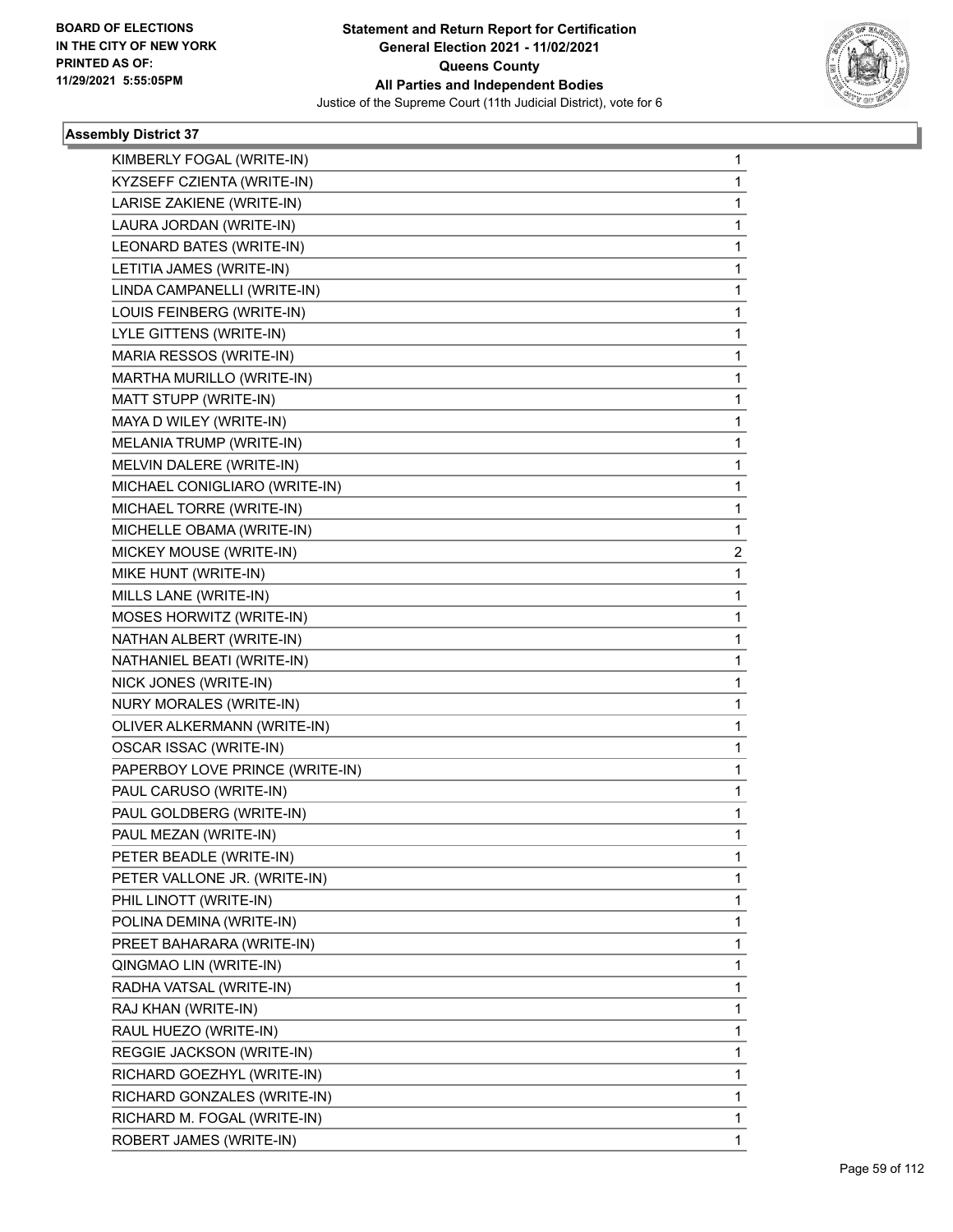BOARD OF ELECTIONS
IN THE CITY OF NEW YORK
PRINTED AS OF:
11/29/2021 5:55:05PM

**Statement and Return Report for Certification**
**General Election 2021 - 11/02/2021**
**Queens County**
**All Parties and Independent Bodies**
Justice of the Supreme Court (11th Judicial District), vote for 6

### Assembly District 37

| | |
|---|---|
| KIMBERLY FOGAL (WRITE-IN) | 1 |
| KYZSEFF CZIENTA (WRITE-IN) | 1 |
| LARISE ZAKIENE (WRITE-IN) | 1 |
| LAURA JORDAN (WRITE-IN) | 1 |
| LEONARD BATES (WRITE-IN) | 1 |
| LETITIA JAMES (WRITE-IN) | 1 |
| LINDA CAMPANELLI (WRITE-IN) | 1 |
| LOUIS FEINBERG (WRITE-IN) | 1 |
| LYLE GITTENS (WRITE-IN) | 1 |
| MARIA RESSOS (WRITE-IN) | 1 |
| MARTHA MURILLO (WRITE-IN) | 1 |
| MATT STUPP (WRITE-IN) | 1 |
| MAYA D WILEY (WRITE-IN) | 1 |
| MELANIA TRUMP (WRITE-IN) | 1 |
| MELVIN DALERE (WRITE-IN) | 1 |
| MICHAEL CONIGLIARO (WRITE-IN) | 1 |
| MICHAEL TORRE (WRITE-IN) | 1 |
| MICHELLE OBAMA (WRITE-IN) | 1 |
| MICKEY MOUSE (WRITE-IN) | 2 |
| MIKE HUNT (WRITE-IN) | 1 |
| MILLS LANE (WRITE-IN) | 1 |
| MOSES HORWITZ (WRITE-IN) | 1 |
| NATHAN ALBERT (WRITE-IN) | 1 |
| NATHANIEL BEATI (WRITE-IN) | 1 |
| NICK JONES (WRITE-IN) | 1 |
| NURY MORALES (WRITE-IN) | 1 |
| OLIVER ALKERMANN (WRITE-IN) | 1 |
| OSCAR ISSAC (WRITE-IN) | 1 |
| PAPERBOY LOVE PRINCE (WRITE-IN) | 1 |
| PAUL CARUSO (WRITE-IN) | 1 |
| PAUL GOLDBERG (WRITE-IN) | 1 |
| PAUL MEZAN (WRITE-IN) | 1 |
| PETER BEADLE (WRITE-IN) | 1 |
| PETER VALLONE JR. (WRITE-IN) | 1 |
| PHIL LINOTT (WRITE-IN) | 1 |
| POLINA DEMINA (WRITE-IN) | 1 |
| PREET BAHARARA (WRITE-IN) | 1 |
| QINGMAO LIN (WRITE-IN) | 1 |
| RADHA VATSAL (WRITE-IN) | 1 |
| RAJ KHAN (WRITE-IN) | 1 |
| RAUL HUEZO (WRITE-IN) | 1 |
| REGGIE JACKSON (WRITE-IN) | 1 |
| RICHARD GOEZHYL (WRITE-IN) | 1 |
| RICHARD GONZALES (WRITE-IN) | 1 |
| RICHARD M. FOGAL (WRITE-IN) | 1 |
| ROBERT JAMES (WRITE-IN) | 1 |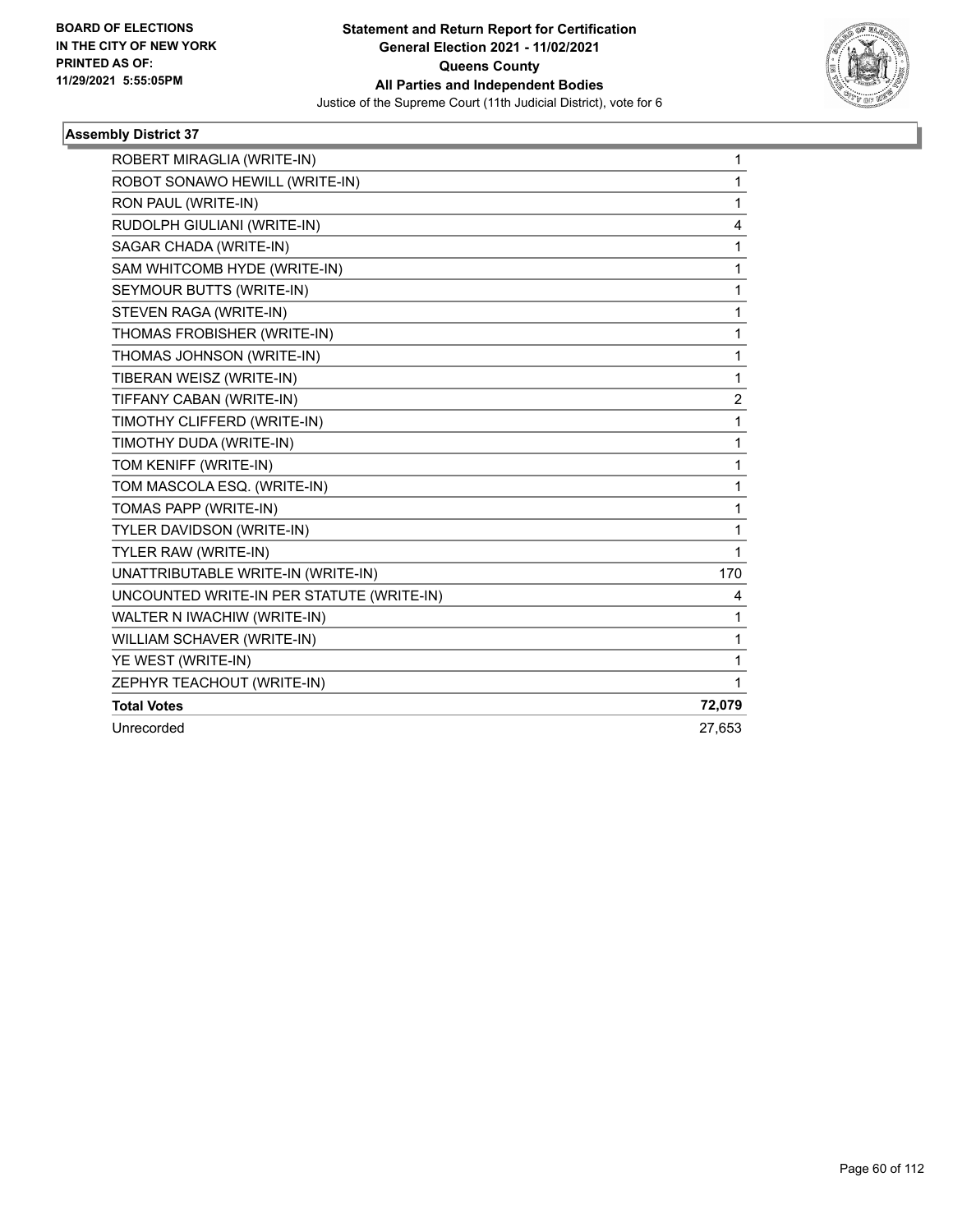**BOARD OF ELECTIONS IN THE CITY OF NEW YORK PRINTED AS OF: 11/29/2021 5:55:05PM**

**Statement and Return Report for Certification General Election 2021 - 11/02/2021 Queens County All Parties and Independent Bodies**

Justice of the Supreme Court (11th Judicial District), vote for 6

### Assembly District 37

| | |
|---|---|
| ROBERT MIRAGLIA (WRITE-IN) | 1 |
| ROBOT SONAWO HEWILL (WRITE-IN) | 1 |
| RON PAUL (WRITE-IN) | 1 |
| RUDOLPH GIULIANI (WRITE-IN) | 4 |
| SAGAR CHADA (WRITE-IN) | 1 |
| SAM WHITCOMB HYDE (WRITE-IN) | 1 |
| SEYMOUR BUTTS (WRITE-IN) | 1 |
| STEVEN RAGA (WRITE-IN) | 1 |
| THOMAS FROBISHER (WRITE-IN) | 1 |
| THOMAS JOHNSON (WRITE-IN) | 1 |
| TIBERAN WEISZ (WRITE-IN) | 1 |
| TIFFANY CABAN (WRITE-IN) | 2 |
| TIMOTHY CLIFFERD (WRITE-IN) | 1 |
| TIMOTHY DUDA (WRITE-IN) | 1 |
| TOM KENIFF (WRITE-IN) | 1 |
| TOM MASCOLA ESQ. (WRITE-IN) | 1 |
| TOMAS PAPP (WRITE-IN) | 1 |
| TYLER DAVIDSON (WRITE-IN) | 1 |
| TYLER RAW (WRITE-IN) | 1 |
| UNATTRIBUTABLE WRITE-IN (WRITE-IN) | 170 |
| UNCOUNTED WRITE-IN PER STATUTE (WRITE-IN) | 4 |
| WALTER N IWACHIW (WRITE-IN) | 1 |
| WILLIAM SCHAVER (WRITE-IN) | 1 |
| YE WEST (WRITE-IN) | 1 |
| ZEPHYR TEACHOUT (WRITE-IN) | 1 |
| **Total Votes** | **72,079** |
| Unrecorded | 27,653 |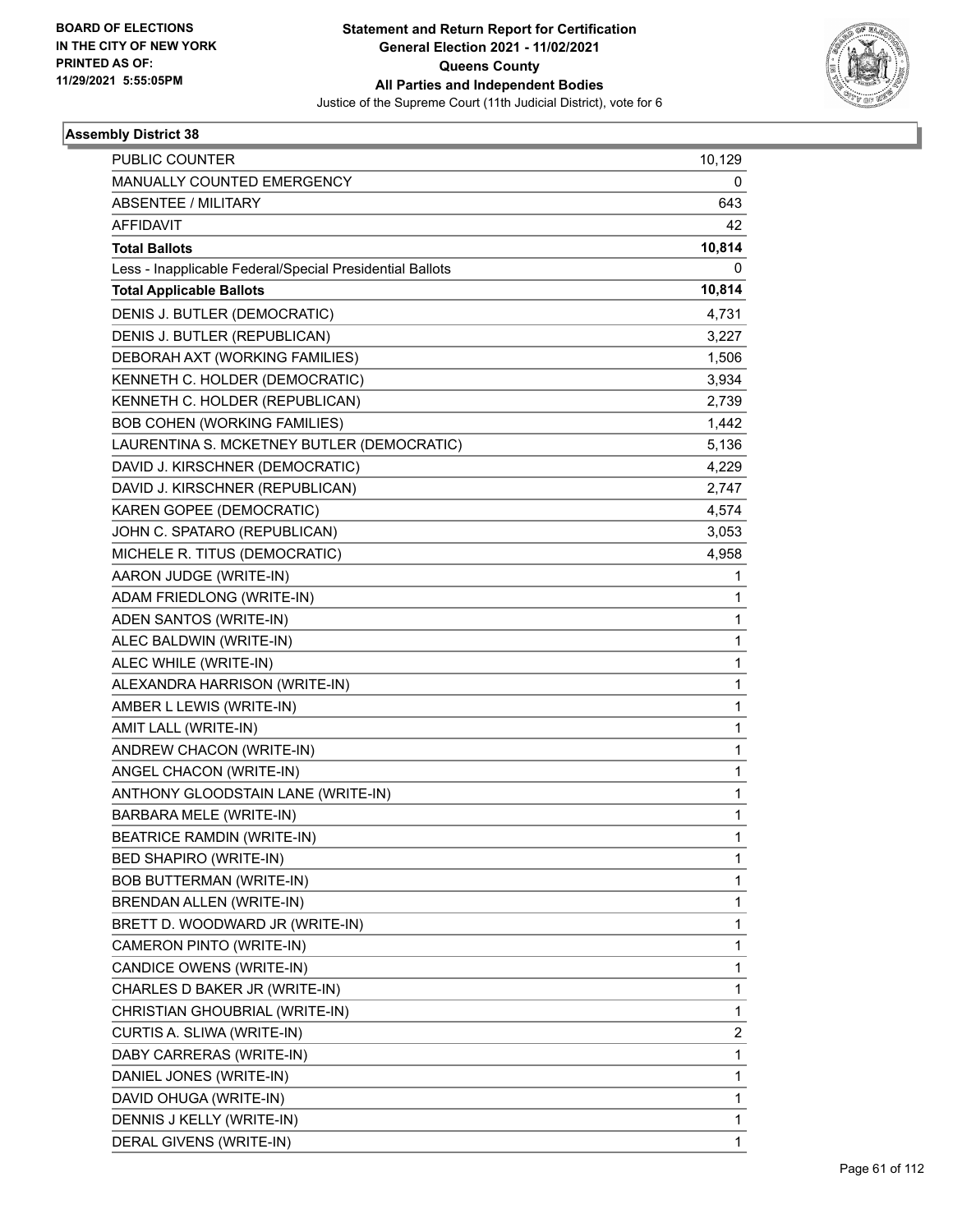**BOARD OF ELECTIONS IN THE CITY OF NEW YORK PRINTED AS OF: 11/29/2021 5:55:05PM**

**Statement and Return Report for Certification General Election 2021 - 11/02/2021 Queens County All Parties and Independent Bodies**

Justice of the Supreme Court (11th Judicial District), vote for 6

**Assembly District 38**

| | |
|---|---|
| PUBLIC COUNTER | 10,129 |
| MANUALLY COUNTED EMERGENCY | 0 |
| ABSENTEE / MILITARY | 643 |
| AFFIDAVIT | 42 |
| **Total Ballots** | **10,814** |
| Less - Inapplicable Federal/Special Presidential Ballots | 0 |
| **Total Applicable Ballots** | **10,814** |
| DENIS J. BUTLER (DEMOCRATIC) | 4,731 |
| DENIS J. BUTLER (REPUBLICAN) | 3,227 |
| DEBORAH AXT (WORKING FAMILIES) | 1,506 |
| KENNETH C. HOLDER (DEMOCRATIC) | 3,934 |
| KENNETH C. HOLDER (REPUBLICAN) | 2,739 |
| BOB COHEN (WORKING FAMILIES) | 1,442 |
| LAURENTINA S. MCKETNEY BUTLER (DEMOCRATIC) | 5,136 |
| DAVID J. KIRSCHNER (DEMOCRATIC) | 4,229 |
| DAVID J. KIRSCHNER (REPUBLICAN) | 2,747 |
| KAREN GOPEE (DEMOCRATIC) | 4,574 |
| JOHN C. SPATARO (REPUBLICAN) | 3,053 |
| MICHELE R. TITUS (DEMOCRATIC) | 4,958 |
| AARON JUDGE (WRITE-IN) | 1 |
| ADAM FRIEDLONG (WRITE-IN) | 1 |
| ADEN SANTOS (WRITE-IN) | 1 |
| ALEC BALDWIN (WRITE-IN) | 1 |
| ALEC WHILE (WRITE-IN) | 1 |
| ALEXANDRA HARRISON (WRITE-IN) | 1 |
| AMBER L LEWIS (WRITE-IN) | 1 |
| AMIT LALL (WRITE-IN) | 1 |
| ANDREW CHACON (WRITE-IN) | 1 |
| ANGEL CHACON (WRITE-IN) | 1 |
| ANTHONY GLOODSTAIN LANE (WRITE-IN) | 1 |
| BARBARA MELE (WRITE-IN) | 1 |
| BEATRICE RAMDIN (WRITE-IN) | 1 |
| BED SHAPIRO (WRITE-IN) | 1 |
| BOB BUTTERMAN (WRITE-IN) | 1 |
| BRENDAN ALLEN (WRITE-IN) | 1 |
| BRETT D. WOODWARD JR (WRITE-IN) | 1 |
| CAMERON PINTO (WRITE-IN) | 1 |
| CANDICE OWENS (WRITE-IN) | 1 |
| CHARLES D BAKER JR (WRITE-IN) | 1 |
| CHRISTIAN GHOUBRIAL (WRITE-IN) | 1 |
| CURTIS A. SLIWA (WRITE-IN) | 2 |
| DABY CARRERAS (WRITE-IN) | 1 |
| DANIEL JONES (WRITE-IN) | 1 |
| DAVID OHUGA (WRITE-IN) | 1 |
| DENNIS J KELLY (WRITE-IN) | 1 |
| DERAL GIVENS (WRITE-IN) | 1 |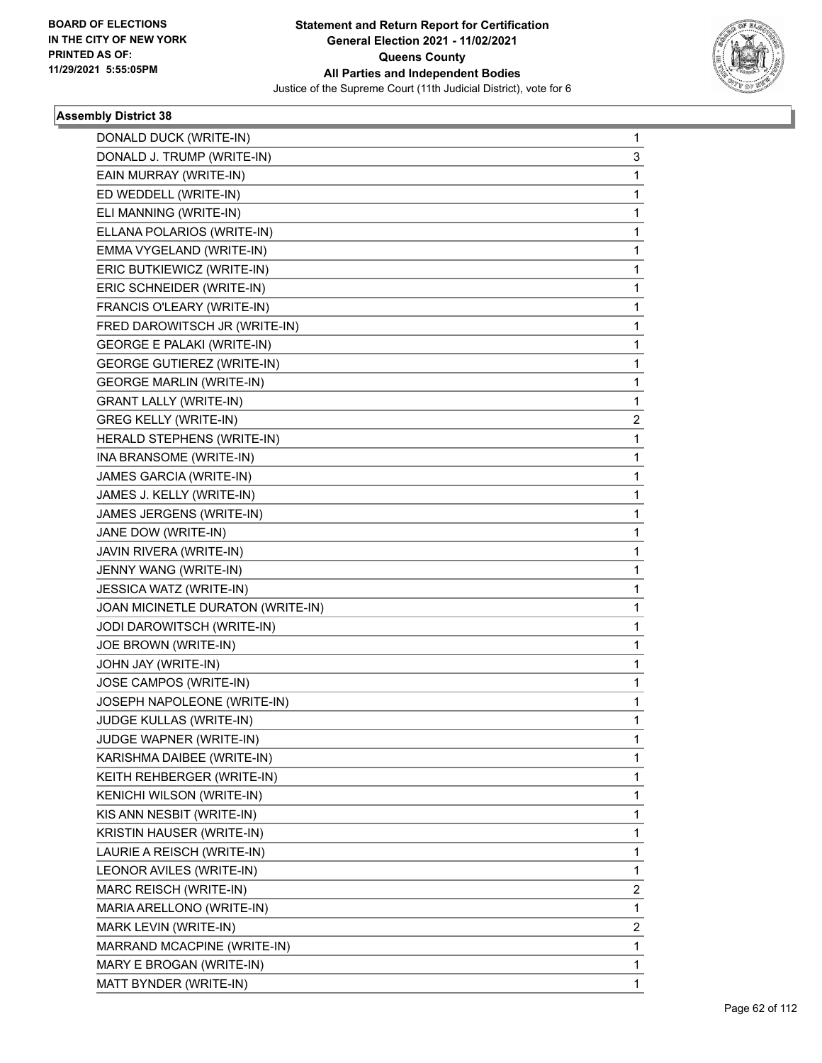## Assembly District 38

| Candidate | Votes |
|---|---|
| DONALD DUCK (WRITE-IN) | 1 |
| DONALD J. TRUMP (WRITE-IN) | 3 |
| EAIN MURRAY (WRITE-IN) | 1 |
| ED WEDDELL (WRITE-IN) | 1 |
| ELI MANNING (WRITE-IN) | 1 |
| ELLANA POLARIOS (WRITE-IN) | 1 |
| EMMA VYGELAND (WRITE-IN) | 1 |
| ERIC BUTKIEWICZ (WRITE-IN) | 1 |
| ERIC SCHNEIDER (WRITE-IN) | 1 |
| FRANCIS O'LEARY (WRITE-IN) | 1 |
| FRED DAROWITSCH JR (WRITE-IN) | 1 |
| GEORGE E PALAKI (WRITE-IN) | 1 |
| GEORGE GUTIEREZ (WRITE-IN) | 1 |
| GEORGE MARLIN (WRITE-IN) | 1 |
| GRANT LALLY (WRITE-IN) | 1 |
| GREG KELLY (WRITE-IN) | 2 |
| HERALD STEPHENS (WRITE-IN) | 1 |
| INA BRANSOME (WRITE-IN) | 1 |
| JAMES GARCIA (WRITE-IN) | 1 |
| JAMES J. KELLY (WRITE-IN) | 1 |
| JAMES JERGENS (WRITE-IN) | 1 |
| JANE DOW (WRITE-IN) | 1 |
| JAVIN RIVERA (WRITE-IN) | 1 |
| JENNY WANG (WRITE-IN) | 1 |
| JESSICA WATZ (WRITE-IN) | 1 |
| JOAN MICINETLE DURATON (WRITE-IN) | 1 |
| JODI DAROWITSCH (WRITE-IN) | 1 |
| JOE BROWN (WRITE-IN) | 1 |
| JOHN JAY (WRITE-IN) | 1 |
| JOSE CAMPOS (WRITE-IN) | 1 |
| JOSEPH NAPOLEONE (WRITE-IN) | 1 |
| JUDGE KULLAS (WRITE-IN) | 1 |
| JUDGE WAPNER (WRITE-IN) | 1 |
| KARISHMA DAIBEE (WRITE-IN) | 1 |
| KEITH REHBERGER (WRITE-IN) | 1 |
| KENICHI WILSON (WRITE-IN) | 1 |
| KIS ANN NESBIT (WRITE-IN) | 1 |
| KRISTIN HAUSER (WRITE-IN) | 1 |
| LAURIE A REISCH (WRITE-IN) | 1 |
| LEONOR AVILES (WRITE-IN) | 1 |
| MARC REISCH (WRITE-IN) | 2 |
| MARIA ARELLONO (WRITE-IN) | 1 |
| MARK LEVIN (WRITE-IN) | 2 |
| MARRAND MCACPINE (WRITE-IN) | 1 |
| MARY E BROGAN (WRITE-IN) | 1 |
| MATT BYNDER (WRITE-IN) | 1 |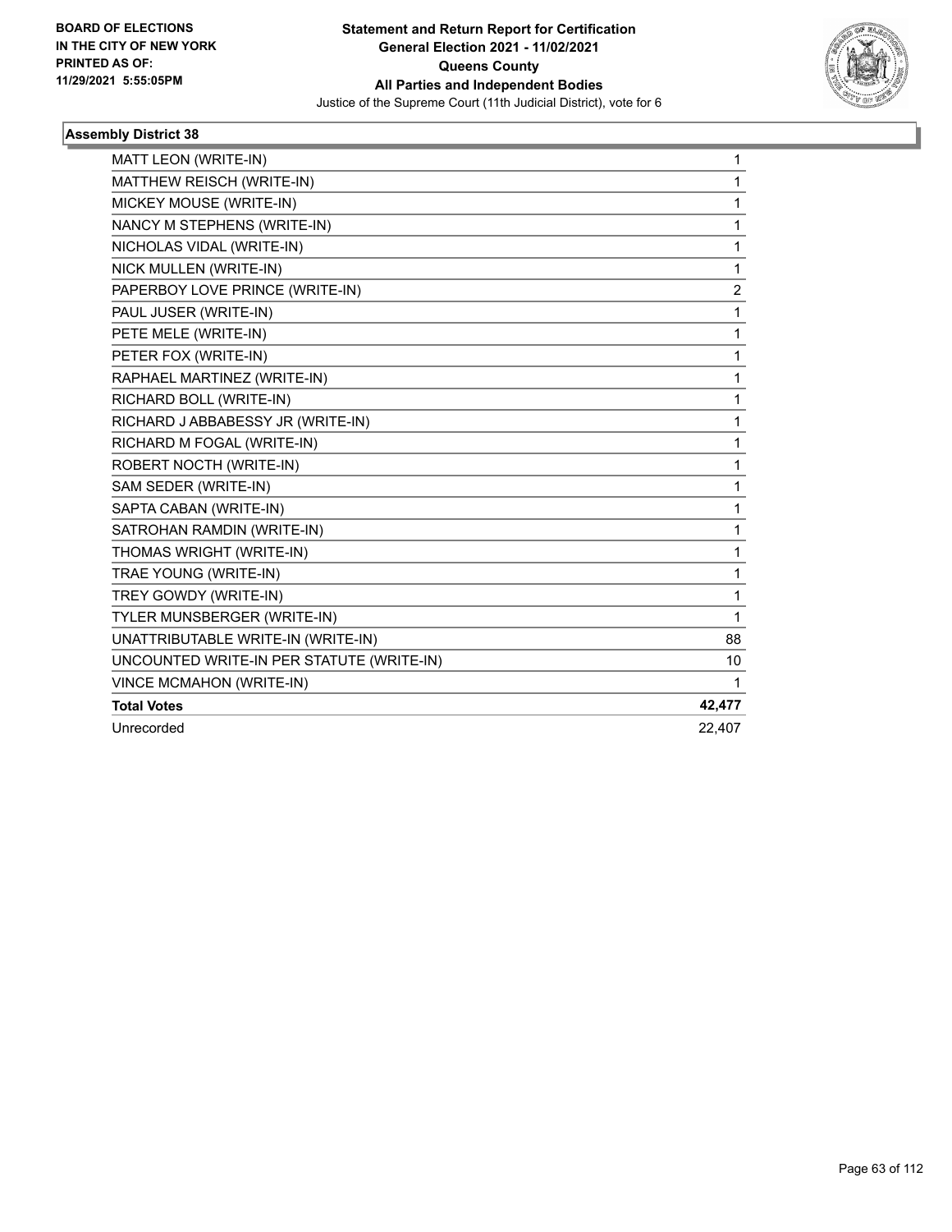**BOARD OF ELECTIONS IN THE CITY OF NEW YORK PRINTED AS OF: 11/29/2021 5:55:05PM**

**Statement and Return Report for Certification General Election 2021 - 11/02/2021 Queens County All Parties and Independent Bodies**

Justice of the Supreme Court (11th Judicial District), vote for 6

### Assembly District 38

| | |
|---|---|
| MATT LEON (WRITE-IN) | 1 |
| MATTHEW REISCH (WRITE-IN) | 1 |
| MICKEY MOUSE (WRITE-IN) | 1 |
| NANCY M STEPHENS (WRITE-IN) | 1 |
| NICHOLAS VIDAL (WRITE-IN) | 1 |
| NICK MULLEN (WRITE-IN) | 1 |
| PAPERBOY LOVE PRINCE (WRITE-IN) | 2 |
| PAUL JUSER (WRITE-IN) | 1 |
| PETE MELE (WRITE-IN) | 1 |
| PETER FOX (WRITE-IN) | 1 |
| RAPHAEL MARTINEZ (WRITE-IN) | 1 |
| RICHARD BOLL (WRITE-IN) | 1 |
| RICHARD J ABBABESSY JR (WRITE-IN) | 1 |
| RICHARD M FOGAL (WRITE-IN) | 1 |
| ROBERT NOCTH (WRITE-IN) | 1 |
| SAM SEDER (WRITE-IN) | 1 |
| SAPTA CABAN (WRITE-IN) | 1 |
| SATROHAN RAMDIN (WRITE-IN) | 1 |
| THOMAS WRIGHT (WRITE-IN) | 1 |
| TRAE YOUNG (WRITE-IN) | 1 |
| TREY GOWDY (WRITE-IN) | 1 |
| TYLER MUNSBERGER (WRITE-IN) | 1 |
| UNATTRIBUTABLE WRITE-IN (WRITE-IN) | 88 |
| UNCOUNTED WRITE-IN PER STATUTE (WRITE-IN) | 10 |
| VINCE MCMAHON (WRITE-IN) | 1 |
| **Total Votes** | **42,477** |
| Unrecorded | 22,407 |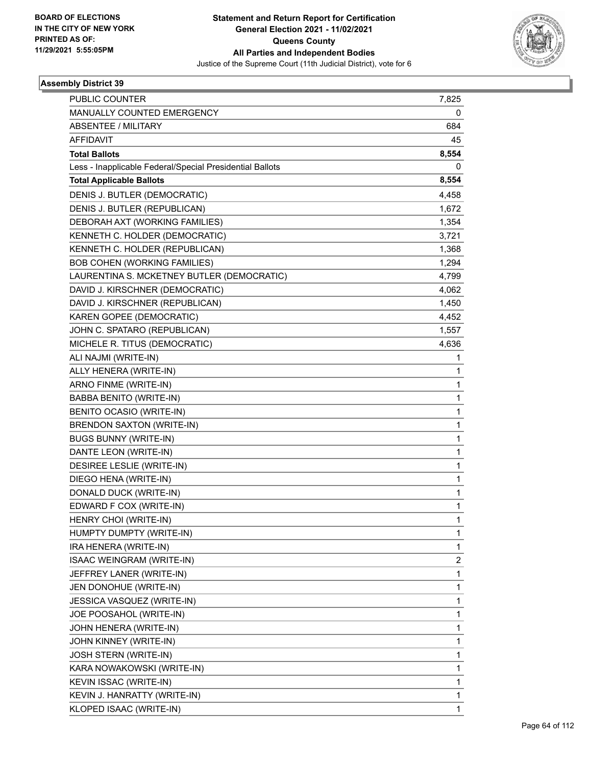BOARD OF ELECTIONS
IN THE CITY OF NEW YORK
PRINTED AS OF:
11/29/2021 5:55:05PM

**Statement and Return Report for Certification**
**General Election 2021 - 11/02/2021**
**Queens County**
**All Parties and Independent Bodies**
Justice of the Supreme Court (11th Judicial District), vote for 6

### Assembly District 39

| | |
|---|---|
| PUBLIC COUNTER | 7,825 |
| MANUALLY COUNTED EMERGENCY | 0 |
| ABSENTEE / MILITARY | 684 |
| AFFIDAVIT | 45 |
| **Total Ballots** | **8,554** |
| Less - Inapplicable Federal/Special Presidential Ballots | 0 |
| **Total Applicable Ballots** | **8,554** |
| DENIS J. BUTLER (DEMOCRATIC) | 4,458 |
| DENIS J. BUTLER (REPUBLICAN) | 1,672 |
| DEBORAH AXT (WORKING FAMILIES) | 1,354 |
| KENNETH C. HOLDER (DEMOCRATIC) | 3,721 |
| KENNETH C. HOLDER (REPUBLICAN) | 1,368 |
| BOB COHEN (WORKING FAMILIES) | 1,294 |
| LAURENTINA S. MCKETNEY BUTLER (DEMOCRATIC) | 4,799 |
| DAVID J. KIRSCHNER (DEMOCRATIC) | 4,062 |
| DAVID J. KIRSCHNER (REPUBLICAN) | 1,450 |
| KAREN GOPEE (DEMOCRATIC) | 4,452 |
| JOHN C. SPATARO (REPUBLICAN) | 1,557 |
| MICHELE R. TITUS (DEMOCRATIC) | 4,636 |
| ALI NAJMI (WRITE-IN) | 1 |
| ALLY HENERA (WRITE-IN) | 1 |
| ARNO FINME (WRITE-IN) | 1 |
| BABBA BENITO (WRITE-IN) | 1 |
| BENITO OCASIO (WRITE-IN) | 1 |
| BRENDON SAXTON (WRITE-IN) | 1 |
| BUGS BUNNY (WRITE-IN) | 1 |
| DANTE LEON (WRITE-IN) | 1 |
| DESIREE LESLIE (WRITE-IN) | 1 |
| DIEGO HENA (WRITE-IN) | 1 |
| DONALD DUCK (WRITE-IN) | 1 |
| EDWARD F COX (WRITE-IN) | 1 |
| HENRY CHOI (WRITE-IN) | 1 |
| HUMPTY DUMPTY (WRITE-IN) | 1 |
| IRA HENERA (WRITE-IN) | 1 |
| ISAAC WEINGRAM (WRITE-IN) | 2 |
| JEFFREY LANER (WRITE-IN) | 1 |
| JEN DONOHUE (WRITE-IN) | 1 |
| JESSICA VASQUEZ (WRITE-IN) | 1 |
| JOE POOSAHOL (WRITE-IN) | 1 |
| JOHN HENERA (WRITE-IN) | 1 |
| JOHN KINNEY (WRITE-IN) | 1 |
| JOSH STERN (WRITE-IN) | 1 |
| KARA NOWAKOWSKI (WRITE-IN) | 1 |
| KEVIN ISSAC (WRITE-IN) | 1 |
| KEVIN J. HANRATTY (WRITE-IN) | 1 |
| KLOPED ISAAC (WRITE-IN) | 1 |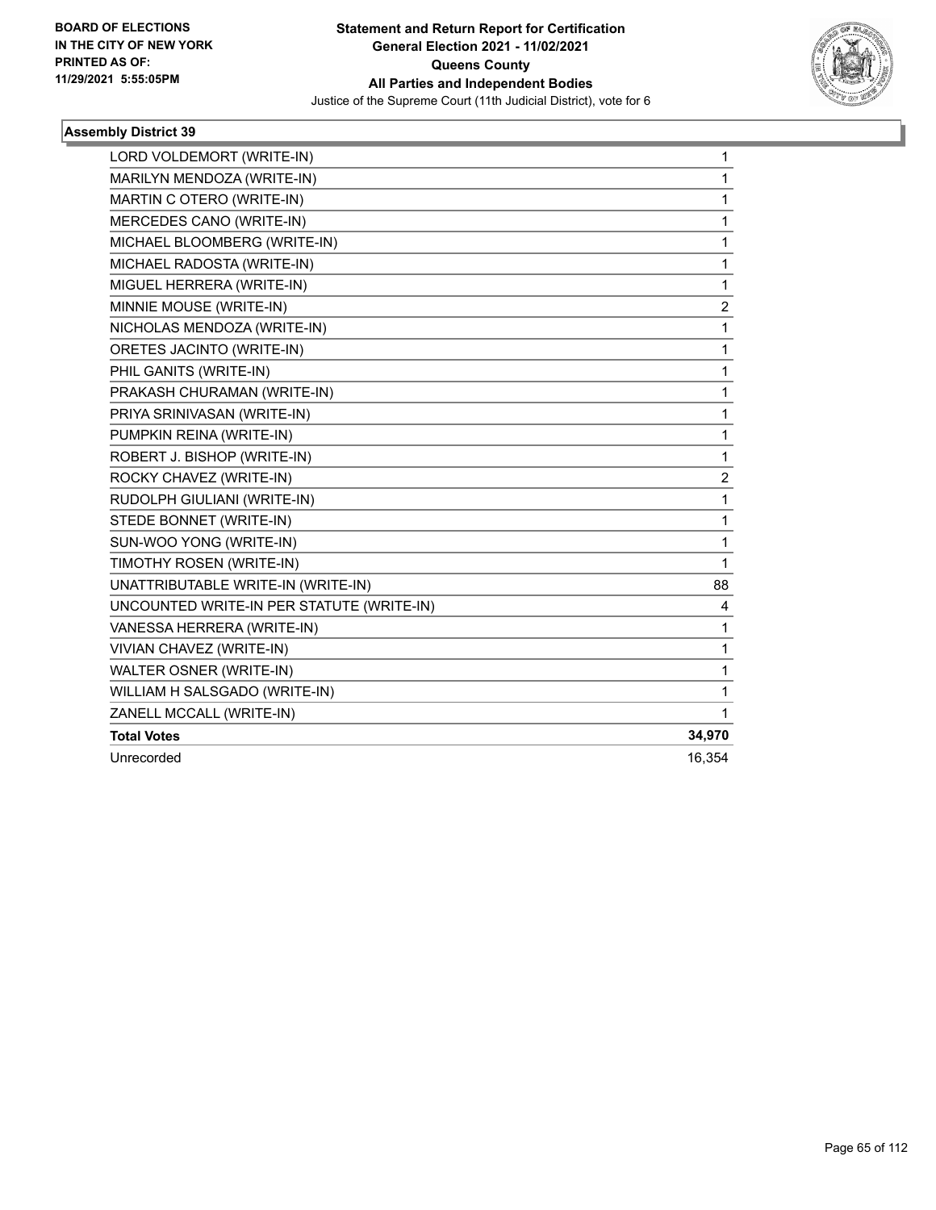**Statement and Return Report for Certification**
**General Election 2021 - 11/02/2021**
**Queens County**
**All Parties and Independent Bodies**
Justice of the Supreme Court (11th Judicial District), vote for 6

BOARD OF ELECTIONS IN THE CITY OF NEW YORK PRINTED AS OF: 11/29/2021 5:55:05PM

### Assembly District 39

| | |
|---|---|
| LORD VOLDEMORT (WRITE-IN) | 1 |
| MARILYN MENDOZA (WRITE-IN) | 1 |
| MARTIN C OTERO (WRITE-IN) | 1 |
| MERCEDES CANO (WRITE-IN) | 1 |
| MICHAEL BLOOMBERG (WRITE-IN) | 1 |
| MICHAEL RADOSTA (WRITE-IN) | 1 |
| MIGUEL HERRERA (WRITE-IN) | 1 |
| MINNIE MOUSE (WRITE-IN) | 2 |
| NICHOLAS MENDOZA (WRITE-IN) | 1 |
| ORETES JACINTO (WRITE-IN) | 1 |
| PHIL GANITS (WRITE-IN) | 1 |
| PRAKASH CHURAMAN (WRITE-IN) | 1 |
| PRIYA SRINIVASAN (WRITE-IN) | 1 |
| PUMPKIN REINA (WRITE-IN) | 1 |
| ROBERT J. BISHOP (WRITE-IN) | 1 |
| ROCKY CHAVEZ (WRITE-IN) | 2 |
| RUDOLPH GIULIANI (WRITE-IN) | 1 |
| STEDE BONNET (WRITE-IN) | 1 |
| SUN-WOO YONG (WRITE-IN) | 1 |
| TIMOTHY ROSEN (WRITE-IN) | 1 |
| UNATTRIBUTABLE WRITE-IN (WRITE-IN) | 88 |
| UNCOUNTED WRITE-IN PER STATUTE (WRITE-IN) | 4 |
| VANESSA HERRERA (WRITE-IN) | 1 |
| VIVIAN CHAVEZ (WRITE-IN) | 1 |
| WALTER OSNER (WRITE-IN) | 1 |
| WILLIAM H SALSGADO (WRITE-IN) | 1 |
| ZANELL MCCALL (WRITE-IN) | 1 |
| **Total Votes** | **34,970** |
| Unrecorded | 16,354 |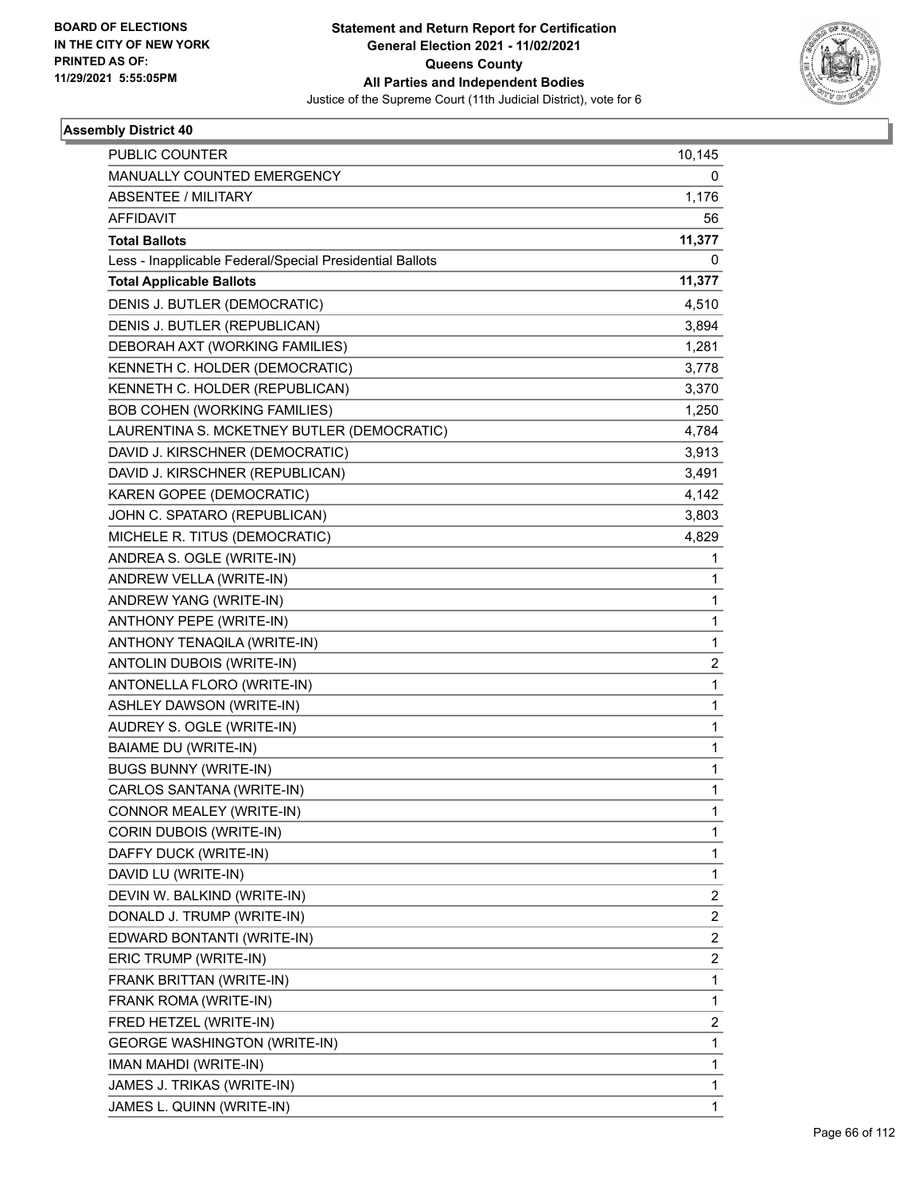BOARD OF ELECTIONS
IN THE CITY OF NEW YORK
PRINTED AS OF:
11/29/2021 5:55:05PM

**Statement and Return Report for Certification**
**General Election 2021 - 11/02/2021**
**Queens County**
**All Parties and Independent Bodies**
Justice of the Supreme Court (11th Judicial District), vote for 6

**Assembly District 40**

| | |
|---|---|
| PUBLIC COUNTER | 10,145 |
| MANUALLY COUNTED EMERGENCY | 0 |
| ABSENTEE / MILITARY | 1,176 |
| AFFIDAVIT | 56 |
| **Total Ballots** | **11,377** |
| Less - Inapplicable Federal/Special Presidential Ballots | 0 |
| **Total Applicable Ballots** | **11,377** |
| DENIS J. BUTLER (DEMOCRATIC) | 4,510 |
| DENIS J. BUTLER (REPUBLICAN) | 3,894 |
| DEBORAH AXT (WORKING FAMILIES) | 1,281 |
| KENNETH C. HOLDER (DEMOCRATIC) | 3,778 |
| KENNETH C. HOLDER (REPUBLICAN) | 3,370 |
| BOB COHEN (WORKING FAMILIES) | 1,250 |
| LAURENTINA S. MCKETNEY BUTLER (DEMOCRATIC) | 4,784 |
| DAVID J. KIRSCHNER (DEMOCRATIC) | 3,913 |
| DAVID J. KIRSCHNER (REPUBLICAN) | 3,491 |
| KAREN GOPEE (DEMOCRATIC) | 4,142 |
| JOHN C. SPATARO (REPUBLICAN) | 3,803 |
| MICHELE R. TITUS (DEMOCRATIC) | 4,829 |
| ANDREA S. OGLE (WRITE-IN) | 1 |
| ANDREW VELLA (WRITE-IN) | 1 |
| ANDREW YANG (WRITE-IN) | 1 |
| ANTHONY PEPE (WRITE-IN) | 1 |
| ANTHONY TENAQILA (WRITE-IN) | 1 |
| ANTOLIN DUBOIS (WRITE-IN) | 2 |
| ANTONELLA FLORO (WRITE-IN) | 1 |
| ASHLEY DAWSON (WRITE-IN) | 1 |
| AUDREY S. OGLE (WRITE-IN) | 1 |
| BAIAME DU (WRITE-IN) | 1 |
| BUGS BUNNY (WRITE-IN) | 1 |
| CARLOS SANTANA (WRITE-IN) | 1 |
| CONNOR MEALEY (WRITE-IN) | 1 |
| CORIN DUBOIS (WRITE-IN) | 1 |
| DAFFY DUCK (WRITE-IN) | 1 |
| DAVID LU (WRITE-IN) | 1 |
| DEVIN W. BALKIND (WRITE-IN) | 2 |
| DONALD J. TRUMP (WRITE-IN) | 2 |
| EDWARD BONTANTI (WRITE-IN) | 2 |
| ERIC TRUMP (WRITE-IN) | 2 |
| FRANK BRITTAN (WRITE-IN) | 1 |
| FRANK ROMA (WRITE-IN) | 1 |
| FRED HETZEL (WRITE-IN) | 2 |
| GEORGE WASHINGTON (WRITE-IN) | 1 |
| IMAN MAHDI (WRITE-IN) | 1 |
| JAMES J. TRIKAS (WRITE-IN) | 1 |
| JAMES L. QUINN (WRITE-IN) | 1 |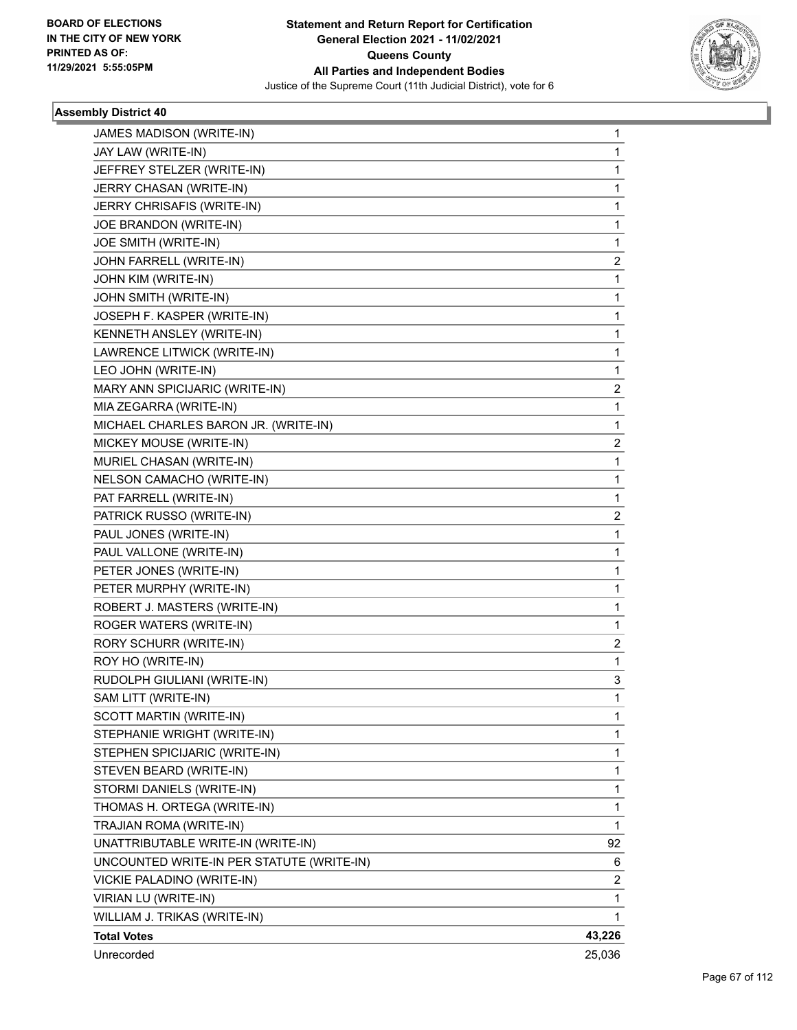**Statement and Return Report for Certification**
**General Election 2021 - 11/02/2021**
**Queens County**
**All Parties and Independent Bodies**
Justice of the Supreme Court (11th Judicial District), vote for 6

BOARD OF ELECTIONS
IN THE CITY OF NEW YORK
PRINTED AS OF:
11/29/2021 5:55:05PM

**Assembly District 40**

| | |
|---|---|
| JAMES MADISON (WRITE-IN) | 1 |
| JAY LAW (WRITE-IN) | 1 |
| JEFFREY STELZER (WRITE-IN) | 1 |
| JERRY CHASAN (WRITE-IN) | 1 |
| JERRY CHRISAFIS (WRITE-IN) | 1 |
| JOE BRANDON (WRITE-IN) | 1 |
| JOE SMITH (WRITE-IN) | 1 |
| JOHN FARRELL (WRITE-IN) | 2 |
| JOHN KIM (WRITE-IN) | 1 |
| JOHN SMITH (WRITE-IN) | 1 |
| JOSEPH F. KASPER (WRITE-IN) | 1 |
| KENNETH ANSLEY (WRITE-IN) | 1 |
| LAWRENCE LITWICK (WRITE-IN) | 1 |
| LEO JOHN (WRITE-IN) | 1 |
| MARY ANN SPICIJARIC (WRITE-IN) | 2 |
| MIA ZEGARRA (WRITE-IN) | 1 |
| MICHAEL CHARLES BARON JR. (WRITE-IN) | 1 |
| MICKEY MOUSE (WRITE-IN) | 2 |
| MURIEL CHASAN (WRITE-IN) | 1 |
| NELSON CAMACHO (WRITE-IN) | 1 |
| PAT FARRELL (WRITE-IN) | 1 |
| PATRICK RUSSO (WRITE-IN) | 2 |
| PAUL JONES (WRITE-IN) | 1 |
| PAUL VALLONE (WRITE-IN) | 1 |
| PETER JONES (WRITE-IN) | 1 |
| PETER MURPHY (WRITE-IN) | 1 |
| ROBERT J. MASTERS (WRITE-IN) | 1 |
| ROGER WATERS (WRITE-IN) | 1 |
| RORY SCHURR (WRITE-IN) | 2 |
| ROY HO (WRITE-IN) | 1 |
| RUDOLPH GIULIANI (WRITE-IN) | 3 |
| SAM LITT (WRITE-IN) | 1 |
| SCOTT MARTIN (WRITE-IN) | 1 |
| STEPHANIE WRIGHT (WRITE-IN) | 1 |
| STEPHEN SPICIJARIC (WRITE-IN) | 1 |
| STEVEN BEARD (WRITE-IN) | 1 |
| STORMI DANIELS (WRITE-IN) | 1 |
| THOMAS H. ORTEGA (WRITE-IN) | 1 |
| TRAJIAN ROMA (WRITE-IN) | 1 |
| UNATTRIBUTABLE WRITE-IN (WRITE-IN) | 92 |
| UNCOUNTED WRITE-IN PER STATUTE (WRITE-IN) | 6 |
| VICKIE PALADINO (WRITE-IN) | 2 |
| VIRIAN LU (WRITE-IN) | 1 |
| WILLIAM J. TRIKAS (WRITE-IN) | 1 |
| **Total Votes** | **43,226** |
| Unrecorded | 25,036 |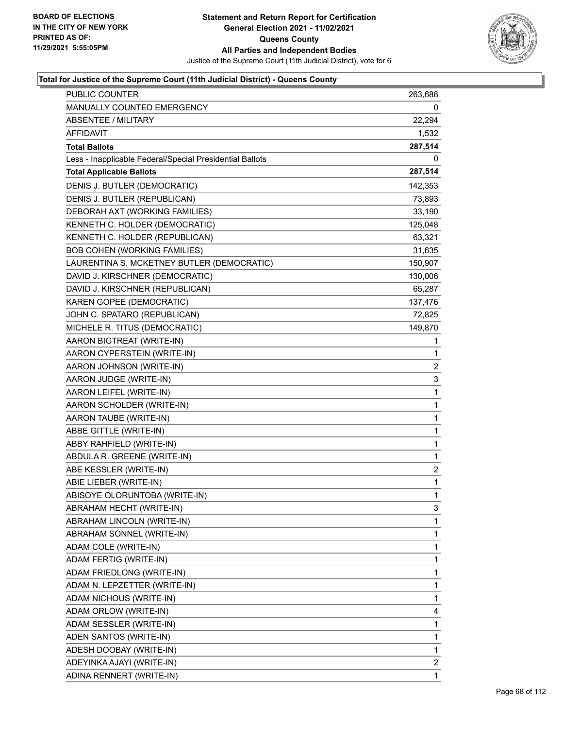BOARD OF ELECTIONS
IN THE CITY OF NEW YORK
PRINTED AS OF:
11/29/2021 5:55:05PM

**Statement and Return Report for Certification**
**General Election 2021 - 11/02/2021**
**Queens County**
**All Parties and Independent Bodies**
Justice of the Supreme Court (11th Judicial District), vote for 6

### Total for Justice of the Supreme Court (11th Judicial District) - Queens County

| | |
|---|---|
| PUBLIC COUNTER | 263,688 |
| MANUALLY COUNTED EMERGENCY | 0 |
| ABSENTEE / MILITARY | 22,294 |
| AFFIDAVIT | 1,532 |
| **Total Ballots** | **287,514** |
| Less - Inapplicable Federal/Special Presidential Ballots | 0 |
| **Total Applicable Ballots** | **287,514** |
| DENIS J. BUTLER (DEMOCRATIC) | 142,353 |
| DENIS J. BUTLER (REPUBLICAN) | 73,893 |
| DEBORAH AXT (WORKING FAMILIES) | 33,190 |
| KENNETH C. HOLDER (DEMOCRATIC) | 125,048 |
| KENNETH C. HOLDER (REPUBLICAN) | 63,321 |
| BOB COHEN (WORKING FAMILIES) | 31,635 |
| LAURENTINA S. MCKETNEY BUTLER (DEMOCRATIC) | 150,907 |
| DAVID J. KIRSCHNER (DEMOCRATIC) | 130,006 |
| DAVID J. KIRSCHNER (REPUBLICAN) | 65,287 |
| KAREN GOPEE (DEMOCRATIC) | 137,476 |
| JOHN C. SPATARO (REPUBLICAN) | 72,825 |
| MICHELE R. TITUS (DEMOCRATIC) | 149,870 |
| AARON BIGTREAT (WRITE-IN) | 1 |
| AARON CYPERSTEIN (WRITE-IN) | 1 |
| AARON JOHNSON (WRITE-IN) | 2 |
| AARON JUDGE (WRITE-IN) | 3 |
| AARON LEIFEL (WRITE-IN) | 1 |
| AARON SCHOLDER (WRITE-IN) | 1 |
| AARON TAUBE (WRITE-IN) | 1 |
| ABBE GITTLE (WRITE-IN) | 1 |
| ABBY RAHFIELD (WRITE-IN) | 1 |
| ABDULA R. GREENE (WRITE-IN) | 1 |
| ABE KESSLER (WRITE-IN) | 2 |
| ABIE LIEBER (WRITE-IN) | 1 |
| ABISOYE OLORUNTOBA (WRITE-IN) | 1 |
| ABRAHAM HECHT (WRITE-IN) | 3 |
| ABRAHAM LINCOLN (WRITE-IN) | 1 |
| ABRAHAM SONNEL (WRITE-IN) | 1 |
| ADAM COLE (WRITE-IN) | 1 |
| ADAM FERTIG (WRITE-IN) | 1 |
| ADAM FRIEDLONG (WRITE-IN) | 1 |
| ADAM N. LEPZETTER (WRITE-IN) | 1 |
| ADAM NICHOUS (WRITE-IN) | 1 |
| ADAM ORLOW (WRITE-IN) | 4 |
| ADAM SESSLER (WRITE-IN) | 1 |
| ADEN SANTOS (WRITE-IN) | 1 |
| ADESH DOOBAY (WRITE-IN) | 1 |
| ADEYINKA AJAYI (WRITE-IN) | 2 |
| ADINA RENNERT (WRITE-IN) | 1 |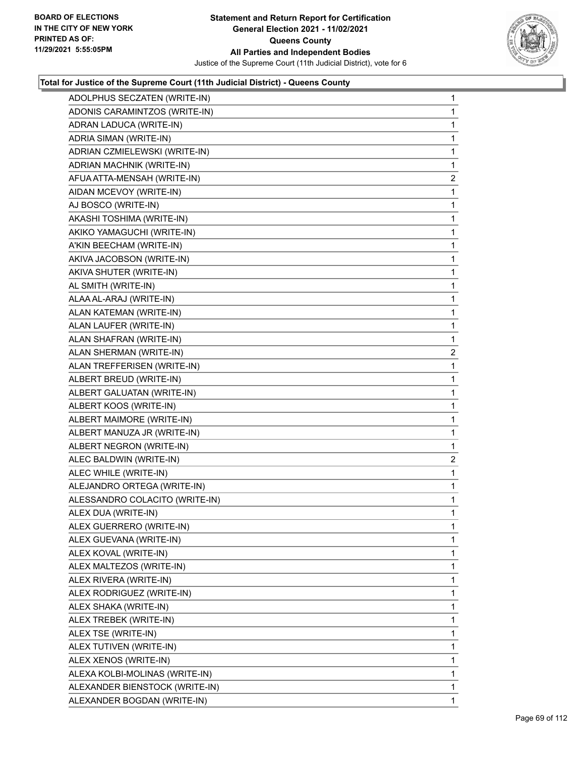**Total for Justice of the Supreme Court (11th Judicial District) - Queens County**

| Candidate | Votes |
|---|---|
| ADOLPHUS SECZATEN (WRITE-IN) | 1 |
| ADONIS CARAMINTZOS (WRITE-IN) | 1 |
| ADRAN LADUCA (WRITE-IN) | 1 |
| ADRIA SIMAN (WRITE-IN) | 1 |
| ADRIAN CZMIELEWSKI (WRITE-IN) | 1 |
| ADRIAN MACHNIK (WRITE-IN) | 1 |
| AFUA ATTA-MENSAH (WRITE-IN) | 2 |
| AIDAN MCEVOY (WRITE-IN) | 1 |
| AJ BOSCO (WRITE-IN) | 1 |
| AKASHI TOSHIMA (WRITE-IN) | 1 |
| AKIKO YAMAGUCHI (WRITE-IN) | 1 |
| A'KIN BEECHAM (WRITE-IN) | 1 |
| AKIVA JACOBSON (WRITE-IN) | 1 |
| AKIVA SHUTER (WRITE-IN) | 1 |
| AL SMITH (WRITE-IN) | 1 |
| ALAA AL-ARAJ (WRITE-IN) | 1 |
| ALAN KATEMAN (WRITE-IN) | 1 |
| ALAN LAUFER (WRITE-IN) | 1 |
| ALAN SHAFRAN (WRITE-IN) | 1 |
| ALAN SHERMAN (WRITE-IN) | 2 |
| ALAN TREFFERISEN (WRITE-IN) | 1 |
| ALBERT BREUD (WRITE-IN) | 1 |
| ALBERT GALUATAN (WRITE-IN) | 1 |
| ALBERT KOOS (WRITE-IN) | 1 |
| ALBERT MAIMORE (WRITE-IN) | 1 |
| ALBERT MANUZA JR (WRITE-IN) | 1 |
| ALBERT NEGRON (WRITE-IN) | 1 |
| ALEC BALDWIN (WRITE-IN) | 2 |
| ALEC WHILE (WRITE-IN) | 1 |
| ALEJANDRO ORTEGA (WRITE-IN) | 1 |
| ALESSANDRO COLACITO (WRITE-IN) | 1 |
| ALEX DUA (WRITE-IN) | 1 |
| ALEX GUERRERO (WRITE-IN) | 1 |
| ALEX GUEVANA (WRITE-IN) | 1 |
| ALEX KOVAL (WRITE-IN) | 1 |
| ALEX MALTEZOS (WRITE-IN) | 1 |
| ALEX RIVERA (WRITE-IN) | 1 |
| ALEX RODRIGUEZ (WRITE-IN) | 1 |
| ALEX SHAKA (WRITE-IN) | 1 |
| ALEX TREBEK (WRITE-IN) | 1 |
| ALEX TSE (WRITE-IN) | 1 |
| ALEX TUTIVEN (WRITE-IN) | 1 |
| ALEX XENOS (WRITE-IN) | 1 |
| ALEXA KOLBI-MOLINAS (WRITE-IN) | 1 |
| ALEXANDER BIENSTOCK (WRITE-IN) | 1 |
| ALEXANDER BOGDAN (WRITE-IN) | 1 |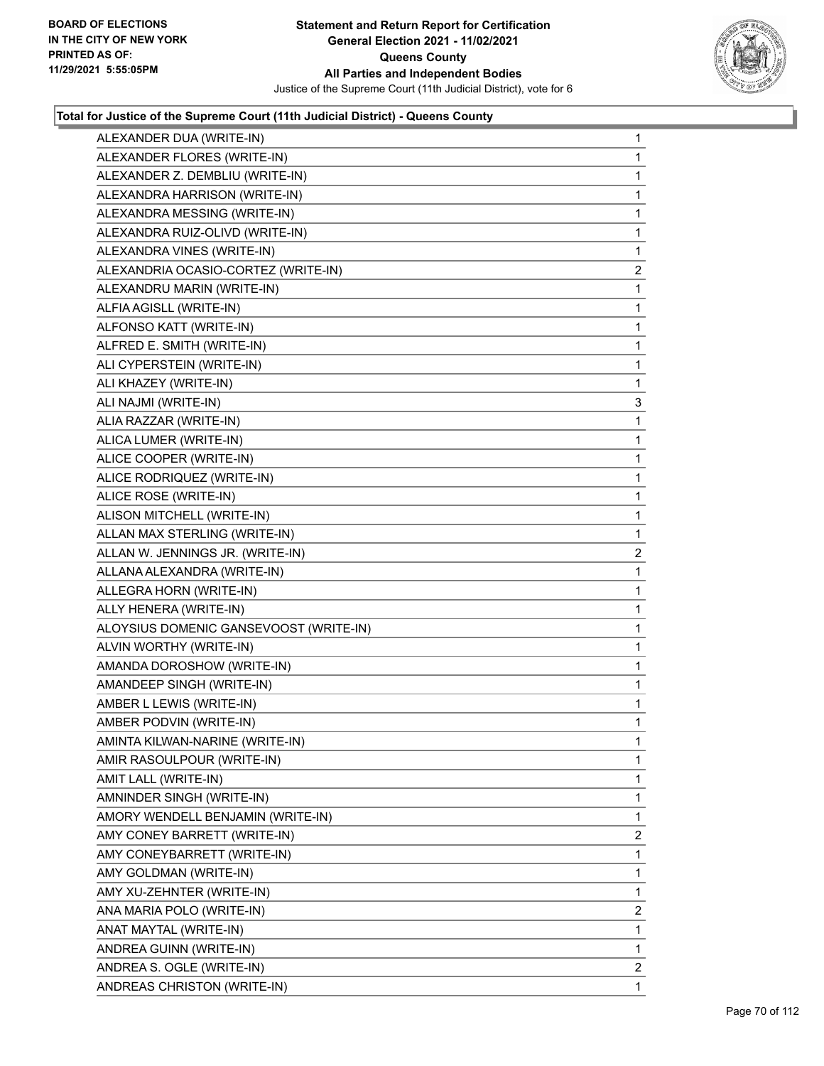**Total for Justice of the Supreme Court (11th Judicial District) - Queens County**

| Candidate | Votes |
|---|---|
| ALEXANDER DUA (WRITE-IN) | 1 |
| ALEXANDER FLORES (WRITE-IN) | 1 |
| ALEXANDER Z. DEMBLIU (WRITE-IN) | 1 |
| ALEXANDRA HARRISON (WRITE-IN) | 1 |
| ALEXANDRA MESSING (WRITE-IN) | 1 |
| ALEXANDRA RUIZ-OLIVD (WRITE-IN) | 1 |
| ALEXANDRA VINES (WRITE-IN) | 1 |
| ALEXANDRIA OCASIO-CORTEZ (WRITE-IN) | 2 |
| ALEXANDRU MARIN (WRITE-IN) | 1 |
| ALFIA AGISLL (WRITE-IN) | 1 |
| ALFONSO KATT (WRITE-IN) | 1 |
| ALFRED E. SMITH (WRITE-IN) | 1 |
| ALI CYPERSTEIN (WRITE-IN) | 1 |
| ALI KHAZEY (WRITE-IN) | 1 |
| ALI NAJMI (WRITE-IN) | 3 |
| ALIA RAZZAR (WRITE-IN) | 1 |
| ALICA LUMER (WRITE-IN) | 1 |
| ALICE COOPER (WRITE-IN) | 1 |
| ALICE RODRIQUEZ (WRITE-IN) | 1 |
| ALICE ROSE (WRITE-IN) | 1 |
| ALISON MITCHELL (WRITE-IN) | 1 |
| ALLAN MAX STERLING (WRITE-IN) | 1 |
| ALLAN W. JENNINGS JR. (WRITE-IN) | 2 |
| ALLANA ALEXANDRA (WRITE-IN) | 1 |
| ALLEGRA HORN (WRITE-IN) | 1 |
| ALLY HENERA (WRITE-IN) | 1 |
| ALOYSIUS DOMENIC GANSEVOOST (WRITE-IN) | 1 |
| ALVIN WORTHY (WRITE-IN) | 1 |
| AMANDA DOROSHOW (WRITE-IN) | 1 |
| AMANDEEP SINGH (WRITE-IN) | 1 |
| AMBER L LEWIS (WRITE-IN) | 1 |
| AMBER PODVIN (WRITE-IN) | 1 |
| AMINTA KILWAN-NARINE (WRITE-IN) | 1 |
| AMIR RASOULPOUR (WRITE-IN) | 1 |
| AMIT LALL (WRITE-IN) | 1 |
| AMNINDER SINGH (WRITE-IN) | 1 |
| AMORY WENDELL BENJAMIN (WRITE-IN) | 1 |
| AMY CONEY BARRETT (WRITE-IN) | 2 |
| AMY CONEYBARRETT (WRITE-IN) | 1 |
| AMY GOLDMAN (WRITE-IN) | 1 |
| AMY XU-ZEHNTER (WRITE-IN) | 1 |
| ANA MARIA POLO (WRITE-IN) | 2 |
| ANAT MAYTAL (WRITE-IN) | 1 |
| ANDREA GUINN (WRITE-IN) | 1 |
| ANDREA S. OGLE (WRITE-IN) | 2 |
| ANDREAS CHRISTON (WRITE-IN) | 1 |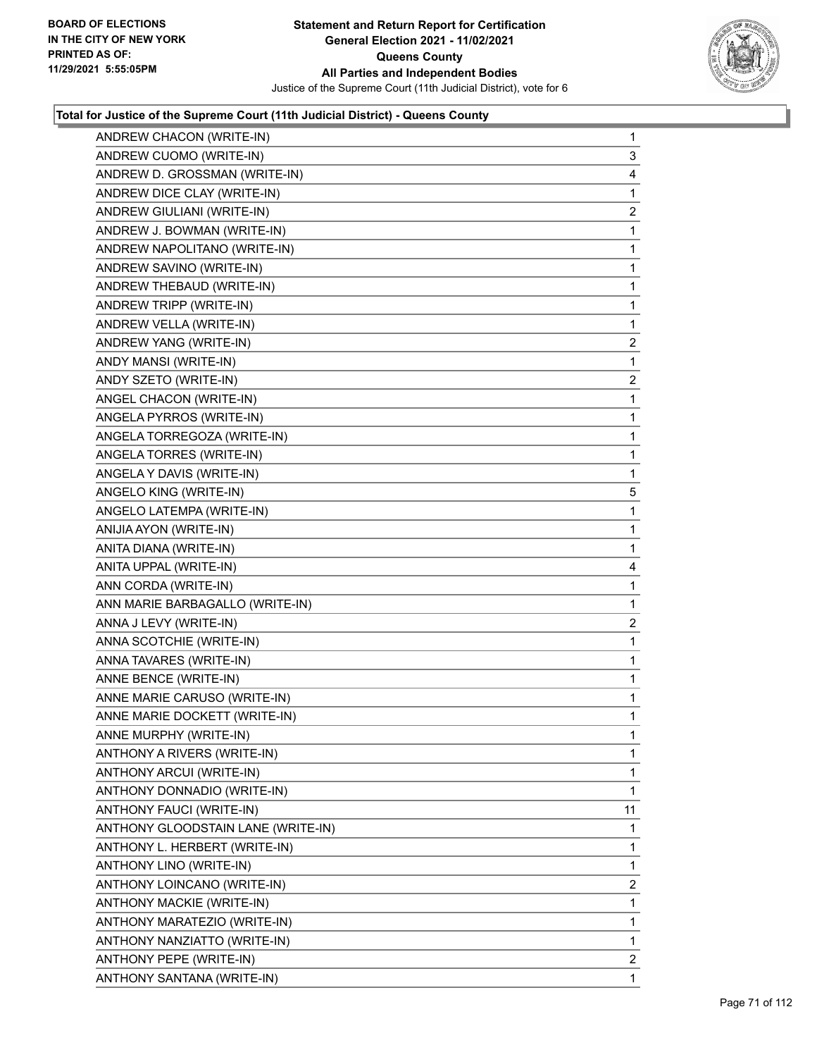**Statement and Return Report for Certification**
**General Election 2021 - 11/02/2021**
**Queens County**
**All Parties and Independent Bodies**
Justice of the Supreme Court (11th Judicial District), vote for 6

BOARD OF ELECTIONS
IN THE CITY OF NEW YORK
PRINTED AS OF:
11/29/2021 5:55:05PM

### Total for Justice of the Supreme Court (11th Judicial District) - Queens County

| Candidate | Votes |
|---|---|
| ANDREW CHACON (WRITE-IN) | 1 |
| ANDREW CUOMO (WRITE-IN) | 3 |
| ANDREW D. GROSSMAN (WRITE-IN) | 4 |
| ANDREW DICE CLAY (WRITE-IN) | 1 |
| ANDREW GIULIANI (WRITE-IN) | 2 |
| ANDREW J. BOWMAN (WRITE-IN) | 1 |
| ANDREW NAPOLITANO (WRITE-IN) | 1 |
| ANDREW SAVINO (WRITE-IN) | 1 |
| ANDREW THEBAUD (WRITE-IN) | 1 |
| ANDREW TRIPP (WRITE-IN) | 1 |
| ANDREW VELLA (WRITE-IN) | 1 |
| ANDREW YANG (WRITE-IN) | 2 |
| ANDY MANSI (WRITE-IN) | 1 |
| ANDY SZETO (WRITE-IN) | 2 |
| ANGEL CHACON (WRITE-IN) | 1 |
| ANGELA PYRROS (WRITE-IN) | 1 |
| ANGELA TORREGOZA (WRITE-IN) | 1 |
| ANGELA TORRES (WRITE-IN) | 1 |
| ANGELA Y DAVIS (WRITE-IN) | 1 |
| ANGELO KING (WRITE-IN) | 5 |
| ANGELO LATEMPA (WRITE-IN) | 1 |
| ANIJIA AYON (WRITE-IN) | 1 |
| ANITA DIANA (WRITE-IN) | 1 |
| ANITA UPPAL (WRITE-IN) | 4 |
| ANN CORDA (WRITE-IN) | 1 |
| ANN MARIE BARBAGALLO (WRITE-IN) | 1 |
| ANNA J LEVY (WRITE-IN) | 2 |
| ANNA SCOTCHIE (WRITE-IN) | 1 |
| ANNA TAVARES (WRITE-IN) | 1 |
| ANNE BENCE (WRITE-IN) | 1 |
| ANNE MARIE CARUSO (WRITE-IN) | 1 |
| ANNE MARIE DOCKETT (WRITE-IN) | 1 |
| ANNE MURPHY (WRITE-IN) | 1 |
| ANTHONY A RIVERS (WRITE-IN) | 1 |
| ANTHONY ARCUI (WRITE-IN) | 1 |
| ANTHONY DONNADIO (WRITE-IN) | 1 |
| ANTHONY FAUCI (WRITE-IN) | 11 |
| ANTHONY GLOODSTAIN LANE (WRITE-IN) | 1 |
| ANTHONY L. HERBERT (WRITE-IN) | 1 |
| ANTHONY LINO (WRITE-IN) | 1 |
| ANTHONY LOINCANO (WRITE-IN) | 2 |
| ANTHONY MACKIE (WRITE-IN) | 1 |
| ANTHONY MARATEZIO (WRITE-IN) | 1 |
| ANTHONY NANZIATTO (WRITE-IN) | 1 |
| ANTHONY PEPE (WRITE-IN) | 2 |
| ANTHONY SANTANA (WRITE-IN) | 1 |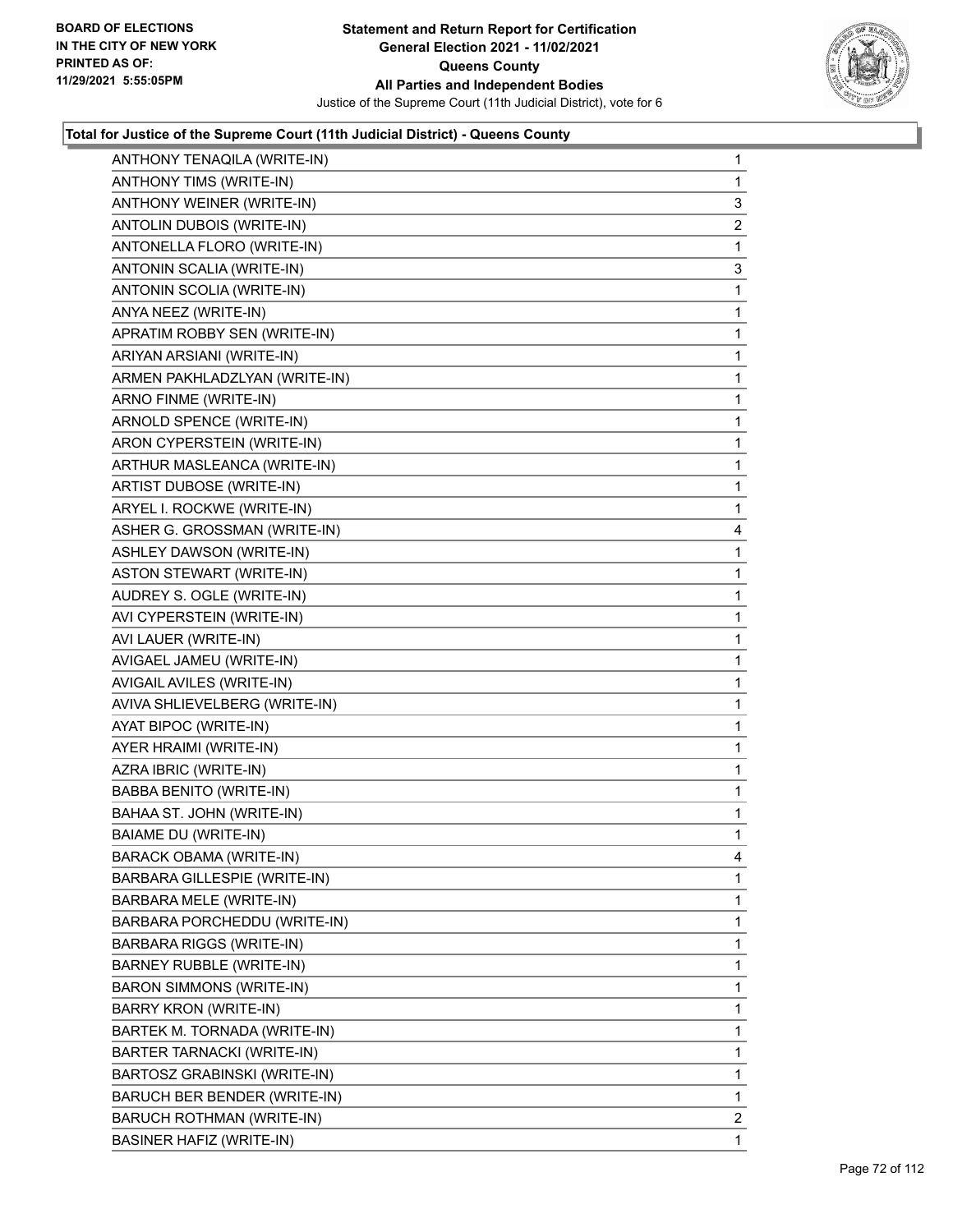**Statement and Return Report for Certification**
**General Election 2021 - 11/02/2021**
**Queens County**
**All Parties and Independent Bodies**
Justice of the Supreme Court (11th Judicial District), vote for 6

BOARD OF ELECTIONS IN THE CITY OF NEW YORK PRINTED AS OF: 11/29/2021 5:55:05PM

### Total for Justice of the Supreme Court (11th Judicial District) - Queens County

| Candidate | Votes |
|---|---|
| ANTHONY TENAQILA (WRITE-IN) | 1 |
| ANTHONY TIMS (WRITE-IN) | 1 |
| ANTHONY WEINER (WRITE-IN) | 3 |
| ANTOLIN DUBOIS (WRITE-IN) | 2 |
| ANTONELLA FLORO (WRITE-IN) | 1 |
| ANTONIN SCALIA (WRITE-IN) | 3 |
| ANTONIN SCOLIA (WRITE-IN) | 1 |
| ANYA NEEZ (WRITE-IN) | 1 |
| APRATIM ROBBY SEN (WRITE-IN) | 1 |
| ARIYAN ARSIANI (WRITE-IN) | 1 |
| ARMEN PAKHLADZLYAN (WRITE-IN) | 1 |
| ARNO FINME (WRITE-IN) | 1 |
| ARNOLD SPENCE (WRITE-IN) | 1 |
| ARON CYPERSTEIN (WRITE-IN) | 1 |
| ARTHUR MASLEANCA (WRITE-IN) | 1 |
| ARTIST DUBOSE (WRITE-IN) | 1 |
| ARYEL I. ROCKWE (WRITE-IN) | 1 |
| ASHER G. GROSSMAN (WRITE-IN) | 4 |
| ASHLEY DAWSON (WRITE-IN) | 1 |
| ASTON STEWART (WRITE-IN) | 1 |
| AUDREY S. OGLE (WRITE-IN) | 1 |
| AVI CYPERSTEIN (WRITE-IN) | 1 |
| AVI LAUER (WRITE-IN) | 1 |
| AVIGAEL JAMEU (WRITE-IN) | 1 |
| AVIGAIL AVILES (WRITE-IN) | 1 |
| AVIVA SHLIEVELBERG (WRITE-IN) | 1 |
| AYAT BIPOC (WRITE-IN) | 1 |
| AYER HRAIMI (WRITE-IN) | 1 |
| AZRA IBRIC (WRITE-IN) | 1 |
| BABBA BENITO (WRITE-IN) | 1 |
| BAHAA ST. JOHN (WRITE-IN) | 1 |
| BAIAME DU (WRITE-IN) | 1 |
| BARACK OBAMA (WRITE-IN) | 4 |
| BARBARA GILLESPIE (WRITE-IN) | 1 |
| BARBARA MELE (WRITE-IN) | 1 |
| BARBARA PORCHEDDU (WRITE-IN) | 1 |
| BARBARA RIGGS (WRITE-IN) | 1 |
| BARNEY RUBBLE (WRITE-IN) | 1 |
| BARON SIMMONS (WRITE-IN) | 1 |
| BARRY KRON (WRITE-IN) | 1 |
| BARTEK M. TORNADA (WRITE-IN) | 1 |
| BARTER TARNACKI (WRITE-IN) | 1 |
| BARTOSZ GRABINSKI (WRITE-IN) | 1 |
| BARUCH BER BENDER (WRITE-IN) | 1 |
| BARUCH ROTHMAN (WRITE-IN) | 2 |
| BASINER HAFIZ (WRITE-IN) | 1 |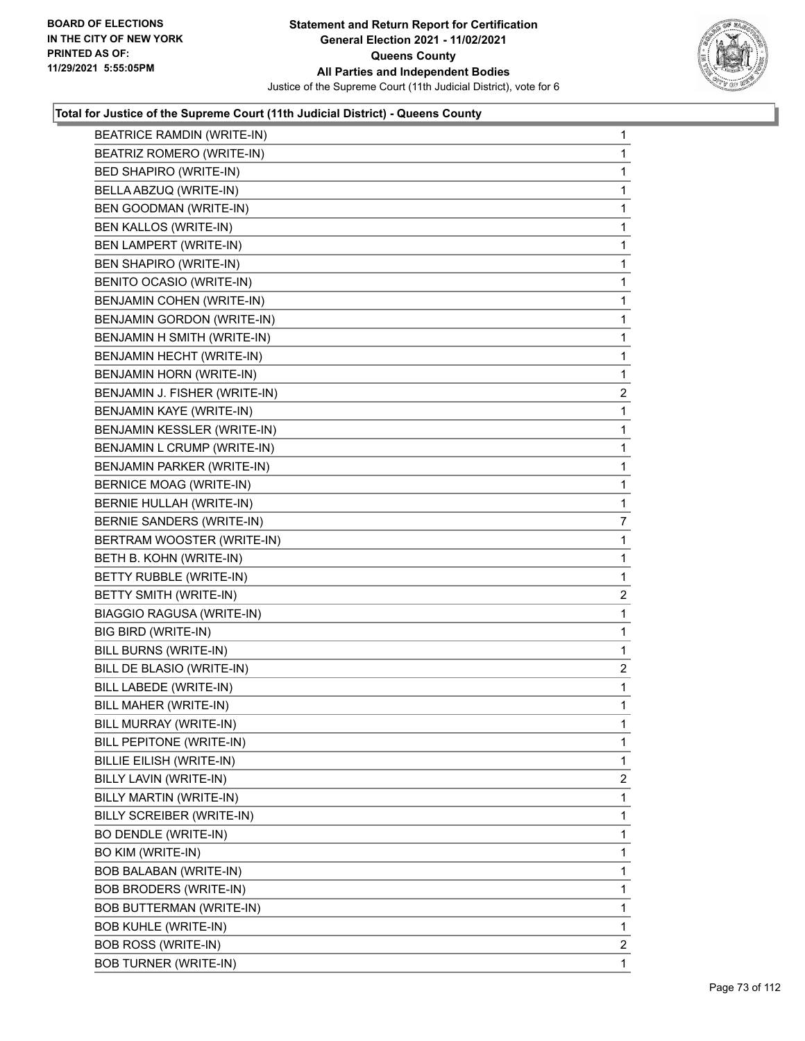**Total for Justice of the Supreme Court (11th Judicial District) - Queens County**

| Candidate | Votes |
|---|---|
| BEATRICE RAMDIN (WRITE-IN) | 1 |
| BEATRIZ ROMERO (WRITE-IN) | 1 |
| BED SHAPIRO (WRITE-IN) | 1 |
| BELLA ABZUQ (WRITE-IN) | 1 |
| BEN GOODMAN (WRITE-IN) | 1 |
| BEN KALLOS (WRITE-IN) | 1 |
| BEN LAMPERT (WRITE-IN) | 1 |
| BEN SHAPIRO (WRITE-IN) | 1 |
| BENITO OCASIO (WRITE-IN) | 1 |
| BENJAMIN COHEN (WRITE-IN) | 1 |
| BENJAMIN GORDON (WRITE-IN) | 1 |
| BENJAMIN H SMITH (WRITE-IN) | 1 |
| BENJAMIN HECHT (WRITE-IN) | 1 |
| BENJAMIN HORN (WRITE-IN) | 1 |
| BENJAMIN J. FISHER (WRITE-IN) | 2 |
| BENJAMIN KAYE (WRITE-IN) | 1 |
| BENJAMIN KESSLER (WRITE-IN) | 1 |
| BENJAMIN L CRUMP (WRITE-IN) | 1 |
| BENJAMIN PARKER (WRITE-IN) | 1 |
| BERNICE MOAG (WRITE-IN) | 1 |
| BERNIE HULLAH (WRITE-IN) | 1 |
| BERNIE SANDERS (WRITE-IN) | 7 |
| BERTRAM WOOSTER (WRITE-IN) | 1 |
| BETH B. KOHN (WRITE-IN) | 1 |
| BETTY RUBBLE (WRITE-IN) | 1 |
| BETTY SMITH (WRITE-IN) | 2 |
| BIAGGIO RAGUSA (WRITE-IN) | 1 |
| BIG BIRD (WRITE-IN) | 1 |
| BILL BURNS (WRITE-IN) | 1 |
| BILL DE BLASIO (WRITE-IN) | 2 |
| BILL LABEDE (WRITE-IN) | 1 |
| BILL MAHER (WRITE-IN) | 1 |
| BILL MURRAY (WRITE-IN) | 1 |
| BILL PEPITONE (WRITE-IN) | 1 |
| BILLIE EILISH (WRITE-IN) | 1 |
| BILLY LAVIN (WRITE-IN) | 2 |
| BILLY MARTIN (WRITE-IN) | 1 |
| BILLY SCREIBER (WRITE-IN) | 1 |
| BO DENDLE (WRITE-IN) | 1 |
| BO KIM (WRITE-IN) | 1 |
| BOB BALABAN (WRITE-IN) | 1 |
| BOB BRODERS (WRITE-IN) | 1 |
| BOB BUTTERMAN (WRITE-IN) | 1 |
| BOB KUHLE (WRITE-IN) | 1 |
| BOB ROSS (WRITE-IN) | 2 |
| BOB TURNER (WRITE-IN) | 1 |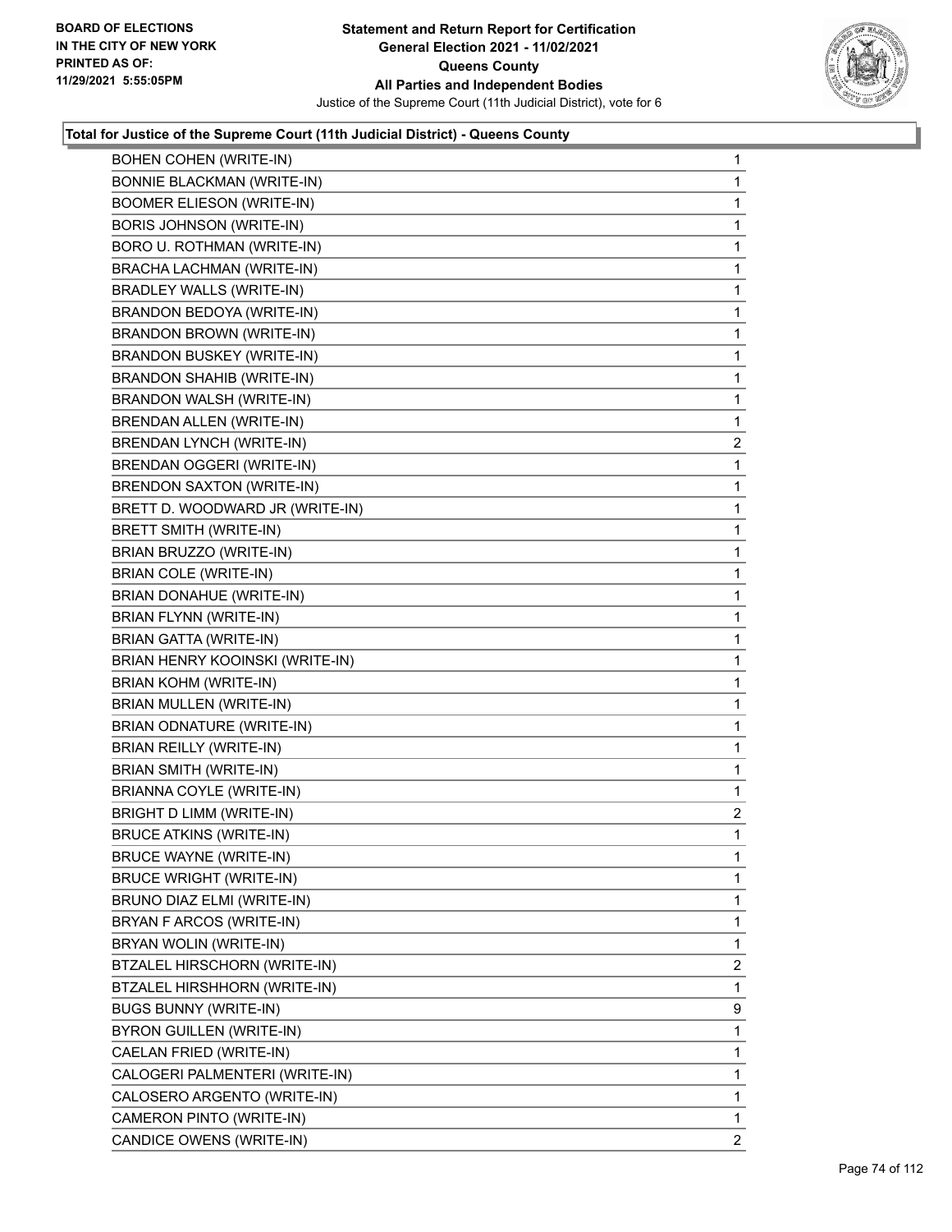**Statement and Return Report for Certification**
**General Election 2021 - 11/02/2021**
**Queens County**
**All Parties and Independent Bodies**
Justice of the Supreme Court (11th Judicial District), vote for 6

BOARD OF ELECTIONS IN THE CITY OF NEW YORK PRINTED AS OF: 11/29/2021 5:55:05PM

### Total for Justice of the Supreme Court (11th Judicial District) - Queens County

| | |
|---|---|
| BOHEN COHEN (WRITE-IN) | 1 |
| BONNIE BLACKMAN (WRITE-IN) | 1 |
| BOOMER ELIESON (WRITE-IN) | 1 |
| BORIS JOHNSON (WRITE-IN) | 1 |
| BORO U. ROTHMAN (WRITE-IN) | 1 |
| BRACHA LACHMAN (WRITE-IN) | 1 |
| BRADLEY WALLS (WRITE-IN) | 1 |
| BRANDON BEDOYA (WRITE-IN) | 1 |
| BRANDON BROWN (WRITE-IN) | 1 |
| BRANDON BUSKEY (WRITE-IN) | 1 |
| BRANDON SHAHIB (WRITE-IN) | 1 |
| BRANDON WALSH (WRITE-IN) | 1 |
| BRENDAN ALLEN (WRITE-IN) | 1 |
| BRENDAN LYNCH (WRITE-IN) | 2 |
| BRENDAN OGGERI (WRITE-IN) | 1 |
| BRENDON SAXTON (WRITE-IN) | 1 |
| BRETT D. WOODWARD JR (WRITE-IN) | 1 |
| BRETT SMITH (WRITE-IN) | 1 |
| BRIAN BRUZZO (WRITE-IN) | 1 |
| BRIAN COLE (WRITE-IN) | 1 |
| BRIAN DONAHUE (WRITE-IN) | 1 |
| BRIAN FLYNN (WRITE-IN) | 1 |
| BRIAN GATTA (WRITE-IN) | 1 |
| BRIAN HENRY KOOINSKI (WRITE-IN) | 1 |
| BRIAN KOHM (WRITE-IN) | 1 |
| BRIAN MULLEN (WRITE-IN) | 1 |
| BRIAN ODNATURE (WRITE-IN) | 1 |
| BRIAN REILLY (WRITE-IN) | 1 |
| BRIAN SMITH (WRITE-IN) | 1 |
| BRIANNA COYLE (WRITE-IN) | 1 |
| BRIGHT D LIMM (WRITE-IN) | 2 |
| BRUCE ATKINS (WRITE-IN) | 1 |
| BRUCE WAYNE (WRITE-IN) | 1 |
| BRUCE WRIGHT (WRITE-IN) | 1 |
| BRUNO DIAZ ELMI (WRITE-IN) | 1 |
| BRYAN F ARCOS (WRITE-IN) | 1 |
| BRYAN WOLIN (WRITE-IN) | 1 |
| BTZALEL HIRSCHORN (WRITE-IN) | 2 |
| BTZALEL HIRSHHORN (WRITE-IN) | 1 |
| BUGS BUNNY (WRITE-IN) | 9 |
| BYRON GUILLEN (WRITE-IN) | 1 |
| CAELAN FRIED (WRITE-IN) | 1 |
| CALOGERI PALMENTERI (WRITE-IN) | 1 |
| CALOSERO ARGENTO (WRITE-IN) | 1 |
| CAMERON PINTO (WRITE-IN) | 1 |
| CANDICE OWENS (WRITE-IN) | 2 |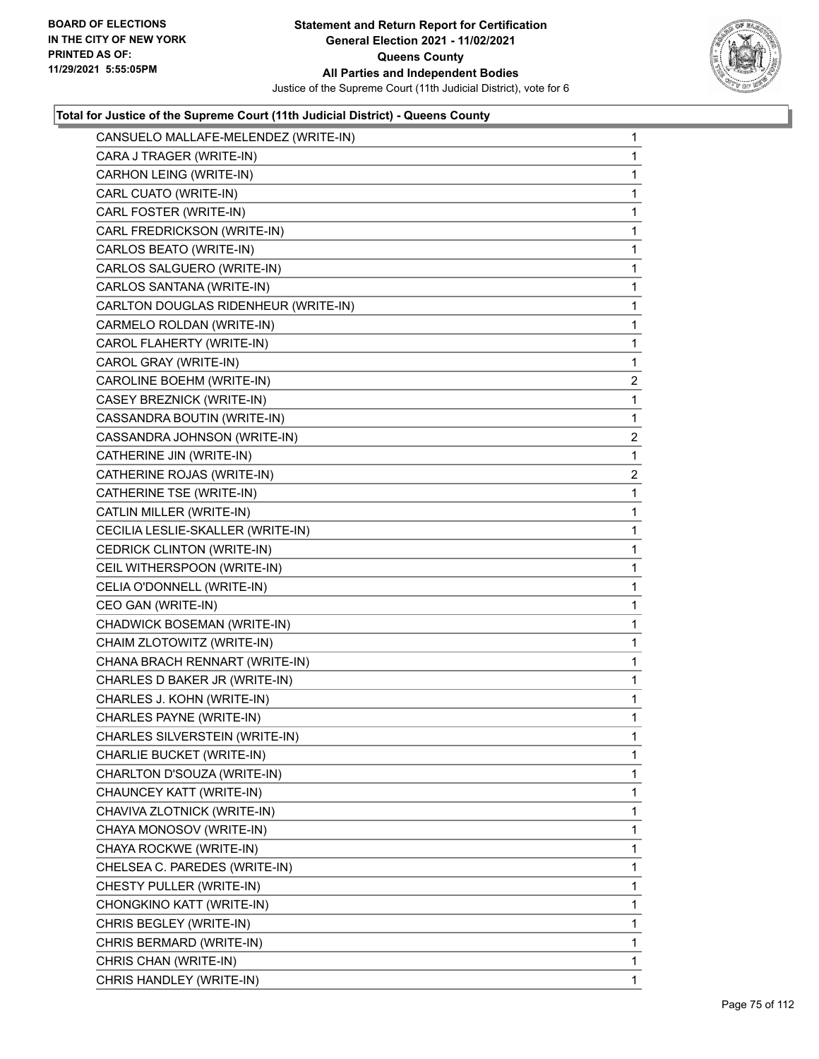**Total for Justice of the Supreme Court (11th Judicial District) - Queens County**

| Candidate | Votes |
|---|---|
| CANSUELO MALLAFE-MELENDEZ (WRITE-IN) | 1 |
| CARA J TRAGER (WRITE-IN) | 1 |
| CARHON LEING (WRITE-IN) | 1 |
| CARL CUATO (WRITE-IN) | 1 |
| CARL FOSTER (WRITE-IN) | 1 |
| CARL FREDRICKSON (WRITE-IN) | 1 |
| CARLOS BEATO (WRITE-IN) | 1 |
| CARLOS SALGUERO (WRITE-IN) | 1 |
| CARLOS SANTANA (WRITE-IN) | 1 |
| CARLTON DOUGLAS RIDENHEUR (WRITE-IN) | 1 |
| CARMELO ROLDAN (WRITE-IN) | 1 |
| CAROL FLAHERTY (WRITE-IN) | 1 |
| CAROL GRAY (WRITE-IN) | 1 |
| CAROLINE BOEHM (WRITE-IN) | 2 |
| CASEY BREZNICK (WRITE-IN) | 1 |
| CASSANDRA BOUTIN (WRITE-IN) | 1 |
| CASSANDRA JOHNSON (WRITE-IN) | 2 |
| CATHERINE JIN (WRITE-IN) | 1 |
| CATHERINE ROJAS (WRITE-IN) | 2 |
| CATHERINE TSE (WRITE-IN) | 1 |
| CATLIN MILLER (WRITE-IN) | 1 |
| CECILIA LESLIE-SKALLER (WRITE-IN) | 1 |
| CEDRICK CLINTON (WRITE-IN) | 1 |
| CEIL WITHERSPOON (WRITE-IN) | 1 |
| CELIA O'DONNELL (WRITE-IN) | 1 |
| CEO GAN (WRITE-IN) | 1 |
| CHADWICK BOSEMAN (WRITE-IN) | 1 |
| CHAIM ZLOTOWITZ (WRITE-IN) | 1 |
| CHANA BRACH RENNART (WRITE-IN) | 1 |
| CHARLES D BAKER JR (WRITE-IN) | 1 |
| CHARLES J. KOHN (WRITE-IN) | 1 |
| CHARLES PAYNE (WRITE-IN) | 1 |
| CHARLES SILVERSTEIN (WRITE-IN) | 1 |
| CHARLIE BUCKET (WRITE-IN) | 1 |
| CHARLTON D'SOUZA (WRITE-IN) | 1 |
| CHAUNCEY KATT (WRITE-IN) | 1 |
| CHAVIVA ZLOTNICK (WRITE-IN) | 1 |
| CHAYA MONOSOV (WRITE-IN) | 1 |
| CHAYA ROCKWE (WRITE-IN) | 1 |
| CHELSEA C. PAREDES (WRITE-IN) | 1 |
| CHESTY PULLER (WRITE-IN) | 1 |
| CHONGKINO KATT (WRITE-IN) | 1 |
| CHRIS BEGLEY (WRITE-IN) | 1 |
| CHRIS BERMARD (WRITE-IN) | 1 |
| CHRIS CHAN (WRITE-IN) | 1 |
| CHRIS HANDLEY (WRITE-IN) | 1 |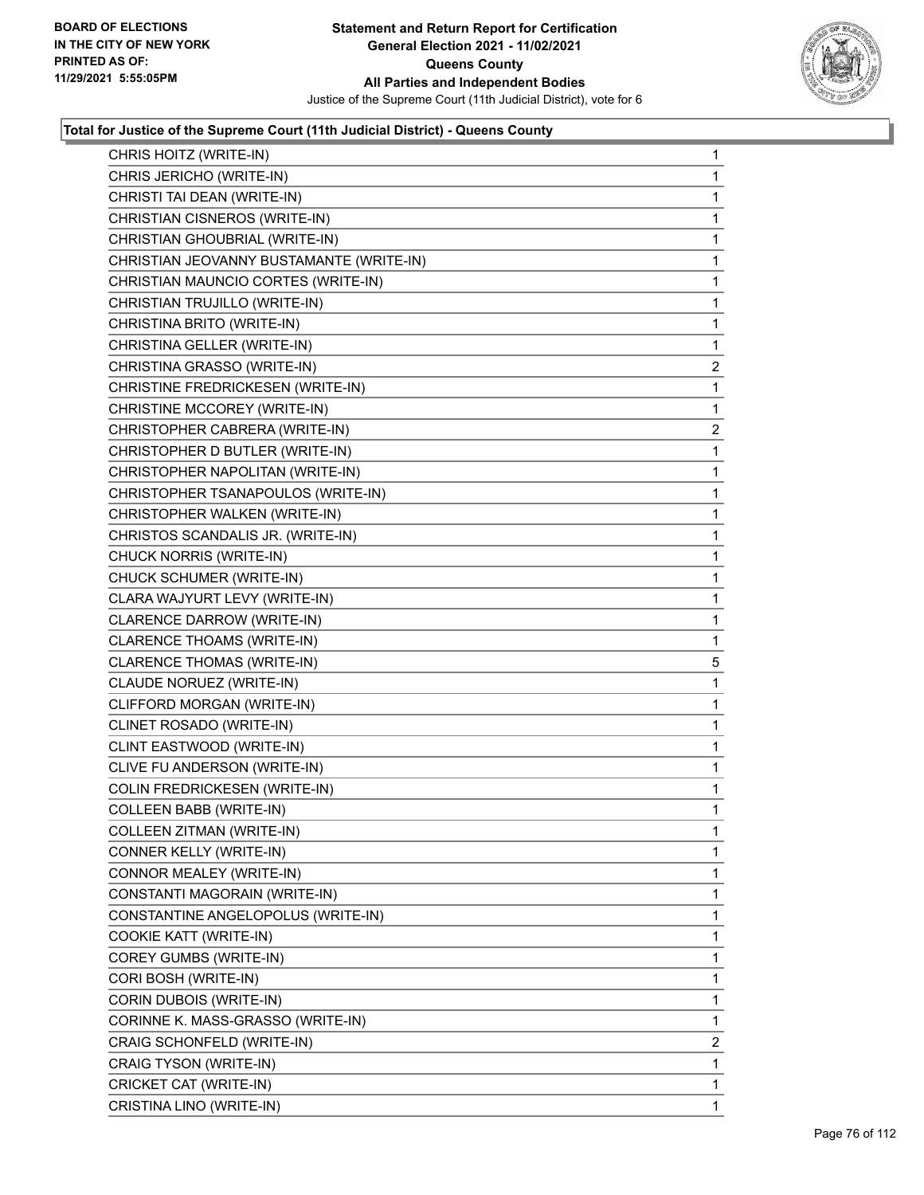### Total for Justice of the Supreme Court (11th Judicial District) - Queens County

| Candidate | Votes |
|---|---|
| CHRIS HOITZ (WRITE-IN) | 1 |
| CHRIS JERICHO (WRITE-IN) | 1 |
| CHRISTI TAI DEAN (WRITE-IN) | 1 |
| CHRISTIAN CISNEROS (WRITE-IN) | 1 |
| CHRISTIAN GHOUBRIAL (WRITE-IN) | 1 |
| CHRISTIAN JEOVANNY BUSTAMANTE (WRITE-IN) | 1 |
| CHRISTIAN MAUNCIO CORTES (WRITE-IN) | 1 |
| CHRISTIAN TRUJILLO (WRITE-IN) | 1 |
| CHRISTINA BRITO (WRITE-IN) | 1 |
| CHRISTINA GELLER (WRITE-IN) | 1 |
| CHRISTINA GRASSO (WRITE-IN) | 2 |
| CHRISTINE FREDRICKESEN (WRITE-IN) | 1 |
| CHRISTINE MCCOREY (WRITE-IN) | 1 |
| CHRISTOPHER CABRERA (WRITE-IN) | 2 |
| CHRISTOPHER D BUTLER (WRITE-IN) | 1 |
| CHRISTOPHER NAPOLITAN (WRITE-IN) | 1 |
| CHRISTOPHER TSANAPOULOS (WRITE-IN) | 1 |
| CHRISTOPHER WALKEN (WRITE-IN) | 1 |
| CHRISTOS SCANDALIS JR. (WRITE-IN) | 1 |
| CHUCK NORRIS (WRITE-IN) | 1 |
| CHUCK SCHUMER (WRITE-IN) | 1 |
| CLARA WAJYURT LEVY (WRITE-IN) | 1 |
| CLARENCE DARROW (WRITE-IN) | 1 |
| CLARENCE THOAMS (WRITE-IN) | 1 |
| CLARENCE THOMAS (WRITE-IN) | 5 |
| CLAUDE NORUEZ (WRITE-IN) | 1 |
| CLIFFORD MORGAN (WRITE-IN) | 1 |
| CLINET ROSADO (WRITE-IN) | 1 |
| CLINT EASTWOOD (WRITE-IN) | 1 |
| CLIVE FU ANDERSON (WRITE-IN) | 1 |
| COLIN FREDRICKESEN (WRITE-IN) | 1 |
| COLLEEN BABB (WRITE-IN) | 1 |
| COLLEEN ZITMAN (WRITE-IN) | 1 |
| CONNER KELLY (WRITE-IN) | 1 |
| CONNOR MEALEY (WRITE-IN) | 1 |
| CONSTANTI MAGORAIN (WRITE-IN) | 1 |
| CONSTANTINE ANGELOPOLUS (WRITE-IN) | 1 |
| COOKIE KATT (WRITE-IN) | 1 |
| COREY GUMBS (WRITE-IN) | 1 |
| CORI BOSH (WRITE-IN) | 1 |
| CORIN DUBOIS (WRITE-IN) | 1 |
| CORINNE K. MASS-GRASSO (WRITE-IN) | 1 |
| CRAIG SCHONFELD (WRITE-IN) | 2 |
| CRAIG TYSON (WRITE-IN) | 1 |
| CRICKET CAT (WRITE-IN) | 1 |
| CRISTINA LINO (WRITE-IN) | 1 |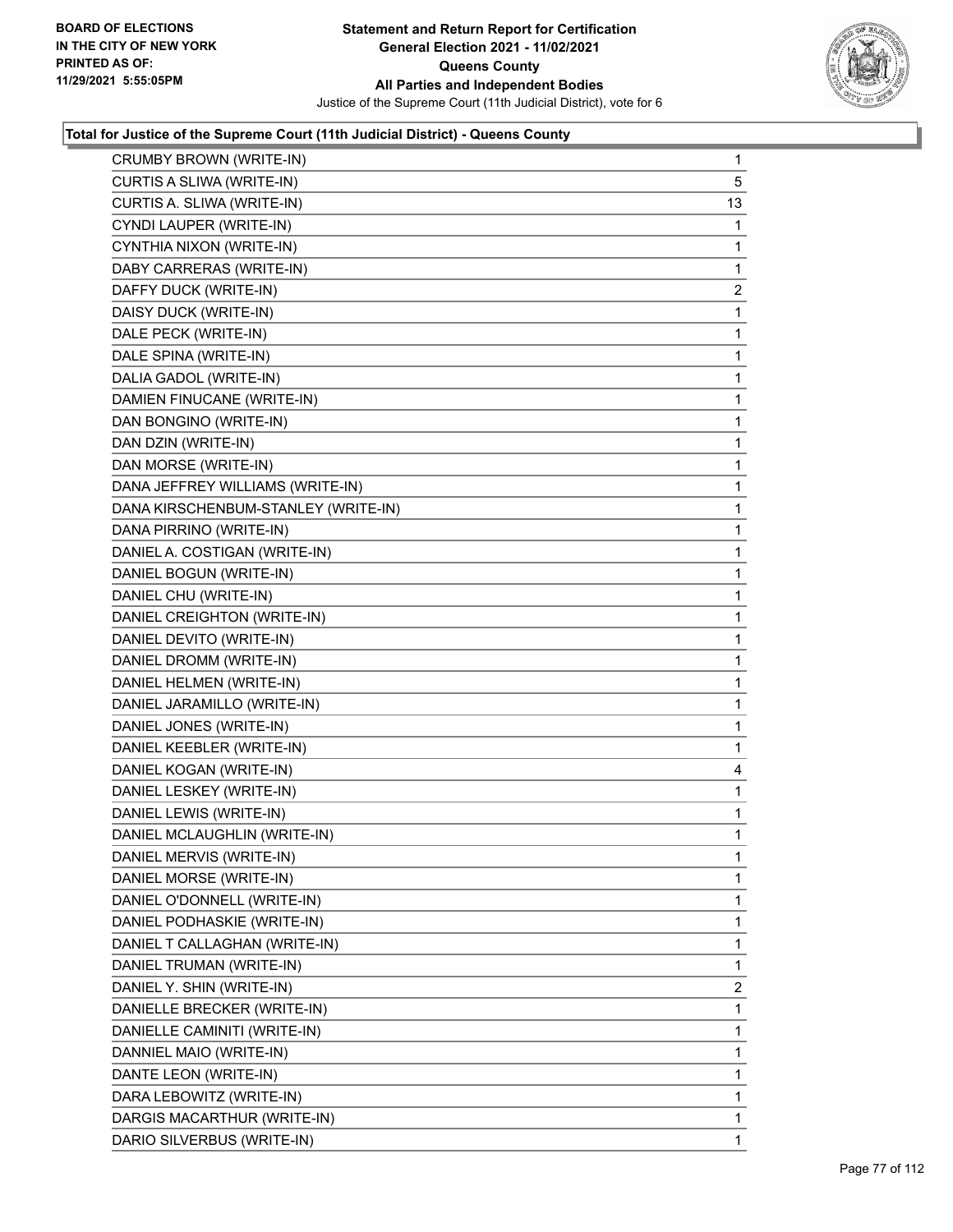**Total for Justice of the Supreme Court (11th Judicial District) - Queens County**

| | |
|---|---|
| CRUMBY BROWN (WRITE-IN) | 1 |
| CURTIS A SLIWA (WRITE-IN) | 5 |
| CURTIS A. SLIWA (WRITE-IN) | 13 |
| CYNDI LAUPER (WRITE-IN) | 1 |
| CYNTHIA NIXON (WRITE-IN) | 1 |
| DABY CARRERAS (WRITE-IN) | 1 |
| DAFFY DUCK (WRITE-IN) | 2 |
| DAISY DUCK (WRITE-IN) | 1 |
| DALE PECK (WRITE-IN) | 1 |
| DALE SPINA (WRITE-IN) | 1 |
| DALIA GADOL (WRITE-IN) | 1 |
| DAMIEN FINUCANE (WRITE-IN) | 1 |
| DAN BONGINO (WRITE-IN) | 1 |
| DAN DZIN (WRITE-IN) | 1 |
| DAN MORSE (WRITE-IN) | 1 |
| DANA JEFFREY WILLIAMS (WRITE-IN) | 1 |
| DANA KIRSCHENBUM-STANLEY (WRITE-IN) | 1 |
| DANA PIRRINO (WRITE-IN) | 1 |
| DANIEL A. COSTIGAN (WRITE-IN) | 1 |
| DANIEL BOGUN (WRITE-IN) | 1 |
| DANIEL CHU (WRITE-IN) | 1 |
| DANIEL CREIGHTON (WRITE-IN) | 1 |
| DANIEL DEVITO (WRITE-IN) | 1 |
| DANIEL DROMM (WRITE-IN) | 1 |
| DANIEL HELMEN (WRITE-IN) | 1 |
| DANIEL JARAMILLO (WRITE-IN) | 1 |
| DANIEL JONES (WRITE-IN) | 1 |
| DANIEL KEEBLER (WRITE-IN) | 1 |
| DANIEL KOGAN (WRITE-IN) | 4 |
| DANIEL LESKEY (WRITE-IN) | 1 |
| DANIEL LEWIS (WRITE-IN) | 1 |
| DANIEL MCLAUGHLIN (WRITE-IN) | 1 |
| DANIEL MERVIS (WRITE-IN) | 1 |
| DANIEL MORSE (WRITE-IN) | 1 |
| DANIEL O'DONNELL (WRITE-IN) | 1 |
| DANIEL PODHASKIE (WRITE-IN) | 1 |
| DANIEL T CALLAGHAN (WRITE-IN) | 1 |
| DANIEL TRUMAN (WRITE-IN) | 1 |
| DANIEL Y. SHIN (WRITE-IN) | 2 |
| DANIELLE BRECKER (WRITE-IN) | 1 |
| DANIELLE CAMINITI (WRITE-IN) | 1 |
| DANNIEL MAIO (WRITE-IN) | 1 |
| DANTE LEON (WRITE-IN) | 1 |
| DARA LEBOWITZ (WRITE-IN) | 1 |
| DARGIS MACARTHUR (WRITE-IN) | 1 |
| DARIO SILVERBUS (WRITE-IN) | 1 |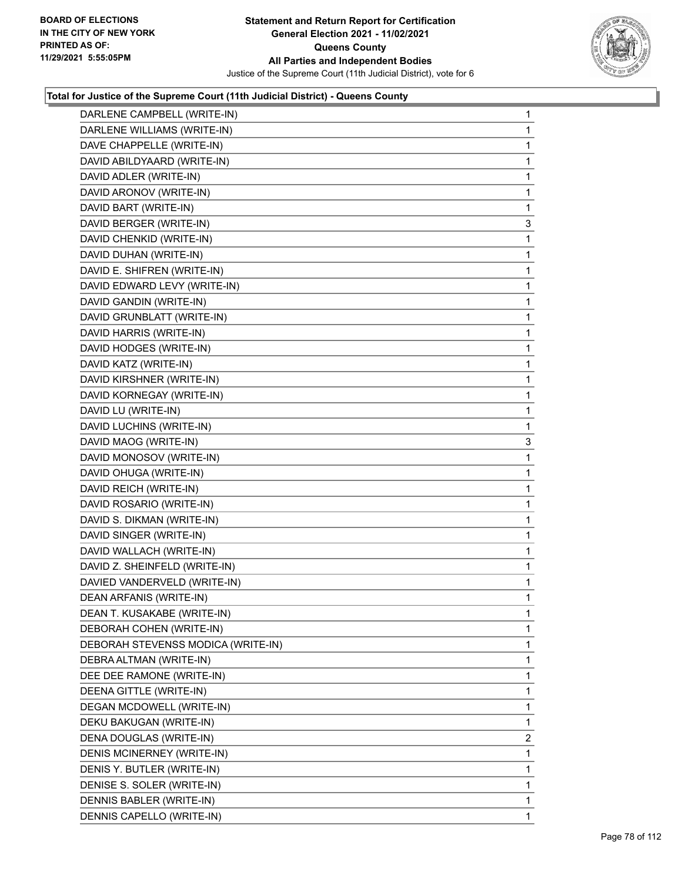**Total for Justice of the Supreme Court (11th Judicial District) - Queens County**

| | |
|---|---|
| DARLENE CAMPBELL (WRITE-IN) | 1 |
| DARLENE WILLIAMS (WRITE-IN) | 1 |
| DAVE CHAPPELLE (WRITE-IN) | 1 |
| DAVID ABILDYAARD (WRITE-IN) | 1 |
| DAVID ADLER (WRITE-IN) | 1 |
| DAVID ARONOV (WRITE-IN) | 1 |
| DAVID BART (WRITE-IN) | 1 |
| DAVID BERGER (WRITE-IN) | 3 |
| DAVID CHENKID (WRITE-IN) | 1 |
| DAVID DUHAN (WRITE-IN) | 1 |
| DAVID E. SHIFREN (WRITE-IN) | 1 |
| DAVID EDWARD LEVY (WRITE-IN) | 1 |
| DAVID GANDIN (WRITE-IN) | 1 |
| DAVID GRUNBLATT (WRITE-IN) | 1 |
| DAVID HARRIS (WRITE-IN) | 1 |
| DAVID HODGES (WRITE-IN) | 1 |
| DAVID KATZ (WRITE-IN) | 1 |
| DAVID KIRSHNER (WRITE-IN) | 1 |
| DAVID KORNEGAY (WRITE-IN) | 1 |
| DAVID LU (WRITE-IN) | 1 |
| DAVID LUCHINS (WRITE-IN) | 1 |
| DAVID MAOG (WRITE-IN) | 3 |
| DAVID MONOSOV (WRITE-IN) | 1 |
| DAVID OHUGA (WRITE-IN) | 1 |
| DAVID REICH (WRITE-IN) | 1 |
| DAVID ROSARIO (WRITE-IN) | 1 |
| DAVID S. DIKMAN (WRITE-IN) | 1 |
| DAVID SINGER (WRITE-IN) | 1 |
| DAVID WALLACH (WRITE-IN) | 1 |
| DAVID Z. SHEINFELD (WRITE-IN) | 1 |
| DAVIED VANDERVELD (WRITE-IN) | 1 |
| DEAN ARFANIS (WRITE-IN) | 1 |
| DEAN T. KUSAKABE (WRITE-IN) | 1 |
| DEBORAH COHEN (WRITE-IN) | 1 |
| DEBORAH STEVENSS MODICA (WRITE-IN) | 1 |
| DEBRA ALTMAN (WRITE-IN) | 1 |
| DEE DEE RAMONE (WRITE-IN) | 1 |
| DEENA GITTLE (WRITE-IN) | 1 |
| DEGAN MCDOWELL (WRITE-IN) | 1 |
| DEKU BAKUGAN (WRITE-IN) | 1 |
| DENA DOUGLAS (WRITE-IN) | 2 |
| DENIS MCINERNEY (WRITE-IN) | 1 |
| DENIS Y. BUTLER (WRITE-IN) | 1 |
| DENISE S. SOLER (WRITE-IN) | 1 |
| DENNIS BABLER (WRITE-IN) | 1 |
| DENNIS CAPELLO (WRITE-IN) | 1 |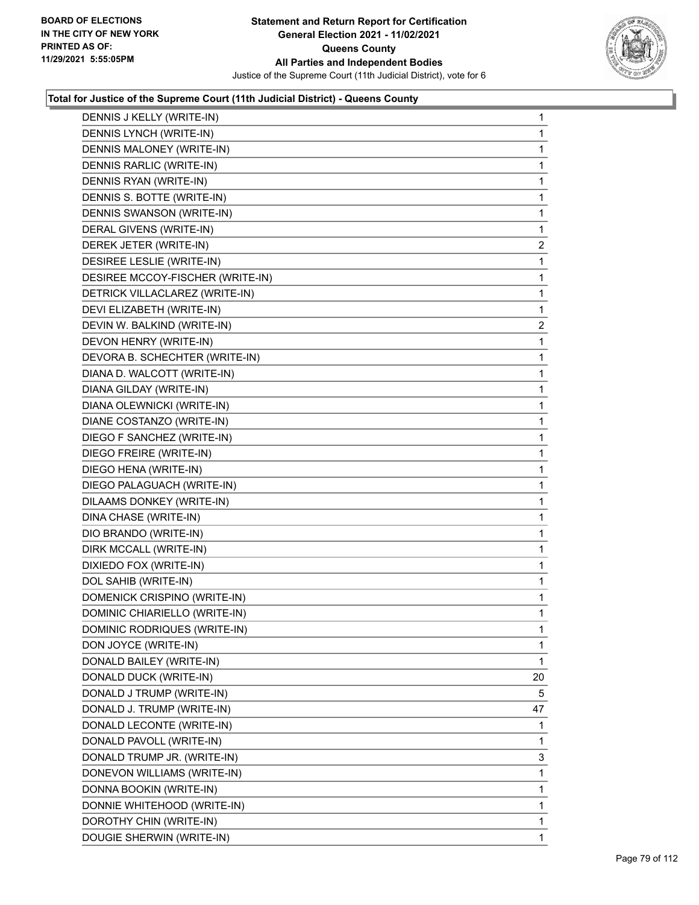**Total for Justice of the Supreme Court (11th Judicial District) - Queens County**

| Candidate | Votes |
|---|---|
| DENNIS J KELLY (WRITE-IN) | 1 |
| DENNIS LYNCH (WRITE-IN) | 1 |
| DENNIS MALONEY (WRITE-IN) | 1 |
| DENNIS RARLIC (WRITE-IN) | 1 |
| DENNIS RYAN (WRITE-IN) | 1 |
| DENNIS S. BOTTE (WRITE-IN) | 1 |
| DENNIS SWANSON (WRITE-IN) | 1 |
| DERAL GIVENS (WRITE-IN) | 1 |
| DEREK JETER (WRITE-IN) | 2 |
| DESIREE LESLIE (WRITE-IN) | 1 |
| DESIREE MCCOY-FISCHER (WRITE-IN) | 1 |
| DETRICK VILLACLAREZ (WRITE-IN) | 1 |
| DEVI ELIZABETH (WRITE-IN) | 1 |
| DEVIN W. BALKIND (WRITE-IN) | 2 |
| DEVON HENRY (WRITE-IN) | 1 |
| DEVORA B. SCHECHTER (WRITE-IN) | 1 |
| DIANA D. WALCOTT (WRITE-IN) | 1 |
| DIANA GILDAY (WRITE-IN) | 1 |
| DIANA OLEWNICKI (WRITE-IN) | 1 |
| DIANE COSTANZO (WRITE-IN) | 1 |
| DIEGO F SANCHEZ (WRITE-IN) | 1 |
| DIEGO FREIRE (WRITE-IN) | 1 |
| DIEGO HENA (WRITE-IN) | 1 |
| DIEGO PALAGUACH (WRITE-IN) | 1 |
| DILAAMS DONKEY (WRITE-IN) | 1 |
| DINA CHASE (WRITE-IN) | 1 |
| DIO BRANDO (WRITE-IN) | 1 |
| DIRK MCCALL (WRITE-IN) | 1 |
| DIXIEDO FOX (WRITE-IN) | 1 |
| DOL SAHIB (WRITE-IN) | 1 |
| DOMENICK CRISPINO (WRITE-IN) | 1 |
| DOMINIC CHIARIELLO (WRITE-IN) | 1 |
| DOMINIC RODRIQUES (WRITE-IN) | 1 |
| DON JOYCE (WRITE-IN) | 1 |
| DONALD BAILEY (WRITE-IN) | 1 |
| DONALD DUCK (WRITE-IN) | 20 |
| DONALD J TRUMP (WRITE-IN) | 5 |
| DONALD J. TRUMP (WRITE-IN) | 47 |
| DONALD LECONTE (WRITE-IN) | 1 |
| DONALD PAVOLL (WRITE-IN) | 1 |
| DONALD TRUMP JR. (WRITE-IN) | 3 |
| DONEVON WILLIAMS (WRITE-IN) | 1 |
| DONNA BOOKIN (WRITE-IN) | 1 |
| DONNIE WHITEHOOD (WRITE-IN) | 1 |
| DOROTHY CHIN (WRITE-IN) | 1 |
| DOUGIE SHERWIN (WRITE-IN) | 1 |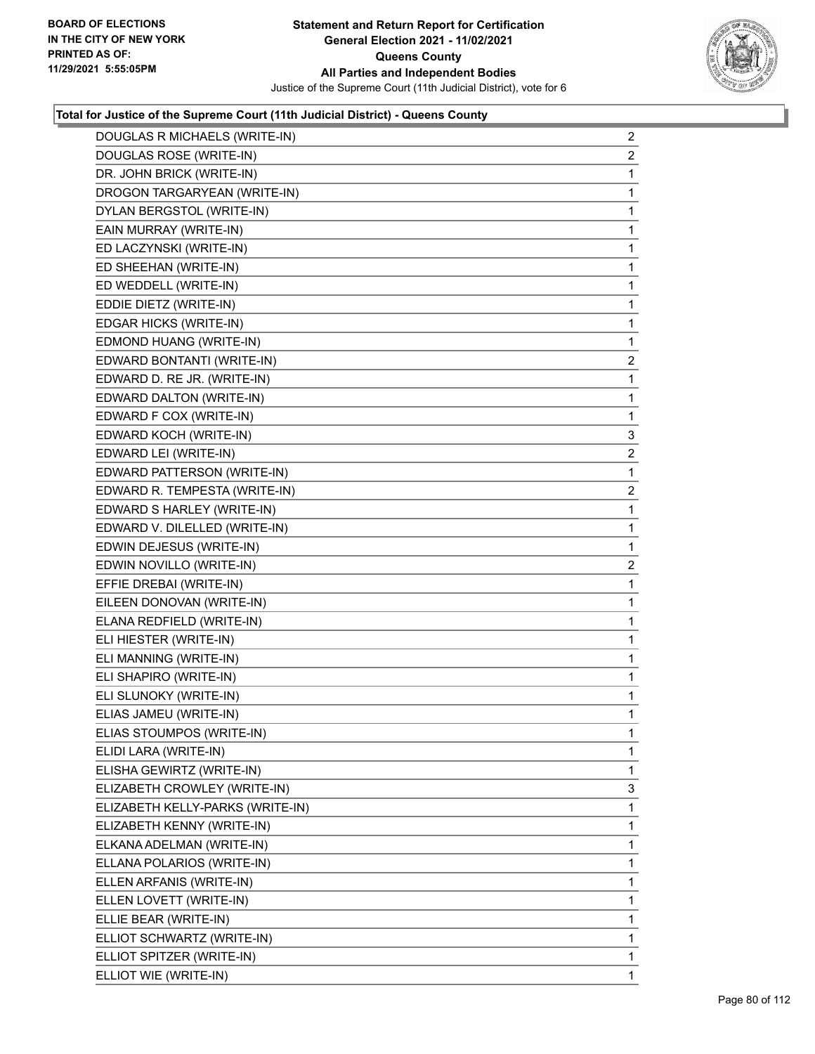### Total for Justice of the Supreme Court (11th Judicial District) - Queens County

| Candidate | Votes |
|---|---|
| DOUGLAS R MICHAELS (WRITE-IN) | 2 |
| DOUGLAS ROSE (WRITE-IN) | 2 |
| DR. JOHN BRICK (WRITE-IN) | 1 |
| DROGON TARGARYEAN (WRITE-IN) | 1 |
| DYLAN BERGSTOL (WRITE-IN) | 1 |
| EAIN MURRAY (WRITE-IN) | 1 |
| ED LACZYNSKI (WRITE-IN) | 1 |
| ED SHEEHAN (WRITE-IN) | 1 |
| ED WEDDELL (WRITE-IN) | 1 |
| EDDIE DIETZ (WRITE-IN) | 1 |
| EDGAR HICKS (WRITE-IN) | 1 |
| EDMOND HUANG (WRITE-IN) | 1 |
| EDWARD BONTANTI (WRITE-IN) | 2 |
| EDWARD D. RE JR. (WRITE-IN) | 1 |
| EDWARD DALTON (WRITE-IN) | 1 |
| EDWARD F COX (WRITE-IN) | 1 |
| EDWARD KOCH (WRITE-IN) | 3 |
| EDWARD LEI (WRITE-IN) | 2 |
| EDWARD PATTERSON (WRITE-IN) | 1 |
| EDWARD R. TEMPESTA (WRITE-IN) | 2 |
| EDWARD S HARLEY (WRITE-IN) | 1 |
| EDWARD V. DILELLED (WRITE-IN) | 1 |
| EDWIN DEJESUS (WRITE-IN) | 1 |
| EDWIN NOVILLO (WRITE-IN) | 2 |
| EFFIE DREBAI (WRITE-IN) | 1 |
| EILEEN DONOVAN (WRITE-IN) | 1 |
| ELANA REDFIELD (WRITE-IN) | 1 |
| ELI HIESTER (WRITE-IN) | 1 |
| ELI MANNING (WRITE-IN) | 1 |
| ELI SHAPIRO (WRITE-IN) | 1 |
| ELI SLUNOKY (WRITE-IN) | 1 |
| ELIAS JAMEU (WRITE-IN) | 1 |
| ELIAS STOUMPOS (WRITE-IN) | 1 |
| ELIDI LARA (WRITE-IN) | 1 |
| ELISHA GEWIRTZ (WRITE-IN) | 1 |
| ELIZABETH CROWLEY (WRITE-IN) | 3 |
| ELIZABETH KELLY-PARKS (WRITE-IN) | 1 |
| ELIZABETH KENNY (WRITE-IN) | 1 |
| ELKANA ADELMAN (WRITE-IN) | 1 |
| ELLANA POLARIOS (WRITE-IN) | 1 |
| ELLEN ARFANIS (WRITE-IN) | 1 |
| ELLEN LOVETT (WRITE-IN) | 1 |
| ELLIE BEAR (WRITE-IN) | 1 |
| ELLIOT SCHWARTZ (WRITE-IN) | 1 |
| ELLIOT SPITZER (WRITE-IN) | 1 |
| ELLIOT WIE (WRITE-IN) | 1 |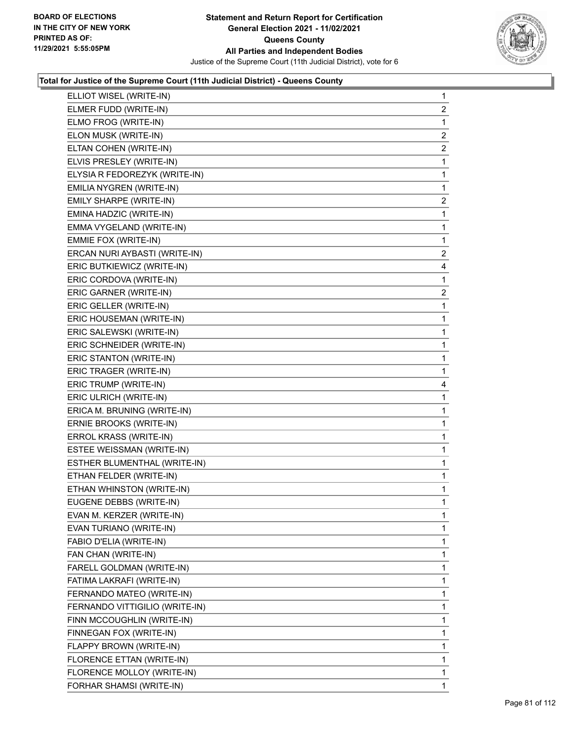**Statement and Return Report for Certification**
**General Election 2021 - 11/02/2021**
**Queens County**
**All Parties and Independent Bodies**
Justice of the Supreme Court (11th Judicial District), vote for 6

BOARD OF ELECTIONS IN THE CITY OF NEW YORK PRINTED AS OF: 11/29/2021 5:55:05PM

### Total for Justice of the Supreme Court (11th Judicial District) - Queens County

| Candidate | Votes |
|---|---|
| ELLIOT WISEL (WRITE-IN) | 1 |
| ELMER FUDD (WRITE-IN) | 2 |
| ELMO FROG (WRITE-IN) | 1 |
| ELON MUSK (WRITE-IN) | 2 |
| ELTAN COHEN (WRITE-IN) | 2 |
| ELVIS PRESLEY (WRITE-IN) | 1 |
| ELYSIA R FEDOREZYK (WRITE-IN) | 1 |
| EMILIA NYGREN (WRITE-IN) | 1 |
| EMILY SHARPE (WRITE-IN) | 2 |
| EMINA HADZIC (WRITE-IN) | 1 |
| EMMA VYGELAND (WRITE-IN) | 1 |
| EMMIE FOX (WRITE-IN) | 1 |
| ERCAN NURI AYBASTI (WRITE-IN) | 2 |
| ERIC BUTKIEWICZ (WRITE-IN) | 4 |
| ERIC CORDOVA (WRITE-IN) | 1 |
| ERIC GARNER (WRITE-IN) | 2 |
| ERIC GELLER (WRITE-IN) | 1 |
| ERIC HOUSEMAN (WRITE-IN) | 1 |
| ERIC SALEWSKI (WRITE-IN) | 1 |
| ERIC SCHNEIDER (WRITE-IN) | 1 |
| ERIC STANTON (WRITE-IN) | 1 |
| ERIC TRAGER (WRITE-IN) | 1 |
| ERIC TRUMP (WRITE-IN) | 4 |
| ERIC ULRICH (WRITE-IN) | 1 |
| ERICA M. BRUNING (WRITE-IN) | 1 |
| ERNIE BROOKS (WRITE-IN) | 1 |
| ERROL KRASS (WRITE-IN) | 1 |
| ESTEE WEISSMAN (WRITE-IN) | 1 |
| ESTHER BLUMENTHAL (WRITE-IN) | 1 |
| ETHAN FELDER (WRITE-IN) | 1 |
| ETHAN WHINSTON (WRITE-IN) | 1 |
| EUGENE DEBBS (WRITE-IN) | 1 |
| EVAN M. KERZER (WRITE-IN) | 1 |
| EVAN TURIANO (WRITE-IN) | 1 |
| FABIO D'ELIA (WRITE-IN) | 1 |
| FAN CHAN (WRITE-IN) | 1 |
| FARELL GOLDMAN (WRITE-IN) | 1 |
| FATIMA LAKRAFI (WRITE-IN) | 1 |
| FERNANDO MATEO (WRITE-IN) | 1 |
| FERNANDO VITTIGILIO (WRITE-IN) | 1 |
| FINN MCCOUGHLIN (WRITE-IN) | 1 |
| FINNEGAN FOX (WRITE-IN) | 1 |
| FLAPPY BROWN (WRITE-IN) | 1 |
| FLORENCE ETTAN (WRITE-IN) | 1 |
| FLORENCE MOLLOY (WRITE-IN) | 1 |
| FORHAR SHAMSI (WRITE-IN) | 1 |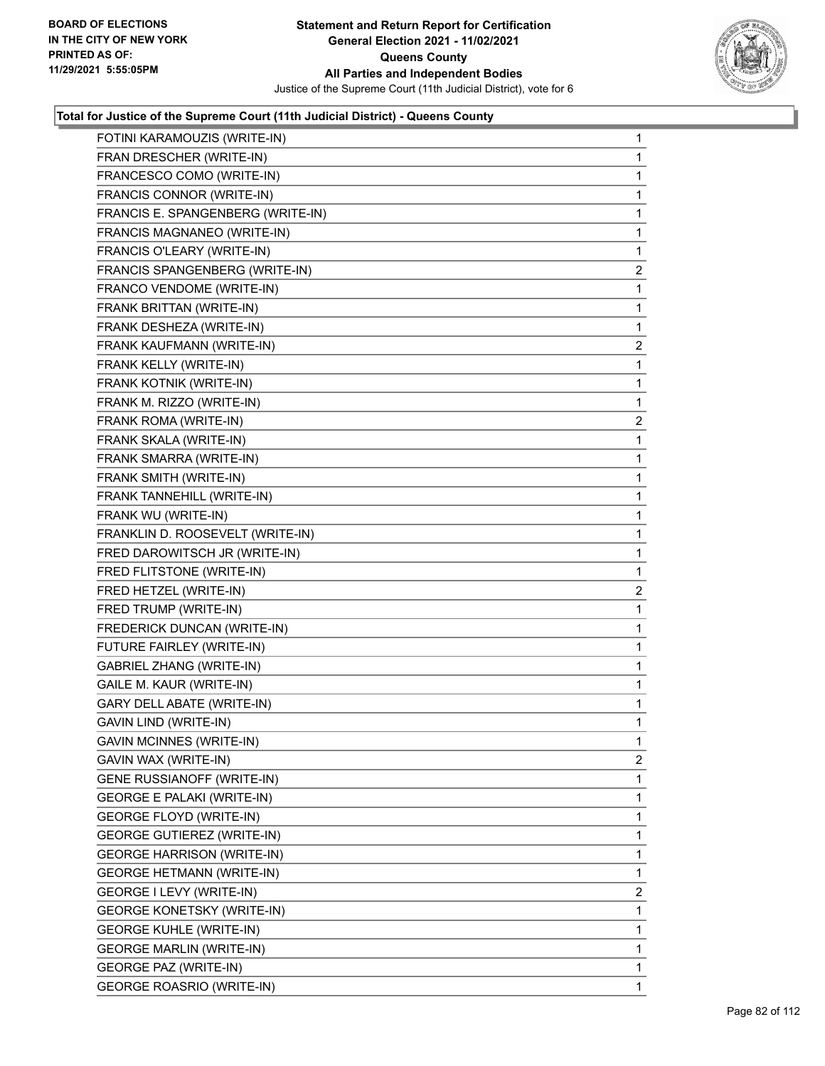**Statement and Return Report for Certification**
**General Election 2021 - 11/02/2021**
**Queens County**
**All Parties and Independent Bodies**
Justice of the Supreme Court (11th Judicial District), vote for 6

BOARD OF ELECTIONS
IN THE CITY OF NEW YORK
PRINTED AS OF:
11/29/2021 5:55:05PM

### Total for Justice of the Supreme Court (11th Judicial District) - Queens County

| | |
|---|---|
| FOTINI KARAMOUZIS (WRITE-IN) | 1 |
| FRAN DRESCHER (WRITE-IN) | 1 |
| FRANCESCO COMO (WRITE-IN) | 1 |
| FRANCIS CONNOR (WRITE-IN) | 1 |
| FRANCIS E. SPANGENBERG (WRITE-IN) | 1 |
| FRANCIS MAGNANEO (WRITE-IN) | 1 |
| FRANCIS O'LEARY (WRITE-IN) | 1 |
| FRANCIS SPANGENBERG (WRITE-IN) | 2 |
| FRANCO VENDOME (WRITE-IN) | 1 |
| FRANK BRITTAN (WRITE-IN) | 1 |
| FRANK DESHEZA (WRITE-IN) | 1 |
| FRANK KAUFMANN (WRITE-IN) | 2 |
| FRANK KELLY (WRITE-IN) | 1 |
| FRANK KOTNIK (WRITE-IN) | 1 |
| FRANK M. RIZZO (WRITE-IN) | 1 |
| FRANK ROMA (WRITE-IN) | 2 |
| FRANK SKALA (WRITE-IN) | 1 |
| FRANK SMARRA (WRITE-IN) | 1 |
| FRANK SMITH (WRITE-IN) | 1 |
| FRANK TANNEHILL (WRITE-IN) | 1 |
| FRANK WU (WRITE-IN) | 1 |
| FRANKLIN D. ROOSEVELT (WRITE-IN) | 1 |
| FRED DAROWITSCH JR (WRITE-IN) | 1 |
| FRED FLITSTONE (WRITE-IN) | 1 |
| FRED HETZEL (WRITE-IN) | 2 |
| FRED TRUMP (WRITE-IN) | 1 |
| FREDERICK DUNCAN (WRITE-IN) | 1 |
| FUTURE FAIRLEY (WRITE-IN) | 1 |
| GABRIEL ZHANG (WRITE-IN) | 1 |
| GAILE M. KAUR (WRITE-IN) | 1 |
| GARY DELL ABATE (WRITE-IN) | 1 |
| GAVIN LIND (WRITE-IN) | 1 |
| GAVIN MCINNES (WRITE-IN) | 1 |
| GAVIN WAX (WRITE-IN) | 2 |
| GENE RUSSIANOFF (WRITE-IN) | 1 |
| GEORGE E PALAKI (WRITE-IN) | 1 |
| GEORGE FLOYD (WRITE-IN) | 1 |
| GEORGE GUTIEREZ (WRITE-IN) | 1 |
| GEORGE HARRISON (WRITE-IN) | 1 |
| GEORGE HETMANN (WRITE-IN) | 1 |
| GEORGE I LEVY (WRITE-IN) | 2 |
| GEORGE KONETSKY (WRITE-IN) | 1 |
| GEORGE KUHLE (WRITE-IN) | 1 |
| GEORGE MARLIN (WRITE-IN) | 1 |
| GEORGE PAZ (WRITE-IN) | 1 |
| GEORGE ROASRIO (WRITE-IN) | 1 |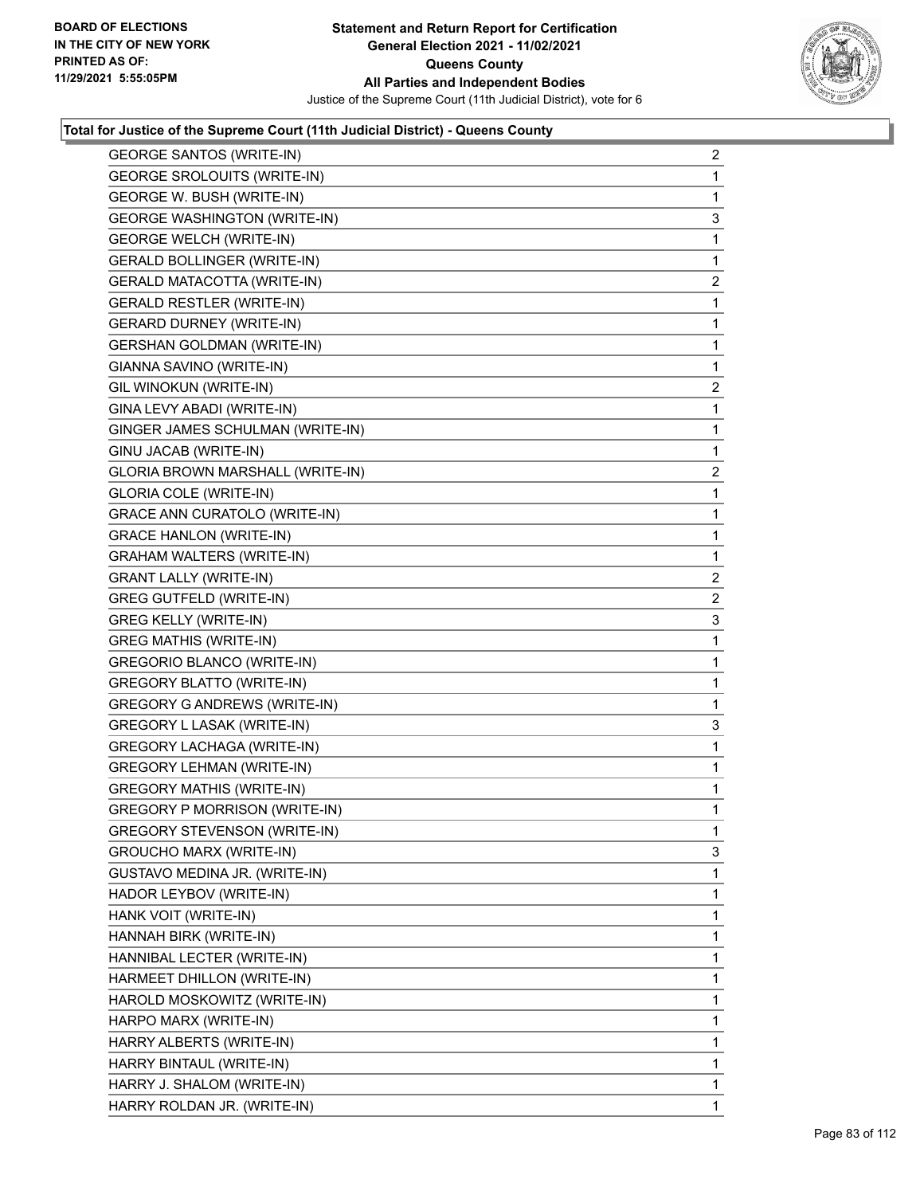**Total for Justice of the Supreme Court (11th Judicial District) - Queens County**

| | |
|---|---|
| GEORGE SANTOS (WRITE-IN) | 2 |
| GEORGE SROLOUITS (WRITE-IN) | 1 |
| GEORGE W. BUSH (WRITE-IN) | 1 |
| GEORGE WASHINGTON (WRITE-IN) | 3 |
| GEORGE WELCH (WRITE-IN) | 1 |
| GERALD BOLLINGER (WRITE-IN) | 1 |
| GERALD MATACOTTA (WRITE-IN) | 2 |
| GERALD RESTLER (WRITE-IN) | 1 |
| GERARD DURNEY (WRITE-IN) | 1 |
| GERSHAN GOLDMAN (WRITE-IN) | 1 |
| GIANNA SAVINO (WRITE-IN) | 1 |
| GIL WINOKUN (WRITE-IN) | 2 |
| GINA LEVY ABADI (WRITE-IN) | 1 |
| GINGER JAMES SCHULMAN (WRITE-IN) | 1 |
| GINU JACAB (WRITE-IN) | 1 |
| GLORIA BROWN MARSHALL (WRITE-IN) | 2 |
| GLORIA COLE (WRITE-IN) | 1 |
| GRACE ANN CURATOLO (WRITE-IN) | 1 |
| GRACE HANLON (WRITE-IN) | 1 |
| GRAHAM WALTERS (WRITE-IN) | 1 |
| GRANT LALLY (WRITE-IN) | 2 |
| GREG GUTFELD (WRITE-IN) | 2 |
| GREG KELLY (WRITE-IN) | 3 |
| GREG MATHIS (WRITE-IN) | 1 |
| GREGORIO BLANCO (WRITE-IN) | 1 |
| GREGORY BLATTO (WRITE-IN) | 1 |
| GREGORY G ANDREWS (WRITE-IN) | 1 |
| GREGORY L LASAK (WRITE-IN) | 3 |
| GREGORY LACHAGA (WRITE-IN) | 1 |
| GREGORY LEHMAN (WRITE-IN) | 1 |
| GREGORY MATHIS (WRITE-IN) | 1 |
| GREGORY P MORRISON (WRITE-IN) | 1 |
| GREGORY STEVENSON (WRITE-IN) | 1 |
| GROUCHO MARX (WRITE-IN) | 3 |
| GUSTAVO MEDINA JR. (WRITE-IN) | 1 |
| HADOR LEYBOV (WRITE-IN) | 1 |
| HANK VOIT (WRITE-IN) | 1 |
| HANNAH BIRK (WRITE-IN) | 1 |
| HANNIBAL LECTER (WRITE-IN) | 1 |
| HARMEET DHILLON (WRITE-IN) | 1 |
| HAROLD MOSKOWITZ (WRITE-IN) | 1 |
| HARPO MARX (WRITE-IN) | 1 |
| HARRY ALBERTS (WRITE-IN) | 1 |
| HARRY BINTAUL (WRITE-IN) | 1 |
| HARRY J. SHALOM (WRITE-IN) | 1 |
| HARRY ROLDAN JR. (WRITE-IN) | 1 |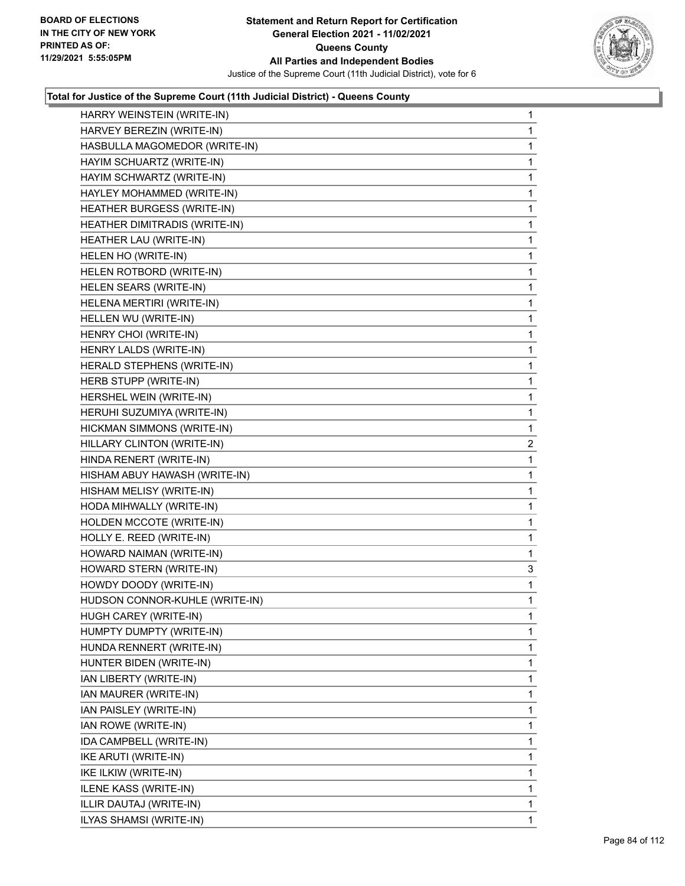**Total for Justice of the Supreme Court (11th Judicial District) - Queens County**

| Candidate | Votes |
|---|---|
| HARRY WEINSTEIN (WRITE-IN) | 1 |
| HARVEY BEREZIN (WRITE-IN) | 1 |
| HASBULLA MAGOMEDOR (WRITE-IN) | 1 |
| HAYIM SCHUARTZ (WRITE-IN) | 1 |
| HAYIM SCHWARTZ (WRITE-IN) | 1 |
| HAYLEY MOHAMMED (WRITE-IN) | 1 |
| HEATHER BURGESS (WRITE-IN) | 1 |
| HEATHER DIMITRADIS (WRITE-IN) | 1 |
| HEATHER LAU (WRITE-IN) | 1 |
| HELEN HO (WRITE-IN) | 1 |
| HELEN ROTBORD (WRITE-IN) | 1 |
| HELEN SEARS (WRITE-IN) | 1 |
| HELENA MERTIRI (WRITE-IN) | 1 |
| HELLEN WU (WRITE-IN) | 1 |
| HENRY CHOI (WRITE-IN) | 1 |
| HENRY LALDS (WRITE-IN) | 1 |
| HERALD STEPHENS (WRITE-IN) | 1 |
| HERB STUPP (WRITE-IN) | 1 |
| HERSHEL WEIN (WRITE-IN) | 1 |
| HERUHI SUZUMIYA (WRITE-IN) | 1 |
| HICKMAN SIMMONS (WRITE-IN) | 1 |
| HILLARY CLINTON (WRITE-IN) | 2 |
| HINDA RENERT (WRITE-IN) | 1 |
| HISHAM ABUY HAWASH (WRITE-IN) | 1 |
| HISHAM MELISY (WRITE-IN) | 1 |
| HODA MIHWALLY (WRITE-IN) | 1 |
| HOLDEN MCCOTE (WRITE-IN) | 1 |
| HOLLY E. REED (WRITE-IN) | 1 |
| HOWARD NAIMAN (WRITE-IN) | 1 |
| HOWARD STERN (WRITE-IN) | 3 |
| HOWDY DOODY (WRITE-IN) | 1 |
| HUDSON CONNOR-KUHLE (WRITE-IN) | 1 |
| HUGH CAREY (WRITE-IN) | 1 |
| HUMPTY DUMPTY (WRITE-IN) | 1 |
| HUNDA RENNERT (WRITE-IN) | 1 |
| HUNTER BIDEN (WRITE-IN) | 1 |
| IAN LIBERTY (WRITE-IN) | 1 |
| IAN MAURER (WRITE-IN) | 1 |
| IAN PAISLEY (WRITE-IN) | 1 |
| IAN ROWE (WRITE-IN) | 1 |
| IDA CAMPBELL (WRITE-IN) | 1 |
| IKE ARUTI (WRITE-IN) | 1 |
| IKE ILKIW (WRITE-IN) | 1 |
| ILENE KASS (WRITE-IN) | 1 |
| ILLIR DAUTAJ (WRITE-IN) | 1 |
| ILYAS SHAMSI (WRITE-IN) | 1 |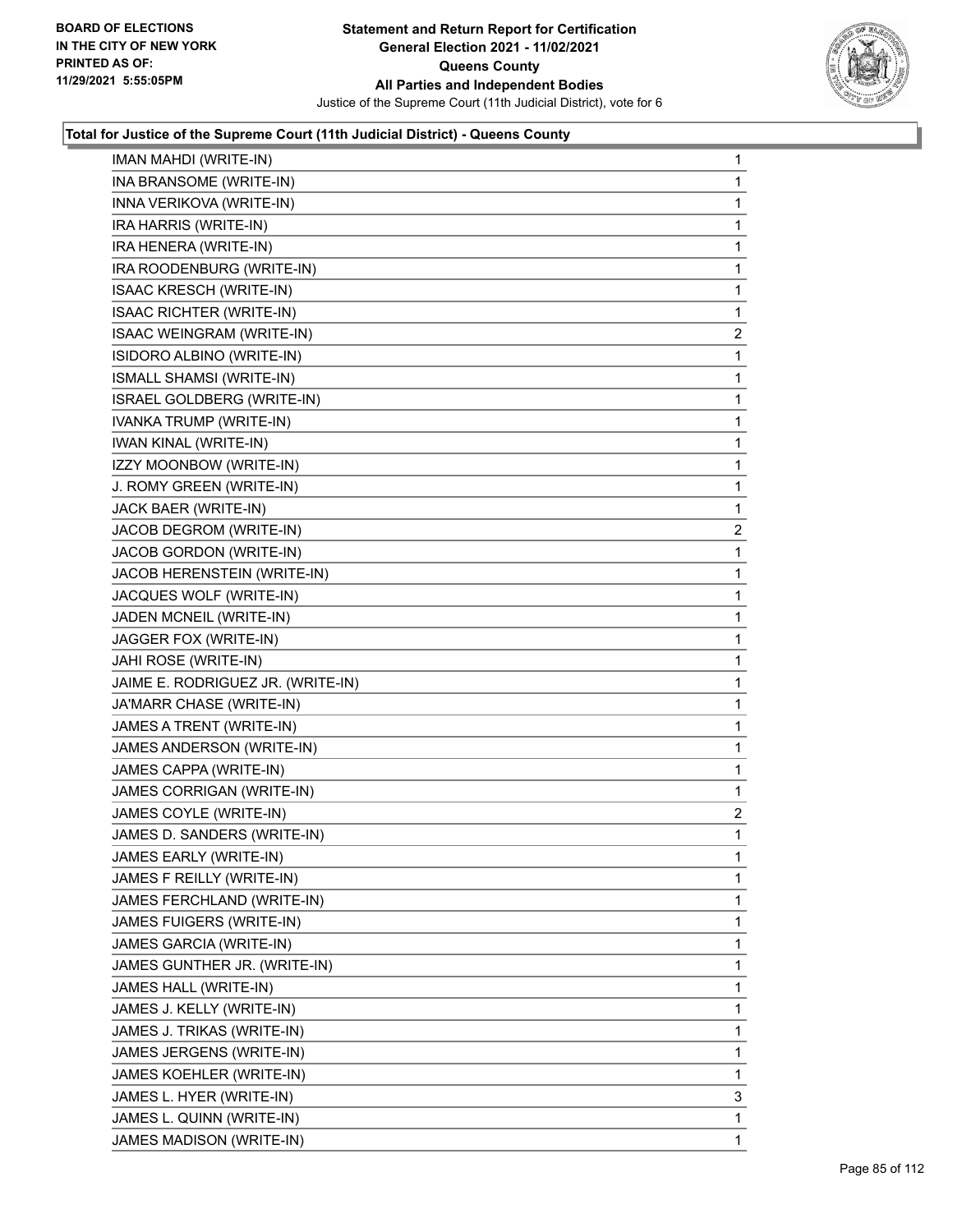**Statement and Return Report for Certification**
**General Election 2021 - 11/02/2021**
**Queens County**
**All Parties and Independent Bodies**
Justice of the Supreme Court (11th Judicial District), vote for 6

BOARD OF ELECTIONS
IN THE CITY OF NEW YORK
PRINTED AS OF:
11/29/2021 5:55:05PM

**Total for Justice of the Supreme Court (11th Judicial District) - Queens County**

| | |
|---|---|
| IMAN MAHDI (WRITE-IN) | 1 |
| INA BRANSOME (WRITE-IN) | 1 |
| INNA VERIKOVA (WRITE-IN) | 1 |
| IRA HARRIS (WRITE-IN) | 1 |
| IRA HENERA (WRITE-IN) | 1 |
| IRA ROODENBURG (WRITE-IN) | 1 |
| ISAAC KRESCH (WRITE-IN) | 1 |
| ISAAC RICHTER (WRITE-IN) | 1 |
| ISAAC WEINGRAM (WRITE-IN) | 2 |
| ISIDORO ALBINO (WRITE-IN) | 1 |
| ISMALL SHAMSI (WRITE-IN) | 1 |
| ISRAEL GOLDBERG (WRITE-IN) | 1 |
| IVANKA TRUMP (WRITE-IN) | 1 |
| IWAN KINAL (WRITE-IN) | 1 |
| IZZY MOONBOW (WRITE-IN) | 1 |
| J. ROMY GREEN (WRITE-IN) | 1 |
| JACK BAER (WRITE-IN) | 1 |
| JACOB DEGROM (WRITE-IN) | 2 |
| JACOB GORDON (WRITE-IN) | 1 |
| JACOB HERENSTEIN (WRITE-IN) | 1 |
| JACQUES WOLF (WRITE-IN) | 1 |
| JADEN MCNEIL (WRITE-IN) | 1 |
| JAGGER FOX (WRITE-IN) | 1 |
| JAHI ROSE (WRITE-IN) | 1 |
| JAIME E. RODRIGUEZ JR. (WRITE-IN) | 1 |
| JA'MARR CHASE (WRITE-IN) | 1 |
| JAMES A TRENT (WRITE-IN) | 1 |
| JAMES ANDERSON (WRITE-IN) | 1 |
| JAMES CAPPA (WRITE-IN) | 1 |
| JAMES CORRIGAN (WRITE-IN) | 1 |
| JAMES COYLE (WRITE-IN) | 2 |
| JAMES D. SANDERS (WRITE-IN) | 1 |
| JAMES EARLY (WRITE-IN) | 1 |
| JAMES F REILLY (WRITE-IN) | 1 |
| JAMES FERCHLAND (WRITE-IN) | 1 |
| JAMES FUIGERS (WRITE-IN) | 1 |
| JAMES GARCIA (WRITE-IN) | 1 |
| JAMES GUNTHER JR. (WRITE-IN) | 1 |
| JAMES HALL (WRITE-IN) | 1 |
| JAMES J. KELLY (WRITE-IN) | 1 |
| JAMES J. TRIKAS (WRITE-IN) | 1 |
| JAMES JERGENS (WRITE-IN) | 1 |
| JAMES KOEHLER (WRITE-IN) | 1 |
| JAMES L. HYER (WRITE-IN) | 3 |
| JAMES L. QUINN (WRITE-IN) | 1 |
| JAMES MADISON (WRITE-IN) | 1 |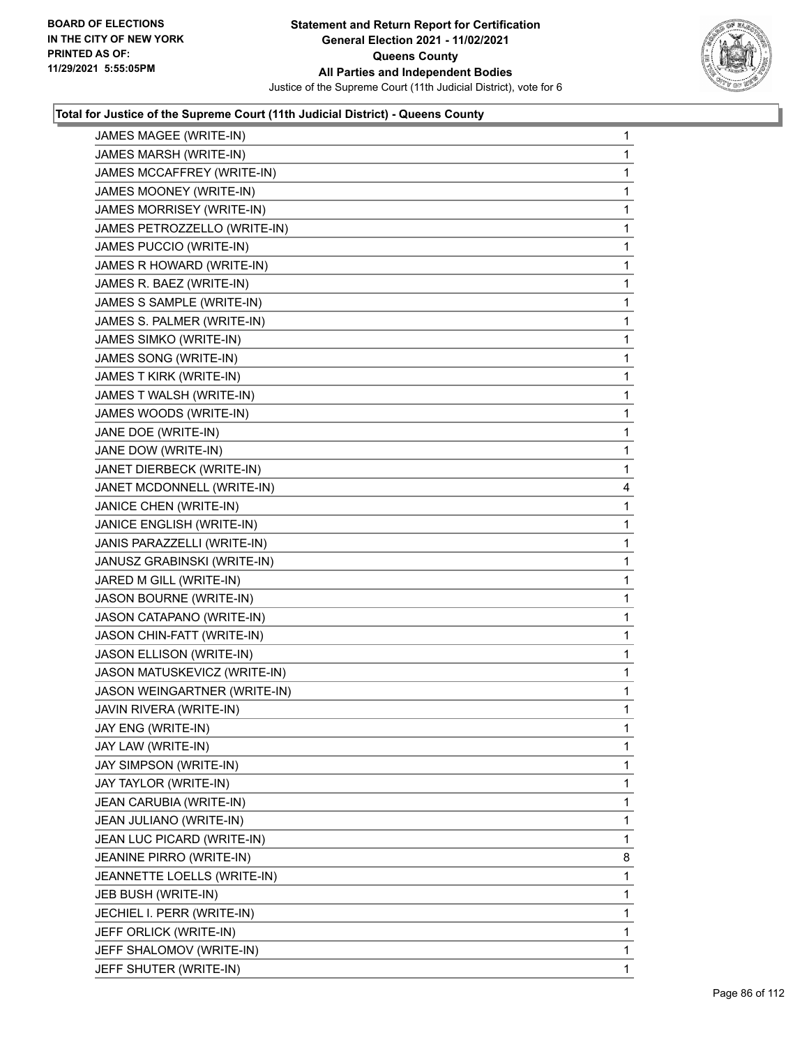**Total for Justice of the Supreme Court (11th Judicial District) - Queens County**

| Candidate | Votes |
|---|---|
| JAMES MAGEE (WRITE-IN) | 1 |
| JAMES MARSH (WRITE-IN) | 1 |
| JAMES MCCAFFREY (WRITE-IN) | 1 |
| JAMES MOONEY (WRITE-IN) | 1 |
| JAMES MORRISEY (WRITE-IN) | 1 |
| JAMES PETROZZELLO (WRITE-IN) | 1 |
| JAMES PUCCIO (WRITE-IN) | 1 |
| JAMES R HOWARD (WRITE-IN) | 1 |
| JAMES R. BAEZ (WRITE-IN) | 1 |
| JAMES S SAMPLE (WRITE-IN) | 1 |
| JAMES S. PALMER (WRITE-IN) | 1 |
| JAMES SIMKO (WRITE-IN) | 1 |
| JAMES SONG (WRITE-IN) | 1 |
| JAMES T KIRK (WRITE-IN) | 1 |
| JAMES T WALSH (WRITE-IN) | 1 |
| JAMES WOODS (WRITE-IN) | 1 |
| JANE DOE (WRITE-IN) | 1 |
| JANE DOW (WRITE-IN) | 1 |
| JANET DIERBECK (WRITE-IN) | 1 |
| JANET MCDONNELL (WRITE-IN) | 4 |
| JANICE CHEN (WRITE-IN) | 1 |
| JANICE ENGLISH (WRITE-IN) | 1 |
| JANIS PARAZZELLI (WRITE-IN) | 1 |
| JANUSZ GRABINSKI (WRITE-IN) | 1 |
| JARED M GILL (WRITE-IN) | 1 |
| JASON BOURNE (WRITE-IN) | 1 |
| JASON CATAPANO (WRITE-IN) | 1 |
| JASON CHIN-FATT (WRITE-IN) | 1 |
| JASON ELLISON (WRITE-IN) | 1 |
| JASON MATUSKEVICZ (WRITE-IN) | 1 |
| JASON WEINGARTNER (WRITE-IN) | 1 |
| JAVIN RIVERA (WRITE-IN) | 1 |
| JAY ENG (WRITE-IN) | 1 |
| JAY LAW (WRITE-IN) | 1 |
| JAY SIMPSON (WRITE-IN) | 1 |
| JAY TAYLOR (WRITE-IN) | 1 |
| JEAN CARUBIA (WRITE-IN) | 1 |
| JEAN JULIANO (WRITE-IN) | 1 |
| JEAN LUC PICARD (WRITE-IN) | 1 |
| JEANINE PIRRO (WRITE-IN) | 8 |
| JEANNETTE LOELLS (WRITE-IN) | 1 |
| JEB BUSH (WRITE-IN) | 1 |
| JECHIEL I. PERR (WRITE-IN) | 1 |
| JEFF ORLICK (WRITE-IN) | 1 |
| JEFF SHALOMOV (WRITE-IN) | 1 |
| JEFF SHUTER (WRITE-IN) | 1 |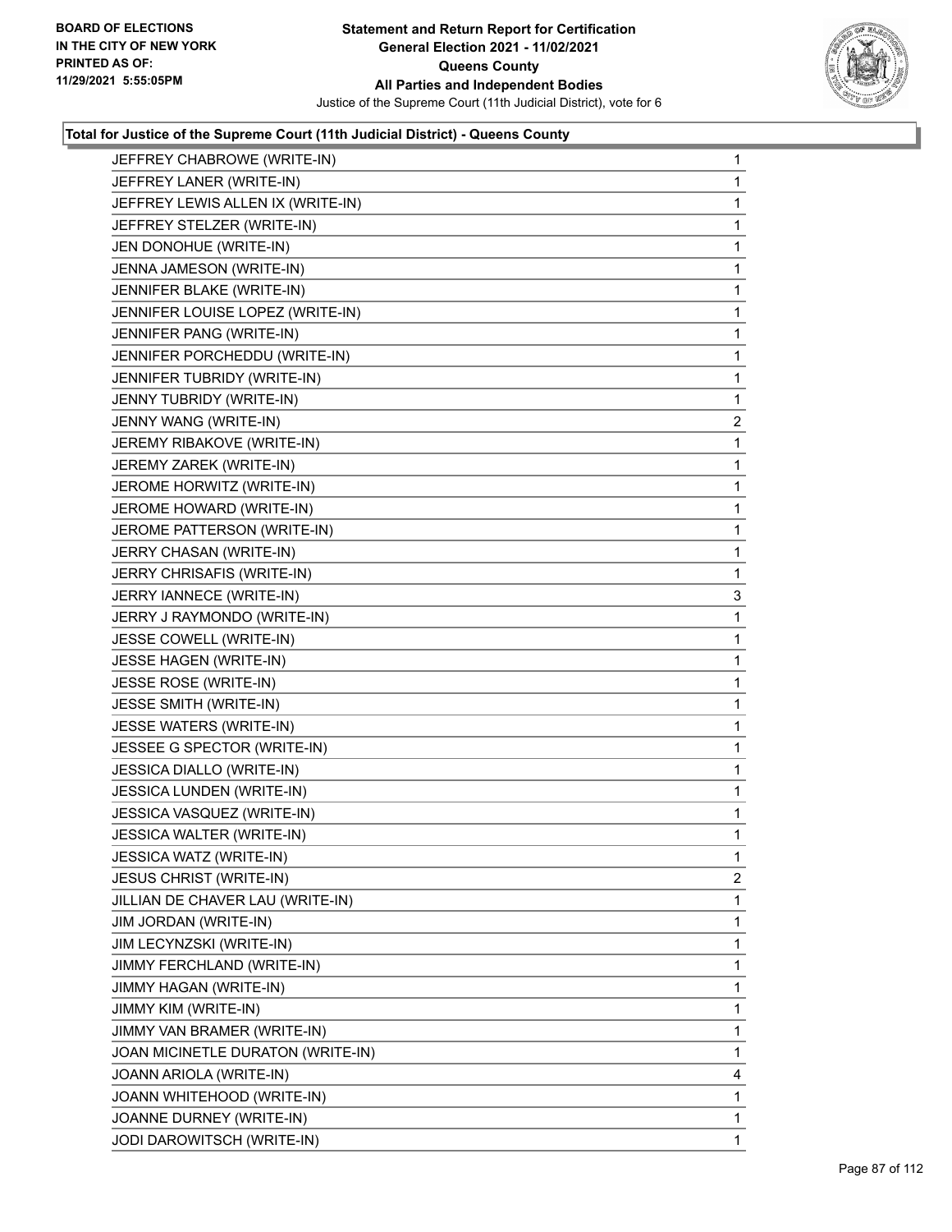**Statement and Return Report for Certification**
**General Election 2021 - 11/02/2021**
**Queens County**
**All Parties and Independent Bodies**
Justice of the Supreme Court (11th Judicial District), vote for 6

BOARD OF ELECTIONS IN THE CITY OF NEW YORK PRINTED AS OF: 11/29/2021 5:55:05PM

**Total for Justice of the Supreme Court (11th Judicial District) - Queens County**

| Candidate | Votes |
|---|---|
| JEFFREY CHABROWE (WRITE-IN) | 1 |
| JEFFREY LANER (WRITE-IN) | 1 |
| JEFFREY LEWIS ALLEN IX (WRITE-IN) | 1 |
| JEFFREY STELZER (WRITE-IN) | 1 |
| JEN DONOHUE (WRITE-IN) | 1 |
| JENNA JAMESON (WRITE-IN) | 1 |
| JENNIFER BLAKE (WRITE-IN) | 1 |
| JENNIFER LOUISE LOPEZ (WRITE-IN) | 1 |
| JENNIFER PANG (WRITE-IN) | 1 |
| JENNIFER PORCHEDDU (WRITE-IN) | 1 |
| JENNIFER TUBRIDY (WRITE-IN) | 1 |
| JENNY TUBRIDY (WRITE-IN) | 1 |
| JENNY WANG (WRITE-IN) | 2 |
| JEREMY RIBAKOVE (WRITE-IN) | 1 |
| JEREMY ZAREK (WRITE-IN) | 1 |
| JEROME HORWITZ (WRITE-IN) | 1 |
| JEROME HOWARD (WRITE-IN) | 1 |
| JEROME PATTERSON (WRITE-IN) | 1 |
| JERRY CHASAN (WRITE-IN) | 1 |
| JERRY CHRISAFIS (WRITE-IN) | 1 |
| JERRY IANNECE (WRITE-IN) | 3 |
| JERRY J RAYMONDO (WRITE-IN) | 1 |
| JESSE COWELL (WRITE-IN) | 1 |
| JESSE HAGEN (WRITE-IN) | 1 |
| JESSE ROSE (WRITE-IN) | 1 |
| JESSE SMITH (WRITE-IN) | 1 |
| JESSE WATERS (WRITE-IN) | 1 |
| JESSEE G SPECTOR (WRITE-IN) | 1 |
| JESSICA DIALLO (WRITE-IN) | 1 |
| JESSICA LUNDEN (WRITE-IN) | 1 |
| JESSICA VASQUEZ (WRITE-IN) | 1 |
| JESSICA WALTER (WRITE-IN) | 1 |
| JESSICA WATZ (WRITE-IN) | 1 |
| JESUS CHRIST (WRITE-IN) | 2 |
| JILLIAN DE CHAVER LAU (WRITE-IN) | 1 |
| JIM JORDAN (WRITE-IN) | 1 |
| JIM LECYNZSKI (WRITE-IN) | 1 |
| JIMMY FERCHLAND (WRITE-IN) | 1 |
| JIMMY HAGAN (WRITE-IN) | 1 |
| JIMMY KIM (WRITE-IN) | 1 |
| JIMMY VAN BRAMER (WRITE-IN) | 1 |
| JOAN MICINETLE DURATON (WRITE-IN) | 1 |
| JOANN ARIOLA (WRITE-IN) | 4 |
| JOANN WHITEHOOD (WRITE-IN) | 1 |
| JOANNE DURNEY (WRITE-IN) | 1 |
| JODI DAROWITSCH (WRITE-IN) | 1 |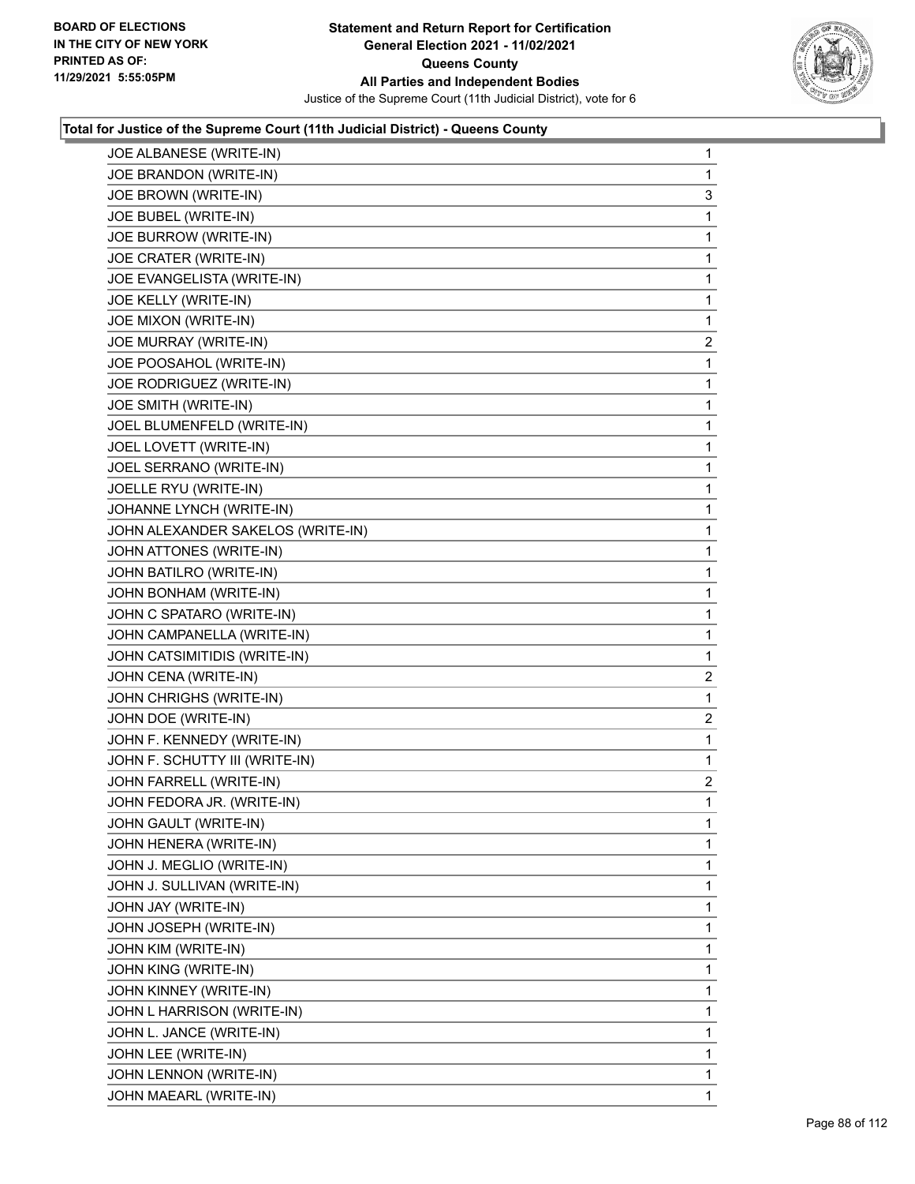**Total for Justice of the Supreme Court (11th Judicial District) - Queens County**

| Candidate | Votes |
|---|---|
| JOE ALBANESE (WRITE-IN) | 1 |
| JOE BRANDON (WRITE-IN) | 1 |
| JOE BROWN (WRITE-IN) | 3 |
| JOE BUBEL (WRITE-IN) | 1 |
| JOE BURROW (WRITE-IN) | 1 |
| JOE CRATER (WRITE-IN) | 1 |
| JOE EVANGELISTA (WRITE-IN) | 1 |
| JOE KELLY (WRITE-IN) | 1 |
| JOE MIXON (WRITE-IN) | 1 |
| JOE MURRAY (WRITE-IN) | 2 |
| JOE POOSAHOL (WRITE-IN) | 1 |
| JOE RODRIGUEZ (WRITE-IN) | 1 |
| JOE SMITH (WRITE-IN) | 1 |
| JOEL BLUMENFELD (WRITE-IN) | 1 |
| JOEL LOVETT (WRITE-IN) | 1 |
| JOEL SERRANO (WRITE-IN) | 1 |
| JOELLE RYU (WRITE-IN) | 1 |
| JOHANNE LYNCH (WRITE-IN) | 1 |
| JOHN ALEXANDER SAKELOS (WRITE-IN) | 1 |
| JOHN ATTONES (WRITE-IN) | 1 |
| JOHN BATILRO (WRITE-IN) | 1 |
| JOHN BONHAM (WRITE-IN) | 1 |
| JOHN C SPATARO (WRITE-IN) | 1 |
| JOHN CAMPANELLA (WRITE-IN) | 1 |
| JOHN CATSIMITIDIS (WRITE-IN) | 1 |
| JOHN CENA (WRITE-IN) | 2 |
| JOHN CHRIGHS (WRITE-IN) | 1 |
| JOHN DOE (WRITE-IN) | 2 |
| JOHN F. KENNEDY (WRITE-IN) | 1 |
| JOHN F. SCHUTTY III (WRITE-IN) | 1 |
| JOHN FARRELL (WRITE-IN) | 2 |
| JOHN FEDORA JR. (WRITE-IN) | 1 |
| JOHN GAULT (WRITE-IN) | 1 |
| JOHN HENERA (WRITE-IN) | 1 |
| JOHN J. MEGLIO (WRITE-IN) | 1 |
| JOHN J. SULLIVAN (WRITE-IN) | 1 |
| JOHN JAY (WRITE-IN) | 1 |
| JOHN JOSEPH (WRITE-IN) | 1 |
| JOHN KIM (WRITE-IN) | 1 |
| JOHN KING (WRITE-IN) | 1 |
| JOHN KINNEY (WRITE-IN) | 1 |
| JOHN L HARRISON (WRITE-IN) | 1 |
| JOHN L. JANCE (WRITE-IN) | 1 |
| JOHN LEE (WRITE-IN) | 1 |
| JOHN LENNON (WRITE-IN) | 1 |
| JOHN MAEARL (WRITE-IN) | 1 |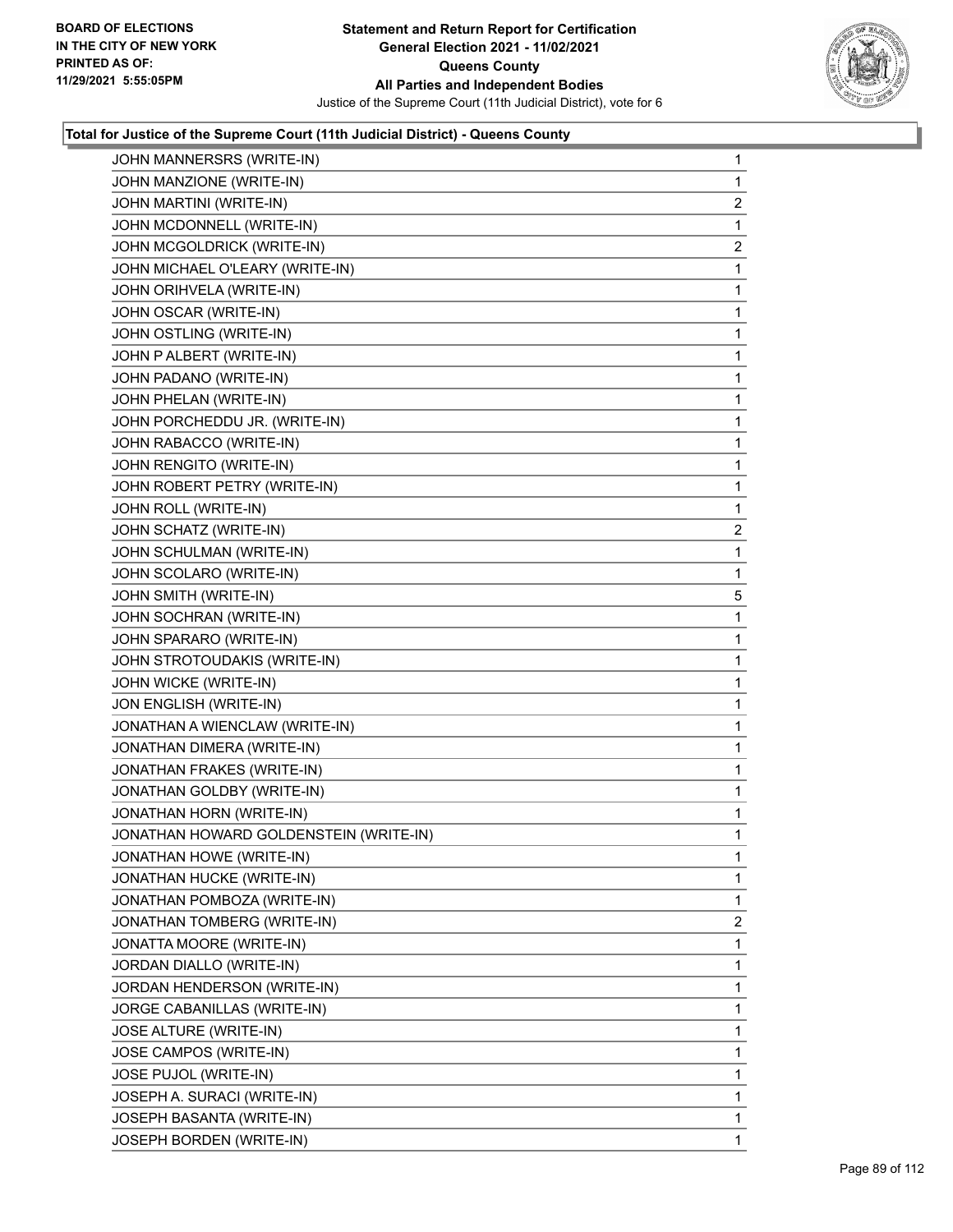**Total for Justice of the Supreme Court (11th Judicial District) - Queens County**

| Candidate | Votes |
|---|---|
| JOHN MANNERSRS (WRITE-IN) | 1 |
| JOHN MANZIONE (WRITE-IN) | 1 |
| JOHN MARTINI (WRITE-IN) | 2 |
| JOHN MCDONNELL (WRITE-IN) | 1 |
| JOHN MCGOLDRICK (WRITE-IN) | 2 |
| JOHN MICHAEL O'LEARY (WRITE-IN) | 1 |
| JOHN ORIHVELA (WRITE-IN) | 1 |
| JOHN OSCAR (WRITE-IN) | 1 |
| JOHN OSTLING (WRITE-IN) | 1 |
| JOHN P ALBERT (WRITE-IN) | 1 |
| JOHN PADANO (WRITE-IN) | 1 |
| JOHN PHELAN (WRITE-IN) | 1 |
| JOHN PORCHEDDU JR. (WRITE-IN) | 1 |
| JOHN RABACCO (WRITE-IN) | 1 |
| JOHN RENGITO (WRITE-IN) | 1 |
| JOHN ROBERT PETRY (WRITE-IN) | 1 |
| JOHN ROLL (WRITE-IN) | 1 |
| JOHN SCHATZ (WRITE-IN) | 2 |
| JOHN SCHULMAN (WRITE-IN) | 1 |
| JOHN SCOLARO (WRITE-IN) | 1 |
| JOHN SMITH (WRITE-IN) | 5 |
| JOHN SOCHRAN (WRITE-IN) | 1 |
| JOHN SPARARO (WRITE-IN) | 1 |
| JOHN STROTOUDAKIS (WRITE-IN) | 1 |
| JOHN WICKE (WRITE-IN) | 1 |
| JON ENGLISH (WRITE-IN) | 1 |
| JONATHAN A WIENCLAW (WRITE-IN) | 1 |
| JONATHAN DIMERA (WRITE-IN) | 1 |
| JONATHAN FRAKES (WRITE-IN) | 1 |
| JONATHAN GOLDBY (WRITE-IN) | 1 |
| JONATHAN HORN (WRITE-IN) | 1 |
| JONATHAN HOWARD GOLDENSTEIN (WRITE-IN) | 1 |
| JONATHAN HOWE (WRITE-IN) | 1 |
| JONATHAN HUCKE (WRITE-IN) | 1 |
| JONATHAN POMBOZA (WRITE-IN) | 1 |
| JONATHAN TOMBERG (WRITE-IN) | 2 |
| JONATTA MOORE (WRITE-IN) | 1 |
| JORDAN DIALLO (WRITE-IN) | 1 |
| JORDAN HENDERSON (WRITE-IN) | 1 |
| JORGE CABANILLAS (WRITE-IN) | 1 |
| JOSE ALTURE (WRITE-IN) | 1 |
| JOSE CAMPOS (WRITE-IN) | 1 |
| JOSE PUJOL (WRITE-IN) | 1 |
| JOSEPH A. SURACI (WRITE-IN) | 1 |
| JOSEPH BASANTA (WRITE-IN) | 1 |
| JOSEPH BORDEN (WRITE-IN) | 1 |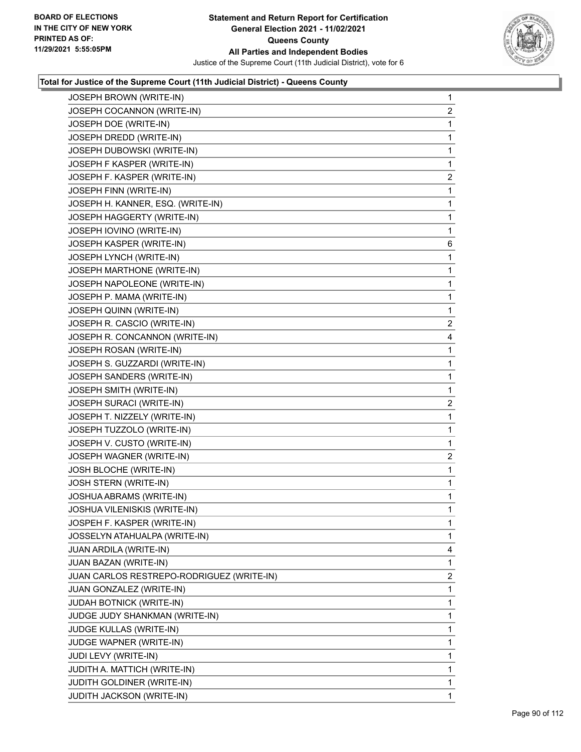### Total for Justice of the Supreme Court (11th Judicial District) - Queens County

| Candidate | Votes |
|---|---|
| JOSEPH BROWN (WRITE-IN) | 1 |
| JOSEPH COCANNON (WRITE-IN) | 2 |
| JOSEPH DOE (WRITE-IN) | 1 |
| JOSEPH DREDD (WRITE-IN) | 1 |
| JOSEPH DUBOWSKI (WRITE-IN) | 1 |
| JOSEPH F KASPER (WRITE-IN) | 1 |
| JOSEPH F. KASPER (WRITE-IN) | 2 |
| JOSEPH FINN (WRITE-IN) | 1 |
| JOSEPH H. KANNER, ESQ. (WRITE-IN) | 1 |
| JOSEPH HAGGERTY (WRITE-IN) | 1 |
| JOSEPH IOVINO (WRITE-IN) | 1 |
| JOSEPH KASPER (WRITE-IN) | 6 |
| JOSEPH LYNCH (WRITE-IN) | 1 |
| JOSEPH MARTHONE (WRITE-IN) | 1 |
| JOSEPH NAPOLEONE (WRITE-IN) | 1 |
| JOSEPH P. MAMA (WRITE-IN) | 1 |
| JOSEPH QUINN (WRITE-IN) | 1 |
| JOSEPH R. CASCIO (WRITE-IN) | 2 |
| JOSEPH R. CONCANNON (WRITE-IN) | 4 |
| JOSEPH ROSAN (WRITE-IN) | 1 |
| JOSEPH S. GUZZARDI (WRITE-IN) | 1 |
| JOSEPH SANDERS (WRITE-IN) | 1 |
| JOSEPH SMITH (WRITE-IN) | 1 |
| JOSEPH SURACI (WRITE-IN) | 2 |
| JOSEPH T. NIZZELY (WRITE-IN) | 1 |
| JOSEPH TUZZOLO (WRITE-IN) | 1 |
| JOSEPH V. CUSTO (WRITE-IN) | 1 |
| JOSEPH WAGNER (WRITE-IN) | 2 |
| JOSH BLOCHE (WRITE-IN) | 1 |
| JOSH STERN (WRITE-IN) | 1 |
| JOSHUA ABRAMS (WRITE-IN) | 1 |
| JOSHUA VILENISKIS (WRITE-IN) | 1 |
| JOSPEH F. KASPER (WRITE-IN) | 1 |
| JOSSELYN ATAHUALPA (WRITE-IN) | 1 |
| JUAN ARDILA (WRITE-IN) | 4 |
| JUAN BAZAN (WRITE-IN) | 1 |
| JUAN CARLOS RESTREPO-RODRIGUEZ (WRITE-IN) | 2 |
| JUAN GONZALEZ (WRITE-IN) | 1 |
| JUDAH BOTNICK (WRITE-IN) | 1 |
| JUDGE JUDY SHANKMAN (WRITE-IN) | 1 |
| JUDGE KULLAS (WRITE-IN) | 1 |
| JUDGE WAPNER (WRITE-IN) | 1 |
| JUDI LEVY (WRITE-IN) | 1 |
| JUDITH A. MATTICH (WRITE-IN) | 1 |
| JUDITH GOLDINER (WRITE-IN) | 1 |
| JUDITH JACKSON (WRITE-IN) | 1 |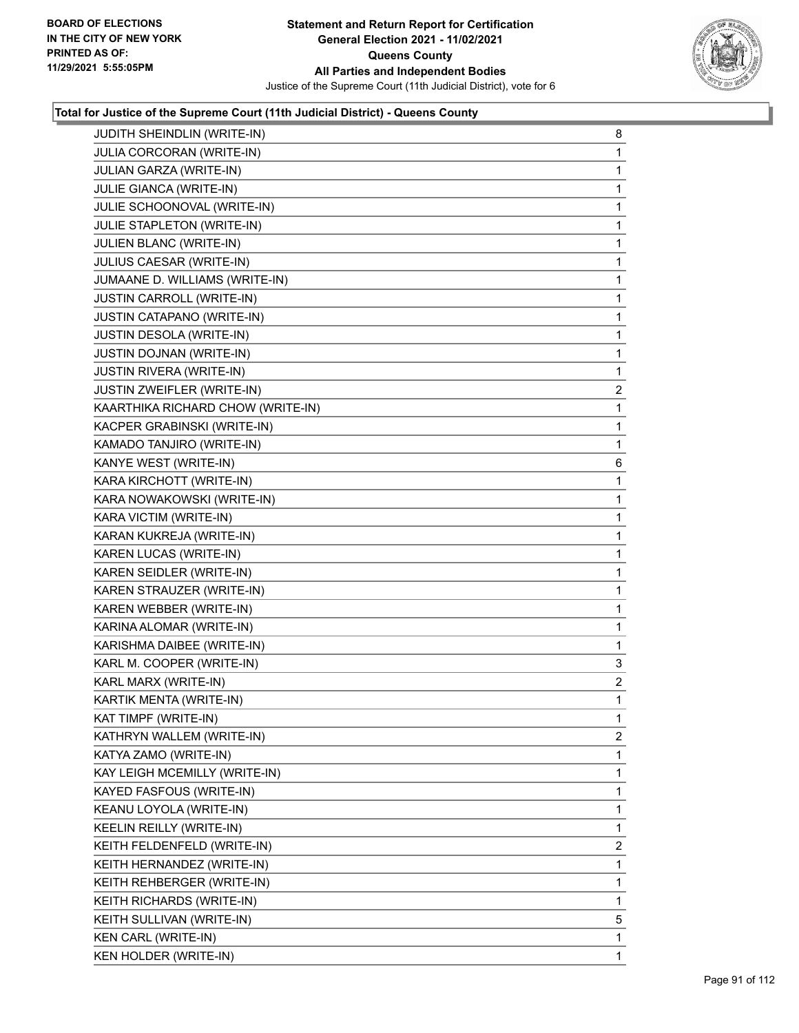**BOARD OF ELECTIONS IN THE CITY OF NEW YORK PRINTED AS OF: 11/29/2021 5:55:05PM**

# Statement and Return Report for Certification
## General Election 2021 - 11/02/2021
## Queens County
## All Parties and Independent Bodies
Justice of the Supreme Court (11th Judicial District), vote for 6

### Total for Justice of the Supreme Court (11th Judicial District) - Queens County

| | |
|---|---|
| JUDITH SHEINDLIN (WRITE-IN) | 8 |
| JULIA CORCORAN (WRITE-IN) | 1 |
| JULIAN GARZA (WRITE-IN) | 1 |
| JULIE GIANCA (WRITE-IN) | 1 |
| JULIE SCHOONOVAL (WRITE-IN) | 1 |
| JULIE STAPLETON (WRITE-IN) | 1 |
| JULIEN BLANC (WRITE-IN) | 1 |
| JULIUS CAESAR (WRITE-IN) | 1 |
| JUMAANE D. WILLIAMS (WRITE-IN) | 1 |
| JUSTIN CARROLL (WRITE-IN) | 1 |
| JUSTIN CATAPANO (WRITE-IN) | 1 |
| JUSTIN DESOLA (WRITE-IN) | 1 |
| JUSTIN DOJNAN (WRITE-IN) | 1 |
| JUSTIN RIVERA (WRITE-IN) | 1 |
| JUSTIN ZWEIFLER (WRITE-IN) | 2 |
| KAARTHIKA RICHARD CHOW (WRITE-IN) | 1 |
| KACPER GRABINSKI (WRITE-IN) | 1 |
| KAMADO TANJIRO (WRITE-IN) | 1 |
| KANYE WEST (WRITE-IN) | 6 |
| KARA KIRCHOTT (WRITE-IN) | 1 |
| KARA NOWAKOWSKI (WRITE-IN) | 1 |
| KARA VICTIM (WRITE-IN) | 1 |
| KARAN KUKREJA (WRITE-IN) | 1 |
| KAREN LUCAS (WRITE-IN) | 1 |
| KAREN SEIDLER (WRITE-IN) | 1 |
| KAREN STRAUZER (WRITE-IN) | 1 |
| KAREN WEBBER (WRITE-IN) | 1 |
| KARINA ALOMAR (WRITE-IN) | 1 |
| KARISHMA DAIBEE (WRITE-IN) | 1 |
| KARL M. COOPER (WRITE-IN) | 3 |
| KARL MARX (WRITE-IN) | 2 |
| KARTIK MENTA (WRITE-IN) | 1 |
| KAT TIMPF (WRITE-IN) | 1 |
| KATHRYN WALLEM (WRITE-IN) | 2 |
| KATYA ZAMO (WRITE-IN) | 1 |
| KAY LEIGH MCEMILLY (WRITE-IN) | 1 |
| KAYED FASFOUS (WRITE-IN) | 1 |
| KEANU LOYOLA (WRITE-IN) | 1 |
| KEELIN REILLY (WRITE-IN) | 1 |
| KEITH FELDENFELD (WRITE-IN) | 2 |
| KEITH HERNANDEZ (WRITE-IN) | 1 |
| KEITH REHBERGER (WRITE-IN) | 1 |
| KEITH RICHARDS (WRITE-IN) | 1 |
| KEITH SULLIVAN (WRITE-IN) | 5 |
| KEN CARL (WRITE-IN) | 1 |
| KEN HOLDER (WRITE-IN) | 1 |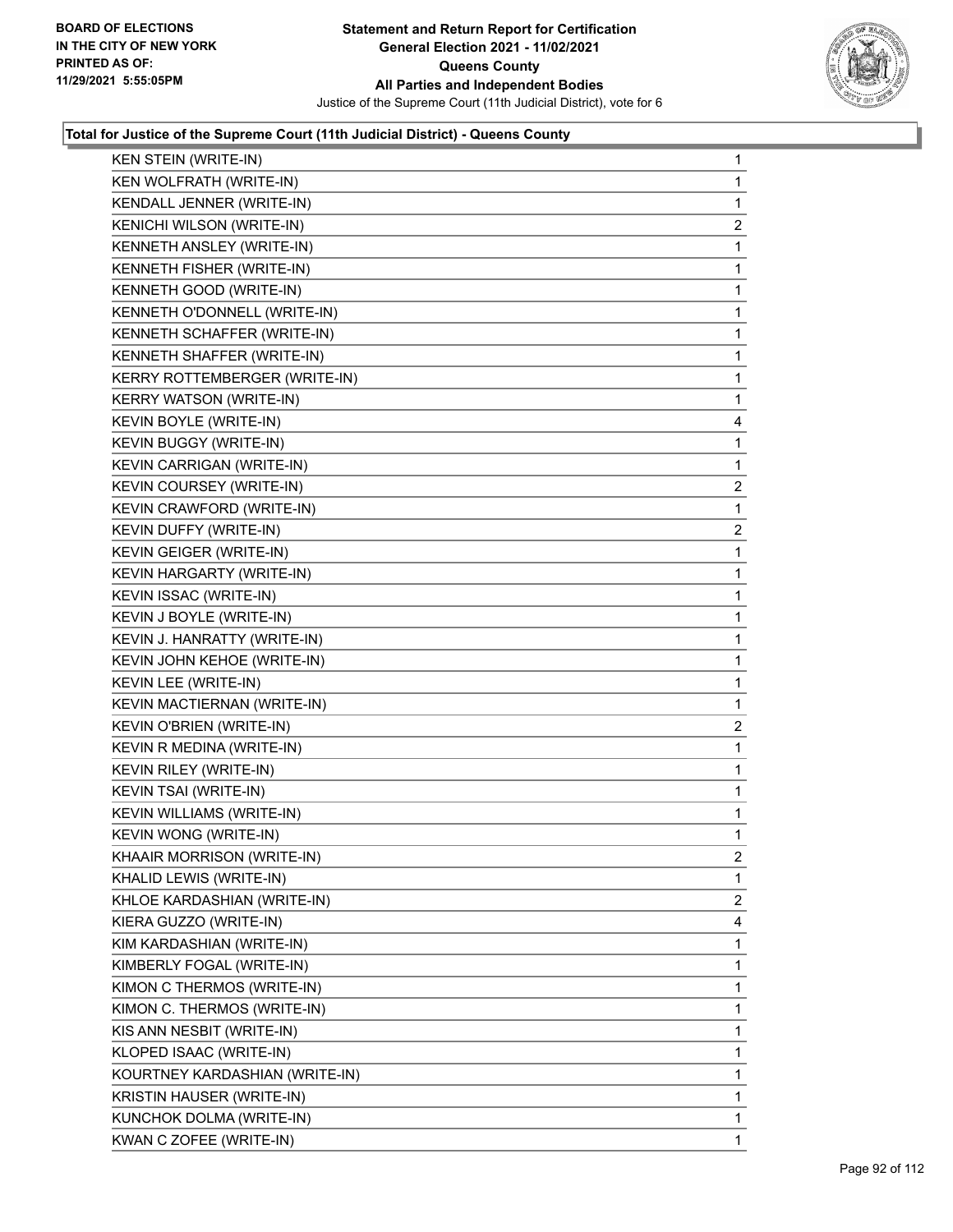**Total for Justice of the Supreme Court (11th Judicial District) - Queens County**

| Name | Votes |
|---|---|
| KEN STEIN (WRITE-IN) | 1 |
| KEN WOLFRATH (WRITE-IN) | 1 |
| KENDALL JENNER (WRITE-IN) | 1 |
| KENICHI WILSON (WRITE-IN) | 2 |
| KENNETH ANSLEY (WRITE-IN) | 1 |
| KENNETH FISHER (WRITE-IN) | 1 |
| KENNETH GOOD (WRITE-IN) | 1 |
| KENNETH O'DONNELL (WRITE-IN) | 1 |
| KENNETH SCHAFFER (WRITE-IN) | 1 |
| KENNETH SHAFFER (WRITE-IN) | 1 |
| KERRY ROTTEMBERGER (WRITE-IN) | 1 |
| KERRY WATSON (WRITE-IN) | 1 |
| KEVIN BOYLE (WRITE-IN) | 4 |
| KEVIN BUGGY (WRITE-IN) | 1 |
| KEVIN CARRIGAN (WRITE-IN) | 1 |
| KEVIN COURSEY (WRITE-IN) | 2 |
| KEVIN CRAWFORD (WRITE-IN) | 1 |
| KEVIN DUFFY (WRITE-IN) | 2 |
| KEVIN GEIGER (WRITE-IN) | 1 |
| KEVIN HARGARTY (WRITE-IN) | 1 |
| KEVIN ISSAC (WRITE-IN) | 1 |
| KEVIN J BOYLE (WRITE-IN) | 1 |
| KEVIN J. HANRATTY (WRITE-IN) | 1 |
| KEVIN JOHN KEHOE (WRITE-IN) | 1 |
| KEVIN LEE (WRITE-IN) | 1 |
| KEVIN MACTIERNAN (WRITE-IN) | 1 |
| KEVIN O'BRIEN (WRITE-IN) | 2 |
| KEVIN R MEDINA (WRITE-IN) | 1 |
| KEVIN RILEY (WRITE-IN) | 1 |
| KEVIN TSAI (WRITE-IN) | 1 |
| KEVIN WILLIAMS (WRITE-IN) | 1 |
| KEVIN WONG (WRITE-IN) | 1 |
| KHAAIR MORRISON (WRITE-IN) | 2 |
| KHALID LEWIS (WRITE-IN) | 1 |
| KHLOE KARDASHIAN (WRITE-IN) | 2 |
| KIERA GUZZO (WRITE-IN) | 4 |
| KIM KARDASHIAN (WRITE-IN) | 1 |
| KIMBERLY FOGAL (WRITE-IN) | 1 |
| KIMON C THERMOS (WRITE-IN) | 1 |
| KIMON C. THERMOS (WRITE-IN) | 1 |
| KIS ANN NESBIT (WRITE-IN) | 1 |
| KLOPED ISAAC (WRITE-IN) | 1 |
| KOURTNEY KARDASHIAN (WRITE-IN) | 1 |
| KRISTIN HAUSER (WRITE-IN) | 1 |
| KUNCHOK DOLMA (WRITE-IN) | 1 |
| KWAN C ZOFEE (WRITE-IN) | 1 |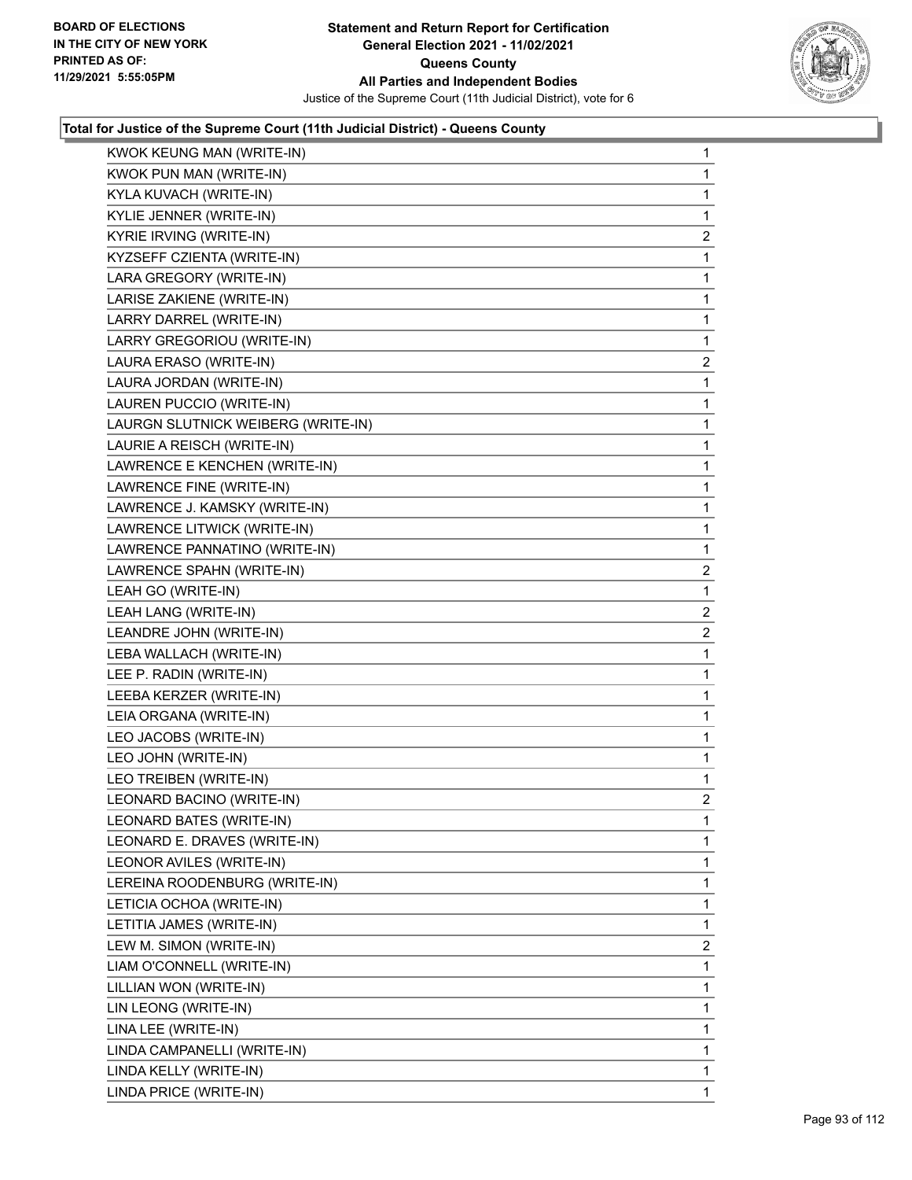**Statement and Return Report for Certification**
**General Election 2021 - 11/02/2021**
**Queens County**
**All Parties and Independent Bodies**
Justice of the Supreme Court (11th Judicial District), vote for 6

BOARD OF ELECTIONS IN THE CITY OF NEW YORK PRINTED AS OF: 11/29/2021 5:55:05PM

### Total for Justice of the Supreme Court (11th Judicial District) - Queens County

| Candidate | Votes |
|---|---|
| KWOK KEUNG MAN (WRITE-IN) | 1 |
| KWOK PUN MAN (WRITE-IN) | 1 |
| KYLA KUVACH (WRITE-IN) | 1 |
| KYLIE JENNER (WRITE-IN) | 1 |
| KYRIE IRVING (WRITE-IN) | 2 |
| KYZSEFF CZIENTA (WRITE-IN) | 1 |
| LARA GREGORY (WRITE-IN) | 1 |
| LARISE ZAKIENE (WRITE-IN) | 1 |
| LARRY DARREL (WRITE-IN) | 1 |
| LARRY GREGORIOU (WRITE-IN) | 1 |
| LAURA ERASO (WRITE-IN) | 2 |
| LAURA JORDAN (WRITE-IN) | 1 |
| LAUREN PUCCIO (WRITE-IN) | 1 |
| LAURGN SLUTNICK WEIBERG (WRITE-IN) | 1 |
| LAURIE A REISCH (WRITE-IN) | 1 |
| LAWRENCE E KENCHEN (WRITE-IN) | 1 |
| LAWRENCE FINE (WRITE-IN) | 1 |
| LAWRENCE J. KAMSKY (WRITE-IN) | 1 |
| LAWRENCE LITWICK (WRITE-IN) | 1 |
| LAWRENCE PANNATINO (WRITE-IN) | 1 |
| LAWRENCE SPAHN (WRITE-IN) | 2 |
| LEAH GO (WRITE-IN) | 1 |
| LEAH LANG (WRITE-IN) | 2 |
| LEANDRE JOHN (WRITE-IN) | 2 |
| LEBA WALLACH (WRITE-IN) | 1 |
| LEE P. RADIN (WRITE-IN) | 1 |
| LEEBA KERZER (WRITE-IN) | 1 |
| LEIA ORGANA (WRITE-IN) | 1 |
| LEO JACOBS (WRITE-IN) | 1 |
| LEO JOHN (WRITE-IN) | 1 |
| LEO TREIBEN (WRITE-IN) | 1 |
| LEONARD BACINO (WRITE-IN) | 2 |
| LEONARD BATES (WRITE-IN) | 1 |
| LEONARD E. DRAVES (WRITE-IN) | 1 |
| LEONOR AVILES (WRITE-IN) | 1 |
| LEREINA ROODENBURG (WRITE-IN) | 1 |
| LETICIA OCHOA (WRITE-IN) | 1 |
| LETITIA JAMES (WRITE-IN) | 1 |
| LEW M. SIMON (WRITE-IN) | 2 |
| LIAM O'CONNELL (WRITE-IN) | 1 |
| LILLIAN WON (WRITE-IN) | 1 |
| LIN LEONG (WRITE-IN) | 1 |
| LINA LEE (WRITE-IN) | 1 |
| LINDA CAMPANELLI (WRITE-IN) | 1 |
| LINDA KELLY (WRITE-IN) | 1 |
| LINDA PRICE (WRITE-IN) | 1 |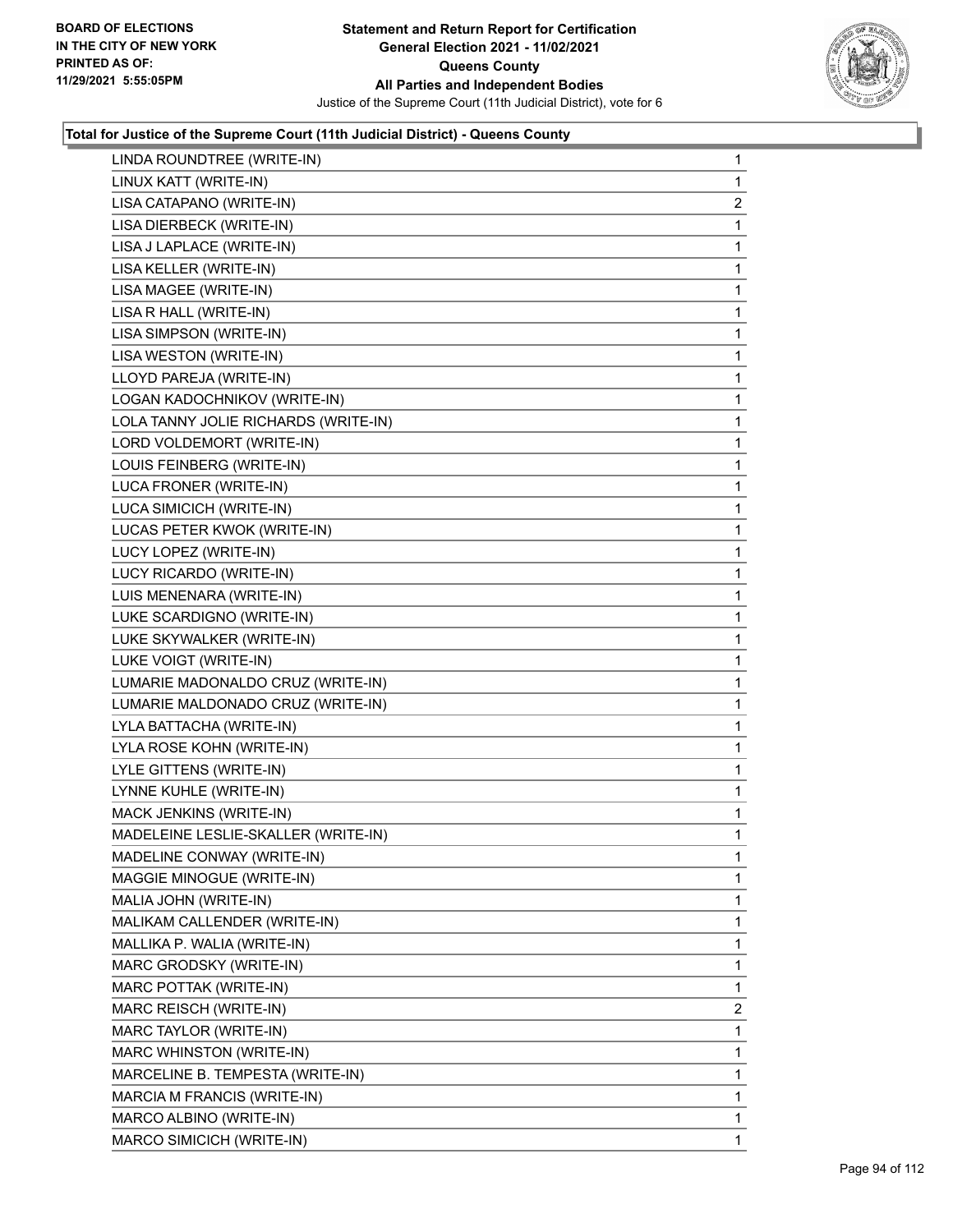**Total for Justice of the Supreme Court (11th Judicial District) - Queens County**

| Candidate | Votes |
|---|---|
| LINDA ROUNDTREE (WRITE-IN) | 1 |
| LINUX KATT (WRITE-IN) | 1 |
| LISA CATAPANO (WRITE-IN) | 2 |
| LISA DIERBECK (WRITE-IN) | 1 |
| LISA J LAPLACE (WRITE-IN) | 1 |
| LISA KELLER (WRITE-IN) | 1 |
| LISA MAGEE (WRITE-IN) | 1 |
| LISA R HALL (WRITE-IN) | 1 |
| LISA SIMPSON (WRITE-IN) | 1 |
| LISA WESTON (WRITE-IN) | 1 |
| LLOYD PAREJA (WRITE-IN) | 1 |
| LOGAN KADOCHNIKOV (WRITE-IN) | 1 |
| LOLA TANNY JOLIE RICHARDS (WRITE-IN) | 1 |
| LORD VOLDEMORT (WRITE-IN) | 1 |
| LOUIS FEINBERG (WRITE-IN) | 1 |
| LUCA FRONER (WRITE-IN) | 1 |
| LUCA SIMICICH (WRITE-IN) | 1 |
| LUCAS PETER KWOK (WRITE-IN) | 1 |
| LUCY LOPEZ (WRITE-IN) | 1 |
| LUCY RICARDO (WRITE-IN) | 1 |
| LUIS MENENARA (WRITE-IN) | 1 |
| LUKE SCARDIGNO (WRITE-IN) | 1 |
| LUKE SKYWALKER (WRITE-IN) | 1 |
| LUKE VOIGT (WRITE-IN) | 1 |
| LUMARIE MADONALDO CRUZ (WRITE-IN) | 1 |
| LUMARIE MALDONADO CRUZ (WRITE-IN) | 1 |
| LYLA BATTACHA (WRITE-IN) | 1 |
| LYLA ROSE KOHN (WRITE-IN) | 1 |
| LYLE GITTENS (WRITE-IN) | 1 |
| LYNNE KUHLE (WRITE-IN) | 1 |
| MACK JENKINS (WRITE-IN) | 1 |
| MADELEINE LESLIE-SKALLER (WRITE-IN) | 1 |
| MADELINE CONWAY (WRITE-IN) | 1 |
| MAGGIE MINOGUE (WRITE-IN) | 1 |
| MALIA JOHN (WRITE-IN) | 1 |
| MALIKAM CALLENDER (WRITE-IN) | 1 |
| MALLIKA P. WALIA (WRITE-IN) | 1 |
| MARC GRODSKY (WRITE-IN) | 1 |
| MARC POTTAK (WRITE-IN) | 1 |
| MARC REISCH (WRITE-IN) | 2 |
| MARC TAYLOR (WRITE-IN) | 1 |
| MARC WHINSTON (WRITE-IN) | 1 |
| MARCELINE B. TEMPESTA (WRITE-IN) | 1 |
| MARCIA M FRANCIS (WRITE-IN) | 1 |
| MARCO ALBINO (WRITE-IN) | 1 |
| MARCO SIMICICH (WRITE-IN) | 1 |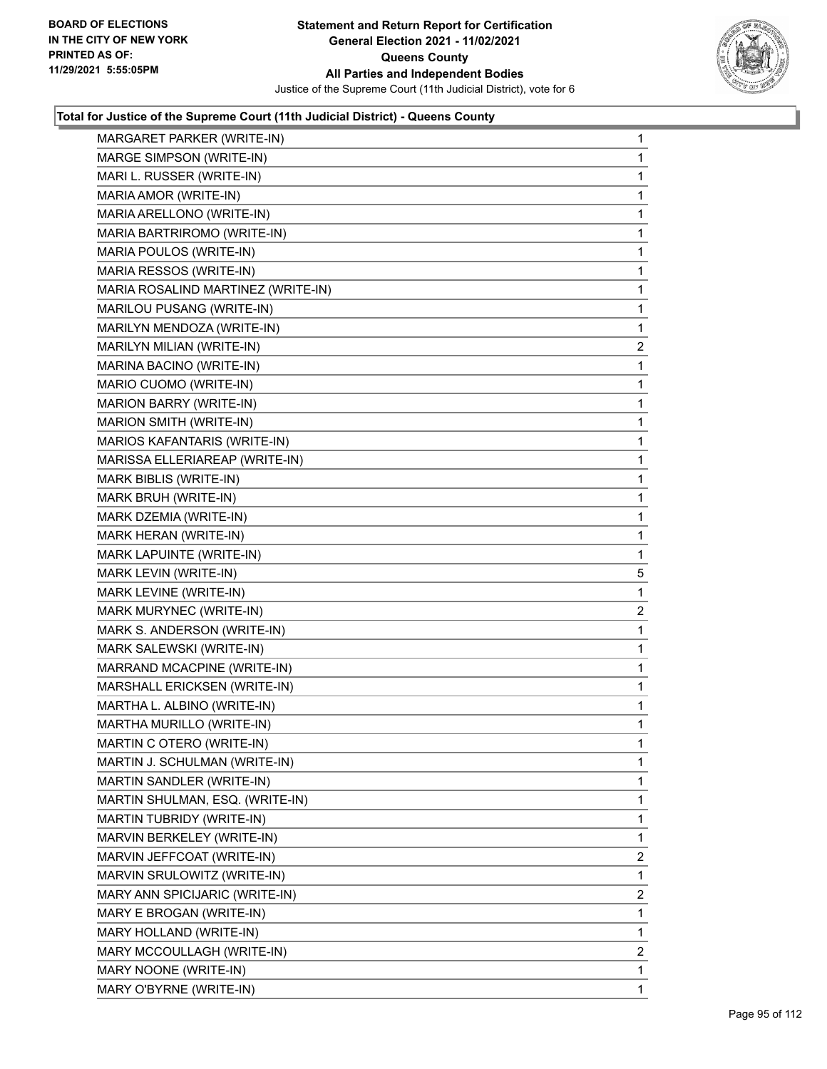**BOARD OF ELECTIONS IN THE CITY OF NEW YORK PRINTED AS OF: 11/29/2021 5:55:05PM**

**Statement and Return Report for Certification General Election 2021 - 11/02/2021 Queens County All Parties and Independent Bodies**

Justice of the Supreme Court (11th Judicial District), vote for 6

### Total for Justice of the Supreme Court (11th Judicial District) - Queens County

| Candidate | Votes |
|---|---|
| MARGARET PARKER (WRITE-IN) | 1 |
| MARGE SIMPSON (WRITE-IN) | 1 |
| MARI L. RUSSER (WRITE-IN) | 1 |
| MARIA AMOR (WRITE-IN) | 1 |
| MARIA ARELLONO (WRITE-IN) | 1 |
| MARIA BARTRIROMO (WRITE-IN) | 1 |
| MARIA POULOS (WRITE-IN) | 1 |
| MARIA RESSOS (WRITE-IN) | 1 |
| MARIA ROSALIND MARTINEZ (WRITE-IN) | 1 |
| MARILOU PUSANG (WRITE-IN) | 1 |
| MARILYN MENDOZA (WRITE-IN) | 1 |
| MARILYN MILIAN (WRITE-IN) | 2 |
| MARINA BACINO (WRITE-IN) | 1 |
| MARIO CUOMO (WRITE-IN) | 1 |
| MARION BARRY (WRITE-IN) | 1 |
| MARION SMITH (WRITE-IN) | 1 |
| MARIOS KAFANTARIS (WRITE-IN) | 1 |
| MARISSA ELLERIAREAP (WRITE-IN) | 1 |
| MARK BIBLIS (WRITE-IN) | 1 |
| MARK BRUH (WRITE-IN) | 1 |
| MARK DZEMIA (WRITE-IN) | 1 |
| MARK HERAN (WRITE-IN) | 1 |
| MARK LAPUINTE (WRITE-IN) | 1 |
| MARK LEVIN (WRITE-IN) | 5 |
| MARK LEVINE (WRITE-IN) | 1 |
| MARK MURYNEC (WRITE-IN) | 2 |
| MARK S. ANDERSON (WRITE-IN) | 1 |
| MARK SALEWSKI (WRITE-IN) | 1 |
| MARRAND MCACPINE (WRITE-IN) | 1 |
| MARSHALL ERICKSEN (WRITE-IN) | 1 |
| MARTHA L. ALBINO (WRITE-IN) | 1 |
| MARTHA MURILLO (WRITE-IN) | 1 |
| MARTIN C OTERO (WRITE-IN) | 1 |
| MARTIN J. SCHULMAN (WRITE-IN) | 1 |
| MARTIN SANDLER (WRITE-IN) | 1 |
| MARTIN SHULMAN, ESQ. (WRITE-IN) | 1 |
| MARTIN TUBRIDY (WRITE-IN) | 1 |
| MARVIN BERKELEY (WRITE-IN) | 1 |
| MARVIN JEFFCOAT (WRITE-IN) | 2 |
| MARVIN SRULOWITZ (WRITE-IN) | 1 |
| MARY ANN SPICIJARIC (WRITE-IN) | 2 |
| MARY E BROGAN (WRITE-IN) | 1 |
| MARY HOLLAND (WRITE-IN) | 1 |
| MARY MCCOULLAGH (WRITE-IN) | 2 |
| MARY NOONE (WRITE-IN) | 1 |
| MARY O'BYRNE (WRITE-IN) | 1 |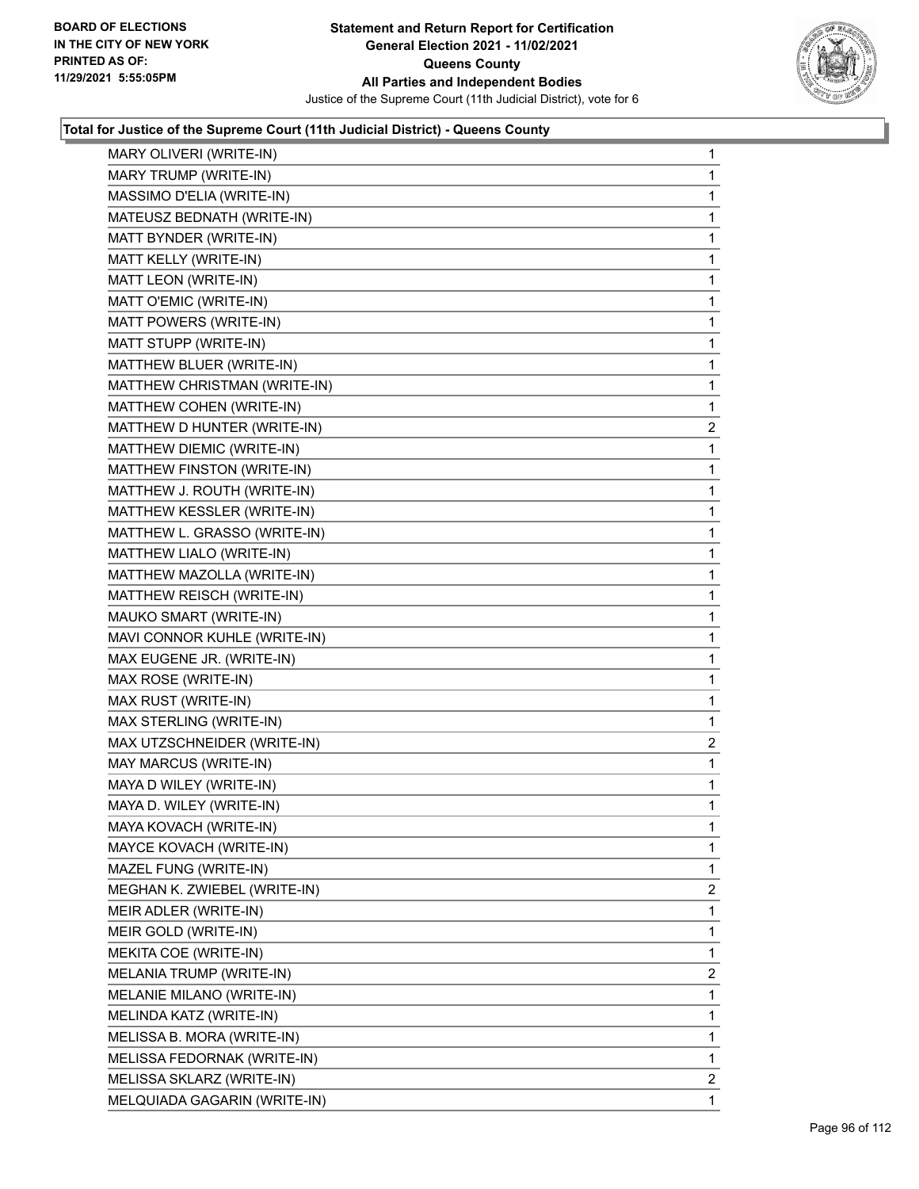**Total for Justice of the Supreme Court (11th Judicial District) - Queens County**

| Candidate | Votes |
|---|---|
| MARY OLIVERI (WRITE-IN) | 1 |
| MARY TRUMP (WRITE-IN) | 1 |
| MASSIMO D'ELIA (WRITE-IN) | 1 |
| MATEUSZ BEDNATH (WRITE-IN) | 1 |
| MATT BYNDER (WRITE-IN) | 1 |
| MATT KELLY (WRITE-IN) | 1 |
| MATT LEON (WRITE-IN) | 1 |
| MATT O'EMIC (WRITE-IN) | 1 |
| MATT POWERS (WRITE-IN) | 1 |
| MATT STUPP (WRITE-IN) | 1 |
| MATTHEW BLUER (WRITE-IN) | 1 |
| MATTHEW CHRISTMAN (WRITE-IN) | 1 |
| MATTHEW COHEN (WRITE-IN) | 1 |
| MATTHEW D HUNTER (WRITE-IN) | 2 |
| MATTHEW DIEMIC (WRITE-IN) | 1 |
| MATTHEW FINSTON (WRITE-IN) | 1 |
| MATTHEW J. ROUTH (WRITE-IN) | 1 |
| MATTHEW KESSLER (WRITE-IN) | 1 |
| MATTHEW L. GRASSO (WRITE-IN) | 1 |
| MATTHEW LIALO (WRITE-IN) | 1 |
| MATTHEW MAZOLLA (WRITE-IN) | 1 |
| MATTHEW REISCH (WRITE-IN) | 1 |
| MAUKO SMART (WRITE-IN) | 1 |
| MAVI CONNOR KUHLE (WRITE-IN) | 1 |
| MAX EUGENE JR. (WRITE-IN) | 1 |
| MAX ROSE (WRITE-IN) | 1 |
| MAX RUST (WRITE-IN) | 1 |
| MAX STERLING (WRITE-IN) | 1 |
| MAX UTZSCHNEIDER (WRITE-IN) | 2 |
| MAY MARCUS (WRITE-IN) | 1 |
| MAYA D WILEY (WRITE-IN) | 1 |
| MAYA D. WILEY (WRITE-IN) | 1 |
| MAYA KOVACH (WRITE-IN) | 1 |
| MAYCE KOVACH (WRITE-IN) | 1 |
| MAZEL FUNG (WRITE-IN) | 1 |
| MEGHAN K. ZWIEBEL (WRITE-IN) | 2 |
| MEIR ADLER (WRITE-IN) | 1 |
| MEIR GOLD (WRITE-IN) | 1 |
| MEKITA COE (WRITE-IN) | 1 |
| MELANIA TRUMP (WRITE-IN) | 2 |
| MELANIE MILANO (WRITE-IN) | 1 |
| MELINDA KATZ (WRITE-IN) | 1 |
| MELISSA B. MORA (WRITE-IN) | 1 |
| MELISSA FEDORNAK (WRITE-IN) | 1 |
| MELISSA SKLARZ (WRITE-IN) | 2 |
| MELQUIADA GAGARIN (WRITE-IN) | 1 |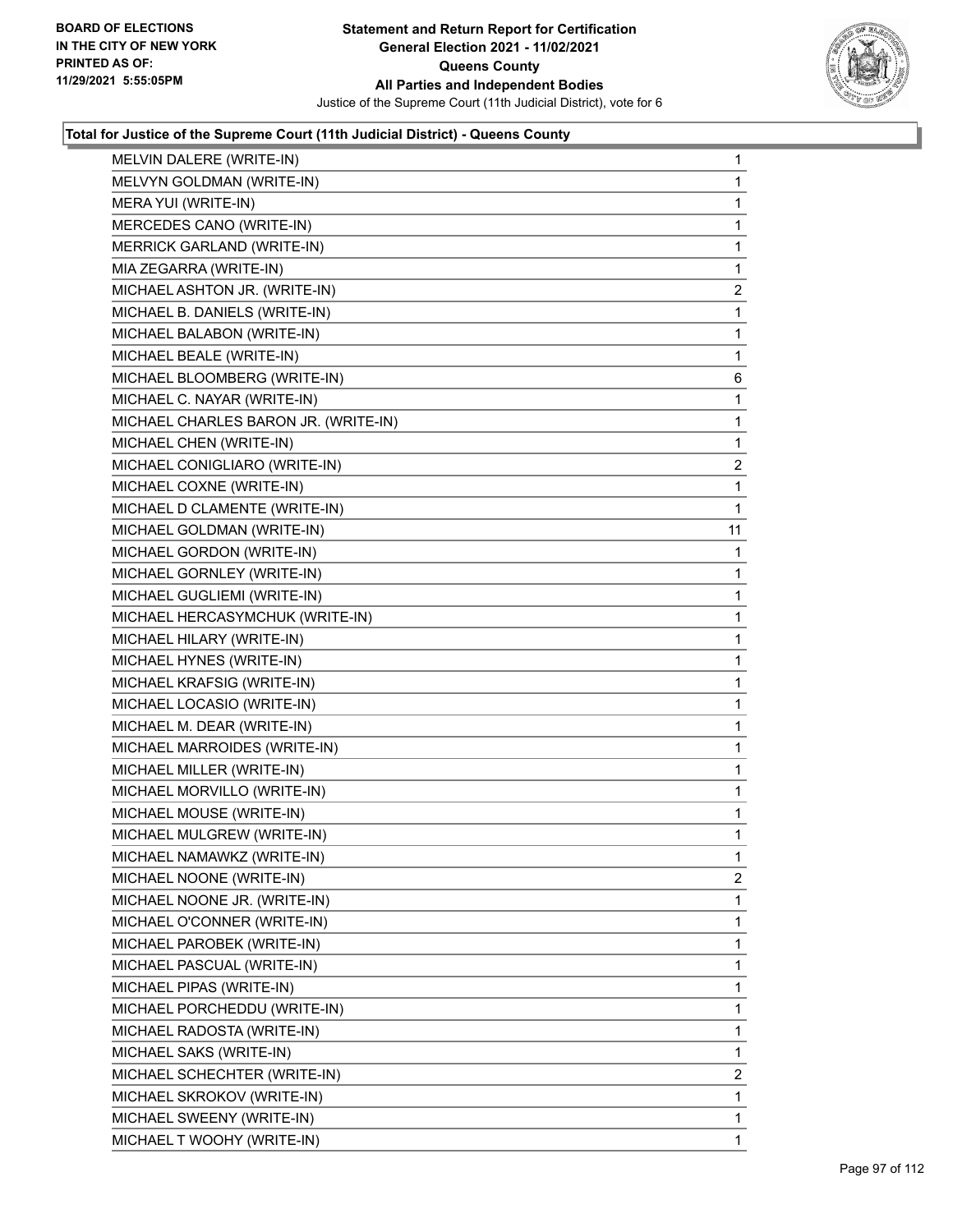BOARD OF ELECTIONS
IN THE CITY OF NEW YORK
PRINTED AS OF:
11/29/2021 5:55:05PM

**Statement and Return Report for Certification**
**General Election 2021 - 11/02/2021**
**Queens County**
**All Parties and Independent Bodies**
Justice of the Supreme Court (11th Judicial District), vote for 6

### Total for Justice of the Supreme Court (11th Judicial District) - Queens County

| | |
|---|---|
| MELVIN DALERE (WRITE-IN) | 1 |
| MELVYN GOLDMAN (WRITE-IN) | 1 |
| MERA YUI (WRITE-IN) | 1 |
| MERCEDES CANO (WRITE-IN) | 1 |
| MERRICK GARLAND (WRITE-IN) | 1 |
| MIA ZEGARRA (WRITE-IN) | 1 |
| MICHAEL ASHTON JR. (WRITE-IN) | 2 |
| MICHAEL B. DANIELS (WRITE-IN) | 1 |
| MICHAEL BALABON (WRITE-IN) | 1 |
| MICHAEL BEALE (WRITE-IN) | 1 |
| MICHAEL BLOOMBERG (WRITE-IN) | 6 |
| MICHAEL C. NAYAR (WRITE-IN) | 1 |
| MICHAEL CHARLES BARON JR. (WRITE-IN) | 1 |
| MICHAEL CHEN (WRITE-IN) | 1 |
| MICHAEL CONIGLIARO (WRITE-IN) | 2 |
| MICHAEL COXNE (WRITE-IN) | 1 |
| MICHAEL D CLAMENTE (WRITE-IN) | 1 |
| MICHAEL GOLDMAN (WRITE-IN) | 11 |
| MICHAEL GORDON (WRITE-IN) | 1 |
| MICHAEL GORNLEY (WRITE-IN) | 1 |
| MICHAEL GUGLIEMI (WRITE-IN) | 1 |
| MICHAEL HERCASYMCHUK (WRITE-IN) | 1 |
| MICHAEL HILARY (WRITE-IN) | 1 |
| MICHAEL HYNES (WRITE-IN) | 1 |
| MICHAEL KRAFSIG (WRITE-IN) | 1 |
| MICHAEL LOCASIO (WRITE-IN) | 1 |
| MICHAEL M. DEAR (WRITE-IN) | 1 |
| MICHAEL MARROIDES (WRITE-IN) | 1 |
| MICHAEL MILLER (WRITE-IN) | 1 |
| MICHAEL MORVILLO (WRITE-IN) | 1 |
| MICHAEL MOUSE (WRITE-IN) | 1 |
| MICHAEL MULGREW (WRITE-IN) | 1 |
| MICHAEL NAMAWKZ (WRITE-IN) | 1 |
| MICHAEL NOONE (WRITE-IN) | 2 |
| MICHAEL NOONE JR. (WRITE-IN) | 1 |
| MICHAEL O'CONNER (WRITE-IN) | 1 |
| MICHAEL PAROBEK (WRITE-IN) | 1 |
| MICHAEL PASCUAL (WRITE-IN) | 1 |
| MICHAEL PIPAS (WRITE-IN) | 1 |
| MICHAEL PORCHEDDU (WRITE-IN) | 1 |
| MICHAEL RADOSTA (WRITE-IN) | 1 |
| MICHAEL SAKS (WRITE-IN) | 1 |
| MICHAEL SCHECHTER (WRITE-IN) | 2 |
| MICHAEL SKROKOV (WRITE-IN) | 1 |
| MICHAEL SWEENY (WRITE-IN) | 1 |
| MICHAEL T WOOHY (WRITE-IN) | 1 |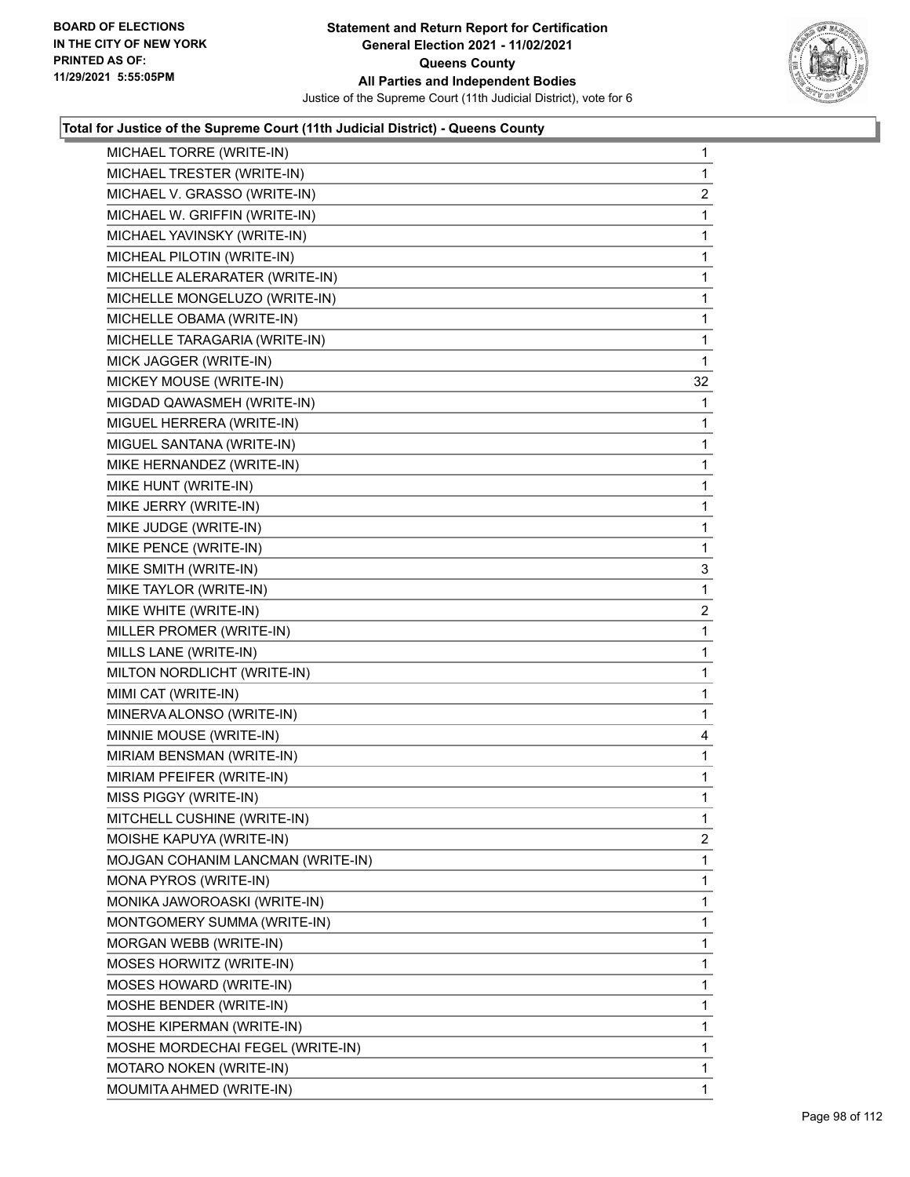**Statement and Return Report for Certification**
**General Election 2021 - 11/02/2021**
**Queens County**
**All Parties and Independent Bodies**
Justice of the Supreme Court (11th Judicial District), vote for 6

BOARD OF ELECTIONS
IN THE CITY OF NEW YORK
PRINTED AS OF:
11/29/2021 5:55:05PM

**Total for Justice of the Supreme Court (11th Judicial District) - Queens County**

| Candidate | Votes |
|---|---|
| MICHAEL TORRE (WRITE-IN) | 1 |
| MICHAEL TRESTER (WRITE-IN) | 1 |
| MICHAEL V. GRASSO (WRITE-IN) | 2 |
| MICHAEL W. GRIFFIN (WRITE-IN) | 1 |
| MICHAEL YAVINSKY (WRITE-IN) | 1 |
| MICHEAL PILOTIN (WRITE-IN) | 1 |
| MICHELLE ALERARATER (WRITE-IN) | 1 |
| MICHELLE MONGELUZO (WRITE-IN) | 1 |
| MICHELLE OBAMA (WRITE-IN) | 1 |
| MICHELLE TARAGARIA (WRITE-IN) | 1 |
| MICK JAGGER (WRITE-IN) | 1 |
| MICKEY MOUSE (WRITE-IN) | 32 |
| MIGDAD QAWASMEH (WRITE-IN) | 1 |
| MIGUEL HERRERA (WRITE-IN) | 1 |
| MIGUEL SANTANA (WRITE-IN) | 1 |
| MIKE HERNANDEZ (WRITE-IN) | 1 |
| MIKE HUNT (WRITE-IN) | 1 |
| MIKE JERRY (WRITE-IN) | 1 |
| MIKE JUDGE (WRITE-IN) | 1 |
| MIKE PENCE (WRITE-IN) | 1 |
| MIKE SMITH (WRITE-IN) | 3 |
| MIKE TAYLOR (WRITE-IN) | 1 |
| MIKE WHITE (WRITE-IN) | 2 |
| MILLER PROMER (WRITE-IN) | 1 |
| MILLS LANE (WRITE-IN) | 1 |
| MILTON NORDLICHT (WRITE-IN) | 1 |
| MIMI CAT (WRITE-IN) | 1 |
| MINERVA ALONSO (WRITE-IN) | 1 |
| MINNIE MOUSE (WRITE-IN) | 4 |
| MIRIAM BENSMAN (WRITE-IN) | 1 |
| MIRIAM PFEIFER (WRITE-IN) | 1 |
| MISS PIGGY (WRITE-IN) | 1 |
| MITCHELL CUSHINE (WRITE-IN) | 1 |
| MOISHE KAPUYA (WRITE-IN) | 2 |
| MOJGAN COHANIM LANCMAN (WRITE-IN) | 1 |
| MONA PYROS (WRITE-IN) | 1 |
| MONIKA JAWOROASKI (WRITE-IN) | 1 |
| MONTGOMERY SUMMA (WRITE-IN) | 1 |
| MORGAN WEBB (WRITE-IN) | 1 |
| MOSES HORWITZ (WRITE-IN) | 1 |
| MOSES HOWARD (WRITE-IN) | 1 |
| MOSHE BENDER (WRITE-IN) | 1 |
| MOSHE KIPERMAN (WRITE-IN) | 1 |
| MOSHE MORDECHAI FEGEL (WRITE-IN) | 1 |
| MOTARO NOKEN (WRITE-IN) | 1 |
| MOUMITA AHMED (WRITE-IN) | 1 |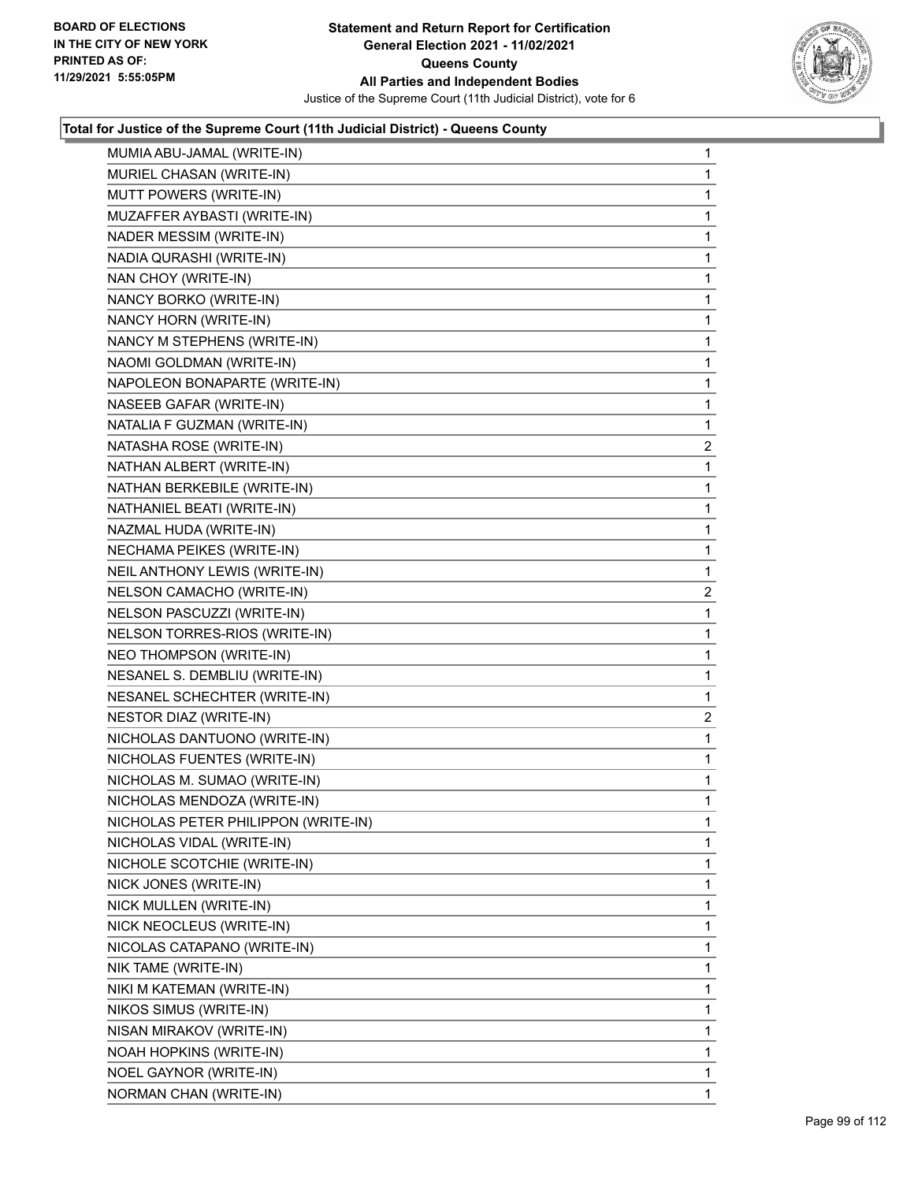### Total for Justice of the Supreme Court (11th Judicial District) - Queens County

| Candidate | Votes |
|---|---|
| MUMIA ABU-JAMAL (WRITE-IN) | 1 |
| MURIEL CHASAN (WRITE-IN) | 1 |
| MUTT POWERS (WRITE-IN) | 1 |
| MUZAFFER AYBASTI (WRITE-IN) | 1 |
| NADER MESSIM (WRITE-IN) | 1 |
| NADIA QURASHI (WRITE-IN) | 1 |
| NAN CHOY (WRITE-IN) | 1 |
| NANCY BORKO (WRITE-IN) | 1 |
| NANCY HORN (WRITE-IN) | 1 |
| NANCY M STEPHENS (WRITE-IN) | 1 |
| NAOMI GOLDMAN (WRITE-IN) | 1 |
| NAPOLEON BONAPARTE (WRITE-IN) | 1 |
| NASEEB GAFAR (WRITE-IN) | 1 |
| NATALIA F GUZMAN (WRITE-IN) | 1 |
| NATASHA ROSE (WRITE-IN) | 2 |
| NATHAN ALBERT (WRITE-IN) | 1 |
| NATHAN BERKEBILE (WRITE-IN) | 1 |
| NATHANIEL BEATI (WRITE-IN) | 1 |
| NAZMAL HUDA (WRITE-IN) | 1 |
| NECHAMA PEIKES (WRITE-IN) | 1 |
| NEIL ANTHONY LEWIS (WRITE-IN) | 1 |
| NELSON CAMACHO (WRITE-IN) | 2 |
| NELSON PASCUZZI (WRITE-IN) | 1 |
| NELSON TORRES-RIOS (WRITE-IN) | 1 |
| NEO THOMPSON (WRITE-IN) | 1 |
| NESANEL S. DEMBLIU (WRITE-IN) | 1 |
| NESANEL SCHECHTER (WRITE-IN) | 1 |
| NESTOR DIAZ (WRITE-IN) | 2 |
| NICHOLAS DANTUONO (WRITE-IN) | 1 |
| NICHOLAS FUENTES (WRITE-IN) | 1 |
| NICHOLAS M. SUMAO (WRITE-IN) | 1 |
| NICHOLAS MENDOZA (WRITE-IN) | 1 |
| NICHOLAS PETER PHILIPPON (WRITE-IN) | 1 |
| NICHOLAS VIDAL (WRITE-IN) | 1 |
| NICHOLE SCOTCHIE (WRITE-IN) | 1 |
| NICK JONES (WRITE-IN) | 1 |
| NICK MULLEN (WRITE-IN) | 1 |
| NICK NEOCLEUS (WRITE-IN) | 1 |
| NICOLAS CATAPANO (WRITE-IN) | 1 |
| NIK TAME (WRITE-IN) | 1 |
| NIKI M KATEMAN (WRITE-IN) | 1 |
| NIKOS SIMUS (WRITE-IN) | 1 |
| NISAN MIRAKOV (WRITE-IN) | 1 |
| NOAH HOPKINS (WRITE-IN) | 1 |
| NOEL GAYNOR (WRITE-IN) | 1 |
| NORMAN CHAN (WRITE-IN) | 1 |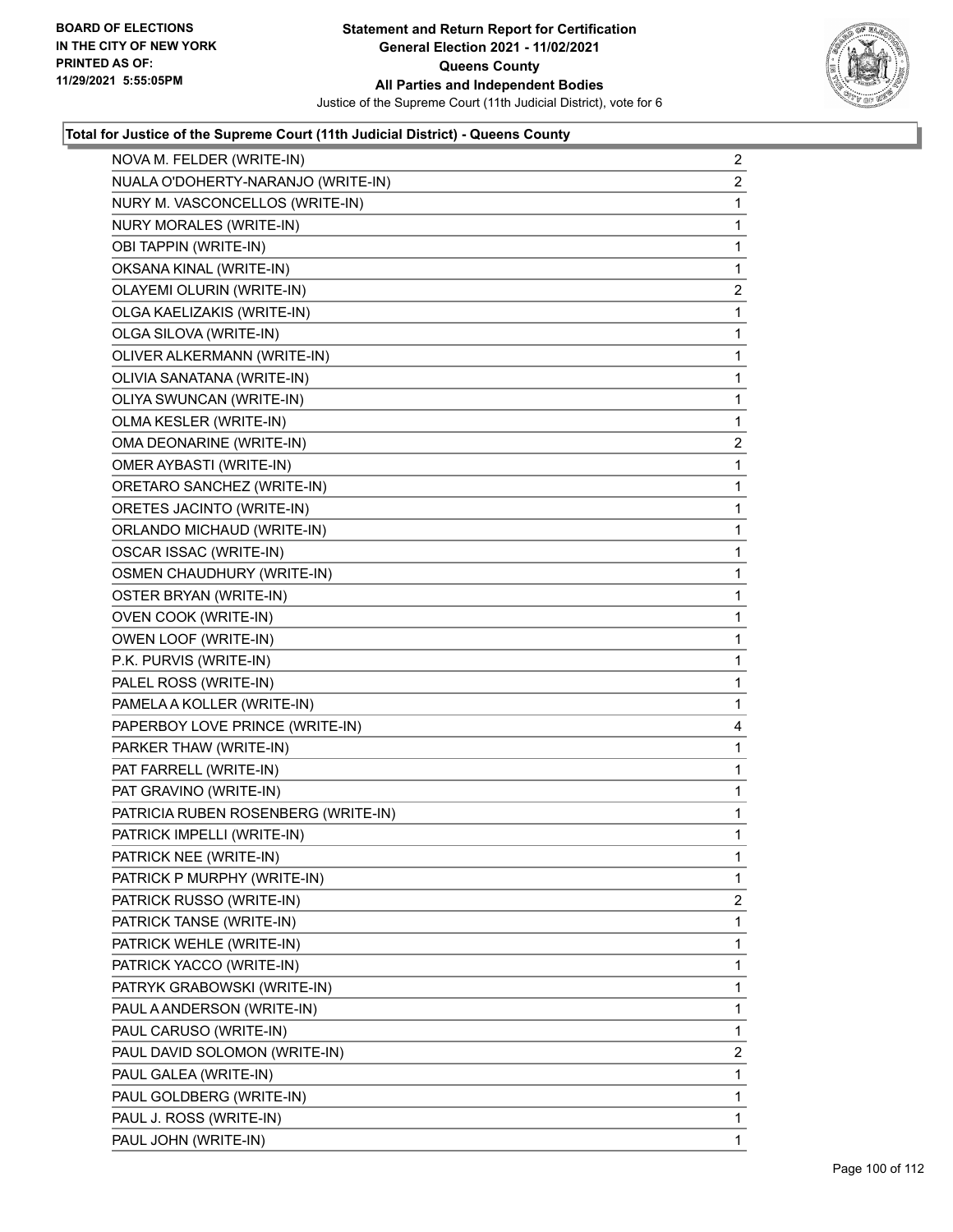**Total for Justice of the Supreme Court (11th Judicial District) - Queens County**

| Candidate | Votes |
|---|---|
| NOVA M. FELDER (WRITE-IN) | 2 |
| NUALA O'DOHERTY-NARANJO (WRITE-IN) | 2 |
| NURY M. VASCONCELLOS (WRITE-IN) | 1 |
| NURY MORALES (WRITE-IN) | 1 |
| OBI TAPPIN (WRITE-IN) | 1 |
| OKSANA KINAL (WRITE-IN) | 1 |
| OLAYEMI OLURIN (WRITE-IN) | 2 |
| OLGA KAELIZAKIS (WRITE-IN) | 1 |
| OLGA SILOVA (WRITE-IN) | 1 |
| OLIVER ALKERMANN (WRITE-IN) | 1 |
| OLIVIA SANATANA (WRITE-IN) | 1 |
| OLIYA SWUNCAN (WRITE-IN) | 1 |
| OLMA KESLER (WRITE-IN) | 1 |
| OMA DEONARINE (WRITE-IN) | 2 |
| OMER AYBASTI (WRITE-IN) | 1 |
| ORETARO SANCHEZ (WRITE-IN) | 1 |
| ORETES JACINTO (WRITE-IN) | 1 |
| ORLANDO MICHAUD (WRITE-IN) | 1 |
| OSCAR ISSAC (WRITE-IN) | 1 |
| OSMEN CHAUDHURY (WRITE-IN) | 1 |
| OSTER BRYAN (WRITE-IN) | 1 |
| OVEN COOK (WRITE-IN) | 1 |
| OWEN LOOF (WRITE-IN) | 1 |
| P.K. PURVIS (WRITE-IN) | 1 |
| PALEL ROSS (WRITE-IN) | 1 |
| PAMELA A KOLLER (WRITE-IN) | 1 |
| PAPERBOY LOVE PRINCE (WRITE-IN) | 4 |
| PARKER THAW (WRITE-IN) | 1 |
| PAT FARRELL (WRITE-IN) | 1 |
| PAT GRAVINO (WRITE-IN) | 1 |
| PATRICIA RUBEN ROSENBERG (WRITE-IN) | 1 |
| PATRICK IMPELLI (WRITE-IN) | 1 |
| PATRICK NEE (WRITE-IN) | 1 |
| PATRICK P MURPHY (WRITE-IN) | 1 |
| PATRICK RUSSO (WRITE-IN) | 2 |
| PATRICK TANSE (WRITE-IN) | 1 |
| PATRICK WEHLE (WRITE-IN) | 1 |
| PATRICK YACCO (WRITE-IN) | 1 |
| PATRYK GRABOWSKI (WRITE-IN) | 1 |
| PAUL A ANDERSON (WRITE-IN) | 1 |
| PAUL CARUSO (WRITE-IN) | 1 |
| PAUL DAVID SOLOMON (WRITE-IN) | 2 |
| PAUL GALEA (WRITE-IN) | 1 |
| PAUL GOLDBERG (WRITE-IN) | 1 |
| PAUL J. ROSS (WRITE-IN) | 1 |
| PAUL JOHN (WRITE-IN) | 1 |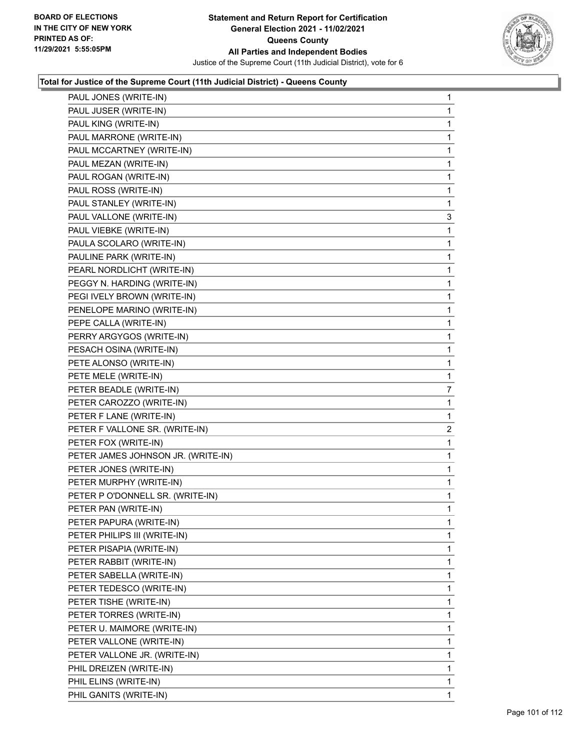**BOARD OF ELECTIONS IN THE CITY OF NEW YORK PRINTED AS OF: 11/29/2021 5:55:05PM**

**Statement and Return Report for Certification General Election 2021 - 11/02/2021 Queens County All Parties and Independent Bodies**

Justice of the Supreme Court (11th Judicial District), vote for 6

### Total for Justice of the Supreme Court (11th Judicial District) - Queens County

| | |
|---|---|
| PAUL JONES (WRITE-IN) | 1 |
| PAUL JUSER (WRITE-IN) | 1 |
| PAUL KING (WRITE-IN) | 1 |
| PAUL MARRONE (WRITE-IN) | 1 |
| PAUL MCCARTNEY (WRITE-IN) | 1 |
| PAUL MEZAN (WRITE-IN) | 1 |
| PAUL ROGAN (WRITE-IN) | 1 |
| PAUL ROSS (WRITE-IN) | 1 |
| PAUL STANLEY (WRITE-IN) | 1 |
| PAUL VALLONE (WRITE-IN) | 3 |
| PAUL VIEBKE (WRITE-IN) | 1 |
| PAULA SCOLARO (WRITE-IN) | 1 |
| PAULINE PARK (WRITE-IN) | 1 |
| PEARL NORDLICHT (WRITE-IN) | 1 |
| PEGGY N. HARDING (WRITE-IN) | 1 |
| PEGI IVELY BROWN (WRITE-IN) | 1 |
| PENELOPE MARINO (WRITE-IN) | 1 |
| PEPE CALLA (WRITE-IN) | 1 |
| PERRY ARGYGOS (WRITE-IN) | 1 |
| PESACH OSINA (WRITE-IN) | 1 |
| PETE ALONSO (WRITE-IN) | 1 |
| PETE MELE (WRITE-IN) | 1 |
| PETER BEADLE (WRITE-IN) | 7 |
| PETER CAROZZO (WRITE-IN) | 1 |
| PETER F LANE (WRITE-IN) | 1 |
| PETER F VALLONE SR. (WRITE-IN) | 2 |
| PETER FOX (WRITE-IN) | 1 |
| PETER JAMES JOHNSON JR. (WRITE-IN) | 1 |
| PETER JONES (WRITE-IN) | 1 |
| PETER MURPHY (WRITE-IN) | 1 |
| PETER P O'DONNELL SR. (WRITE-IN) | 1 |
| PETER PAN (WRITE-IN) | 1 |
| PETER PAPURA (WRITE-IN) | 1 |
| PETER PHILIPS III (WRITE-IN) | 1 |
| PETER PISAPIA (WRITE-IN) | 1 |
| PETER RABBIT (WRITE-IN) | 1 |
| PETER SABELLA (WRITE-IN) | 1 |
| PETER TEDESCO (WRITE-IN) | 1 |
| PETER TISHE (WRITE-IN) | 1 |
| PETER TORRES (WRITE-IN) | 1 |
| PETER U. MAIMORE (WRITE-IN) | 1 |
| PETER VALLONE (WRITE-IN) | 1 |
| PETER VALLONE JR. (WRITE-IN) | 1 |
| PHIL DREIZEN (WRITE-IN) | 1 |
| PHIL ELINS (WRITE-IN) | 1 |
| PHIL GANITS (WRITE-IN) | 1 |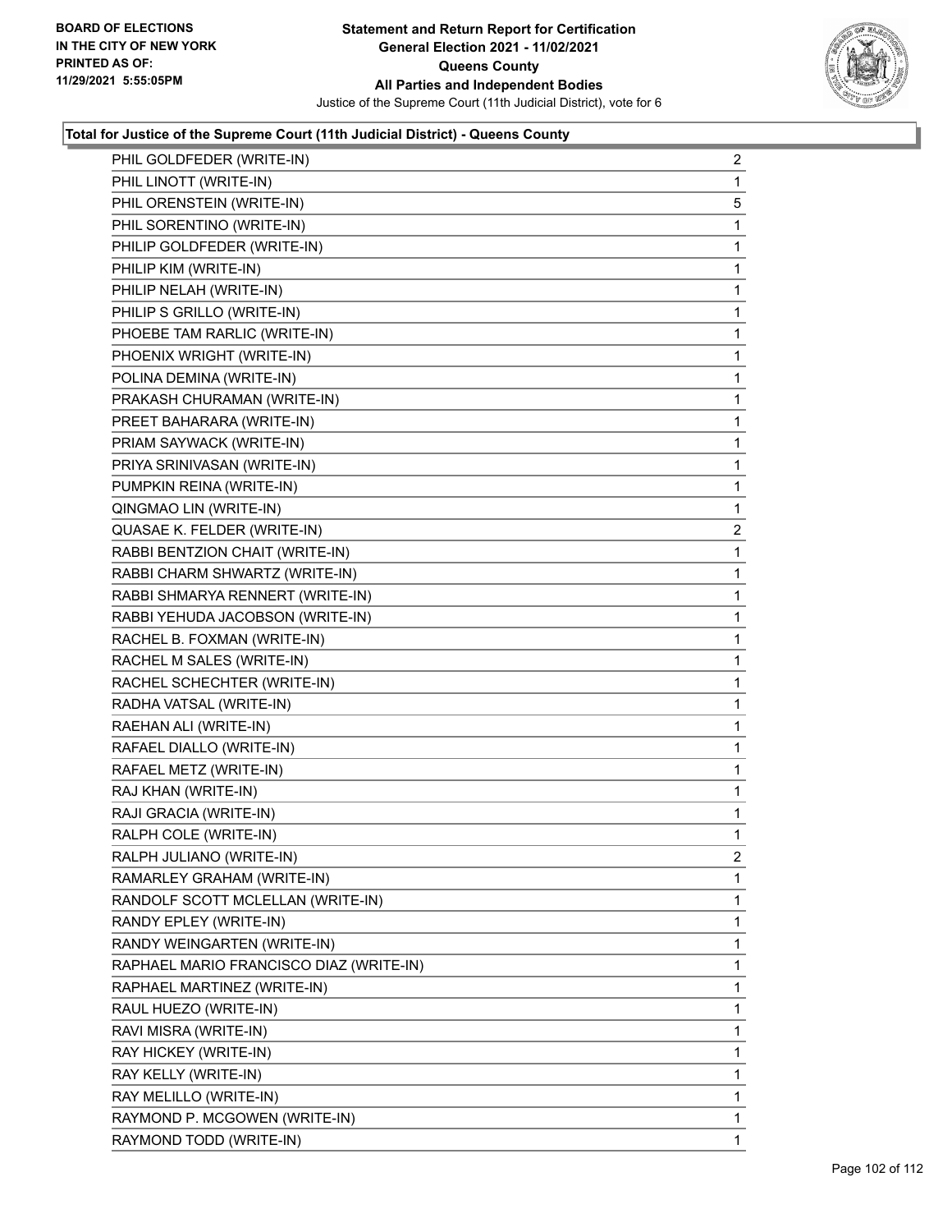**Total for Justice of the Supreme Court (11th Judicial District) - Queens County**

| Candidate | Votes |
|---|---|
| PHIL GOLDFEDER (WRITE-IN) | 2 |
| PHIL LINOTT (WRITE-IN) | 1 |
| PHIL ORENSTEIN (WRITE-IN) | 5 |
| PHIL SORENTINO (WRITE-IN) | 1 |
| PHILIP GOLDFEDER (WRITE-IN) | 1 |
| PHILIP KIM (WRITE-IN) | 1 |
| PHILIP NELAH (WRITE-IN) | 1 |
| PHILIP S GRILLO (WRITE-IN) | 1 |
| PHOEBE TAM RARLIC (WRITE-IN) | 1 |
| PHOENIX WRIGHT (WRITE-IN) | 1 |
| POLINA DEMINA (WRITE-IN) | 1 |
| PRAKASH CHURAMAN (WRITE-IN) | 1 |
| PREET BAHARARA (WRITE-IN) | 1 |
| PRIAM SAYWACK (WRITE-IN) | 1 |
| PRIYA SRINIVASAN (WRITE-IN) | 1 |
| PUMPKIN REINA (WRITE-IN) | 1 |
| QINGMAO LIN (WRITE-IN) | 1 |
| QUASAE K. FELDER (WRITE-IN) | 2 |
| RABBI BENTZION CHAIT (WRITE-IN) | 1 |
| RABBI CHARM SHWARTZ (WRITE-IN) | 1 |
| RABBI SHMARYA RENNERT (WRITE-IN) | 1 |
| RABBI YEHUDA JACOBSON (WRITE-IN) | 1 |
| RACHEL B. FOXMAN (WRITE-IN) | 1 |
| RACHEL M SALES (WRITE-IN) | 1 |
| RACHEL SCHECHTER (WRITE-IN) | 1 |
| RADHA VATSAL (WRITE-IN) | 1 |
| RAEHAN ALI (WRITE-IN) | 1 |
| RAFAEL DIALLO (WRITE-IN) | 1 |
| RAFAEL METZ (WRITE-IN) | 1 |
| RAJ KHAN (WRITE-IN) | 1 |
| RAJI GRACIA (WRITE-IN) | 1 |
| RALPH COLE (WRITE-IN) | 1 |
| RALPH JULIANO (WRITE-IN) | 2 |
| RAMARLEY GRAHAM (WRITE-IN) | 1 |
| RANDOLF SCOTT MCLELLAN (WRITE-IN) | 1 |
| RANDY EPLEY (WRITE-IN) | 1 |
| RANDY WEINGARTEN (WRITE-IN) | 1 |
| RAPHAEL MARIO FRANCISCO DIAZ (WRITE-IN) | 1 |
| RAPHAEL MARTINEZ (WRITE-IN) | 1 |
| RAUL HUEZO (WRITE-IN) | 1 |
| RAVI MISRA (WRITE-IN) | 1 |
| RAY HICKEY (WRITE-IN) | 1 |
| RAY KELLY (WRITE-IN) | 1 |
| RAY MELILLO (WRITE-IN) | 1 |
| RAYMOND P. MCGOWEN (WRITE-IN) | 1 |
| RAYMOND TODD (WRITE-IN) | 1 |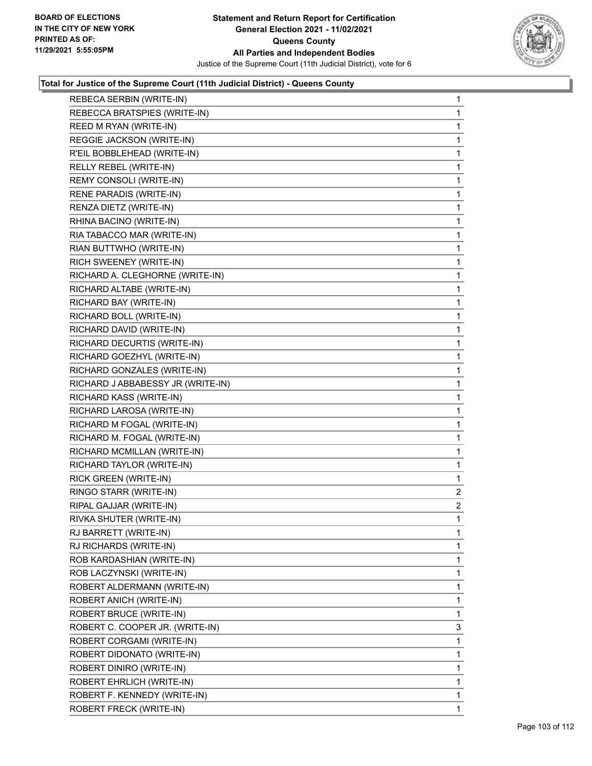**Statement and Return Report for Certification**
**General Election 2021 - 11/02/2021**
**Queens County**
**All Parties and Independent Bodies**
Justice of the Supreme Court (11th Judicial District), vote for 6

BOARD OF ELECTIONS IN THE CITY OF NEW YORK PRINTED AS OF: 11/29/2021 5:55:05PM

**Total for Justice of the Supreme Court (11th Judicial District) - Queens County**

| | |
|---|---|
| REBECA SERBIN (WRITE-IN) | 1 |
| REBECCA BRATSPIES (WRITE-IN) | 1 |
| REED M RYAN (WRITE-IN) | 1 |
| REGGIE JACKSON (WRITE-IN) | 1 |
| R'EIL BOBBLEHEAD (WRITE-IN) | 1 |
| RELLY REBEL (WRITE-IN) | 1 |
| REMY CONSOLI (WRITE-IN) | 1 |
| RENE PARADIS (WRITE-IN) | 1 |
| RENZA DIETZ (WRITE-IN) | 1 |
| RHINA BACINO (WRITE-IN) | 1 |
| RIA TABACCO MAR (WRITE-IN) | 1 |
| RIAN BUTTWHO (WRITE-IN) | 1 |
| RICH SWEENEY (WRITE-IN) | 1 |
| RICHARD A. CLEGHORNE (WRITE-IN) | 1 |
| RICHARD ALTABE (WRITE-IN) | 1 |
| RICHARD BAY (WRITE-IN) | 1 |
| RICHARD BOLL (WRITE-IN) | 1 |
| RICHARD DAVID (WRITE-IN) | 1 |
| RICHARD DECURTIS (WRITE-IN) | 1 |
| RICHARD GOEZHYL (WRITE-IN) | 1 |
| RICHARD GONZALES (WRITE-IN) | 1 |
| RICHARD J ABBABESSY JR (WRITE-IN) | 1 |
| RICHARD KASS (WRITE-IN) | 1 |
| RICHARD LAROSA (WRITE-IN) | 1 |
| RICHARD M FOGAL (WRITE-IN) | 1 |
| RICHARD M. FOGAL (WRITE-IN) | 1 |
| RICHARD MCMILLAN (WRITE-IN) | 1 |
| RICHARD TAYLOR (WRITE-IN) | 1 |
| RICK GREEN (WRITE-IN) | 1 |
| RINGO STARR (WRITE-IN) | 2 |
| RIPAL GAJJAR (WRITE-IN) | 2 |
| RIVKA SHUTER (WRITE-IN) | 1 |
| RJ BARRETT (WRITE-IN) | 1 |
| RJ RICHARDS (WRITE-IN) | 1 |
| ROB KARDASHIAN (WRITE-IN) | 1 |
| ROB LACZYNSKI (WRITE-IN) | 1 |
| ROBERT ALDERMANN (WRITE-IN) | 1 |
| ROBERT ANICH (WRITE-IN) | 1 |
| ROBERT BRUCE (WRITE-IN) | 1 |
| ROBERT C. COOPER JR. (WRITE-IN) | 3 |
| ROBERT CORGAMI (WRITE-IN) | 1 |
| ROBERT DIDONATO (WRITE-IN) | 1 |
| ROBERT DINIRO (WRITE-IN) | 1 |
| ROBERT EHRLICH (WRITE-IN) | 1 |
| ROBERT F. KENNEDY (WRITE-IN) | 1 |
| ROBERT FRECK (WRITE-IN) | 1 |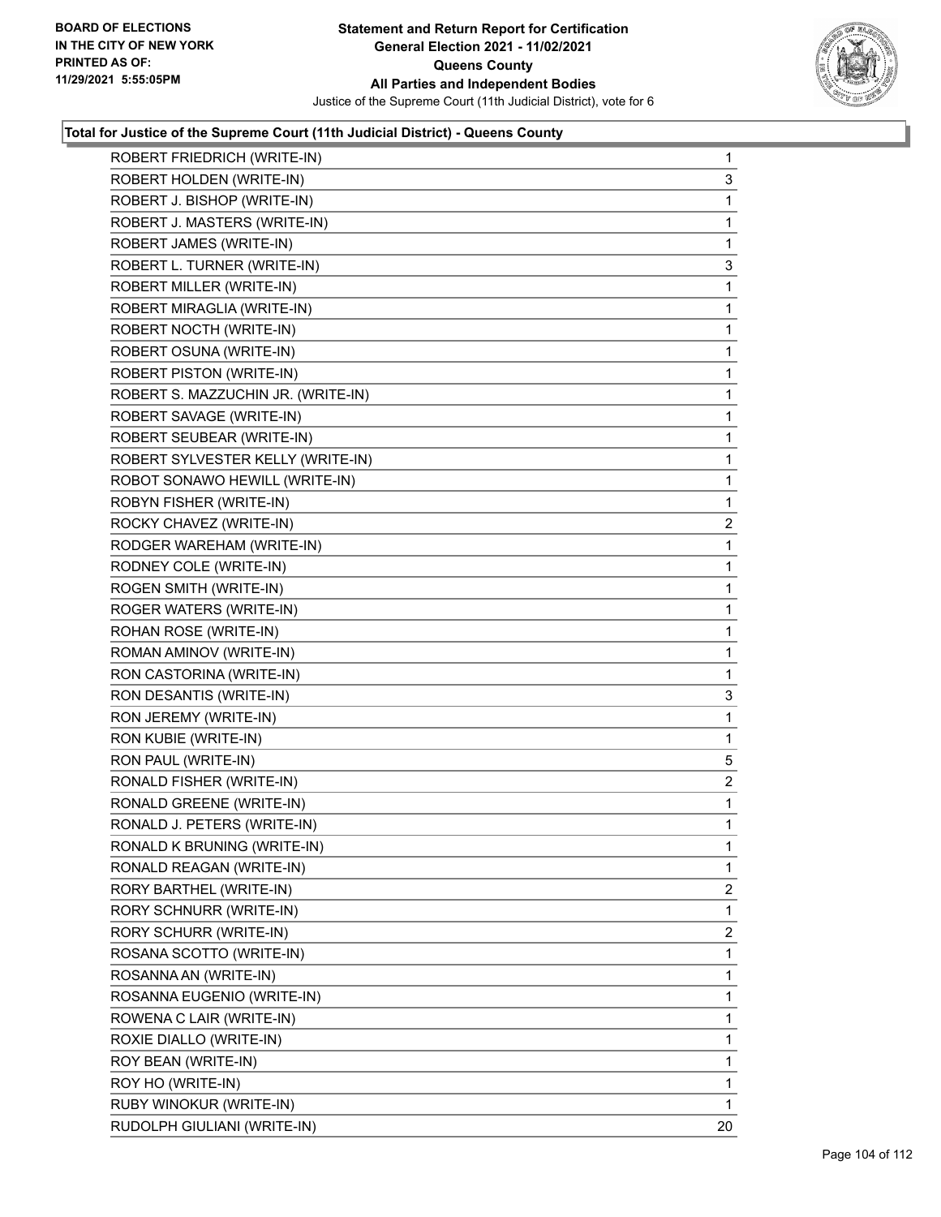BOARD OF ELECTIONS
IN THE CITY OF NEW YORK
PRINTED AS OF:
11/29/2021 5:55:05PM

**Statement and Return Report for Certification**
**General Election 2021 - 11/02/2021**
**Queens County**
**All Parties and Independent Bodies**
Justice of the Supreme Court (11th Judicial District), vote for 6

### Total for Justice of the Supreme Court (11th Judicial District) - Queens County

| | |
|---|---|
| ROBERT FRIEDRICH (WRITE-IN) | 1 |
| ROBERT HOLDEN (WRITE-IN) | 3 |
| ROBERT J. BISHOP (WRITE-IN) | 1 |
| ROBERT J. MASTERS (WRITE-IN) | 1 |
| ROBERT JAMES (WRITE-IN) | 1 |
| ROBERT L. TURNER (WRITE-IN) | 3 |
| ROBERT MILLER (WRITE-IN) | 1 |
| ROBERT MIRAGLIA (WRITE-IN) | 1 |
| ROBERT NOCTH (WRITE-IN) | 1 |
| ROBERT OSUNA (WRITE-IN) | 1 |
| ROBERT PISTON (WRITE-IN) | 1 |
| ROBERT S. MAZZUCHIN JR. (WRITE-IN) | 1 |
| ROBERT SAVAGE (WRITE-IN) | 1 |
| ROBERT SEUBEAR (WRITE-IN) | 1 |
| ROBERT SYLVESTER KELLY (WRITE-IN) | 1 |
| ROBOT SONAWO HEWILL (WRITE-IN) | 1 |
| ROBYN FISHER (WRITE-IN) | 1 |
| ROCKY CHAVEZ (WRITE-IN) | 2 |
| RODGER WAREHAM (WRITE-IN) | 1 |
| RODNEY COLE (WRITE-IN) | 1 |
| ROGEN SMITH (WRITE-IN) | 1 |
| ROGER WATERS (WRITE-IN) | 1 |
| ROHAN ROSE (WRITE-IN) | 1 |
| ROMAN AMINOV (WRITE-IN) | 1 |
| RON CASTORINA (WRITE-IN) | 1 |
| RON DESANTIS (WRITE-IN) | 3 |
| RON JEREMY (WRITE-IN) | 1 |
| RON KUBIE (WRITE-IN) | 1 |
| RON PAUL (WRITE-IN) | 5 |
| RONALD FISHER (WRITE-IN) | 2 |
| RONALD GREENE (WRITE-IN) | 1 |
| RONALD J. PETERS (WRITE-IN) | 1 |
| RONALD K BRUNING (WRITE-IN) | 1 |
| RONALD REAGAN (WRITE-IN) | 1 |
| RORY BARTHEL (WRITE-IN) | 2 |
| RORY SCHNURR (WRITE-IN) | 1 |
| RORY SCHURR (WRITE-IN) | 2 |
| ROSANA SCOTTO (WRITE-IN) | 1 |
| ROSANNA AN (WRITE-IN) | 1 |
| ROSANNA EUGENIO (WRITE-IN) | 1 |
| ROWENA C LAIR (WRITE-IN) | 1 |
| ROXIE DIALLO (WRITE-IN) | 1 |
| ROY BEAN (WRITE-IN) | 1 |
| ROY HO (WRITE-IN) | 1 |
| RUBY WINOKUR (WRITE-IN) | 1 |
| RUDOLPH GIULIANI (WRITE-IN) | 20 |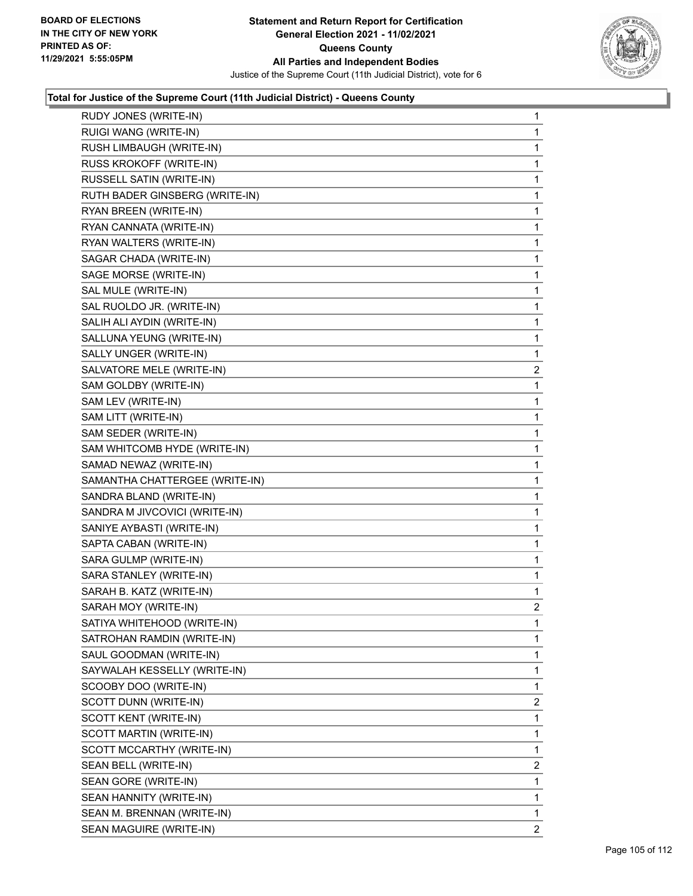### Total for Justice of the Supreme Court (11th Judicial District) - Queens County

| Candidate | Votes |
|---|---|
| RUDY JONES (WRITE-IN) | 1 |
| RUIGI WANG (WRITE-IN) | 1 |
| RUSH LIMBAUGH (WRITE-IN) | 1 |
| RUSS KROKOFF (WRITE-IN) | 1 |
| RUSSELL SATIN (WRITE-IN) | 1 |
| RUTH BADER GINSBERG (WRITE-IN) | 1 |
| RYAN BREEN (WRITE-IN) | 1 |
| RYAN CANNATA (WRITE-IN) | 1 |
| RYAN WALTERS (WRITE-IN) | 1 |
| SAGAR CHADA (WRITE-IN) | 1 |
| SAGE MORSE (WRITE-IN) | 1 |
| SAL MULE (WRITE-IN) | 1 |
| SAL RUOLDO JR. (WRITE-IN) | 1 |
| SALIH ALI AYDIN (WRITE-IN) | 1 |
| SALLUNA YEUNG (WRITE-IN) | 1 |
| SALLY UNGER (WRITE-IN) | 1 |
| SALVATORE MELE (WRITE-IN) | 2 |
| SAM GOLDBY (WRITE-IN) | 1 |
| SAM LEV (WRITE-IN) | 1 |
| SAM LITT (WRITE-IN) | 1 |
| SAM SEDER (WRITE-IN) | 1 |
| SAM WHITCOMB HYDE (WRITE-IN) | 1 |
| SAMAD NEWAZ (WRITE-IN) | 1 |
| SAMANTHA CHATTERGEE (WRITE-IN) | 1 |
| SANDRA BLAND (WRITE-IN) | 1 |
| SANDRA M JIVCOVICI (WRITE-IN) | 1 |
| SANIYE AYBASTI (WRITE-IN) | 1 |
| SAPTA CABAN (WRITE-IN) | 1 |
| SARA GULMP (WRITE-IN) | 1 |
| SARA STANLEY (WRITE-IN) | 1 |
| SARAH B. KATZ (WRITE-IN) | 1 |
| SARAH MOY (WRITE-IN) | 2 |
| SATIYA WHITEHOOD (WRITE-IN) | 1 |
| SATROHAN RAMDIN (WRITE-IN) | 1 |
| SAUL GOODMAN (WRITE-IN) | 1 |
| SAYWALAH KESSELLY (WRITE-IN) | 1 |
| SCOOBY DOO (WRITE-IN) | 1 |
| SCOTT DUNN (WRITE-IN) | 2 |
| SCOTT KENT (WRITE-IN) | 1 |
| SCOTT MARTIN (WRITE-IN) | 1 |
| SCOTT MCCARTHY (WRITE-IN) | 1 |
| SEAN BELL (WRITE-IN) | 2 |
| SEAN GORE (WRITE-IN) | 1 |
| SEAN HANNITY (WRITE-IN) | 1 |
| SEAN M. BRENNAN (WRITE-IN) | 1 |
| SEAN MAGUIRE (WRITE-IN) | 2 |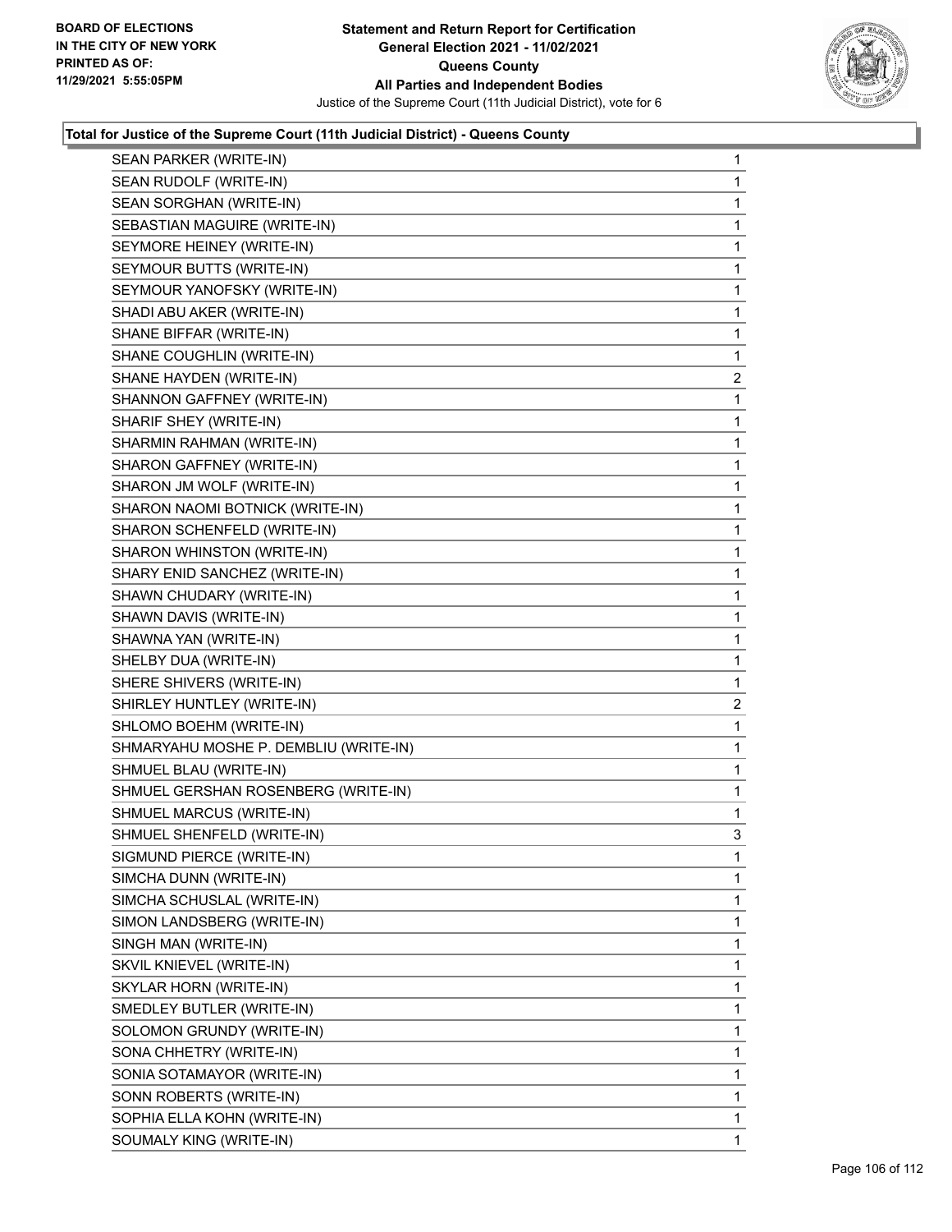**Total for Justice of the Supreme Court (11th Judicial District) - Queens County**

| Candidate | Votes |
|---|---|
| SEAN PARKER (WRITE-IN) | 1 |
| SEAN RUDOLF (WRITE-IN) | 1 |
| SEAN SORGHAN (WRITE-IN) | 1 |
| SEBASTIAN MAGUIRE (WRITE-IN) | 1 |
| SEYMORE HEINEY (WRITE-IN) | 1 |
| SEYMOUR BUTTS (WRITE-IN) | 1 |
| SEYMOUR YANOFSKY (WRITE-IN) | 1 |
| SHADI ABU AKER (WRITE-IN) | 1 |
| SHANE BIFFAR (WRITE-IN) | 1 |
| SHANE COUGHLIN (WRITE-IN) | 1 |
| SHANE HAYDEN (WRITE-IN) | 2 |
| SHANNON GAFFNEY (WRITE-IN) | 1 |
| SHARIF SHEY (WRITE-IN) | 1 |
| SHARMIN RAHMAN (WRITE-IN) | 1 |
| SHARON GAFFNEY (WRITE-IN) | 1 |
| SHARON JM WOLF (WRITE-IN) | 1 |
| SHARON NAOMI BOTNICK (WRITE-IN) | 1 |
| SHARON SCHENFELD (WRITE-IN) | 1 |
| SHARON WHINSTON (WRITE-IN) | 1 |
| SHARY ENID SANCHEZ (WRITE-IN) | 1 |
| SHAWN CHUDARY (WRITE-IN) | 1 |
| SHAWN DAVIS (WRITE-IN) | 1 |
| SHAWNA YAN (WRITE-IN) | 1 |
| SHELBY DUA (WRITE-IN) | 1 |
| SHERE SHIVERS (WRITE-IN) | 1 |
| SHIRLEY HUNTLEY (WRITE-IN) | 2 |
| SHLOMO BOEHM (WRITE-IN) | 1 |
| SHMARYAHU MOSHE P. DEMBLIU (WRITE-IN) | 1 |
| SHMUEL BLAU (WRITE-IN) | 1 |
| SHMUEL GERSHAN ROSENBERG (WRITE-IN) | 1 |
| SHMUEL MARCUS (WRITE-IN) | 1 |
| SHMUEL SHENFELD (WRITE-IN) | 3 |
| SIGMUND PIERCE (WRITE-IN) | 1 |
| SIMCHA DUNN (WRITE-IN) | 1 |
| SIMCHA SCHUSLAL (WRITE-IN) | 1 |
| SIMON LANDSBERG (WRITE-IN) | 1 |
| SINGH MAN (WRITE-IN) | 1 |
| SKVIL KNIEVEL (WRITE-IN) | 1 |
| SKYLAR HORN (WRITE-IN) | 1 |
| SMEDLEY BUTLER (WRITE-IN) | 1 |
| SOLOMON GRUNDY (WRITE-IN) | 1 |
| SONA CHHETRY (WRITE-IN) | 1 |
| SONIA SOTAMAYOR (WRITE-IN) | 1 |
| SONN ROBERTS (WRITE-IN) | 1 |
| SOPHIA ELLA KOHN (WRITE-IN) | 1 |
| SOUMALY KING (WRITE-IN) | 1 |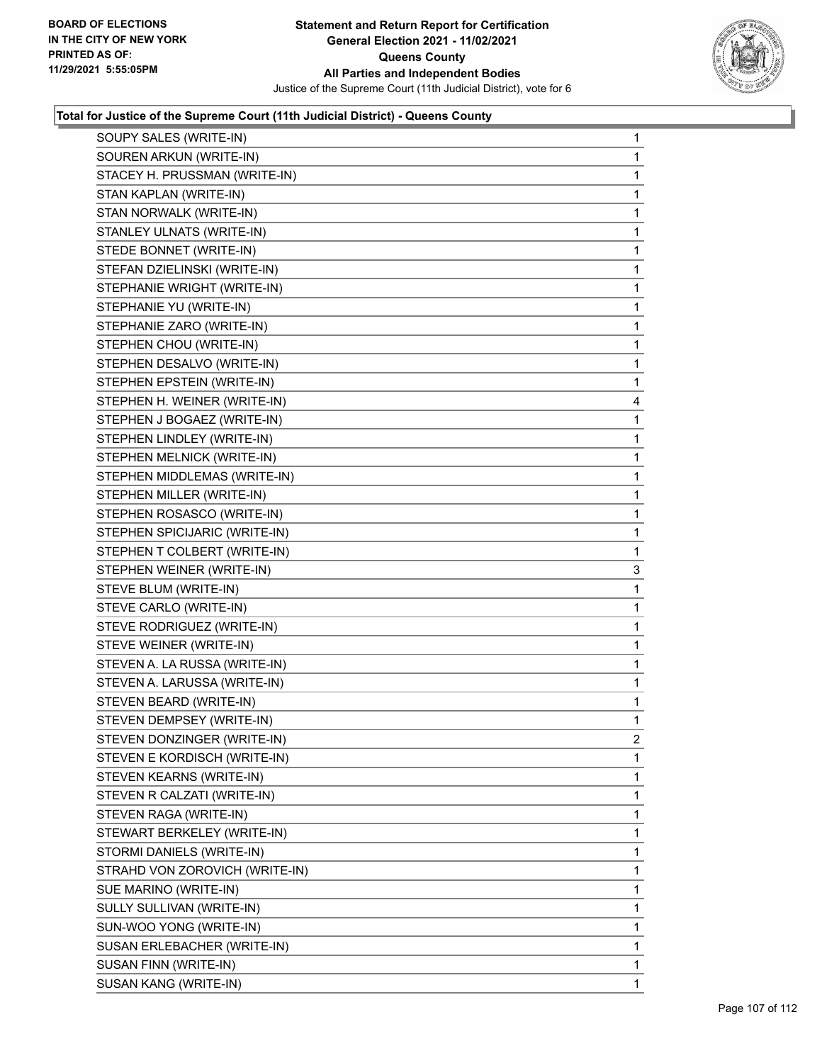**Statement and Return Report for Certification**
**General Election 2021 - 11/02/2021**
**Queens County**
**All Parties and Independent Bodies**
Justice of the Supreme Court (11th Judicial District), vote for 6

BOARD OF ELECTIONS IN THE CITY OF NEW YORK PRINTED AS OF: 11/29/2021 5:55:05PM

### Total for Justice of the Supreme Court (11th Judicial District) - Queens County

| Candidate | Votes |
|---|---|
| SOUPY SALES (WRITE-IN) | 1 |
| SOUREN ARKUN (WRITE-IN) | 1 |
| STACEY H. PRUSSMAN (WRITE-IN) | 1 |
| STAN KAPLAN (WRITE-IN) | 1 |
| STAN NORWALK (WRITE-IN) | 1 |
| STANLEY ULNATS (WRITE-IN) | 1 |
| STEDE BONNET (WRITE-IN) | 1 |
| STEFAN DZIELINSKI (WRITE-IN) | 1 |
| STEPHANIE WRIGHT (WRITE-IN) | 1 |
| STEPHANIE YU (WRITE-IN) | 1 |
| STEPHANIE ZARO (WRITE-IN) | 1 |
| STEPHEN CHOU (WRITE-IN) | 1 |
| STEPHEN DESALVO (WRITE-IN) | 1 |
| STEPHEN EPSTEIN (WRITE-IN) | 1 |
| STEPHEN H. WEINER (WRITE-IN) | 4 |
| STEPHEN J BOGAEZ (WRITE-IN) | 1 |
| STEPHEN LINDLEY (WRITE-IN) | 1 |
| STEPHEN MELNICK (WRITE-IN) | 1 |
| STEPHEN MIDDLEMAS (WRITE-IN) | 1 |
| STEPHEN MILLER (WRITE-IN) | 1 |
| STEPHEN ROSASCO (WRITE-IN) | 1 |
| STEPHEN SPICIJARIC (WRITE-IN) | 1 |
| STEPHEN T COLBERT (WRITE-IN) | 1 |
| STEPHEN WEINER (WRITE-IN) | 3 |
| STEVE BLUM (WRITE-IN) | 1 |
| STEVE CARLO (WRITE-IN) | 1 |
| STEVE RODRIGUEZ (WRITE-IN) | 1 |
| STEVE WEINER (WRITE-IN) | 1 |
| STEVEN A. LA RUSSA (WRITE-IN) | 1 |
| STEVEN A. LARUSSA (WRITE-IN) | 1 |
| STEVEN BEARD (WRITE-IN) | 1 |
| STEVEN DEMPSEY (WRITE-IN) | 1 |
| STEVEN DONZINGER (WRITE-IN) | 2 |
| STEVEN E KORDISCH (WRITE-IN) | 1 |
| STEVEN KEARNS (WRITE-IN) | 1 |
| STEVEN R CALZATI (WRITE-IN) | 1 |
| STEVEN RAGA (WRITE-IN) | 1 |
| STEWART BERKELEY (WRITE-IN) | 1 |
| STORMI DANIELS (WRITE-IN) | 1 |
| STRAHD VON ZOROVICH (WRITE-IN) | 1 |
| SUE MARINO (WRITE-IN) | 1 |
| SULLY SULLIVAN (WRITE-IN) | 1 |
| SUN-WOO YONG (WRITE-IN) | 1 |
| SUSAN ERLEBACHER (WRITE-IN) | 1 |
| SUSAN FINN (WRITE-IN) | 1 |
| SUSAN KANG (WRITE-IN) | 1 |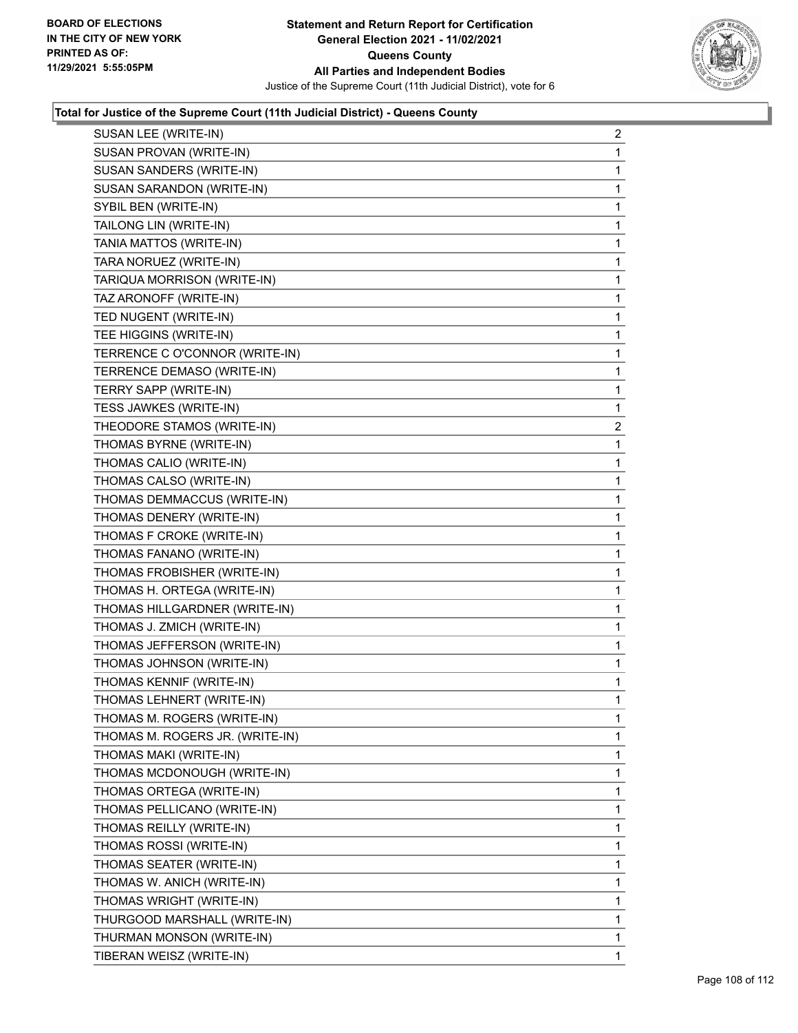### Total for Justice of the Supreme Court (11th Judicial District) - Queens County

| | |
|---|---|
| SUSAN LEE (WRITE-IN) | 2 |
| SUSAN PROVAN (WRITE-IN) | 1 |
| SUSAN SANDERS (WRITE-IN) | 1 |
| SUSAN SARANDON (WRITE-IN) | 1 |
| SYBIL BEN (WRITE-IN) | 1 |
| TAILONG LIN (WRITE-IN) | 1 |
| TANIA MATTOS (WRITE-IN) | 1 |
| TARA NORUEZ (WRITE-IN) | 1 |
| TARIQUA MORRISON (WRITE-IN) | 1 |
| TAZ ARONOFF (WRITE-IN) | 1 |
| TED NUGENT (WRITE-IN) | 1 |
| TEE HIGGINS (WRITE-IN) | 1 |
| TERRENCE C O'CONNOR (WRITE-IN) | 1 |
| TERRENCE DEMASO (WRITE-IN) | 1 |
| TERRY SAPP (WRITE-IN) | 1 |
| TESS JAWKES (WRITE-IN) | 1 |
| THEODORE STAMOS (WRITE-IN) | 2 |
| THOMAS BYRNE (WRITE-IN) | 1 |
| THOMAS CALIO (WRITE-IN) | 1 |
| THOMAS CALSO (WRITE-IN) | 1 |
| THOMAS DEMMACCUS (WRITE-IN) | 1 |
| THOMAS DENERY (WRITE-IN) | 1 |
| THOMAS F CROKE (WRITE-IN) | 1 |
| THOMAS FANANO (WRITE-IN) | 1 |
| THOMAS FROBISHER (WRITE-IN) | 1 |
| THOMAS H. ORTEGA (WRITE-IN) | 1 |
| THOMAS HILLGARDNER (WRITE-IN) | 1 |
| THOMAS J. ZMICH (WRITE-IN) | 1 |
| THOMAS JEFFERSON (WRITE-IN) | 1 |
| THOMAS JOHNSON (WRITE-IN) | 1 |
| THOMAS KENNIF (WRITE-IN) | 1 |
| THOMAS LEHNERT (WRITE-IN) | 1 |
| THOMAS M. ROGERS (WRITE-IN) | 1 |
| THOMAS M. ROGERS JR. (WRITE-IN) | 1 |
| THOMAS MAKI (WRITE-IN) | 1 |
| THOMAS MCDONOUGH (WRITE-IN) | 1 |
| THOMAS ORTEGA (WRITE-IN) | 1 |
| THOMAS PELLICANO (WRITE-IN) | 1 |
| THOMAS REILLY (WRITE-IN) | 1 |
| THOMAS ROSSI (WRITE-IN) | 1 |
| THOMAS SEATER (WRITE-IN) | 1 |
| THOMAS W. ANICH (WRITE-IN) | 1 |
| THOMAS WRIGHT (WRITE-IN) | 1 |
| THURGOOD MARSHALL (WRITE-IN) | 1 |
| THURMAN MONSON (WRITE-IN) | 1 |
| TIBERAN WEISZ (WRITE-IN) | 1 |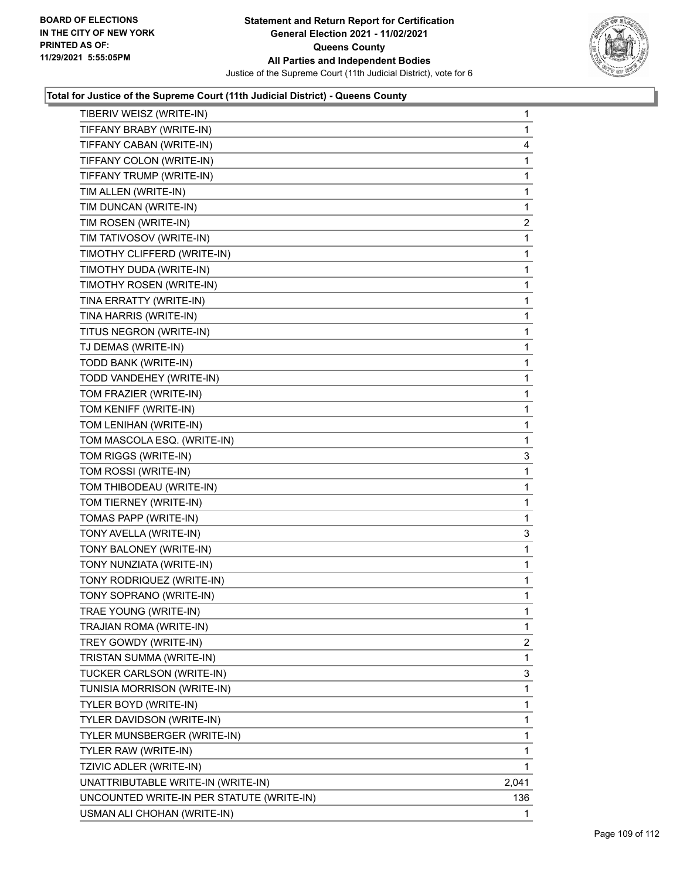**Statement and Return Report for Certification**
**General Election 2021 - 11/02/2021**
**Queens County**
**All Parties and Independent Bodies**
Justice of the Supreme Court (11th Judicial District), vote for 6

BOARD OF ELECTIONS IN THE CITY OF NEW YORK PRINTED AS OF: 11/29/2021 5:55:05PM

### Total for Justice of the Supreme Court (11th Judicial District) - Queens County

| | |
|---|---|
| TIBERIV WEISZ (WRITE-IN) | 1 |
| TIFFANY BRABY (WRITE-IN) | 1 |
| TIFFANY CABAN (WRITE-IN) | 4 |
| TIFFANY COLON (WRITE-IN) | 1 |
| TIFFANY TRUMP (WRITE-IN) | 1 |
| TIM ALLEN (WRITE-IN) | 1 |
| TIM DUNCAN (WRITE-IN) | 1 |
| TIM ROSEN (WRITE-IN) | 2 |
| TIM TATIVOSOV (WRITE-IN) | 1 |
| TIMOTHY CLIFFERD (WRITE-IN) | 1 |
| TIMOTHY DUDA (WRITE-IN) | 1 |
| TIMOTHY ROSEN (WRITE-IN) | 1 |
| TINA ERRATTY (WRITE-IN) | 1 |
| TINA HARRIS (WRITE-IN) | 1 |
| TITUS NEGRON (WRITE-IN) | 1 |
| TJ DEMAS (WRITE-IN) | 1 |
| TODD BANK (WRITE-IN) | 1 |
| TODD VANDEHEY (WRITE-IN) | 1 |
| TOM FRAZIER (WRITE-IN) | 1 |
| TOM KENIFF (WRITE-IN) | 1 |
| TOM LENIHAN (WRITE-IN) | 1 |
| TOM MASCOLA ESQ. (WRITE-IN) | 1 |
| TOM RIGGS (WRITE-IN) | 3 |
| TOM ROSSI (WRITE-IN) | 1 |
| TOM THIBODEAU (WRITE-IN) | 1 |
| TOM TIERNEY (WRITE-IN) | 1 |
| TOMAS PAPP (WRITE-IN) | 1 |
| TONY AVELLA (WRITE-IN) | 3 |
| TONY BALONEY (WRITE-IN) | 1 |
| TONY NUNZIATA (WRITE-IN) | 1 |
| TONY RODRIQUEZ (WRITE-IN) | 1 |
| TONY SOPRANO (WRITE-IN) | 1 |
| TRAE YOUNG (WRITE-IN) | 1 |
| TRAJIAN ROMA (WRITE-IN) | 1 |
| TREY GOWDY (WRITE-IN) | 2 |
| TRISTAN SUMMA (WRITE-IN) | 1 |
| TUCKER CARLSON (WRITE-IN) | 3 |
| TUNISIA MORRISON (WRITE-IN) | 1 |
| TYLER BOYD (WRITE-IN) | 1 |
| TYLER DAVIDSON (WRITE-IN) | 1 |
| TYLER MUNSBERGER (WRITE-IN) | 1 |
| TYLER RAW (WRITE-IN) | 1 |
| TZIVIC ADLER (WRITE-IN) | 1 |
| UNATTRIBUTABLE WRITE-IN (WRITE-IN) | 2,041 |
| UNCOUNTED WRITE-IN PER STATUTE (WRITE-IN) | 136 |
| USMAN ALI CHOHAN (WRITE-IN) | 1 |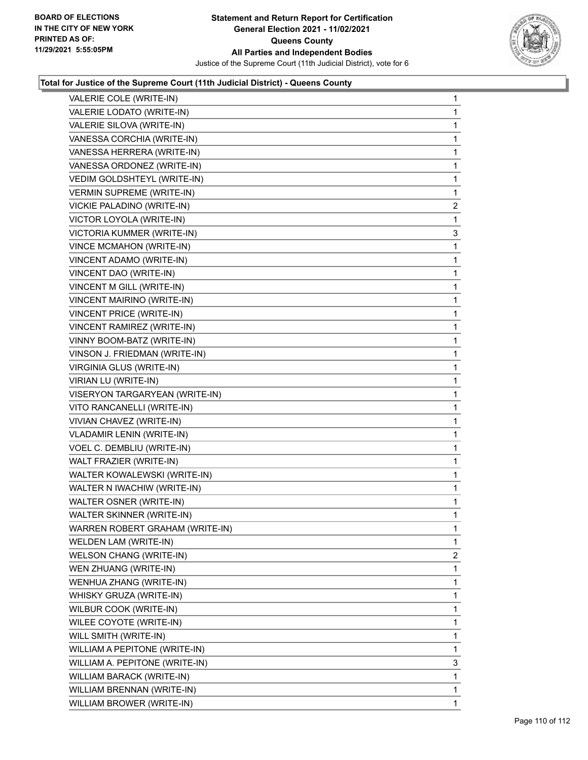**Statement and Return Report for Certification**
**General Election 2021 - 11/02/2021**
**Queens County**
**All Parties and Independent Bodies**
Justice of the Supreme Court (11th Judicial District), vote for 6

BOARD OF ELECTIONS IN THE CITY OF NEW YORK PRINTED AS OF: 11/29/2021 5:55:05PM

### Total for Justice of the Supreme Court (11th Judicial District) - Queens County

| | |
|---|---|
| VALERIE COLE (WRITE-IN) | 1 |
| VALERIE LODATO (WRITE-IN) | 1 |
| VALERIE SILOVA (WRITE-IN) | 1 |
| VANESSA CORCHIA (WRITE-IN) | 1 |
| VANESSA HERRERA (WRITE-IN) | 1 |
| VANESSA ORDONEZ (WRITE-IN) | 1 |
| VEDIM GOLDSHTEYL (WRITE-IN) | 1 |
| VERMIN SUPREME (WRITE-IN) | 1 |
| VICKIE PALADINO (WRITE-IN) | 2 |
| VICTOR LOYOLA (WRITE-IN) | 1 |
| VICTORIA KUMMER (WRITE-IN) | 3 |
| VINCE MCMAHON (WRITE-IN) | 1 |
| VINCENT ADAMO (WRITE-IN) | 1 |
| VINCENT DAO (WRITE-IN) | 1 |
| VINCENT M GILL (WRITE-IN) | 1 |
| VINCENT MAIRINO (WRITE-IN) | 1 |
| VINCENT PRICE (WRITE-IN) | 1 |
| VINCENT RAMIREZ (WRITE-IN) | 1 |
| VINNY BOOM-BATZ (WRITE-IN) | 1 |
| VINSON J. FRIEDMAN (WRITE-IN) | 1 |
| VIRGINIA GLUS (WRITE-IN) | 1 |
| VIRIAN LU (WRITE-IN) | 1 |
| VISERYON TARGARYEAN (WRITE-IN) | 1 |
| VITO RANCANELLI (WRITE-IN) | 1 |
| VIVIAN CHAVEZ (WRITE-IN) | 1 |
| VLADAMIR LENIN (WRITE-IN) | 1 |
| VOEL C. DEMBLIU (WRITE-IN) | 1 |
| WALT FRAZIER (WRITE-IN) | 1 |
| WALTER KOWALEWSKI (WRITE-IN) | 1 |
| WALTER N IWACHIW (WRITE-IN) | 1 |
| WALTER OSNER (WRITE-IN) | 1 |
| WALTER SKINNER (WRITE-IN) | 1 |
| WARREN ROBERT GRAHAM (WRITE-IN) | 1 |
| WELDEN LAM (WRITE-IN) | 1 |
| WELSON CHANG (WRITE-IN) | 2 |
| WEN ZHUANG (WRITE-IN) | 1 |
| WENHUA ZHANG (WRITE-IN) | 1 |
| WHISKY GRUZA (WRITE-IN) | 1 |
| WILBUR COOK (WRITE-IN) | 1 |
| WILEE COYOTE (WRITE-IN) | 1 |
| WILL SMITH (WRITE-IN) | 1 |
| WILLIAM A PEPITONE (WRITE-IN) | 1 |
| WILLIAM A. PEPITONE (WRITE-IN) | 3 |
| WILLIAM BARACK (WRITE-IN) | 1 |
| WILLIAM BRENNAN (WRITE-IN) | 1 |
| WILLIAM BROWER (WRITE-IN) | 1 |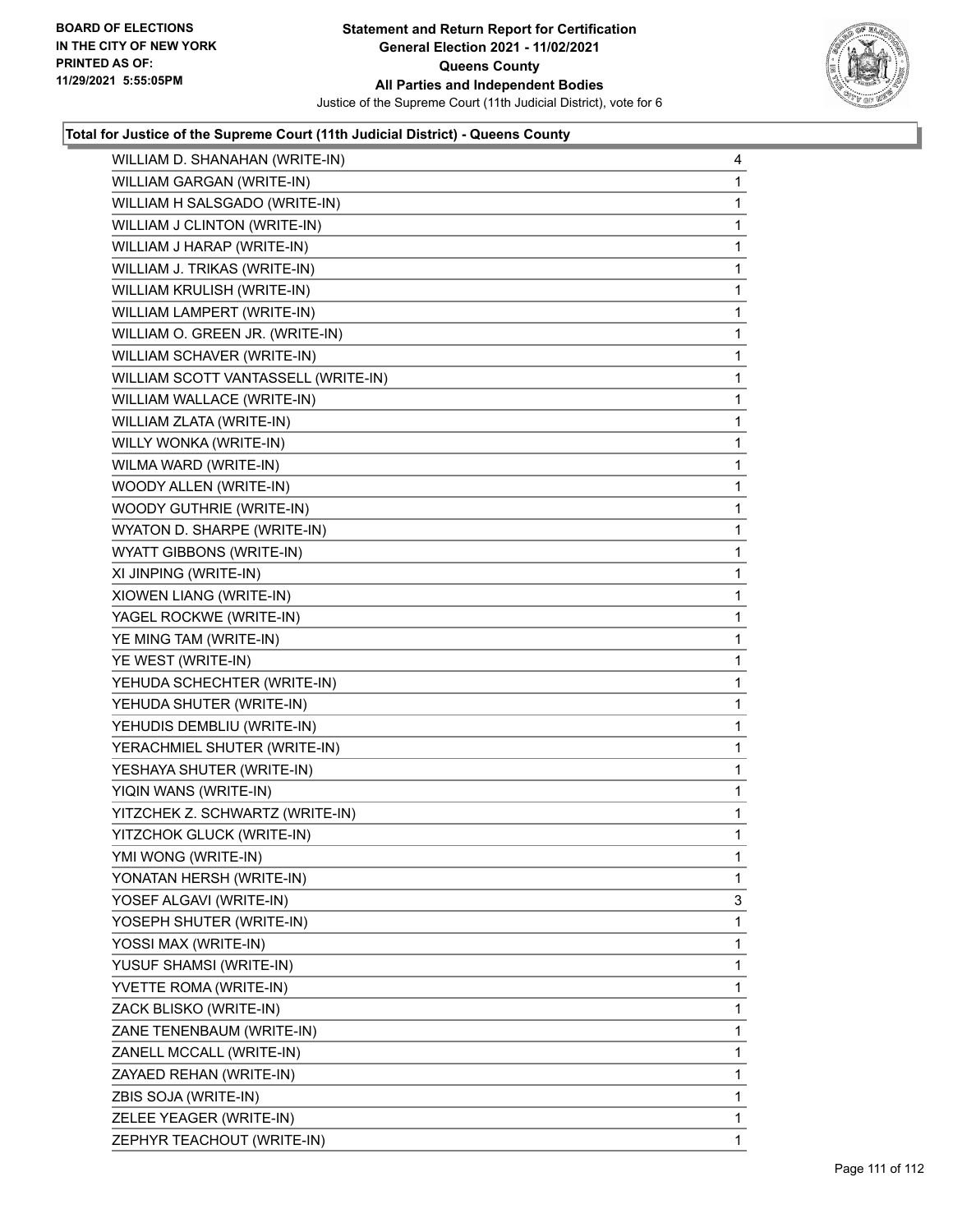**Statement and Return Report for Certification**
**General Election 2021 - 11/02/2021**
**Queens County**
**All Parties and Independent Bodies**
Justice of the Supreme Court (11th Judicial District), vote for 6

BOARD OF ELECTIONS
IN THE CITY OF NEW YORK
PRINTED AS OF:
11/29/2021 5:55:05PM

### Total for Justice of the Supreme Court (11th Judicial District) - Queens County

| Candidate | Votes |
|---|---|
| WILLIAM D. SHANAHAN (WRITE-IN) | 4 |
| WILLIAM GARGAN (WRITE-IN) | 1 |
| WILLIAM H SALSGADO (WRITE-IN) | 1 |
| WILLIAM J CLINTON (WRITE-IN) | 1 |
| WILLIAM J HARAP (WRITE-IN) | 1 |
| WILLIAM J. TRIKAS (WRITE-IN) | 1 |
| WILLIAM KRULISH (WRITE-IN) | 1 |
| WILLIAM LAMPERT (WRITE-IN) | 1 |
| WILLIAM O. GREEN JR. (WRITE-IN) | 1 |
| WILLIAM SCHAVER (WRITE-IN) | 1 |
| WILLIAM SCOTT VANTASSELL (WRITE-IN) | 1 |
| WILLIAM WALLACE (WRITE-IN) | 1 |
| WILLIAM ZLATA (WRITE-IN) | 1 |
| WILLY WONKA (WRITE-IN) | 1 |
| WILMA WARD (WRITE-IN) | 1 |
| WOODY ALLEN (WRITE-IN) | 1 |
| WOODY GUTHRIE (WRITE-IN) | 1 |
| WYATON D. SHARPE (WRITE-IN) | 1 |
| WYATT GIBBONS (WRITE-IN) | 1 |
| XI JINPING (WRITE-IN) | 1 |
| XIOWEN LIANG (WRITE-IN) | 1 |
| YAGEL ROCKWE (WRITE-IN) | 1 |
| YE MING TAM (WRITE-IN) | 1 |
| YE WEST (WRITE-IN) | 1 |
| YEHUDA SCHECHTER (WRITE-IN) | 1 |
| YEHUDA SHUTER (WRITE-IN) | 1 |
| YEHUDIS DEMBLIU (WRITE-IN) | 1 |
| YERACHMIEL SHUTER (WRITE-IN) | 1 |
| YESHAYA SHUTER (WRITE-IN) | 1 |
| YIQIN WANS (WRITE-IN) | 1 |
| YITZCHEK Z. SCHWARTZ (WRITE-IN) | 1 |
| YITZCHOK GLUCK (WRITE-IN) | 1 |
| YMI WONG (WRITE-IN) | 1 |
| YONATAN HERSH (WRITE-IN) | 1 |
| YOSEF ALGAVI (WRITE-IN) | 3 |
| YOSEPH SHUTER (WRITE-IN) | 1 |
| YOSSI MAX (WRITE-IN) | 1 |
| YUSUF SHAMSI (WRITE-IN) | 1 |
| YVETTE ROMA (WRITE-IN) | 1 |
| ZACK BLISKO (WRITE-IN) | 1 |
| ZANE TENENBAUM (WRITE-IN) | 1 |
| ZANELL MCCALL (WRITE-IN) | 1 |
| ZAYAED REHAN (WRITE-IN) | 1 |
| ZBIS SOJA (WRITE-IN) | 1 |
| ZELEE YEAGER (WRITE-IN) | 1 |
| ZEPHYR TEACHOUT (WRITE-IN) | 1 |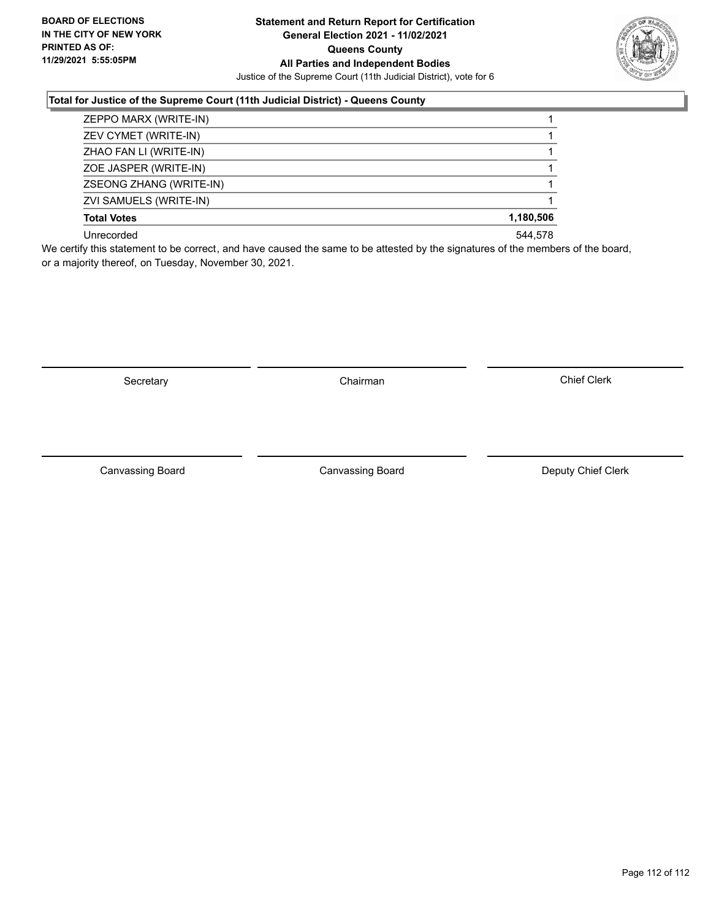**Total for Justice of the Supreme Court (11th Judicial District) - Queens County**

| | |
|---|---|
| ZEPPO MARX (WRITE-IN) | 1 |
| ZEV CYMET (WRITE-IN) | 1 |
| ZHAO FAN LI (WRITE-IN) | 1 |
| ZOE JASPER (WRITE-IN) | 1 |
| ZSEONG ZHANG (WRITE-IN) | 1 |
| ZVI SAMUELS (WRITE-IN) | 1 |
| **Total Votes** | **1,180,506** |
| Unrecorded | 544,578 |

We certify this statement to be correct, and have caused the same to be attested by the signatures of the members of the board, or a majority thereof, on Tuesday, November 30, 2021.

Secretary

Chairman

Chief Clerk

Canvassing Board

Canvassing Board

Deputy Chief Clerk